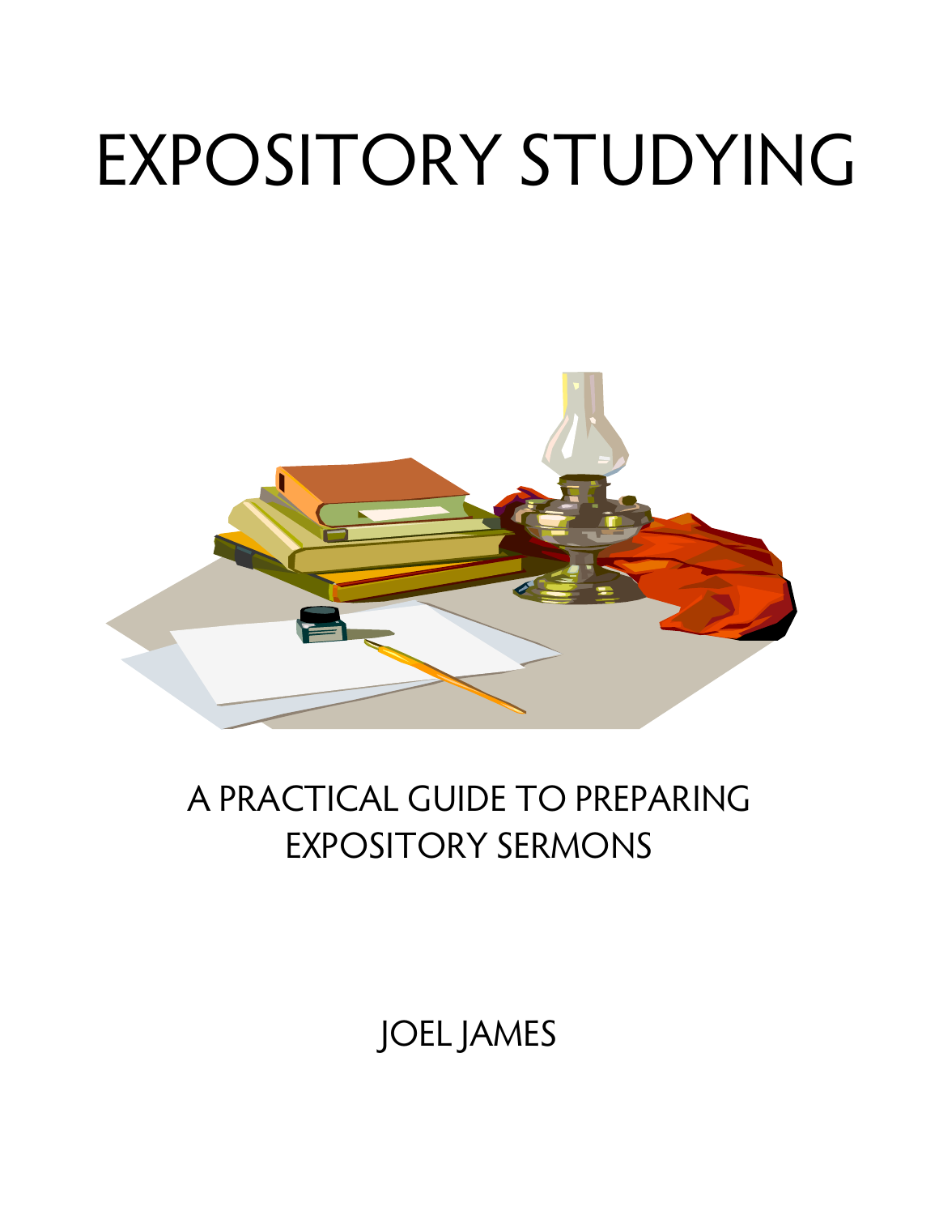# EXPOSITORY STUDYING

A PRACTICAL GUIDE TO PREPARING EXPOSITORY SERMONS

JOEL JAMES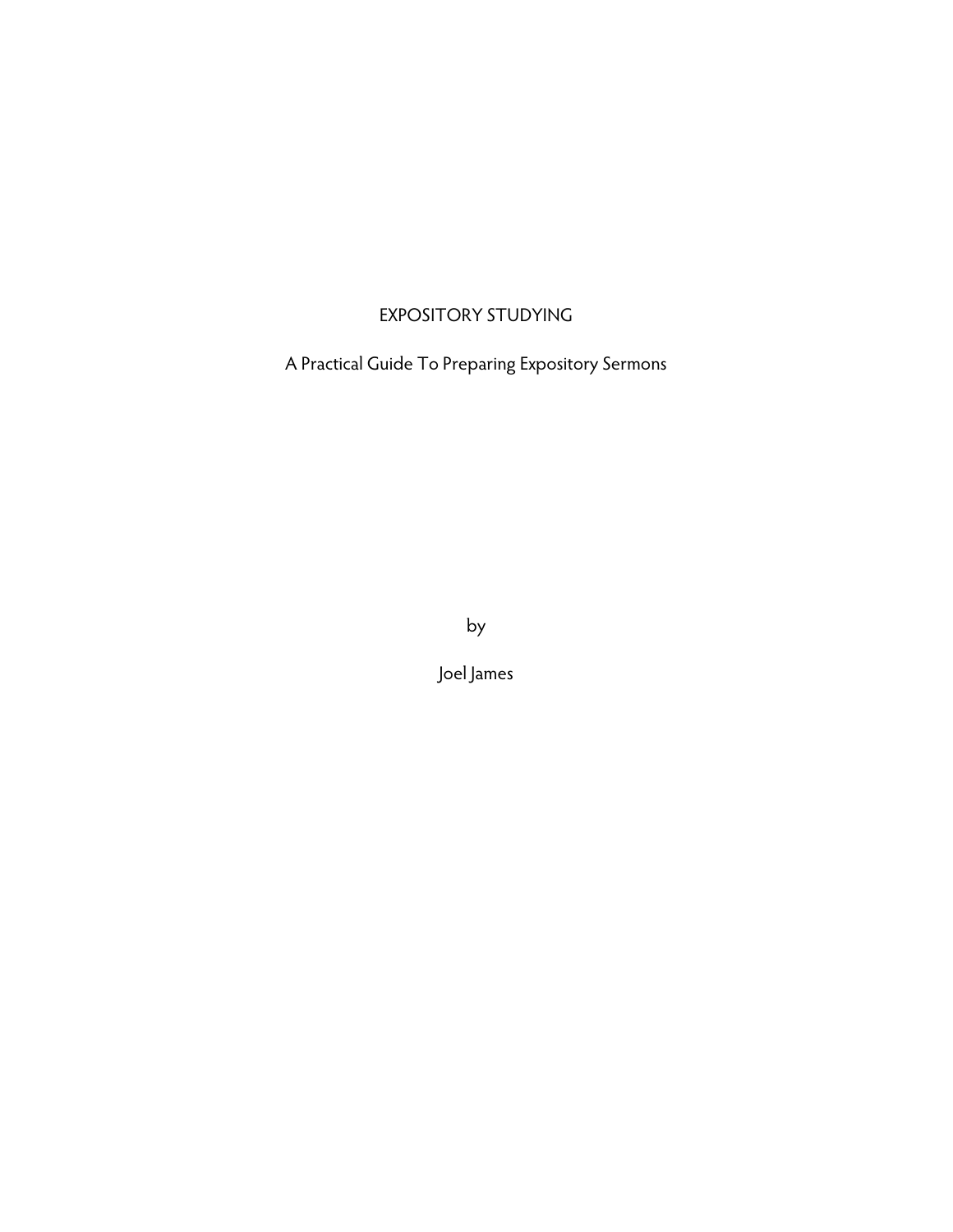# EXPOSITORY STUDYING

A Practical Guide To Preparing Expository Sermons

by

Joel James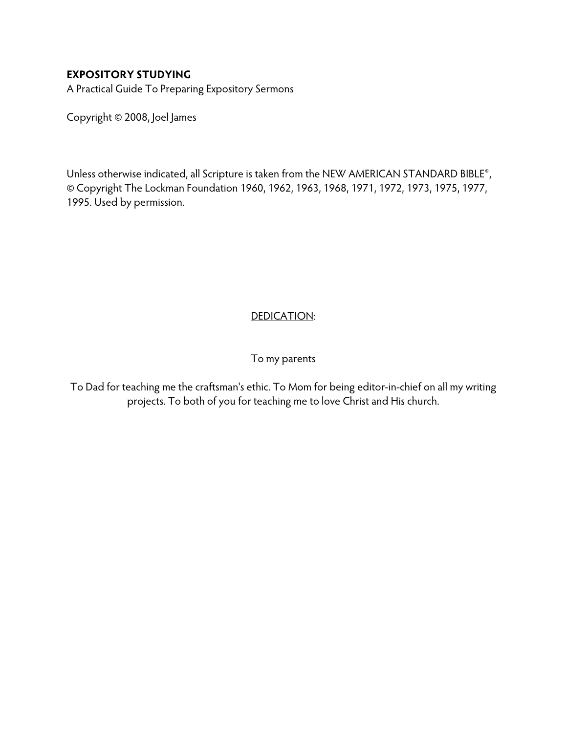**EXPOSITORY STUDYING**
A Practical Guide To Preparing Expository Sermons

Copyright © 2008, Joel James

Unless otherwise indicated, all Scripture is taken from the NEW AMERICAN STANDARD BIBLE®, © Copyright The Lockman Foundation 1960, 1962, 1963, 1968, 1971, 1972, 1973, 1975, 1977, 1995. Used by permission.

<u>DEDICATION</u>:

To my parents

To Dad for teaching me the craftsman's ethic. To Mom for being editor-in-chief on all my writing projects. To both of you for teaching me to love Christ and His church.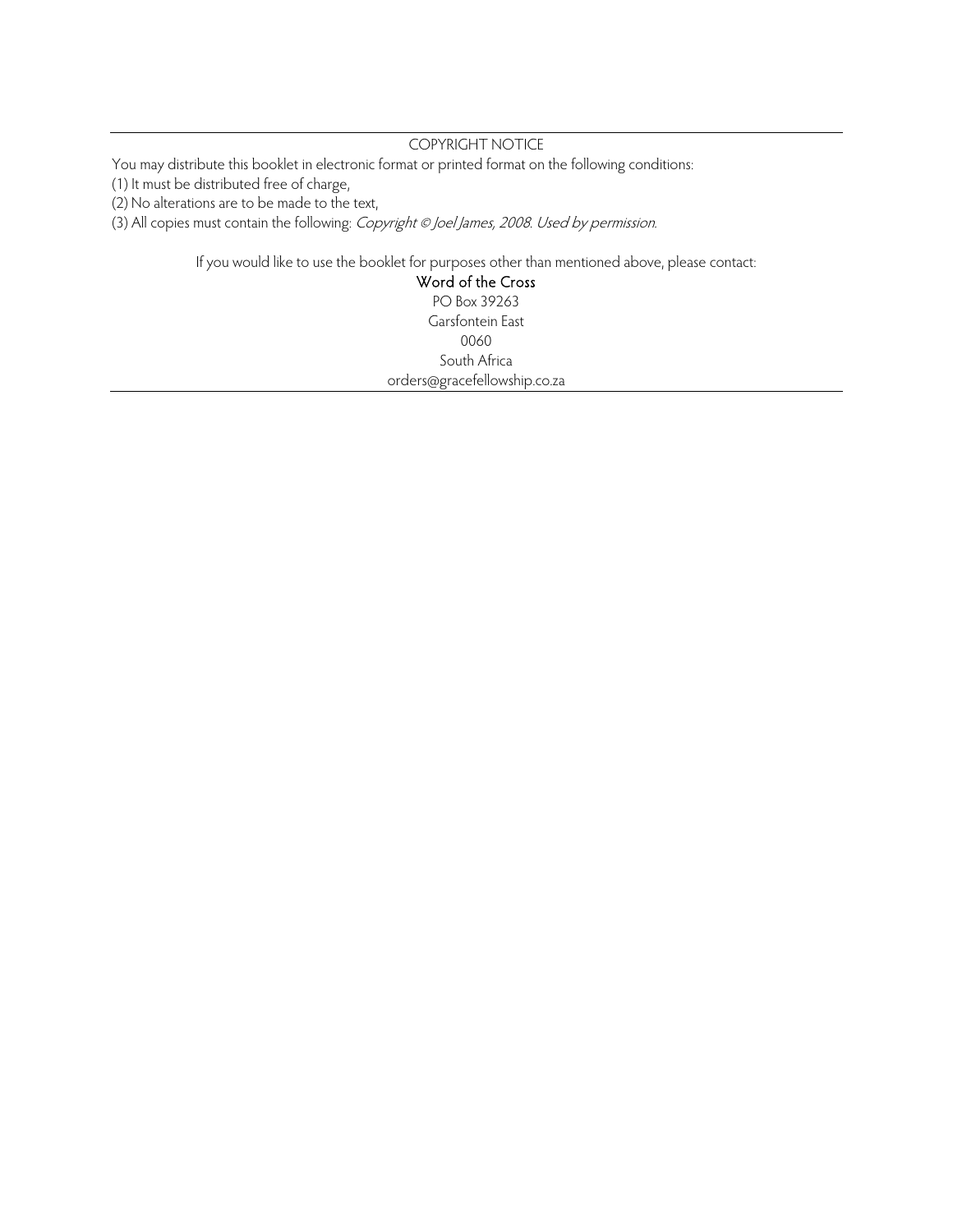COPYRIGHT NOTICE

You may distribute this booklet in electronic format or printed format on the following conditions:
(1) It must be distributed free of charge,
(2) No alterations are to be made to the text,
(3) All copies must contain the following: *Copyright © Joel James, 2008. Used by permission*.

If you would like to use the booklet for purposes other than mentioned above, please contact:

Word of the Cross
PO Box 39263
Garsfontein East
0060
South Africa
orders@gracefellowship.co.za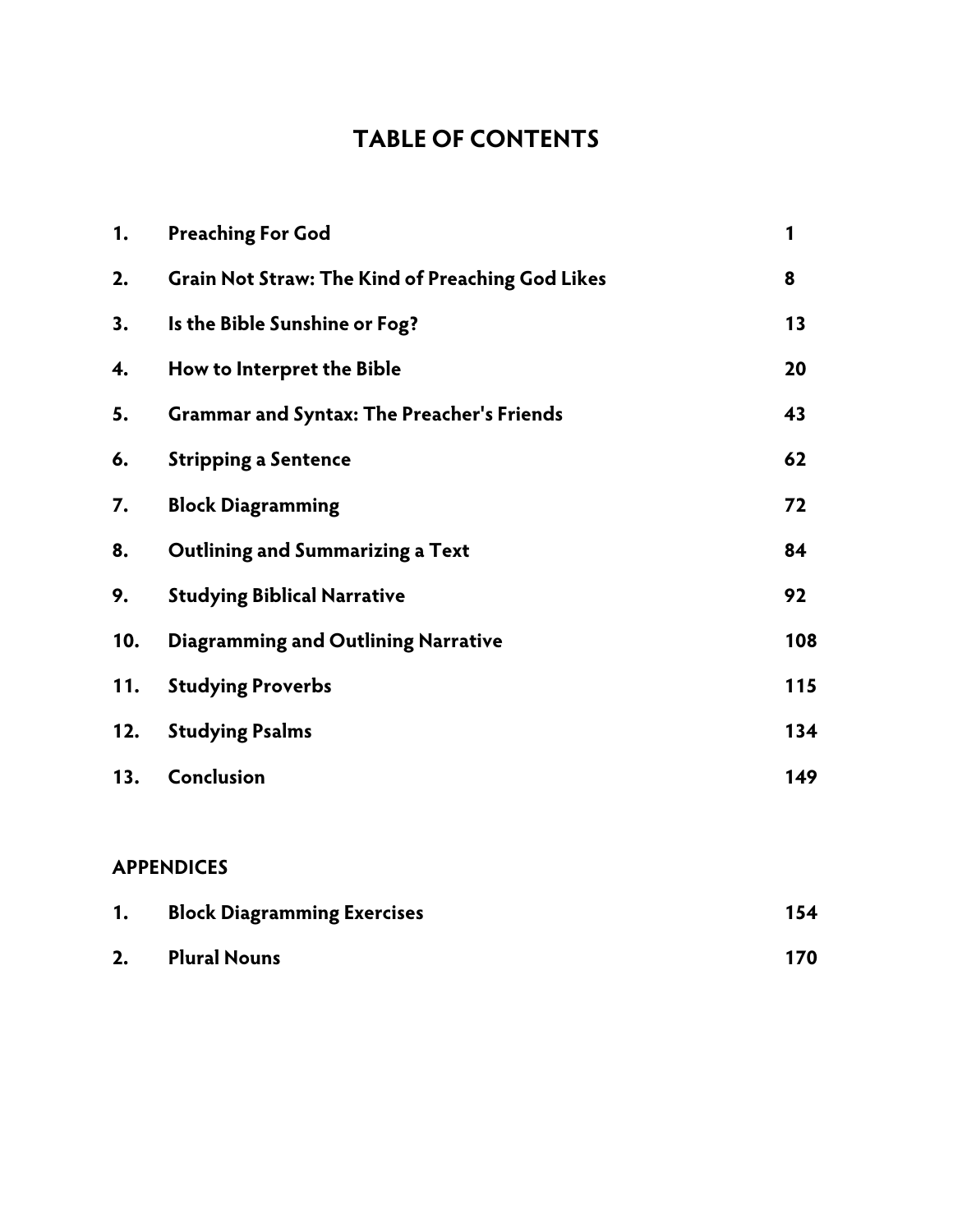# TABLE OF CONTENTS

| | | |
|---|---|---|
| 1. | **Preaching For God** | 1 |
| 2. | **Grain Not Straw: The Kind of Preaching God Likes** | 8 |
| 3. | **Is the Bible Sunshine or Fog?** | 13 |
| 4. | **How to Interpret the Bible** | 20 |
| 5. | **Grammar and Syntax: The Preacher's Friends** | 43 |
| 6. | **Stripping a Sentence** | 62 |
| 7. | **Block Diagramming** | 72 |
| 8. | **Outlining and Summarizing a Text** | 84 |
| 9. | **Studying Biblical Narrative** | 92 |
| 10. | **Diagramming and Outlining Narrative** | 108 |
| 11. | **Studying Proverbs** | 115 |
| 12. | **Studying Psalms** | 134 |
| 13. | **Conclusion** | 149 |

## APPENDICES

| | | |
|---|---|---|
| 1. | **Block Diagramming Exercises** | 154 |
| 2. | **Plural Nouns** | 170 |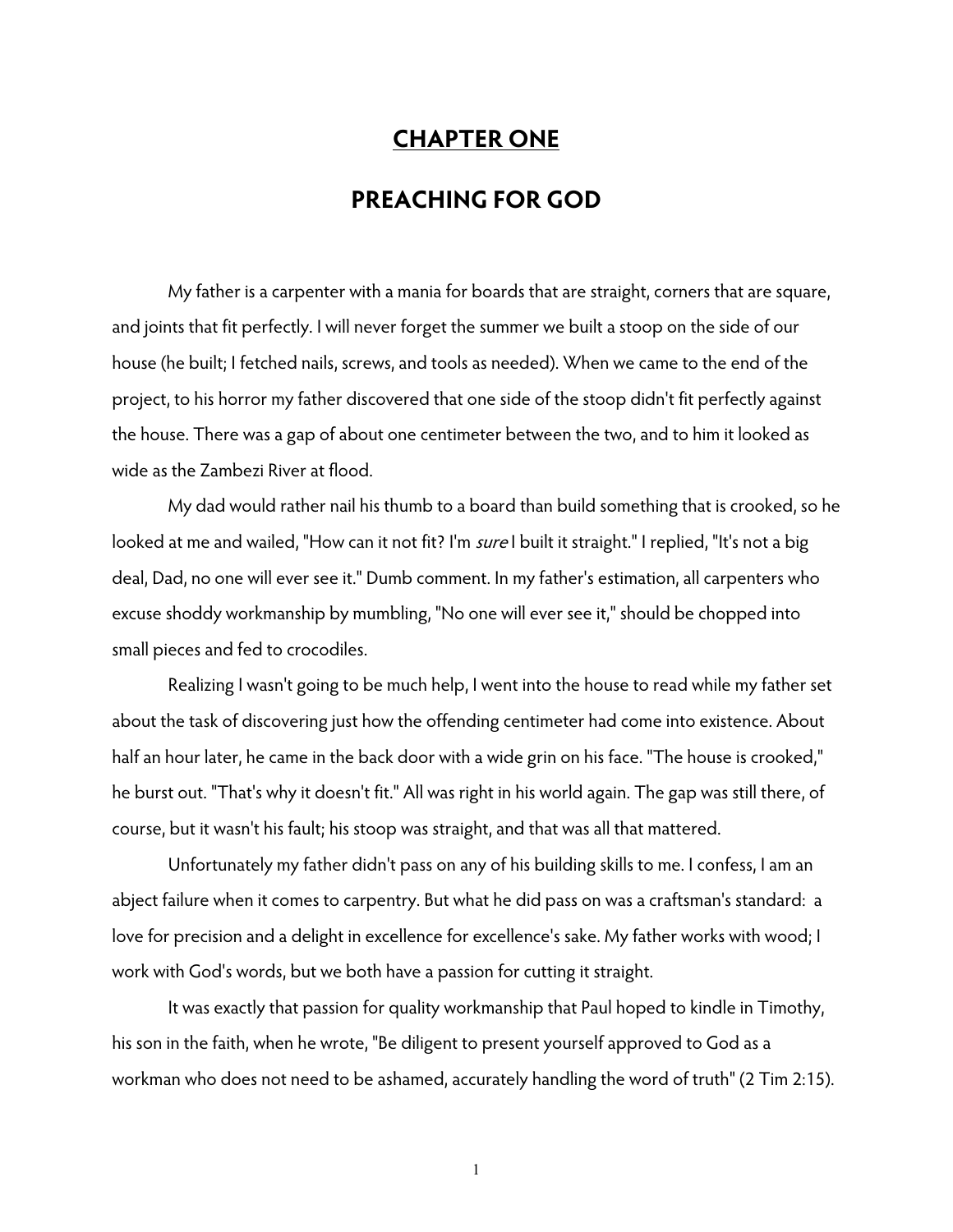# CHAPTER ONE

# PREACHING FOR GOD

My father is a carpenter with a mania for boards that are straight, corners that are square, and joints that fit perfectly. I will never forget the summer we built a stoop on the side of our house (he built; I fetched nails, screws, and tools as needed). When we came to the end of the project, to his horror my father discovered that one side of the stoop didn't fit perfectly against the house. There was a gap of about one centimeter between the two, and to him it looked as wide as the Zambezi River at flood.

My dad would rather nail his thumb to a board than build something that is crooked, so he looked at me and wailed, "How can it not fit? I'm *sure* I built it straight." I replied, "It's not a big deal, Dad, no one will ever see it." Dumb comment. In my father's estimation, all carpenters who excuse shoddy workmanship by mumbling, "No one will ever see it," should be chopped into small pieces and fed to crocodiles.

Realizing I wasn't going to be much help, I went into the house to read while my father set about the task of discovering just how the offending centimeter had come into existence. About half an hour later, he came in the back door with a wide grin on his face. "The house is crooked," he burst out. "That's why it doesn't fit." All was right in his world again. The gap was still there, of course, but it wasn't his fault; his stoop was straight, and that was all that mattered.

Unfortunately my father didn't pass on any of his building skills to me. I confess, I am an abject failure when it comes to carpentry. But what he did pass on was a craftsman's standard: a love for precision and a delight in excellence for excellence's sake. My father works with wood; I work with God's words, but we both have a passion for cutting it straight.

It was exactly that passion for quality workmanship that Paul hoped to kindle in Timothy, his son in the faith, when he wrote, "Be diligent to present yourself approved to God as a workman who does not need to be ashamed, accurately handling the word of truth" (2 Tim 2:15).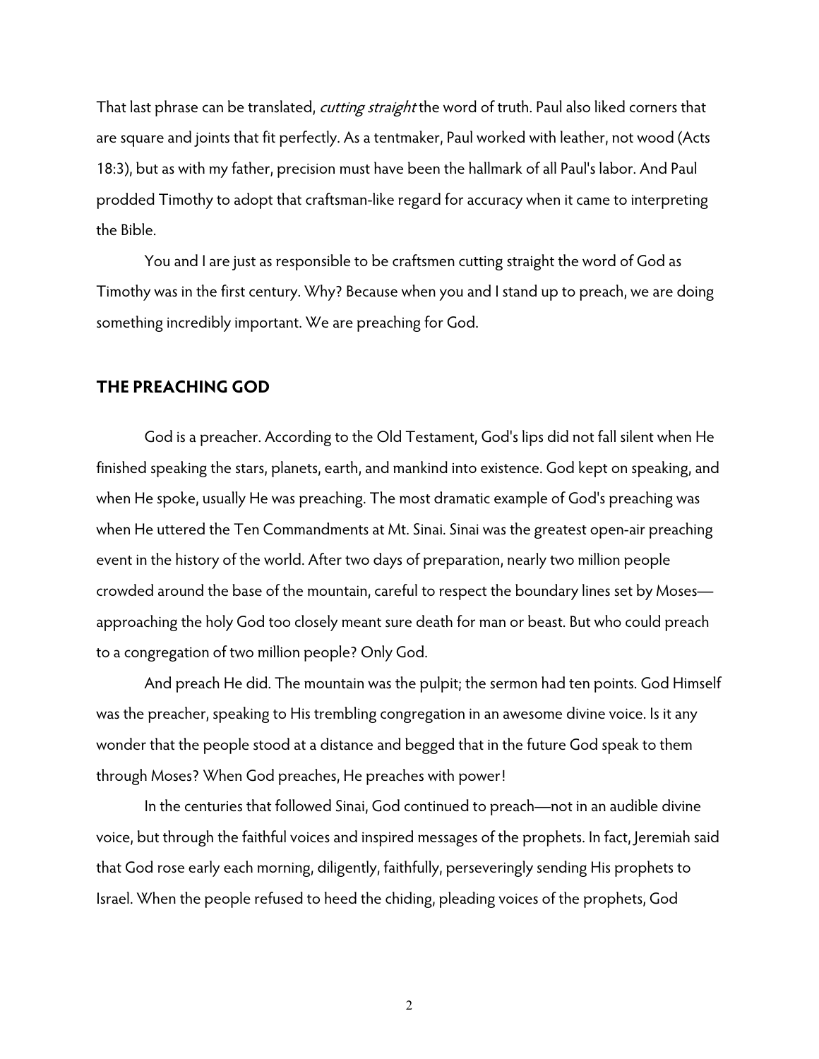That last phrase can be translated, *cutting straight* the word of truth. Paul also liked corners that are square and joints that fit perfectly. As a tentmaker, Paul worked with leather, not wood (Acts 18:3), but as with my father, precision must have been the hallmark of all Paul's labor. And Paul prodded Timothy to adopt that craftsman-like regard for accuracy when it came to interpreting the Bible.

You and I are just as responsible to be craftsmen cutting straight the word of God as Timothy was in the first century. Why? Because when you and I stand up to preach, we are doing something incredibly important. We are preaching for God.

## THE PREACHING GOD

God is a preacher. According to the Old Testament, God's lips did not fall silent when He finished speaking the stars, planets, earth, and mankind into existence. God kept on speaking, and when He spoke, usually He was preaching. The most dramatic example of God's preaching was when He uttered the Ten Commandments at Mt. Sinai. Sinai was the greatest open-air preaching event in the history of the world. After two days of preparation, nearly two million people crowded around the base of the mountain, careful to respect the boundary lines set by Moses—approaching the holy God too closely meant sure death for man or beast. But who could preach to a congregation of two million people? Only God.

And preach He did. The mountain was the pulpit; the sermon had ten points. God Himself was the preacher, speaking to His trembling congregation in an awesome divine voice. Is it any wonder that the people stood at a distance and begged that in the future God speak to them through Moses? When God preaches, He preaches with power!

In the centuries that followed Sinai, God continued to preach—not in an audible divine voice, but through the faithful voices and inspired messages of the prophets. In fact, Jeremiah said that God rose early each morning, diligently, faithfully, perseveringly sending His prophets to Israel. When the people refused to heed the chiding, pleading voices of the prophets, God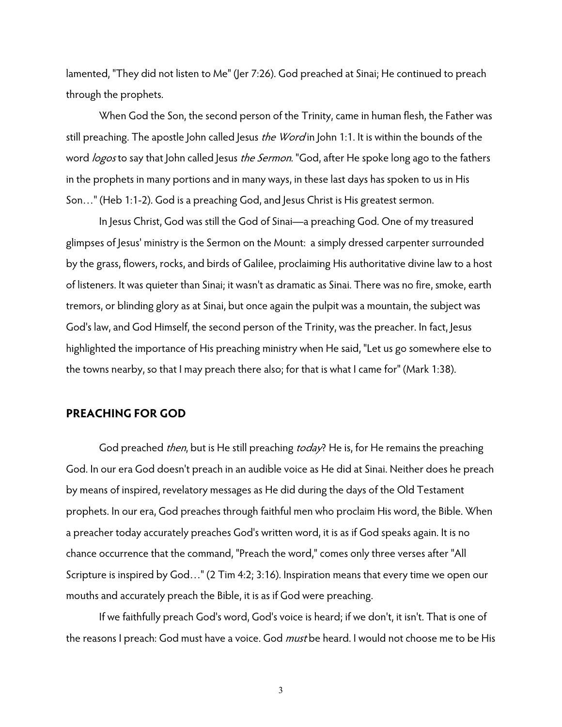lamented, "They did not listen to Me" (Jer 7:26). God preached at Sinai; He continued to preach through the prophets.

When God the Son, the second person of the Trinity, came in human flesh, the Father was still preaching. The apostle John called Jesus *the Word* in John 1:1. It is within the bounds of the word *logos* to say that John called Jesus *the Sermon*. "God, after He spoke long ago to the fathers in the prophets in many portions and in many ways, in these last days has spoken to us in His Son…" (Heb 1:1-2). God is a preaching God, and Jesus Christ is His greatest sermon.

In Jesus Christ, God was still the God of Sinai—a preaching God. One of my treasured glimpses of Jesus' ministry is the Sermon on the Mount: a simply dressed carpenter surrounded by the grass, flowers, rocks, and birds of Galilee, proclaiming His authoritative divine law to a host of listeners. It was quieter than Sinai; it wasn't as dramatic as Sinai. There was no fire, smoke, earth tremors, or blinding glory as at Sinai, but once again the pulpit was a mountain, the subject was God's law, and God Himself, the second person of the Trinity, was the preacher. In fact, Jesus highlighted the importance of His preaching ministry when He said, "Let us go somewhere else to the towns nearby, so that I may preach there also; for that is what I came for" (Mark 1:38).

## PREACHING FOR GOD

God preached *then*, but is He still preaching *today*? He is, for He remains the preaching God. In our era God doesn't preach in an audible voice as He did at Sinai. Neither does he preach by means of inspired, revelatory messages as He did during the days of the Old Testament prophets. In our era, God preaches through faithful men who proclaim His word, the Bible. When a preacher today accurately preaches God's written word, it is as if God speaks again. It is no chance occurrence that the command, "Preach the word," comes only three verses after "All Scripture is inspired by God…" (2 Tim 4:2; 3:16). Inspiration means that every time we open our mouths and accurately preach the Bible, it is as if God were preaching.

If we faithfully preach God's word, God's voice is heard; if we don't, it isn't. That is one of the reasons I preach: God must have a voice. God *must* be heard. I would not choose me to be His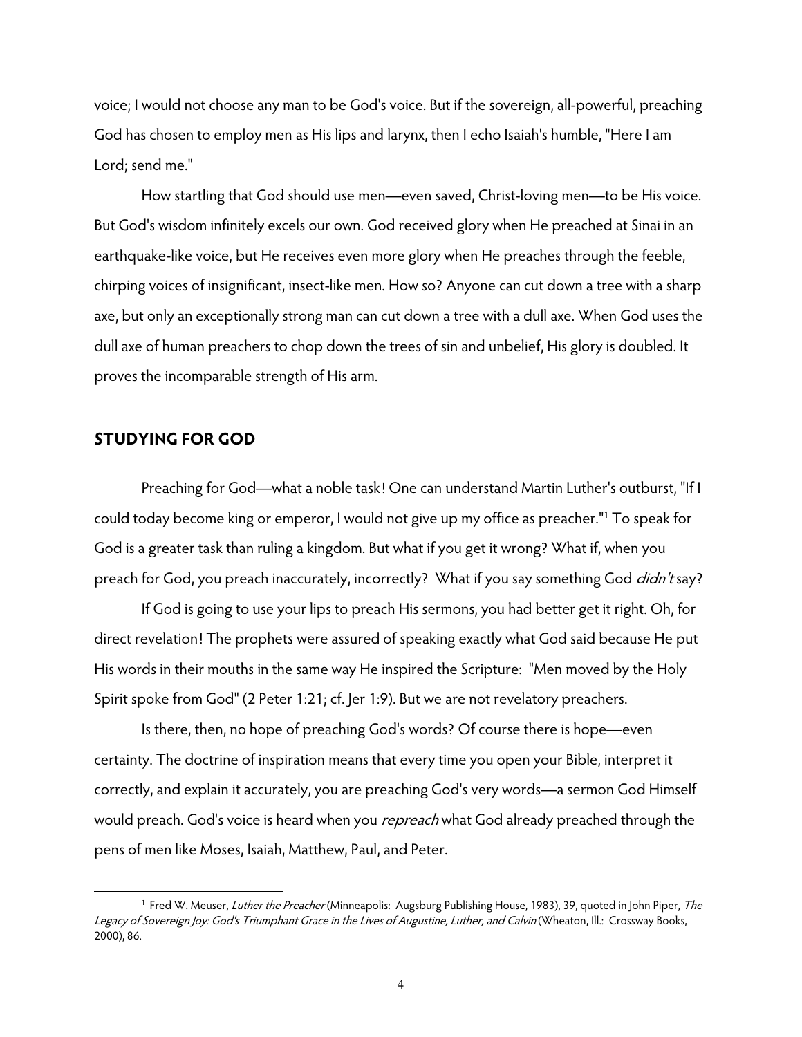voice; I would not choose any man to be God's voice. But if the sovereign, all-powerful, preaching God has chosen to employ men as His lips and larynx, then I echo Isaiah's humble, "Here I am Lord; send me."

How startling that God should use men—even saved, Christ-loving men—to be His voice. But God's wisdom infinitely excels our own. God received glory when He preached at Sinai in an earthquake-like voice, but He receives even more glory when He preaches through the feeble, chirping voices of insignificant, insect-like men. How so? Anyone can cut down a tree with a sharp axe, but only an exceptionally strong man can cut down a tree with a dull axe. When God uses the dull axe of human preachers to chop down the trees of sin and unbelief, His glory is doubled. It proves the incomparable strength of His arm.

## STUDYING FOR GOD

Preaching for God—what a noble task! One can understand Martin Luther's outburst, "If I could today become king or emperor, I would not give up my office as preacher."[1] To speak for God is a greater task than ruling a kingdom. But what if you get it wrong? What if, when you preach for God, you preach inaccurately, incorrectly? What if you say something God *didn't* say?

If God is going to use your lips to preach His sermons, you had better get it right. Oh, for direct revelation! The prophets were assured of speaking exactly what God said because He put His words in their mouths in the same way He inspired the Scripture: "Men moved by the Holy Spirit spoke from God" (2 Peter 1:21; cf. Jer 1:9). But we are not revelatory preachers.

Is there, then, no hope of preaching God's words? Of course there is hope—even certainty. The doctrine of inspiration means that every time you open your Bible, interpret it correctly, and explain it accurately, you are preaching God's very words—a sermon God Himself would preach. God's voice is heard when you *repreach* what God already preached through the pens of men like Moses, Isaiah, Matthew, Paul, and Peter.

---

[1] Fred W. Meuser, *Luther the Preacher* (Minneapolis: Augsburg Publishing House, 1983), 39, quoted in John Piper, *The Legacy of Sovereign Joy: God's Triumphant Grace in the Lives of Augustine, Luther, and Calvin* (Wheaton, Ill.: Crossway Books, 2000), 86.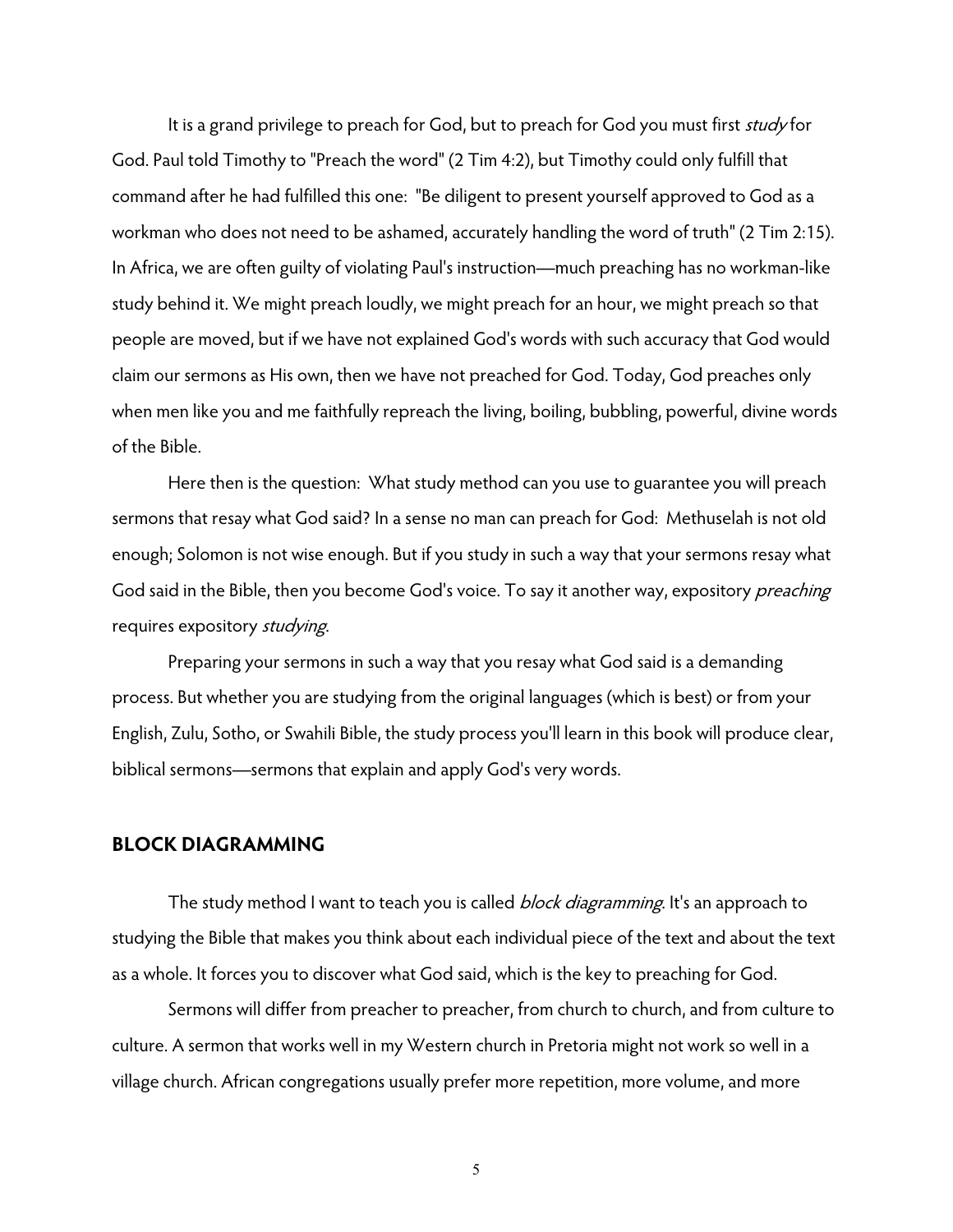It is a grand privilege to preach for God, but to preach for God you must first *study* for God. Paul told Timothy to "Preach the word" (2 Tim 4:2), but Timothy could only fulfill that command after he had fulfilled this one: "Be diligent to present yourself approved to God as a workman who does not need to be ashamed, accurately handling the word of truth" (2 Tim 2:15). In Africa, we are often guilty of violating Paul's instruction—much preaching has no workman-like study behind it. We might preach loudly, we might preach for an hour, we might preach so that people are moved, but if we have not explained God's words with such accuracy that God would claim our sermons as His own, then we have not preached for God. Today, God preaches only when men like you and me faithfully repreach the living, boiling, bubbling, powerful, divine words of the Bible.

Here then is the question: What study method can you use to guarantee you will preach sermons that resay what God said? In a sense no man can preach for God: Methuselah is not old enough; Solomon is not wise enough. But if you study in such a way that your sermons resay what God said in the Bible, then you become God's voice. To say it another way, expository *preaching* requires expository *studying*.

Preparing your sermons in such a way that you resay what God said is a demanding process. But whether you are studying from the original languages (which is best) or from your English, Zulu, Sotho, or Swahili Bible, the study process you'll learn in this book will produce clear, biblical sermons—sermons that explain and apply God's very words.

## BLOCK DIAGRAMMING

The study method I want to teach you is called *block diagramming*. It's an approach to studying the Bible that makes you think about each individual piece of the text and about the text as a whole. It forces you to discover what God said, which is the key to preaching for God.

Sermons will differ from preacher to preacher, from church to church, and from culture to culture. A sermon that works well in my Western church in Pretoria might not work so well in a village church. African congregations usually prefer more repetition, more volume, and more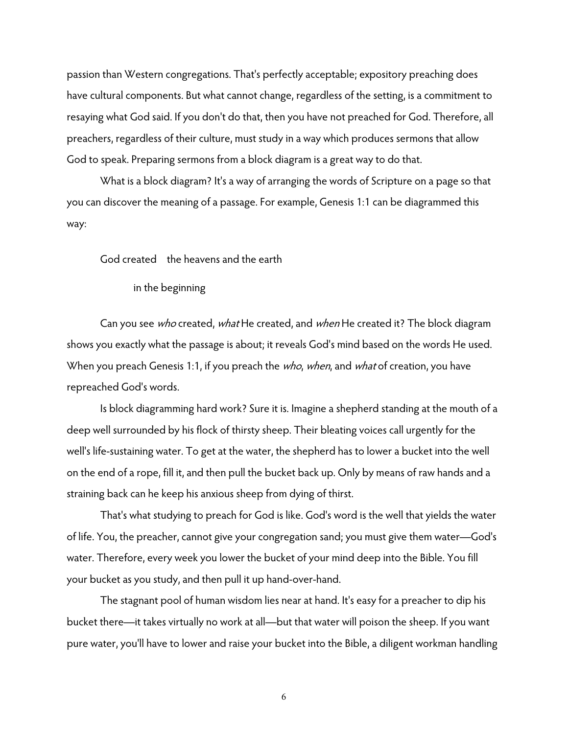passion than Western congregations. That's perfectly acceptable; expository preaching does have cultural components. But what cannot change, regardless of the setting, is a commitment to resaying what God said. If you don't do that, then you have not preached for God. Therefore, all preachers, regardless of their culture, must study in a way which produces sermons that allow God to speak. Preparing sermons from a block diagram is a great way to do that.

What is a block diagram? It's a way of arranging the words of Scripture on a page so that you can discover the meaning of a passage. For example, Genesis 1:1 can be diagrammed this way:

```
God created    the heavens and the earth

        in the beginning
```

Can you see *who* created, *what* He created, and *when* He created it? The block diagram shows you exactly what the passage is about; it reveals God's mind based on the words He used. When you preach Genesis 1:1, if you preach the *who*, *when*, and *what* of creation, you have repreached God's words.

Is block diagramming hard work? Sure it is. Imagine a shepherd standing at the mouth of a deep well surrounded by his flock of thirsty sheep. Their bleating voices call urgently for the well's life-sustaining water. To get at the water, the shepherd has to lower a bucket into the well on the end of a rope, fill it, and then pull the bucket back up. Only by means of raw hands and a straining back can he keep his anxious sheep from dying of thirst.

That's what studying to preach for God is like. God's word is the well that yields the water of life. You, the preacher, cannot give your congregation sand; you must give them water—God's water. Therefore, every week you lower the bucket of your mind deep into the Bible. You fill your bucket as you study, and then pull it up hand-over-hand.

The stagnant pool of human wisdom lies near at hand. It's easy for a preacher to dip his bucket there—it takes virtually no work at all—but that water will poison the sheep. If you want pure water, you'll have to lower and raise your bucket into the Bible, a diligent workman handling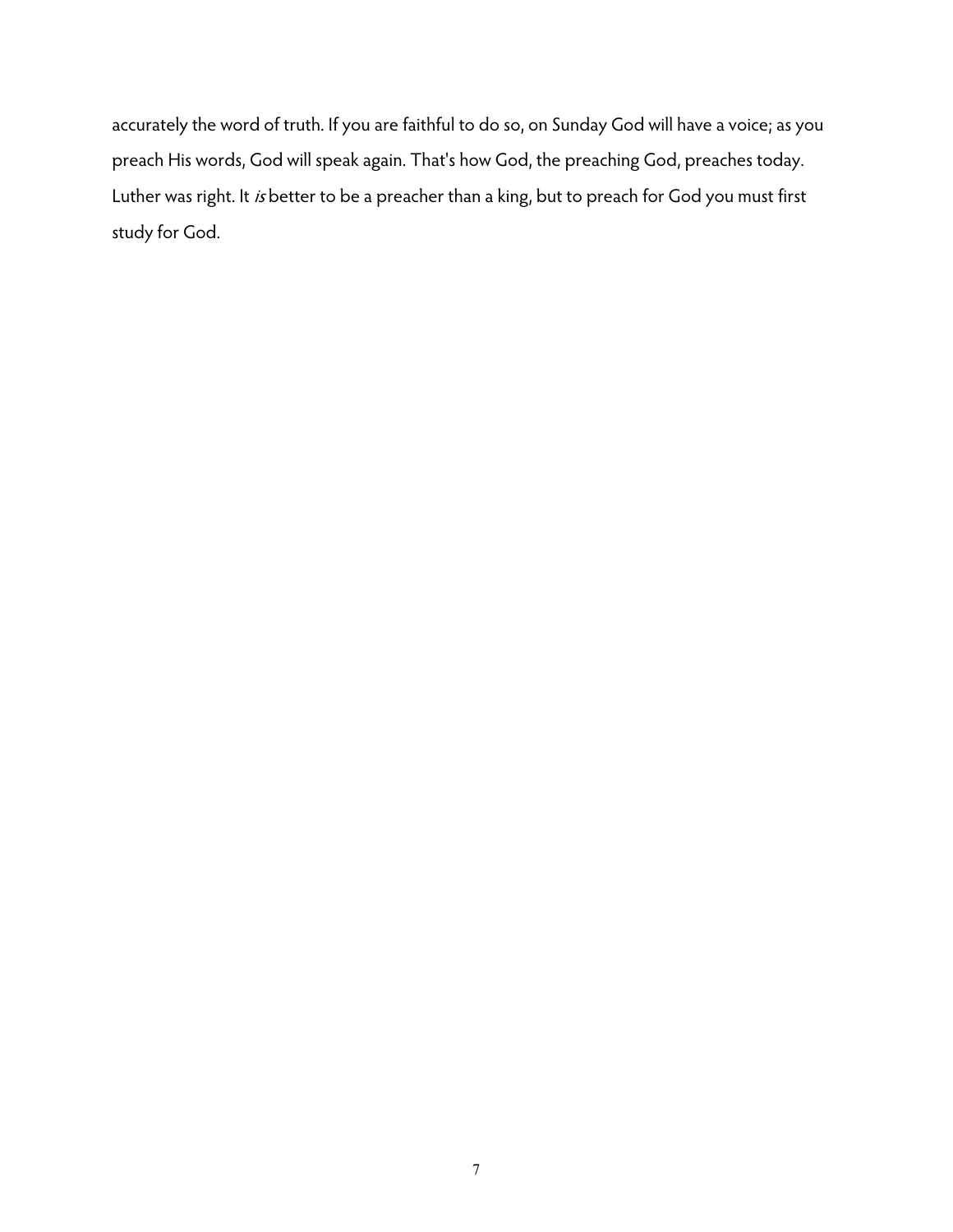accurately the word of truth. If you are faithful to do so, on Sunday God will have a voice; as you preach His words, God will speak again. That's how God, the preaching God, preaches today. Luther was right. It *is* better to be a preacher than a king, but to preach for God you must first study for God.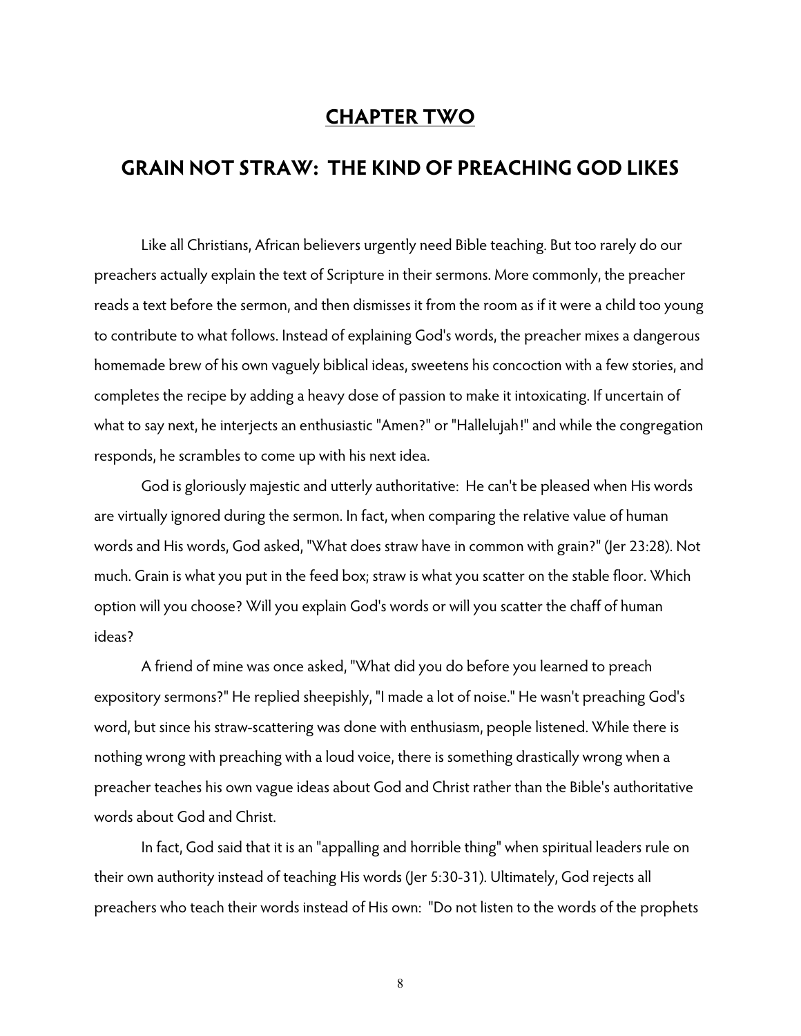# CHAPTER TWO

## GRAIN NOT STRAW: THE KIND OF PREACHING GOD LIKES

Like all Christians, African believers urgently need Bible teaching. But too rarely do our preachers actually explain the text of Scripture in their sermons. More commonly, the preacher reads a text before the sermon, and then dismisses it from the room as if it were a child too young to contribute to what follows. Instead of explaining God's words, the preacher mixes a dangerous homemade brew of his own vaguely biblical ideas, sweetens his concoction with a few stories, and completes the recipe by adding a heavy dose of passion to make it intoxicating. If uncertain of what to say next, he interjects an enthusiastic "Amen?" or "Hallelujah!" and while the congregation responds, he scrambles to come up with his next idea.

God is gloriously majestic and utterly authoritative: He can't be pleased when His words are virtually ignored during the sermon. In fact, when comparing the relative value of human words and His words, God asked, "What does straw have in common with grain?" (Jer 23:28). Not much. Grain is what you put in the feed box; straw is what you scatter on the stable floor. Which option will you choose? Will you explain God's words or will you scatter the chaff of human ideas?

A friend of mine was once asked, "What did you do before you learned to preach expository sermons?" He replied sheepishly, "I made a lot of noise." He wasn't preaching God's word, but since his straw-scattering was done with enthusiasm, people listened. While there is nothing wrong with preaching with a loud voice, there is something drastically wrong when a preacher teaches his own vague ideas about God and Christ rather than the Bible's authoritative words about God and Christ.

In fact, God said that it is an "appalling and horrible thing" when spiritual leaders rule on their own authority instead of teaching His words (Jer 5:30-31). Ultimately, God rejects all preachers who teach their words instead of His own: "Do not listen to the words of the prophets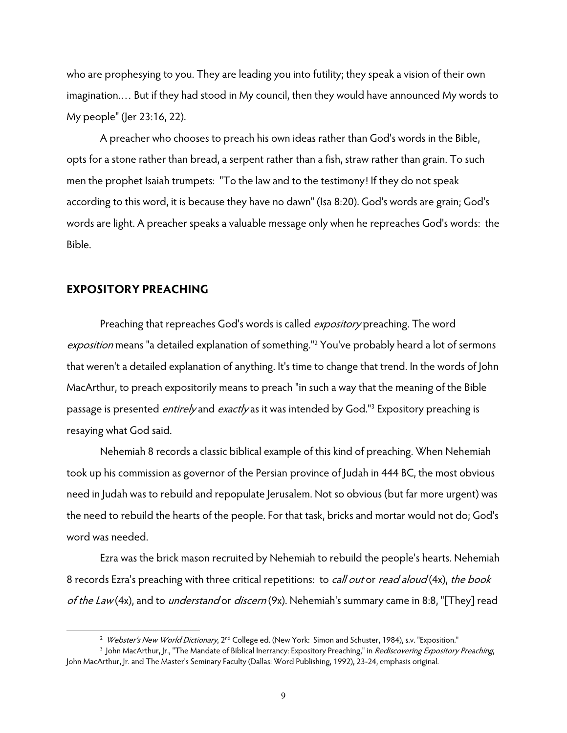who are prophesying to you. They are leading you into futility; they speak a vision of their own imagination.… But if they had stood in My council, then they would have announced My words to My people" (Jer 23:16, 22).

A preacher who chooses to preach his own ideas rather than God's words in the Bible, opts for a stone rather than bread, a serpent rather than a fish, straw rather than grain. To such men the prophet Isaiah trumpets: "To the law and to the testimony! If they do not speak according to this word, it is because they have no dawn" (Isa 8:20). God's words are grain; God's words are light. A preacher speaks a valuable message only when he repreaches God's words: the Bible.

## EXPOSITORY PREACHING

Preaching that repreaches God's words is called *expository* preaching. The word *exposition* means "a detailed explanation of something."[2] You've probably heard a lot of sermons that weren't a detailed explanation of anything. It's time to change that trend. In the words of John MacArthur, to preach expositorily means to preach "in such a way that the meaning of the Bible passage is presented *entirely* and *exactly* as it was intended by God."[3] Expository preaching is resaying what God said.

Nehemiah 8 records a classic biblical example of this kind of preaching. When Nehemiah took up his commission as governor of the Persian province of Judah in 444 BC, the most obvious need in Judah was to rebuild and repopulate Jerusalem. Not so obvious (but far more urgent) was the need to rebuild the hearts of the people. For that task, bricks and mortar would not do; God's word was needed.

Ezra was the brick mason recruited by Nehemiah to rebuild the people's hearts. Nehemiah 8 records Ezra's preaching with three critical repetitions: to *call out* or *read aloud* (4x), *the book of the Law* (4x), and to *understand* or *discern* (9x). Nehemiah's summary came in 8:8, "[They] read

---

[2] *Webster's New World Dictionary*, 2nd College ed. (New York: Simon and Schuster, 1984), s.v. "Exposition."

[3] John MacArthur, Jr., "The Mandate of Biblical Inerrancy: Expository Preaching," in *Rediscovering Expository Preaching*, John MacArthur, Jr. and The Master's Seminary Faculty (Dallas: Word Publishing, 1992), 23-24, emphasis original.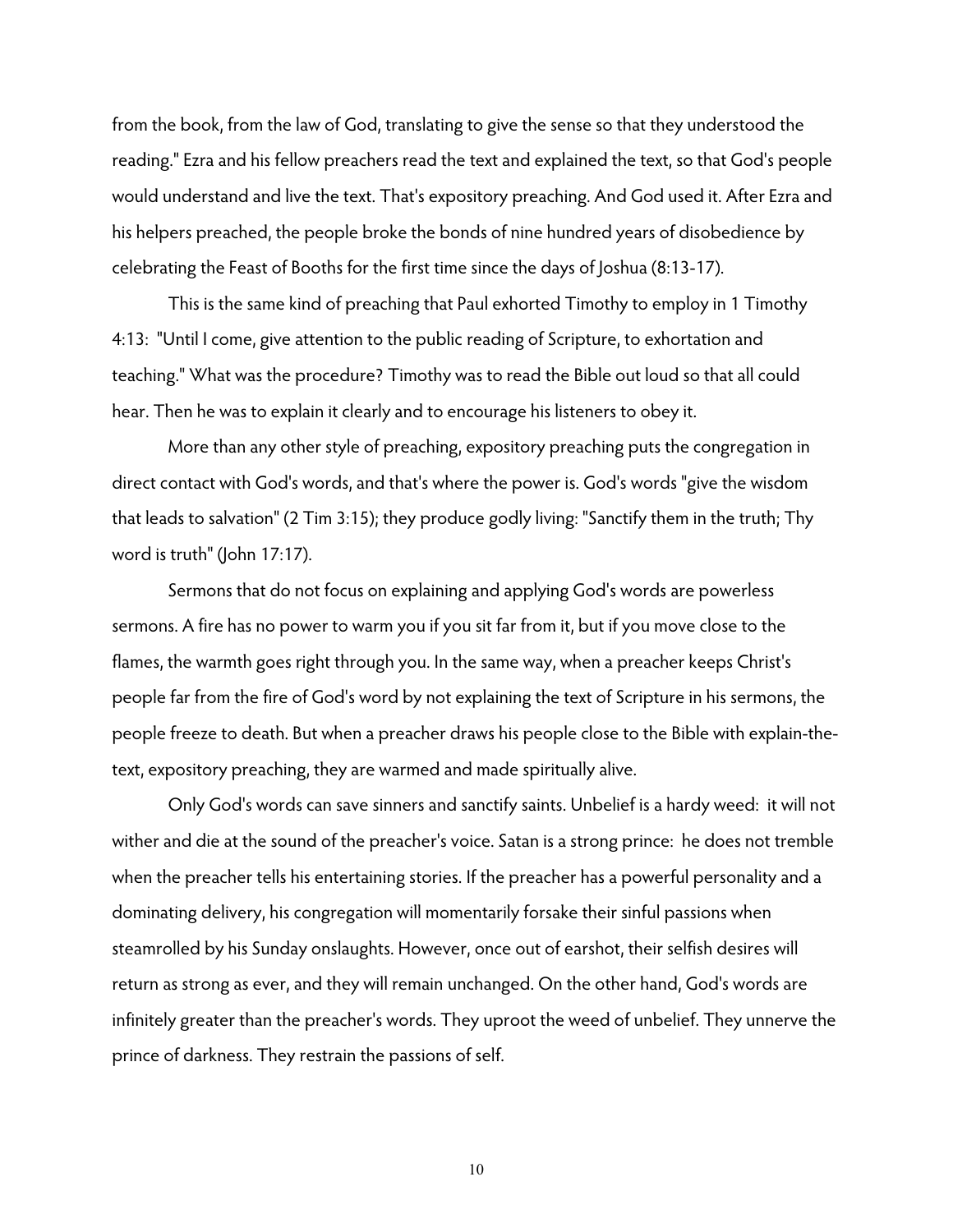from the book, from the law of God, translating to give the sense so that they understood the reading." Ezra and his fellow preachers read the text and explained the text, so that God's people would understand and live the text. That's expository preaching. And God used it. After Ezra and his helpers preached, the people broke the bonds of nine hundred years of disobedience by celebrating the Feast of Booths for the first time since the days of Joshua (8:13-17).

This is the same kind of preaching that Paul exhorted Timothy to employ in 1 Timothy 4:13: "Until I come, give attention to the public reading of Scripture, to exhortation and teaching." What was the procedure? Timothy was to read the Bible out loud so that all could hear. Then he was to explain it clearly and to encourage his listeners to obey it.

More than any other style of preaching, expository preaching puts the congregation in direct contact with God's words, and that's where the power is. God's words "give the wisdom that leads to salvation" (2 Tim 3:15); they produce godly living: "Sanctify them in the truth; Thy word is truth" (John 17:17).

Sermons that do not focus on explaining and applying God's words are powerless sermons. A fire has no power to warm you if you sit far from it, but if you move close to the flames, the warmth goes right through you. In the same way, when a preacher keeps Christ's people far from the fire of God's word by not explaining the text of Scripture in his sermons, the people freeze to death. But when a preacher draws his people close to the Bible with explain-the-text, expository preaching, they are warmed and made spiritually alive.

Only God's words can save sinners and sanctify saints. Unbelief is a hardy weed: it will not wither and die at the sound of the preacher's voice. Satan is a strong prince: he does not tremble when the preacher tells his entertaining stories. If the preacher has a powerful personality and a dominating delivery, his congregation will momentarily forsake their sinful passions when steamrolled by his Sunday onslaughts. However, once out of earshot, their selfish desires will return as strong as ever, and they will remain unchanged. On the other hand, God's words are infinitely greater than the preacher's words. They uproot the weed of unbelief. They unnerve the prince of darkness. They restrain the passions of self.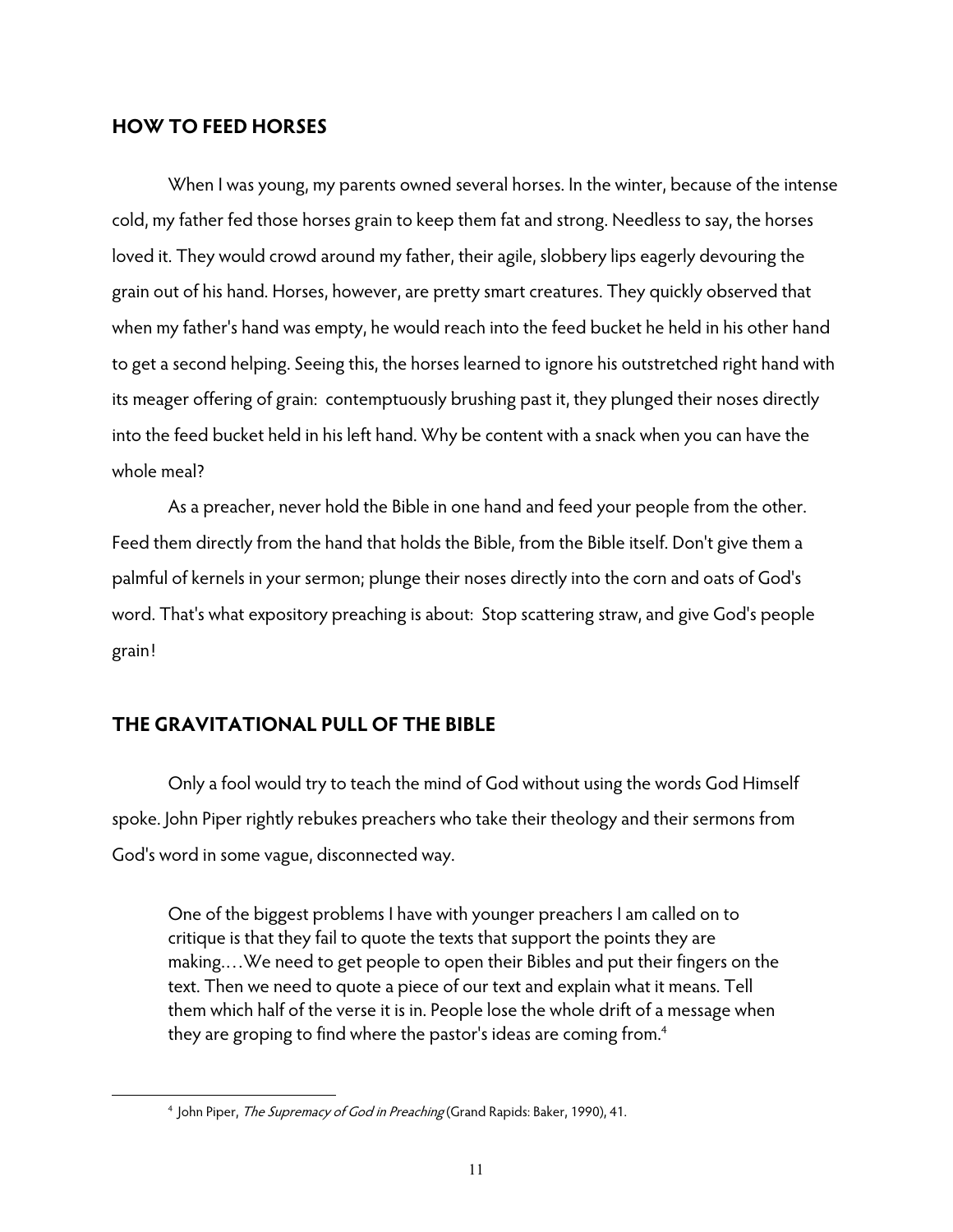## HOW TO FEED HORSES

When I was young, my parents owned several horses. In the winter, because of the intense cold, my father fed those horses grain to keep them fat and strong. Needless to say, the horses loved it. They would crowd around my father, their agile, slobbery lips eagerly devouring the grain out of his hand. Horses, however, are pretty smart creatures. They quickly observed that when my father's hand was empty, he would reach into the feed bucket he held in his other hand to get a second helping. Seeing this, the horses learned to ignore his outstretched right hand with its meager offering of grain: contemptuously brushing past it, they plunged their noses directly into the feed bucket held in his left hand. Why be content with a snack when you can have the whole meal?

As a preacher, never hold the Bible in one hand and feed your people from the other. Feed them directly from the hand that holds the Bible, from the Bible itself. Don't give them a palmful of kernels in your sermon; plunge their noses directly into the corn and oats of God's word. That's what expository preaching is about: Stop scattering straw, and give God's people grain!

## THE GRAVITATIONAL PULL OF THE BIBLE

Only a fool would try to teach the mind of God without using the words God Himself spoke. John Piper rightly rebukes preachers who take their theology and their sermons from God's word in some vague, disconnected way.

> One of the biggest problems I have with younger preachers I am called on to critique is that they fail to quote the texts that support the points they are making.…We need to get people to open their Bibles and put their fingers on the text. Then we need to quote a piece of our text and explain what it means. Tell them which half of the verse it is in. People lose the whole drift of a message when they are groping to find where the pastor's ideas are coming from.[4]

[4] John Piper, *The Supremacy of God in Preaching* (Grand Rapids: Baker, 1990), 41.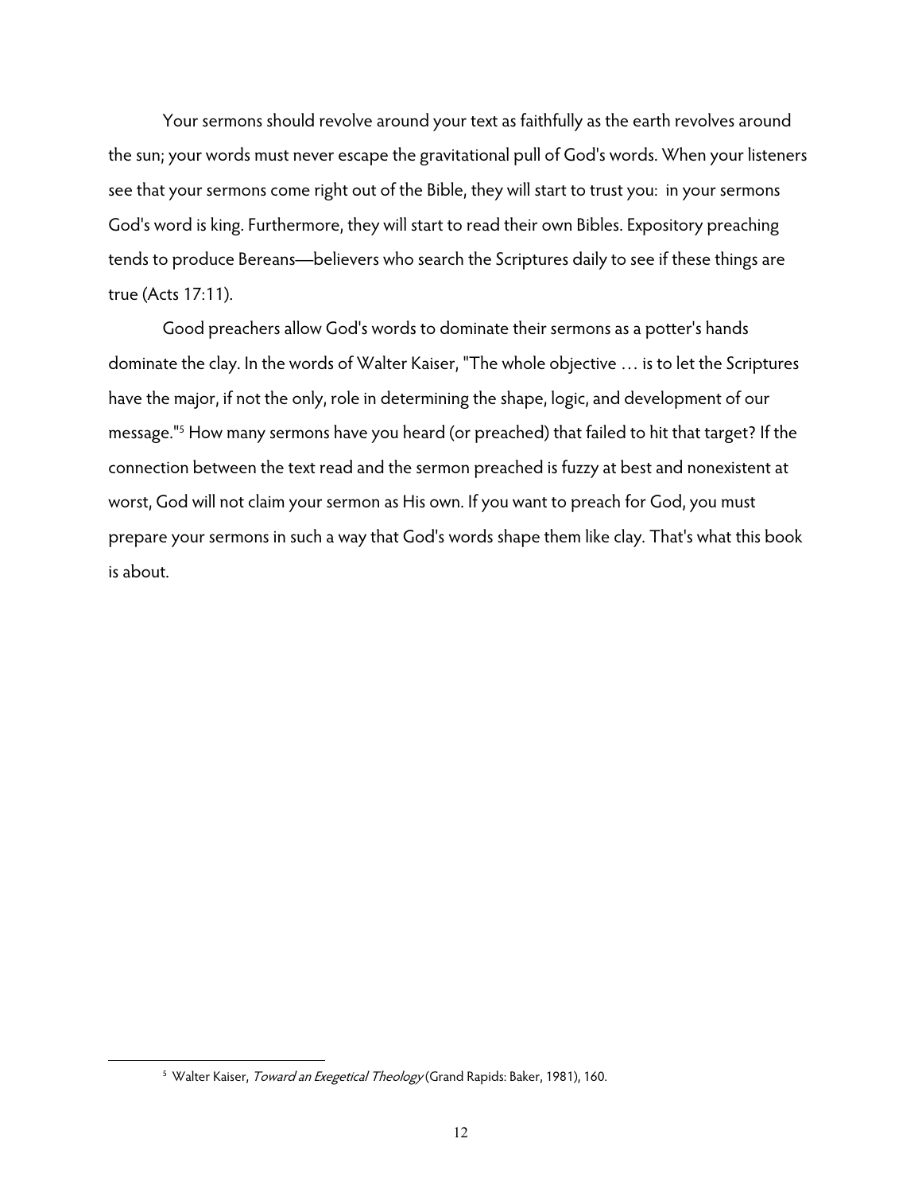Your sermons should revolve around your text as faithfully as the earth revolves around the sun; your words must never escape the gravitational pull of God's words. When your listeners see that your sermons come right out of the Bible, they will start to trust you: in your sermons God's word is king. Furthermore, they will start to read their own Bibles. Expository preaching tends to produce Bereans—believers who search the Scriptures daily to see if these things are true (Acts 17:11).

Good preachers allow God's words to dominate their sermons as a potter's hands dominate the clay. In the words of Walter Kaiser, "The whole objective … is to let the Scriptures have the major, if not the only, role in determining the shape, logic, and development of our message."[5] How many sermons have you heard (or preached) that failed to hit that target? If the connection between the text read and the sermon preached is fuzzy at best and nonexistent at worst, God will not claim your sermon as His own. If you want to preach for God, you must prepare your sermons in such a way that God's words shape them like clay. That's what this book is about.

---

[5] Walter Kaiser, *Toward an Exegetical Theology* (Grand Rapids: Baker, 1981), 160.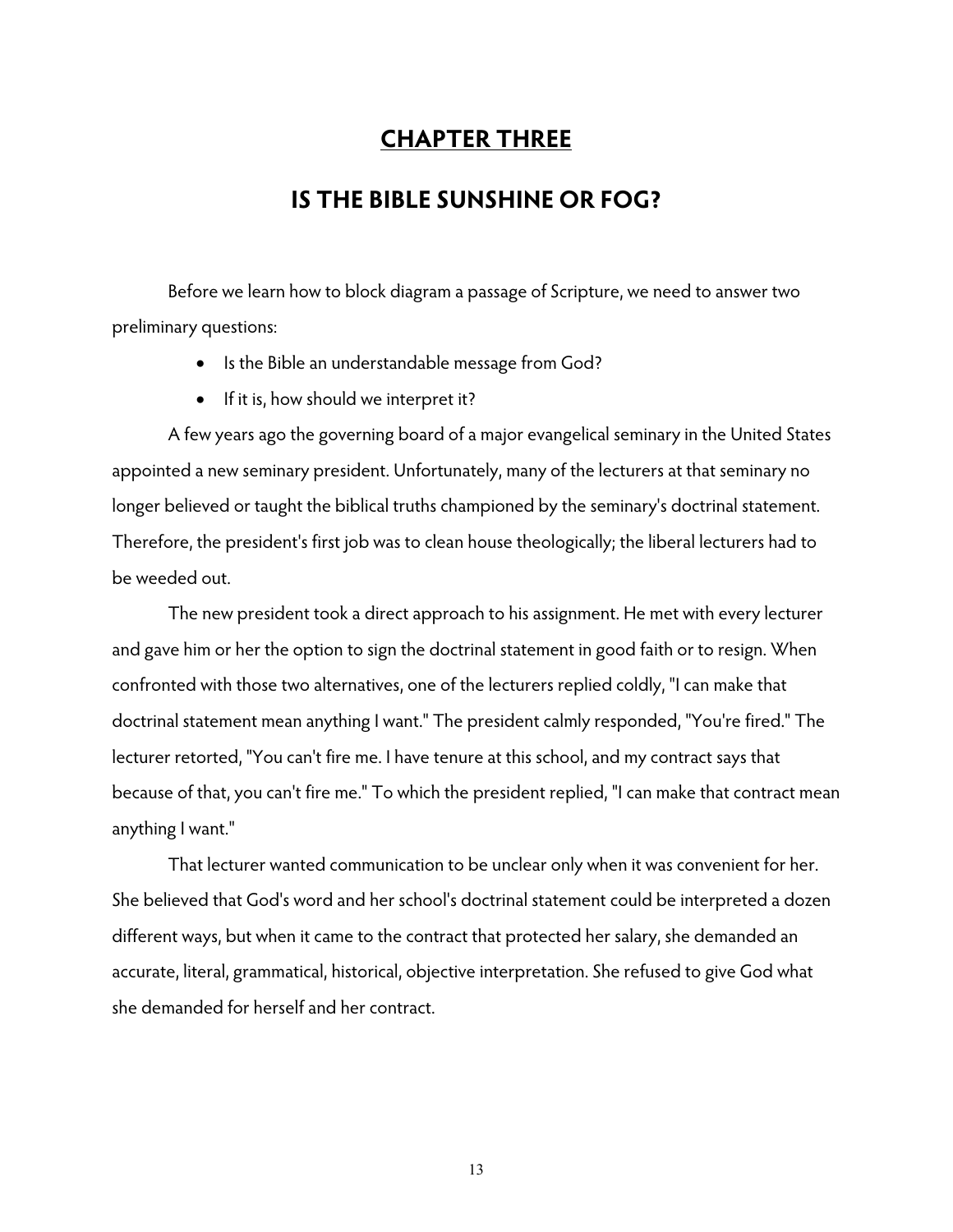# CHAPTER THREE

## IS THE BIBLE SUNSHINE OR FOG?

Before we learn how to block diagram a passage of Scripture, we need to answer two preliminary questions:

- Is the Bible an understandable message from God?
- If it is, how should we interpret it?

A few years ago the governing board of a major evangelical seminary in the United States appointed a new seminary president. Unfortunately, many of the lecturers at that seminary no longer believed or taught the biblical truths championed by the seminary's doctrinal statement. Therefore, the president's first job was to clean house theologically; the liberal lecturers had to be weeded out.

The new president took a direct approach to his assignment. He met with every lecturer and gave him or her the option to sign the doctrinal statement in good faith or to resign. When confronted with those two alternatives, one of the lecturers replied coldly, "I can make that doctrinal statement mean anything I want." The president calmly responded, "You're fired." The lecturer retorted, "You can't fire me. I have tenure at this school, and my contract says that because of that, you can't fire me." To which the president replied, "I can make that contract mean anything I want."

That lecturer wanted communication to be unclear only when it was convenient for her. She believed that God's word and her school's doctrinal statement could be interpreted a dozen different ways, but when it came to the contract that protected her salary, she demanded an accurate, literal, grammatical, historical, objective interpretation. She refused to give God what she demanded for herself and her contract.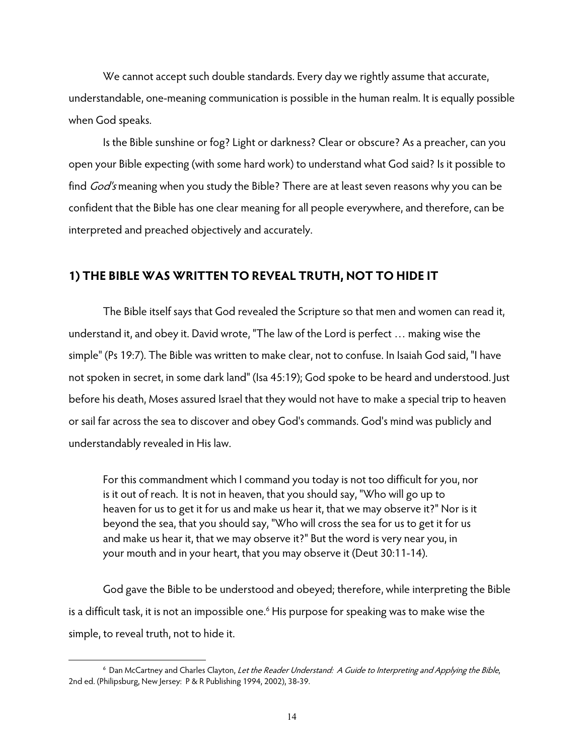We cannot accept such double standards. Every day we rightly assume that accurate, understandable, one-meaning communication is possible in the human realm. It is equally possible when God speaks.

Is the Bible sunshine or fog? Light or darkness? Clear or obscure? As a preacher, can you open your Bible expecting (with some hard work) to understand what God said? Is it possible to find *God's* meaning when you study the Bible? There are at least seven reasons why you can be confident that the Bible has one clear meaning for all people everywhere, and therefore, can be interpreted and preached objectively and accurately.

## 1) THE BIBLE WAS WRITTEN TO REVEAL TRUTH, NOT TO HIDE IT

The Bible itself says that God revealed the Scripture so that men and women can read it, understand it, and obey it. David wrote, "The law of the Lord is perfect … making wise the simple" (Ps 19:7). The Bible was written to make clear, not to confuse. In Isaiah God said, "I have not spoken in secret, in some dark land" (Isa 45:19); God spoke to be heard and understood. Just before his death, Moses assured Israel that they would not have to make a special trip to heaven or sail far across the sea to discover and obey God's commands. God's mind was publicly and understandably revealed in His law.

> For this commandment which I command you today is not too difficult for you, nor is it out of reach. It is not in heaven, that you should say, "Who will go up to heaven for us to get it for us and make us hear it, that we may observe it?" Nor is it beyond the sea, that you should say, "Who will cross the sea for us to get it for us and make us hear it, that we may observe it?" But the word is very near you, in your mouth and in your heart, that you may observe it (Deut 30:11-14).

God gave the Bible to be understood and obeyed; therefore, while interpreting the Bible is a difficult task, it is not an impossible one.[6] His purpose for speaking was to make wise the simple, to reveal truth, not to hide it.

[6] Dan McCartney and Charles Clayton, *Let the Reader Understand: A Guide to Interpreting and Applying the Bible*, 2nd ed. (Philipsburg, New Jersey: P & R Publishing 1994, 2002), 38-39.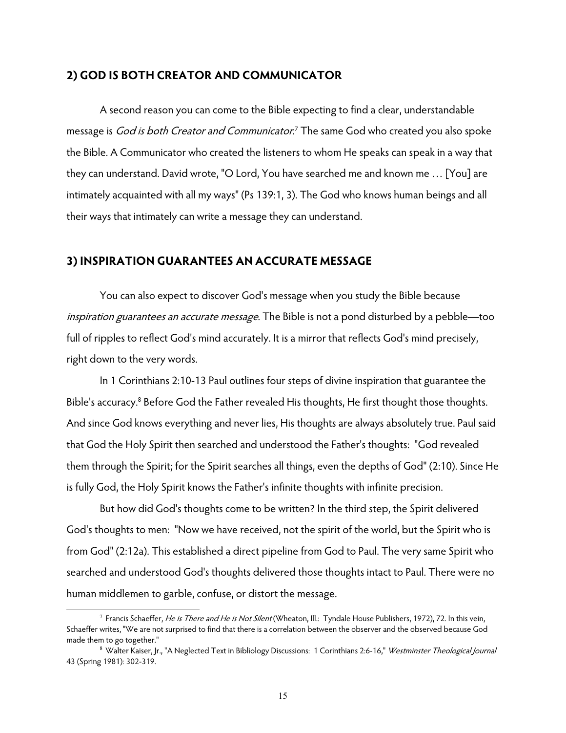## 2) GOD IS BOTH CREATOR AND COMMUNICATOR

A second reason you can come to the Bible expecting to find a clear, understandable message is *God is both Creator and Communicator*.[7] The same God who created you also spoke the Bible. A Communicator who created the listeners to whom He speaks can speak in a way that they can understand. David wrote, "O Lord, You have searched me and known me … [You] are intimately acquainted with all my ways" (Ps 139:1, 3). The God who knows human beings and all their ways that intimately can write a message they can understand.

## 3) INSPIRATION GUARANTEES AN ACCURATE MESSAGE

You can also expect to discover God's message when you study the Bible because *inspiration guarantees an accurate message*. The Bible is not a pond disturbed by a pebble—too full of ripples to reflect God's mind accurately. It is a mirror that reflects God's mind precisely, right down to the very words.

In 1 Corinthians 2:10-13 Paul outlines four steps of divine inspiration that guarantee the Bible's accuracy.[8] Before God the Father revealed His thoughts, He first thought those thoughts. And since God knows everything and never lies, His thoughts are always absolutely true. Paul said that God the Holy Spirit then searched and understood the Father's thoughts: "God revealed them through the Spirit; for the Spirit searches all things, even the depths of God" (2:10). Since He is fully God, the Holy Spirit knows the Father's infinite thoughts with infinite precision.

But how did God's thoughts come to be written? In the third step, the Spirit delivered God's thoughts to men: "Now we have received, not the spirit of the world, but the Spirit who is from God" (2:12a). This established a direct pipeline from God to Paul. The very same Spirit who searched and understood God's thoughts delivered those thoughts intact to Paul. There were no human middlemen to garble, confuse, or distort the message.

---

[7] Francis Schaeffer, *He is There and He is Not Silent* (Wheaton, Ill.: Tyndale House Publishers, 1972), 72. In this vein, Schaeffer writes, "We are not surprised to find that there is a correlation between the observer and the observed because God made them to go together."

[8] Walter Kaiser, Jr., "A Neglected Text in Bibliology Discussions: 1 Corinthians 2:6-16," *Westminster Theological Journal* 43 (Spring 1981): 302-319.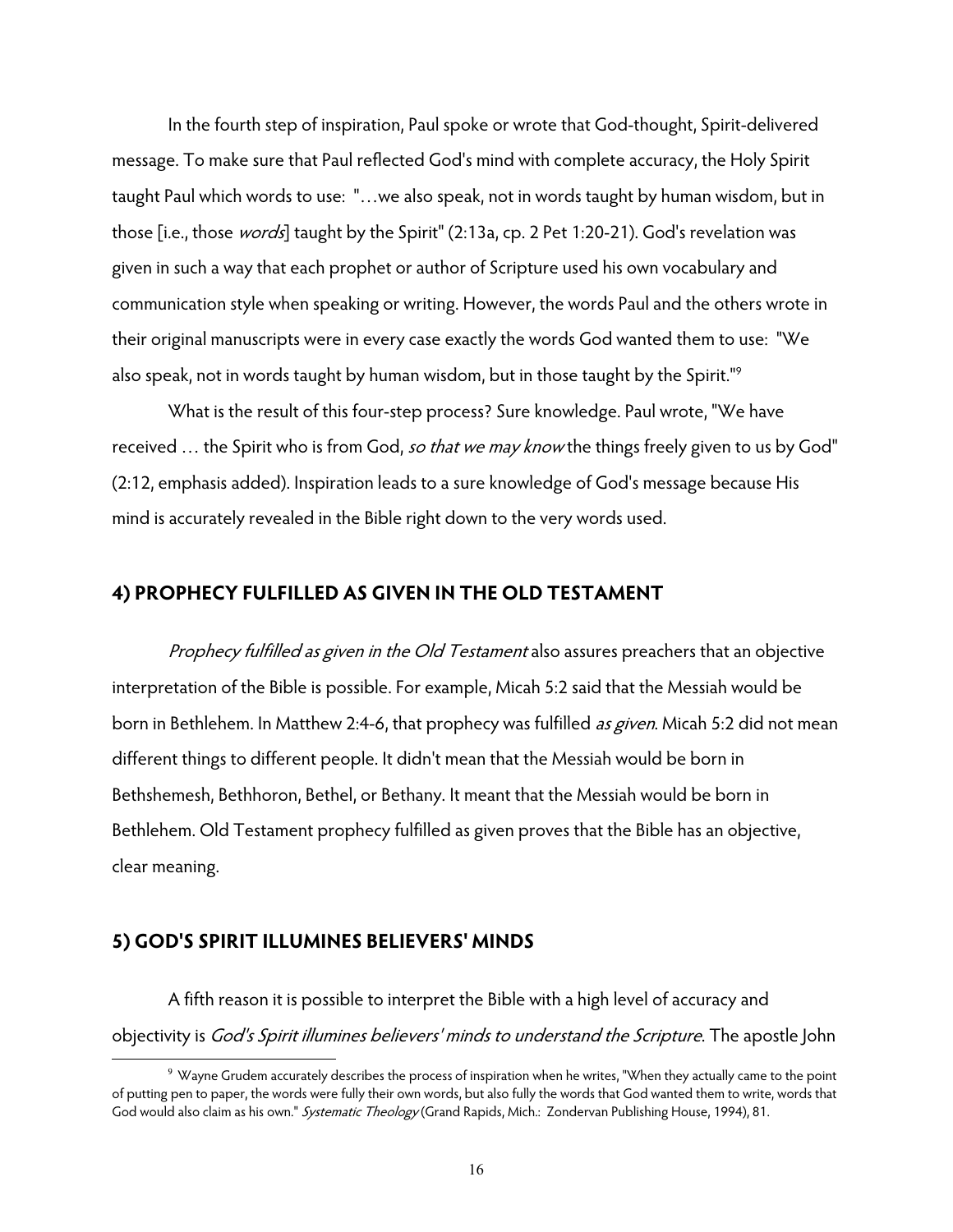In the fourth step of inspiration, Paul spoke or wrote that God-thought, Spirit-delivered message. To make sure that Paul reflected God's mind with complete accuracy, the Holy Spirit taught Paul which words to use: "…we also speak, not in words taught by human wisdom, but in those [i.e., those *words*] taught by the Spirit" (2:13a, cp. 2 Pet 1:20-21). God's revelation was given in such a way that each prophet or author of Scripture used his own vocabulary and communication style when speaking or writing. However, the words Paul and the others wrote in their original manuscripts were in every case exactly the words God wanted them to use: "We also speak, not in words taught by human wisdom, but in those taught by the Spirit."[9]

What is the result of this four-step process? Sure knowledge. Paul wrote, "We have received … the Spirit who is from God, *so that we may know* the things freely given to us by God" (2:12, emphasis added). Inspiration leads to a sure knowledge of God's message because His mind is accurately revealed in the Bible right down to the very words used.

## 4) PROPHECY FULFILLED AS GIVEN IN THE OLD TESTAMENT

*Prophecy fulfilled as given in the Old Testament* also assures preachers that an objective interpretation of the Bible is possible. For example, Micah 5:2 said that the Messiah would be born in Bethlehem. In Matthew 2:4-6, that prophecy was fulfilled *as given*. Micah 5:2 did not mean different things to different people. It didn't mean that the Messiah would be born in Bethshemesh, Bethhoron, Bethel, or Bethany. It meant that the Messiah would be born in Bethlehem. Old Testament prophecy fulfilled as given proves that the Bible has an objective, clear meaning.

## 5) GOD'S SPIRIT ILLUMINES BELIEVERS' MINDS

A fifth reason it is possible to interpret the Bible with a high level of accuracy and objectivity is *God's Spirit illumines believers' minds to understand the Scripture*. The apostle John

[9] Wayne Grudem accurately describes the process of inspiration when he writes, "When they actually came to the point of putting pen to paper, the words were fully their own words, but also fully the words that God wanted them to write, words that God would also claim as his own." *Systematic Theology* (Grand Rapids, Mich.: Zondervan Publishing House, 1994), 81.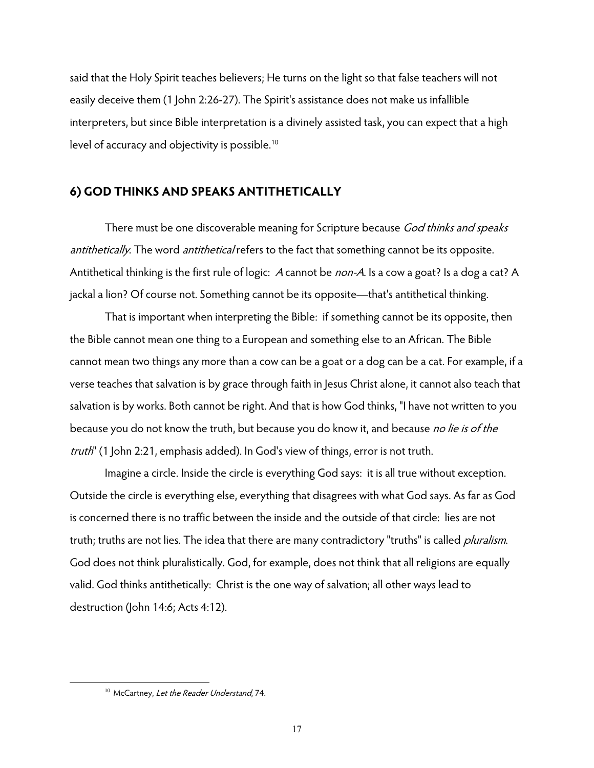said that the Holy Spirit teaches believers; He turns on the light so that false teachers will not easily deceive them (1 John 2:26-27). The Spirit's assistance does not make us infallible interpreters, but since Bible interpretation is a divinely assisted task, you can expect that a high level of accuracy and objectivity is possible.[10]

## 6) GOD THINKS AND SPEAKS ANTITHETICALLY

There must be one discoverable meaning for Scripture because *God thinks and speaks antithetically*. The word *antithetical* refers to the fact that something cannot be its opposite. Antithetical thinking is the first rule of logic: *A* cannot be *non-A*. Is a cow a goat? Is a dog a cat? A jackal a lion? Of course not. Something cannot be its opposite—that's antithetical thinking.

That is important when interpreting the Bible: if something cannot be its opposite, then the Bible cannot mean one thing to a European and something else to an African. The Bible cannot mean two things any more than a cow can be a goat or a dog can be a cat. For example, if a verse teaches that salvation is by grace through faith in Jesus Christ alone, it cannot also teach that salvation is by works. Both cannot be right. And that is how God thinks, "I have not written to you because you do not know the truth, but because you do know it, and because *no lie is of the truth*" (1 John 2:21, emphasis added). In God's view of things, error is not truth.

Imagine a circle. Inside the circle is everything God says: it is all true without exception. Outside the circle is everything else, everything that disagrees with what God says. As far as God is concerned there is no traffic between the inside and the outside of that circle: lies are not truth; truths are not lies. The idea that there are many contradictory "truths" is called *pluralism*. God does not think pluralistically. God, for example, does not think that all religions are equally valid. God thinks antithetically: Christ is the one way of salvation; all other ways lead to destruction (John 14:6; Acts 4:12).

---

[10] McCartney, *Let the Reader Understand*, 74.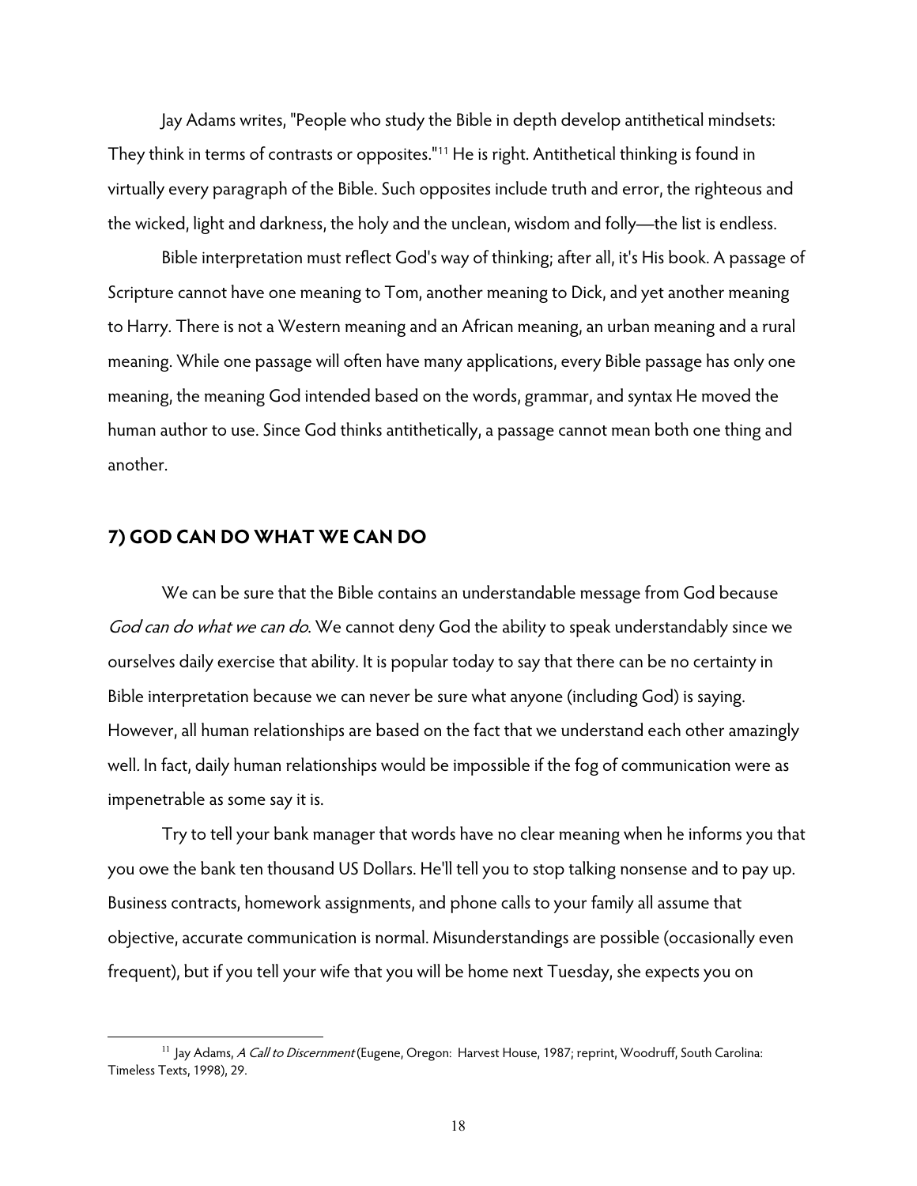Jay Adams writes, "People who study the Bible in depth develop antithetical mindsets: They think in terms of contrasts or opposites."[11] He is right. Antithetical thinking is found in virtually every paragraph of the Bible. Such opposites include truth and error, the righteous and the wicked, light and darkness, the holy and the unclean, wisdom and folly—the list is endless.

Bible interpretation must reflect God's way of thinking; after all, it's His book. A passage of Scripture cannot have one meaning to Tom, another meaning to Dick, and yet another meaning to Harry. There is not a Western meaning and an African meaning, an urban meaning and a rural meaning. While one passage will often have many applications, every Bible passage has only one meaning, the meaning God intended based on the words, grammar, and syntax He moved the human author to use. Since God thinks antithetically, a passage cannot mean both one thing and another.

## 7) GOD CAN DO WHAT WE CAN DO

We can be sure that the Bible contains an understandable message from God because *God can do what we can do*. We cannot deny God the ability to speak understandably since we ourselves daily exercise that ability. It is popular today to say that there can be no certainty in Bible interpretation because we can never be sure what anyone (including God) is saying. However, all human relationships are based on the fact that we understand each other amazingly well. In fact, daily human relationships would be impossible if the fog of communication were as impenetrable as some say it is.

Try to tell your bank manager that words have no clear meaning when he informs you that you owe the bank ten thousand US Dollars. He'll tell you to stop talking nonsense and to pay up. Business contracts, homework assignments, and phone calls to your family all assume that objective, accurate communication is normal. Misunderstandings are possible (occasionally even frequent), but if you tell your wife that you will be home next Tuesday, she expects you on

[11] Jay Adams, *A Call to Discernment* (Eugene, Oregon: Harvest House, 1987; reprint, Woodruff, South Carolina: Timeless Texts, 1998), 29.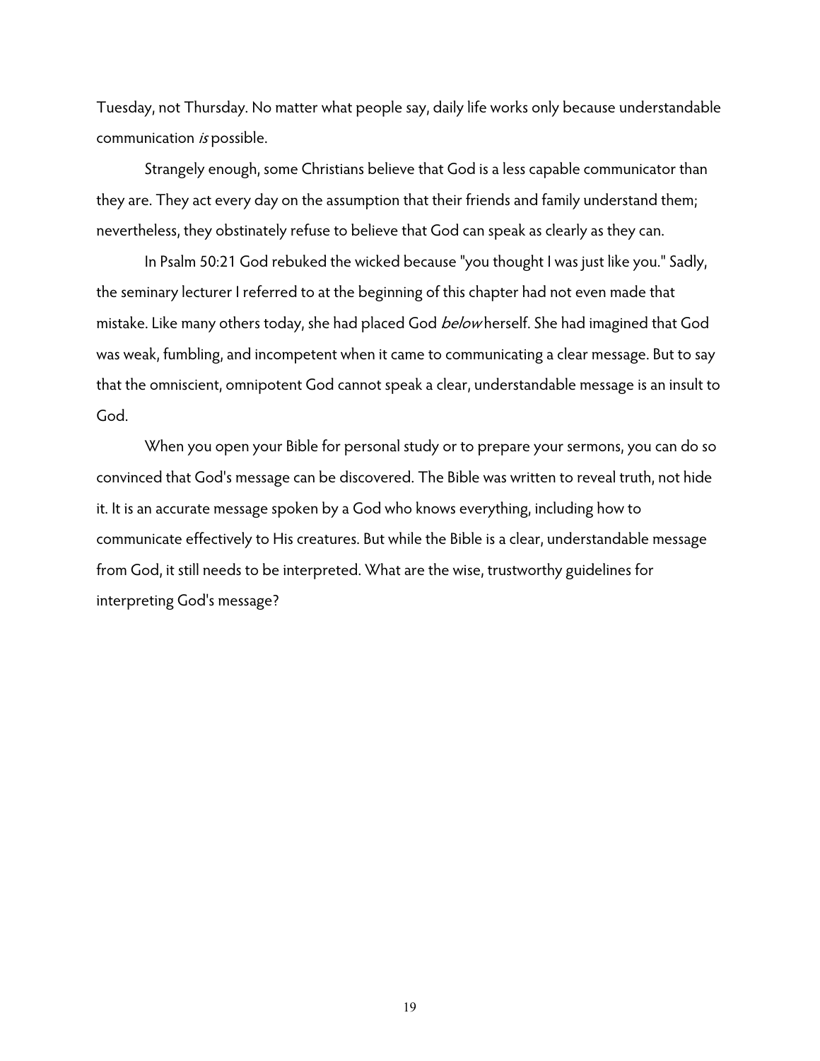Tuesday, not Thursday. No matter what people say, daily life works only because understandable communication *is* possible.

Strangely enough, some Christians believe that God is a less capable communicator than they are. They act every day on the assumption that their friends and family understand them; nevertheless, they obstinately refuse to believe that God can speak as clearly as they can.

In Psalm 50:21 God rebuked the wicked because "you thought I was just like you." Sadly, the seminary lecturer I referred to at the beginning of this chapter had not even made that mistake. Like many others today, she had placed God *below* herself. She had imagined that God was weak, fumbling, and incompetent when it came to communicating a clear message. But to say that the omniscient, omnipotent God cannot speak a clear, understandable message is an insult to God.

When you open your Bible for personal study or to prepare your sermons, you can do so convinced that God's message can be discovered. The Bible was written to reveal truth, not hide it. It is an accurate message spoken by a God who knows everything, including how to communicate effectively to His creatures. But while the Bible is a clear, understandable message from God, it still needs to be interpreted. What are the wise, trustworthy guidelines for interpreting God's message?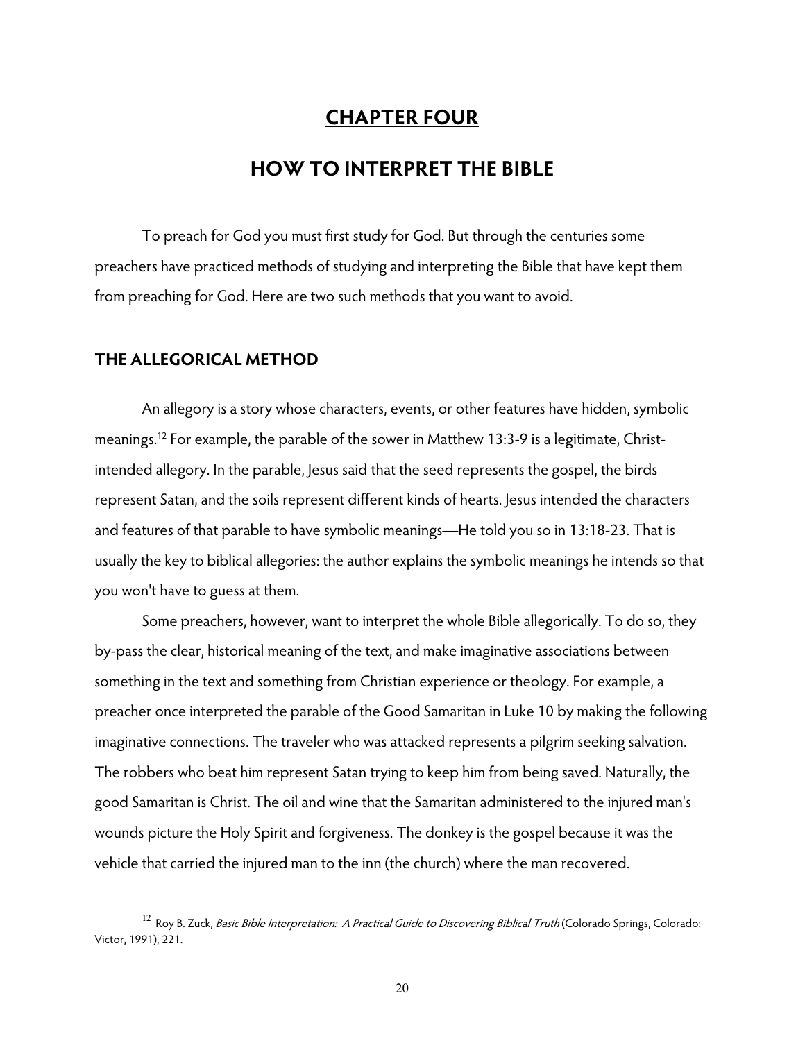# CHAPTER FOUR

# HOW TO INTERPRET THE BIBLE

To preach for God you must first study for God. But through the centuries some preachers have practiced methods of studying and interpreting the Bible that have kept them from preaching for God. Here are two such methods that you want to avoid.

## THE ALLEGORICAL METHOD

An allegory is a story whose characters, events, or other features have hidden, symbolic meanings.[12] For example, the parable of the sower in Matthew 13:3-9 is a legitimate, Christ-intended allegory. In the parable, Jesus said that the seed represents the gospel, the birds represent Satan, and the soils represent different kinds of hearts. Jesus intended the characters and features of that parable to have symbolic meanings—He told you so in 13:18-23. That is usually the key to biblical allegories: the author explains the symbolic meanings he intends so that you won't have to guess at them.

Some preachers, however, want to interpret the whole Bible allegorically. To do so, they by-pass the clear, historical meaning of the text, and make imaginative associations between something in the text and something from Christian experience or theology. For example, a preacher once interpreted the parable of the Good Samaritan in Luke 10 by making the following imaginative connections. The traveler who was attacked represents a pilgrim seeking salvation. The robbers who beat him represent Satan trying to keep him from being saved. Naturally, the good Samaritan is Christ. The oil and wine that the Samaritan administered to the injured man's wounds picture the Holy Spirit and forgiveness. The donkey is the gospel because it was the vehicle that carried the injured man to the inn (the church) where the man recovered.

---

[12] Roy B. Zuck, *Basic Bible Interpretation: A Practical Guide to Discovering Biblical Truth* (Colorado Springs, Colorado: Victor, 1991), 221.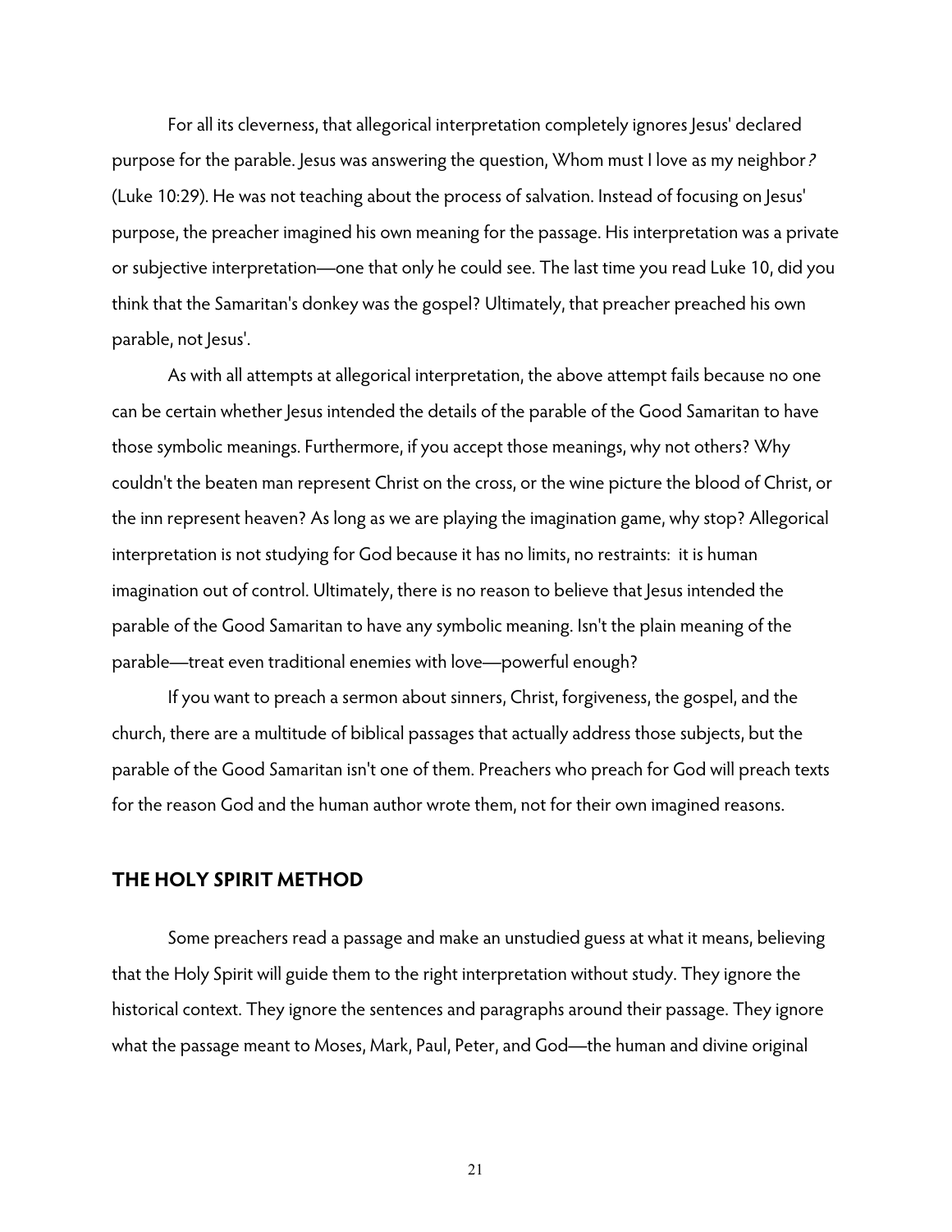For all its cleverness, that allegorical interpretation completely ignores Jesus' declared purpose for the parable. Jesus was answering the question, Whom must I love as my neighbor*?* (Luke 10:29). He was not teaching about the process of salvation. Instead of focusing on Jesus' purpose, the preacher imagined his own meaning for the passage. His interpretation was a private or subjective interpretation—one that only he could see. The last time you read Luke 10, did you think that the Samaritan's donkey was the gospel? Ultimately, that preacher preached his own parable, not Jesus'.

As with all attempts at allegorical interpretation, the above attempt fails because no one can be certain whether Jesus intended the details of the parable of the Good Samaritan to have those symbolic meanings. Furthermore, if you accept those meanings, why not others? Why couldn't the beaten man represent Christ on the cross, or the wine picture the blood of Christ, or the inn represent heaven? As long as we are playing the imagination game, why stop? Allegorical interpretation is not studying for God because it has no limits, no restraints: it is human imagination out of control. Ultimately, there is no reason to believe that Jesus intended the parable of the Good Samaritan to have any symbolic meaning. Isn't the plain meaning of the parable—treat even traditional enemies with love—powerful enough?

If you want to preach a sermon about sinners, Christ, forgiveness, the gospel, and the church, there are a multitude of biblical passages that actually address those subjects, but the parable of the Good Samaritan isn't one of them. Preachers who preach for God will preach texts for the reason God and the human author wrote them, not for their own imagined reasons.

## THE HOLY SPIRIT METHOD

Some preachers read a passage and make an unstudied guess at what it means, believing that the Holy Spirit will guide them to the right interpretation without study. They ignore the historical context. They ignore the sentences and paragraphs around their passage. They ignore what the passage meant to Moses, Mark, Paul, Peter, and God—the human and divine original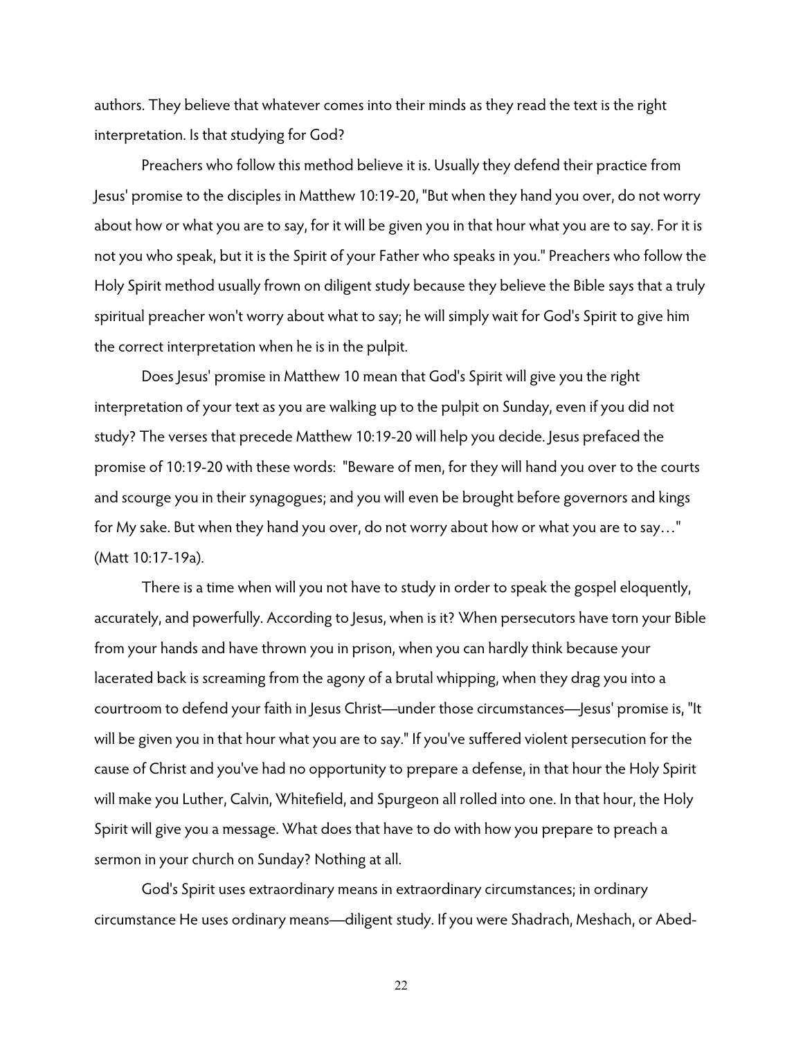authors. They believe that whatever comes into their minds as they read the text is the right interpretation. Is that studying for God?

Preachers who follow this method believe it is. Usually they defend their practice from Jesus' promise to the disciples in Matthew 10:19-20, "But when they hand you over, do not worry about how or what you are to say, for it will be given you in that hour what you are to say. For it is not you who speak, but it is the Spirit of your Father who speaks in you." Preachers who follow the Holy Spirit method usually frown on diligent study because they believe the Bible says that a truly spiritual preacher won't worry about what to say; he will simply wait for God's Spirit to give him the correct interpretation when he is in the pulpit.

Does Jesus' promise in Matthew 10 mean that God's Spirit will give you the right interpretation of your text as you are walking up to the pulpit on Sunday, even if you did not study? The verses that precede Matthew 10:19-20 will help you decide. Jesus prefaced the promise of 10:19-20 with these words: "Beware of men, for they will hand you over to the courts and scourge you in their synagogues; and you will even be brought before governors and kings for My sake. But when they hand you over, do not worry about how or what you are to say…" (Matt 10:17-19a).

There is a time when will you not have to study in order to speak the gospel eloquently, accurately, and powerfully. According to Jesus, when is it? When persecutors have torn your Bible from your hands and have thrown you in prison, when you can hardly think because your lacerated back is screaming from the agony of a brutal whipping, when they drag you into a courtroom to defend your faith in Jesus Christ—under those circumstances—Jesus' promise is, "It will be given you in that hour what you are to say." If you've suffered violent persecution for the cause of Christ and you've had no opportunity to prepare a defense, in that hour the Holy Spirit will make you Luther, Calvin, Whitefield, and Spurgeon all rolled into one. In that hour, the Holy Spirit will give you a message. What does that have to do with how you prepare to preach a sermon in your church on Sunday? Nothing at all.

God's Spirit uses extraordinary means in extraordinary circumstances; in ordinary circumstance He uses ordinary means—diligent study. If you were Shadrach, Meshach, or Abed-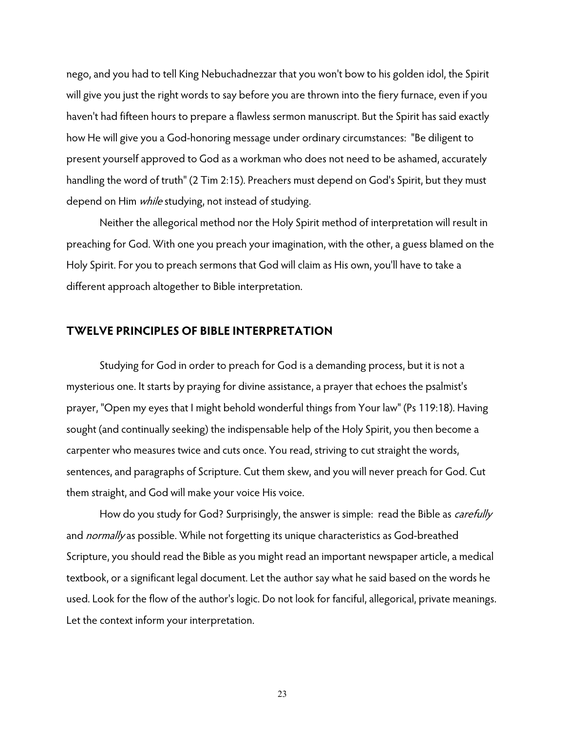nego, and you had to tell King Nebuchadnezzar that you won't bow to his golden idol, the Spirit will give you just the right words to say before you are thrown into the fiery furnace, even if you haven't had fifteen hours to prepare a flawless sermon manuscript. But the Spirit has said exactly how He will give you a God-honoring message under ordinary circumstances: "Be diligent to present yourself approved to God as a workman who does not need to be ashamed, accurately handling the word of truth" (2 Tim 2:15). Preachers must depend on God's Spirit, but they must depend on Him *while* studying, not instead of studying.

Neither the allegorical method nor the Holy Spirit method of interpretation will result in preaching for God. With one you preach your imagination, with the other, a guess blamed on the Holy Spirit. For you to preach sermons that God will claim as His own, you'll have to take a different approach altogether to Bible interpretation.

## TWELVE PRINCIPLES OF BIBLE INTERPRETATION

Studying for God in order to preach for God is a demanding process, but it is not a mysterious one. It starts by praying for divine assistance, a prayer that echoes the psalmist's prayer, "Open my eyes that I might behold wonderful things from Your law" (Ps 119:18). Having sought (and continually seeking) the indispensable help of the Holy Spirit, you then become a carpenter who measures twice and cuts once. You read, striving to cut straight the words, sentences, and paragraphs of Scripture. Cut them skew, and you will never preach for God. Cut them straight, and God will make your voice His voice.

How do you study for God? Surprisingly, the answer is simple: read the Bible as *carefully* and *normally* as possible. While not forgetting its unique characteristics as God-breathed Scripture, you should read the Bible as you might read an important newspaper article, a medical textbook, or a significant legal document. Let the author say what he said based on the words he used. Look for the flow of the author's logic. Do not look for fanciful, allegorical, private meanings. Let the context inform your interpretation.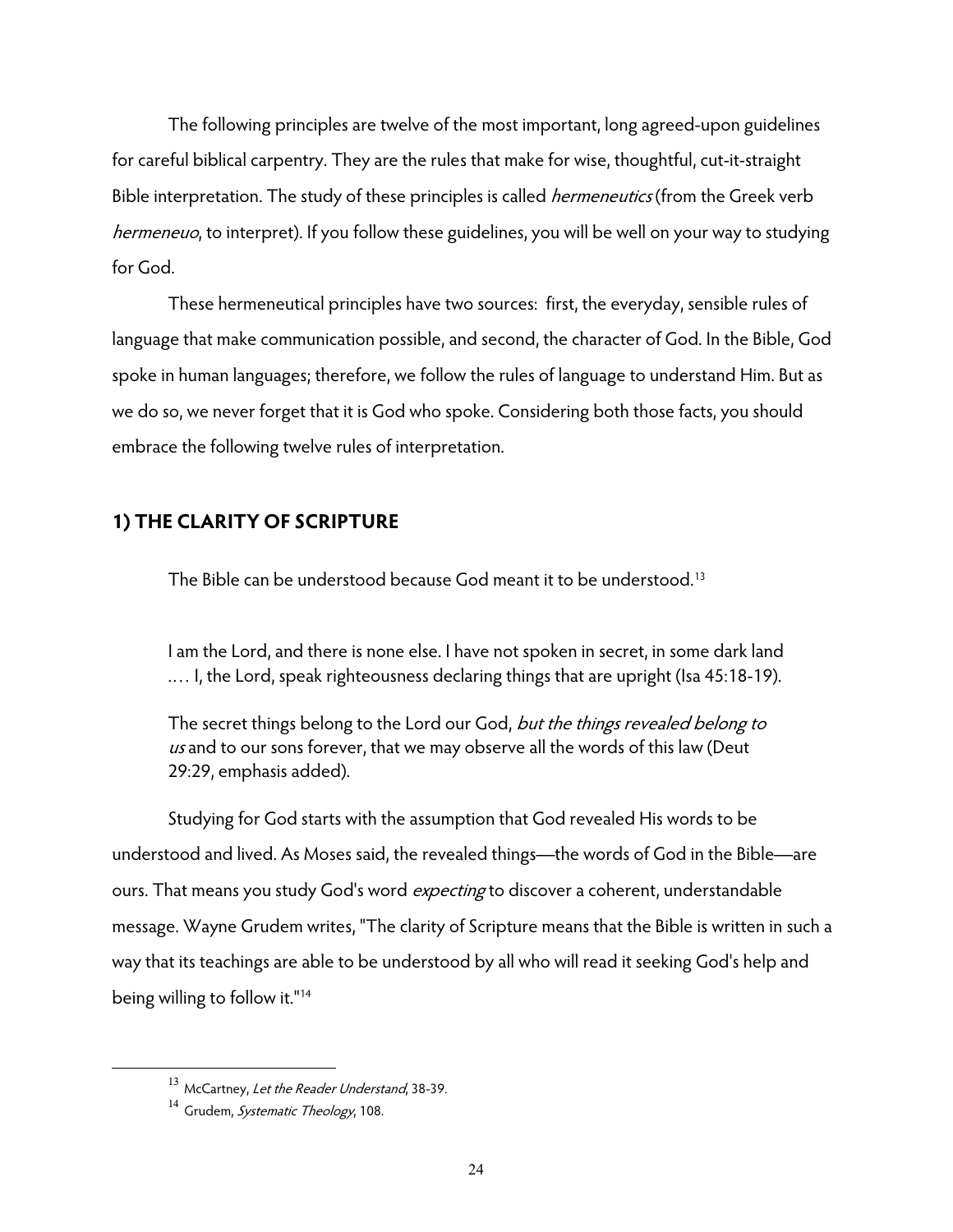The following principles are twelve of the most important, long agreed-upon guidelines for careful biblical carpentry. They are the rules that make for wise, thoughtful, cut-it-straight Bible interpretation. The study of these principles is called *hermeneutics* (from the Greek verb *hermeneuo*, to interpret). If you follow these guidelines, you will be well on your way to studying for God.

These hermeneutical principles have two sources: first, the everyday, sensible rules of language that make communication possible, and second, the character of God. In the Bible, God spoke in human languages; therefore, we follow the rules of language to understand Him. But as we do so, we never forget that it is God who spoke. Considering both those facts, you should embrace the following twelve rules of interpretation.

## 1) THE CLARITY OF SCRIPTURE

> The Bible can be understood because God meant it to be understood.[13]

> I am the Lord, and there is none else. I have not spoken in secret, in some dark land .… I, the Lord, speak righteousness declaring things that are upright (Isa 45:18-19).

> The secret things belong to the Lord our God, *but the things revealed belong to us* and to our sons forever, that we may observe all the words of this law (Deut 29:29, emphasis added).

Studying for God starts with the assumption that God revealed His words to be understood and lived. As Moses said, the revealed things—the words of God in the Bible—are ours. That means you study God's word *expecting* to discover a coherent, understandable message. Wayne Grudem writes, "The clarity of Scripture means that the Bible is written in such a way that its teachings are able to be understood by all who will read it seeking God's help and being willing to follow it."[14]

---

[13] McCartney, *Let the Reader Understand*, 38-39.

[14] Grudem, *Systematic Theology*, 108.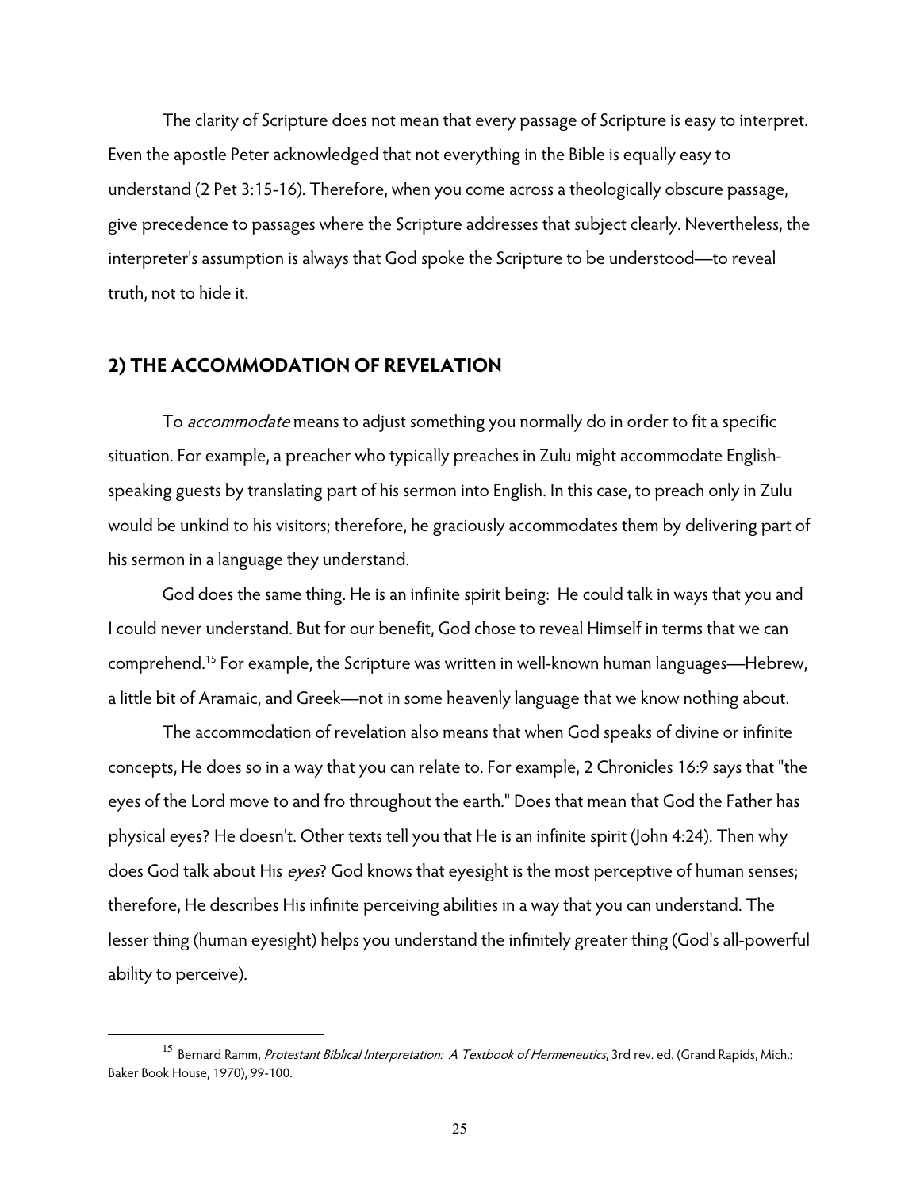The clarity of Scripture does not mean that every passage of Scripture is easy to interpret. Even the apostle Peter acknowledged that not everything in the Bible is equally easy to understand (2 Pet 3:15-16). Therefore, when you come across a theologically obscure passage, give precedence to passages where the Scripture addresses that subject clearly. Nevertheless, the interpreter's assumption is always that God spoke the Scripture to be understood—to reveal truth, not to hide it.

## 2) THE ACCOMMODATION OF REVELATION

To *accommodate* means to adjust something you normally do in order to fit a specific situation. For example, a preacher who typically preaches in Zulu might accommodate English-speaking guests by translating part of his sermon into English. In this case, to preach only in Zulu would be unkind to his visitors; therefore, he graciously accommodates them by delivering part of his sermon in a language they understand.

God does the same thing. He is an infinite spirit being: He could talk in ways that you and I could never understand. But for our benefit, God chose to reveal Himself in terms that we can comprehend.[15] For example, the Scripture was written in well-known human languages—Hebrew, a little bit of Aramaic, and Greek—not in some heavenly language that we know nothing about.

The accommodation of revelation also means that when God speaks of divine or infinite concepts, He does so in a way that you can relate to. For example, 2 Chronicles 16:9 says that "the eyes of the Lord move to and fro throughout the earth." Does that mean that God the Father has physical eyes? He doesn't. Other texts tell you that He is an infinite spirit (John 4:24). Then why does God talk about His *eyes*? God knows that eyesight is the most perceptive of human senses; therefore, He describes His infinite perceiving abilities in a way that you can understand. The lesser thing (human eyesight) helps you understand the infinitely greater thing (God's all-powerful ability to perceive).

---

[15] Bernard Ramm, *Protestant Biblical Interpretation: A Textbook of Hermeneutics*, 3rd rev. ed. (Grand Rapids, Mich.: Baker Book House, 1970), 99-100.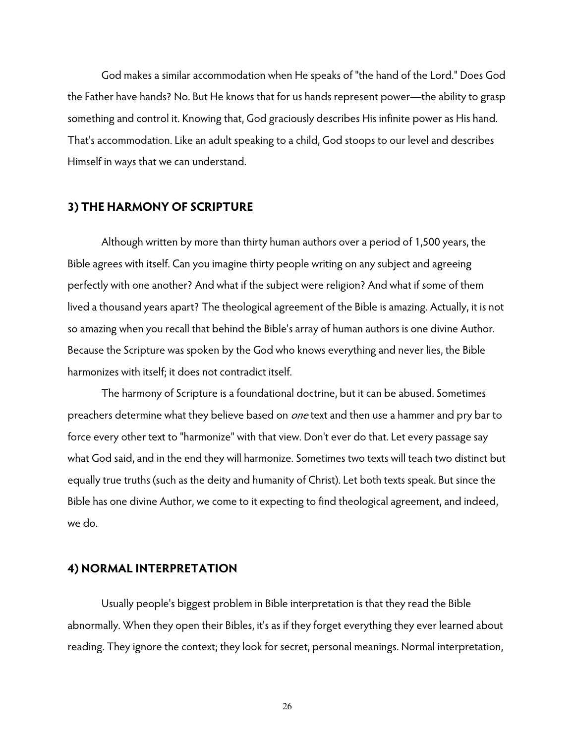God makes a similar accommodation when He speaks of "the hand of the Lord." Does God the Father have hands? No. But He knows that for us hands represent power—the ability to grasp something and control it. Knowing that, God graciously describes His infinite power as His hand. That's accommodation. Like an adult speaking to a child, God stoops to our level and describes Himself in ways that we can understand.

## 3) THE HARMONY OF SCRIPTURE

Although written by more than thirty human authors over a period of 1,500 years, the Bible agrees with itself. Can you imagine thirty people writing on any subject and agreeing perfectly with one another? And what if the subject were religion? And what if some of them lived a thousand years apart? The theological agreement of the Bible is amazing. Actually, it is not so amazing when you recall that behind the Bible's array of human authors is one divine Author. Because the Scripture was spoken by the God who knows everything and never lies, the Bible harmonizes with itself; it does not contradict itself.

The harmony of Scripture is a foundational doctrine, but it can be abused. Sometimes preachers determine what they believe based on *one* text and then use a hammer and pry bar to force every other text to "harmonize" with that view. Don't ever do that. Let every passage say what God said, and in the end they will harmonize. Sometimes two texts will teach two distinct but equally true truths (such as the deity and humanity of Christ). Let both texts speak. But since the Bible has one divine Author, we come to it expecting to find theological agreement, and indeed, we do.

## 4) NORMAL INTERPRETATION

Usually people's biggest problem in Bible interpretation is that they read the Bible abnormally. When they open their Bibles, it's as if they forget everything they ever learned about reading. They ignore the context; they look for secret, personal meanings. Normal interpretation,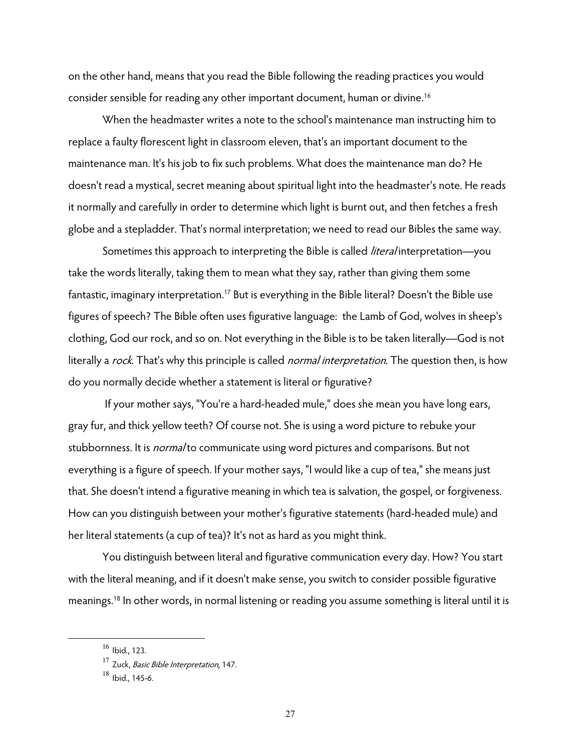on the other hand, means that you read the Bible following the reading practices you would consider sensible for reading any other important document, human or divine.[16]

When the headmaster writes a note to the school's maintenance man instructing him to replace a faulty florescent light in classroom eleven, that's an important document to the maintenance man. It's his job to fix such problems. What does the maintenance man do? He doesn't read a mystical, secret meaning about spiritual light into the headmaster's note. He reads it normally and carefully in order to determine which light is burnt out, and then fetches a fresh globe and a stepladder. That's normal interpretation; we need to read our Bibles the same way.

Sometimes this approach to interpreting the Bible is called *literal* interpretation—you take the words literally, taking them to mean what they say, rather than giving them some fantastic, imaginary interpretation.[17] But is everything in the Bible literal? Doesn't the Bible use figures of speech? The Bible often uses figurative language: the Lamb of God, wolves in sheep's clothing, God our rock, and so on. Not everything in the Bible is to be taken literally—God is not literally a *rock*. That's why this principle is called *normal interpretation*. The question then, is how do you normally decide whether a statement is literal or figurative?

If your mother says, "You're a hard-headed mule," does she mean you have long ears, gray fur, and thick yellow teeth? Of course not. She is using a word picture to rebuke your stubbornness. It is *normal* to communicate using word pictures and comparisons. But not everything is a figure of speech. If your mother says, "I would like a cup of tea," she means just that. She doesn't intend a figurative meaning in which tea is salvation, the gospel, or forgiveness. How can you distinguish between your mother's figurative statements (hard-headed mule) and her literal statements (a cup of tea)? It's not as hard as you might think.

You distinguish between literal and figurative communication every day. How? You start with the literal meaning, and if it doesn't make sense, you switch to consider possible figurative meanings.[18] In other words, in normal listening or reading you assume something is literal until it is

[16] Ibid., 123.

[17] Zuck, *Basic Bible Interpretation*, 147.

[18] Ibid., 145-6.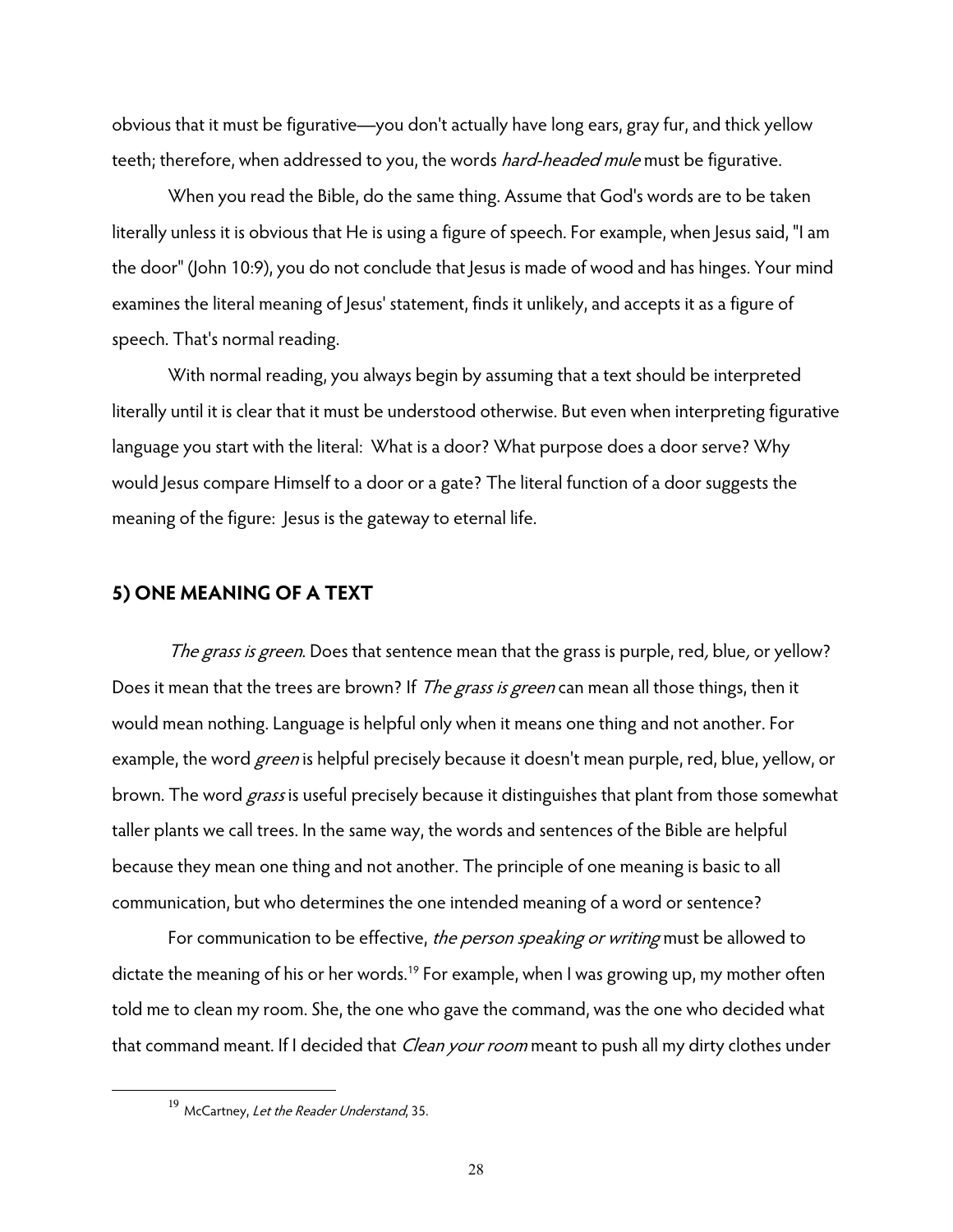obvious that it must be figurative—you don't actually have long ears, gray fur, and thick yellow teeth; therefore, when addressed to you, the words *hard-headed mule* must be figurative.

When you read the Bible, do the same thing. Assume that God's words are to be taken literally unless it is obvious that He is using a figure of speech. For example, when Jesus said, "I am the door" (John 10:9), you do not conclude that Jesus is made of wood and has hinges. Your mind examines the literal meaning of Jesus' statement, finds it unlikely, and accepts it as a figure of speech. That's normal reading.

With normal reading, you always begin by assuming that a text should be interpreted literally until it is clear that it must be understood otherwise. But even when interpreting figurative language you start with the literal: What is a door? What purpose does a door serve? Why would Jesus compare Himself to a door or a gate? The literal function of a door suggests the meaning of the figure: Jesus is the gateway to eternal life.

## 5) ONE MEANING OF A TEXT

*The grass is green*. Does that sentence mean that the grass is purple, red, blue, or yellow? Does it mean that the trees are brown? If *The grass is green* can mean all those things, then it would mean nothing. Language is helpful only when it means one thing and not another. For example, the word *green* is helpful precisely because it doesn't mean purple, red, blue, yellow, or brown. The word *grass* is useful precisely because it distinguishes that plant from those somewhat taller plants we call trees. In the same way, the words and sentences of the Bible are helpful because they mean one thing and not another. The principle of one meaning is basic to all communication, but who determines the one intended meaning of a word or sentence?

For communication to be effective, *the person speaking or writing* must be allowed to dictate the meaning of his or her words.[19] For example, when I was growing up, my mother often told me to clean my room. She, the one who gave the command, was the one who decided what that command meant. If I decided that *Clean your room* meant to push all my dirty clothes under

[19] McCartney, *Let the Reader Understand*, 35.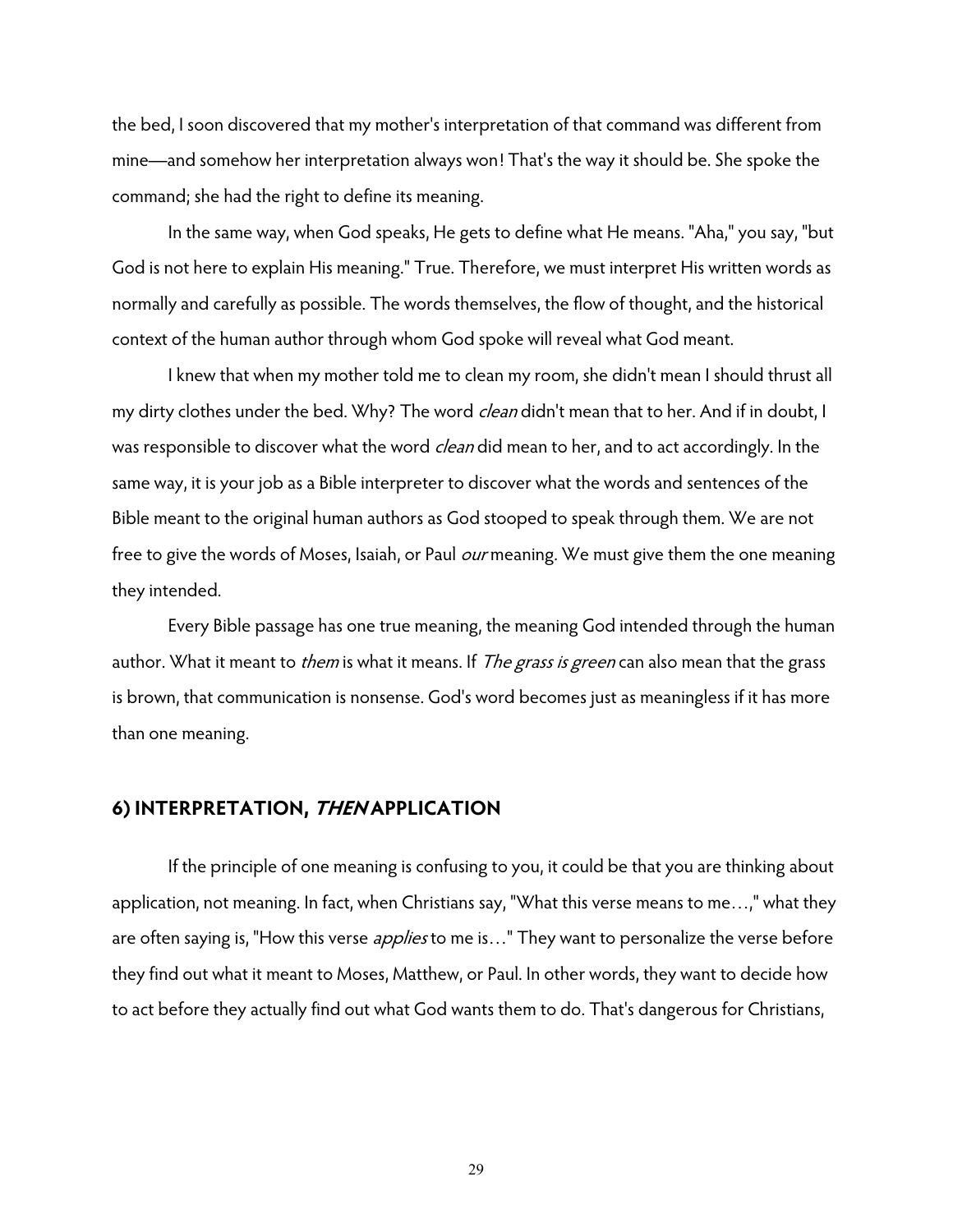the bed, I soon discovered that my mother's interpretation of that command was different from mine—and somehow her interpretation always won! That's the way it should be. She spoke the command; she had the right to define its meaning.

In the same way, when God speaks, He gets to define what He means. "Aha," you say, "but God is not here to explain His meaning." True. Therefore, we must interpret His written words as normally and carefully as possible. The words themselves, the flow of thought, and the historical context of the human author through whom God spoke will reveal what God meant.

I knew that when my mother told me to clean my room, she didn't mean I should thrust all my dirty clothes under the bed. Why? The word *clean* didn't mean that to her. And if in doubt, I was responsible to discover what the word *clean* did mean to her, and to act accordingly. In the same way, it is your job as a Bible interpreter to discover what the words and sentences of the Bible meant to the original human authors as God stooped to speak through them. We are not free to give the words of Moses, Isaiah, or Paul *our* meaning. We must give them the one meaning they intended.

Every Bible passage has one true meaning, the meaning God intended through the human author. What it meant to *them* is what it means. If *The grass is green* can also mean that the grass is brown, that communication is nonsense. God's word becomes just as meaningless if it has more than one meaning.

### 6) INTERPRETATION, *THEN* APPLICATION

If the principle of one meaning is confusing to you, it could be that you are thinking about application, not meaning. In fact, when Christians say, "What this verse means to me…," what they are often saying is, "How this verse *applies* to me is…" They want to personalize the verse before they find out what it meant to Moses, Matthew, or Paul. In other words, they want to decide how to act before they actually find out what God wants them to do. That's dangerous for Christians,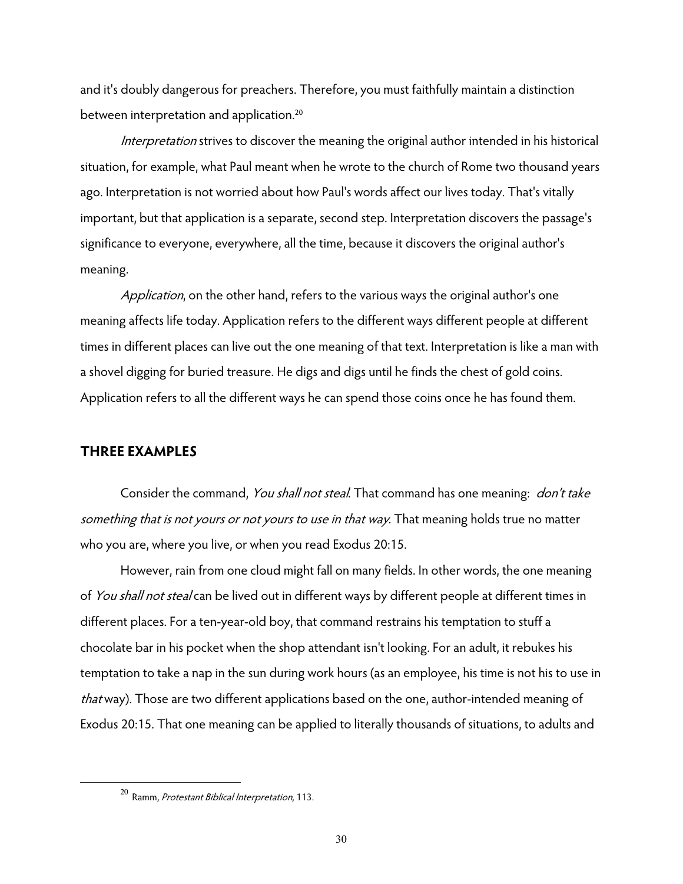and it's doubly dangerous for preachers. Therefore, you must faithfully maintain a distinction between interpretation and application.[20]

*Interpretation* strives to discover the meaning the original author intended in his historical situation, for example, what Paul meant when he wrote to the church of Rome two thousand years ago. Interpretation is not worried about how Paul's words affect our lives today. That's vitally important, but that application is a separate, second step. Interpretation discovers the passage's significance to everyone, everywhere, all the time, because it discovers the original author's meaning.

*Application*, on the other hand, refers to the various ways the original author's one meaning affects life today. Application refers to the different ways different people at different times in different places can live out the one meaning of that text. Interpretation is like a man with a shovel digging for buried treasure. He digs and digs until he finds the chest of gold coins. Application refers to all the different ways he can spend those coins once he has found them.

## THREE EXAMPLES

Consider the command, *You shall not steal*. That command has one meaning: *don't take something that is not yours or not yours to use in that way*. That meaning holds true no matter who you are, where you live, or when you read Exodus 20:15.

However, rain from one cloud might fall on many fields. In other words, the one meaning of *You shall not steal* can be lived out in different ways by different people at different times in different places. For a ten-year-old boy, that command restrains his temptation to stuff a chocolate bar in his pocket when the shop attendant isn't looking. For an adult, it rebukes his temptation to take a nap in the sun during work hours (as an employee, his time is not his to use in *that* way). Those are two different applications based on the one, author-intended meaning of Exodus 20:15. That one meaning can be applied to literally thousands of situations, to adults and

---

[20] Ramm, *Protestant Biblical Interpretation*, 113.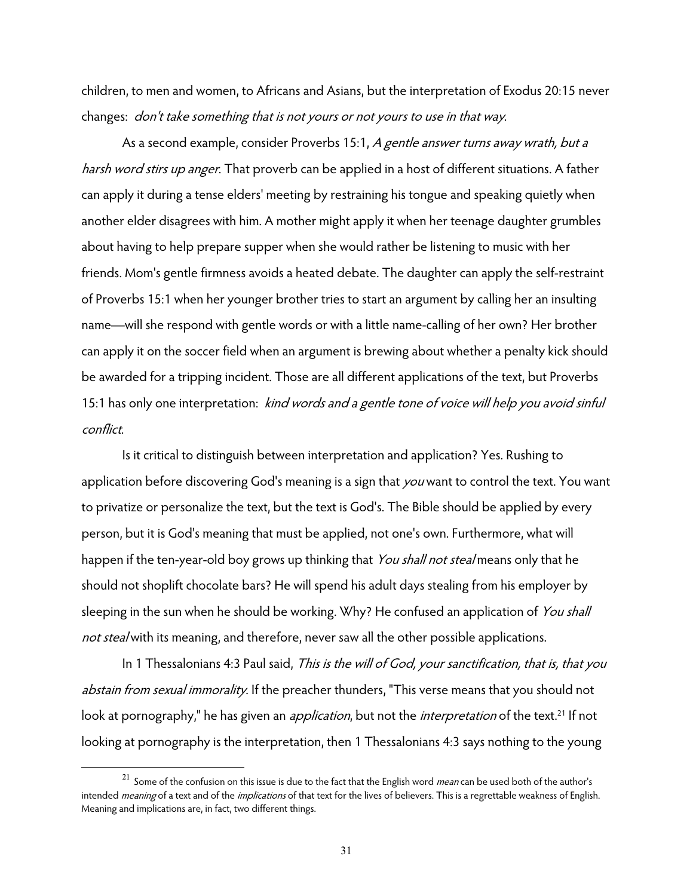children, to men and women, to Africans and Asians, but the interpretation of Exodus 20:15 never changes: *don't take something that is not yours or not yours to use in that way.*

As a second example, consider Proverbs 15:1, *A gentle answer turns away wrath, but a harsh word stirs up anger*. That proverb can be applied in a host of different situations. A father can apply it during a tense elders' meeting by restraining his tongue and speaking quietly when another elder disagrees with him. A mother might apply it when her teenage daughter grumbles about having to help prepare supper when she would rather be listening to music with her friends. Mom's gentle firmness avoids a heated debate. The daughter can apply the self-restraint of Proverbs 15:1 when her younger brother tries to start an argument by calling her an insulting name—will she respond with gentle words or with a little name-calling of her own? Her brother can apply it on the soccer field when an argument is brewing about whether a penalty kick should be awarded for a tripping incident. Those are all different applications of the text, but Proverbs 15:1 has only one interpretation: *kind words and a gentle tone of voice will help you avoid sinful conflict*.

Is it critical to distinguish between interpretation and application? Yes. Rushing to application before discovering God's meaning is a sign that *you* want to control the text. You want to privatize or personalize the text, but the text is God's. The Bible should be applied by every person, but it is God's meaning that must be applied, not one's own. Furthermore, what will happen if the ten-year-old boy grows up thinking that *You shall not steal* means only that he should not shoplift chocolate bars? He will spend his adult days stealing from his employer by sleeping in the sun when he should be working. Why? He confused an application of *You shall not steal* with its meaning, and therefore, never saw all the other possible applications.

In 1 Thessalonians 4:3 Paul said, *This is the will of God, your sanctification, that is, that you abstain from sexual immorality*. If the preacher thunders, "This verse means that you should not look at pornography," he has given an *application*, but not the *interpretation* of the text.[21] If not looking at pornography is the interpretation, then 1 Thessalonians 4:3 says nothing to the young

[21] Some of the confusion on this issue is due to the fact that the English word *mean* can be used both of the author's intended *meaning* of a text and of the *implications* of that text for the lives of believers. This is a regrettable weakness of English. Meaning and implications are, in fact, two different things.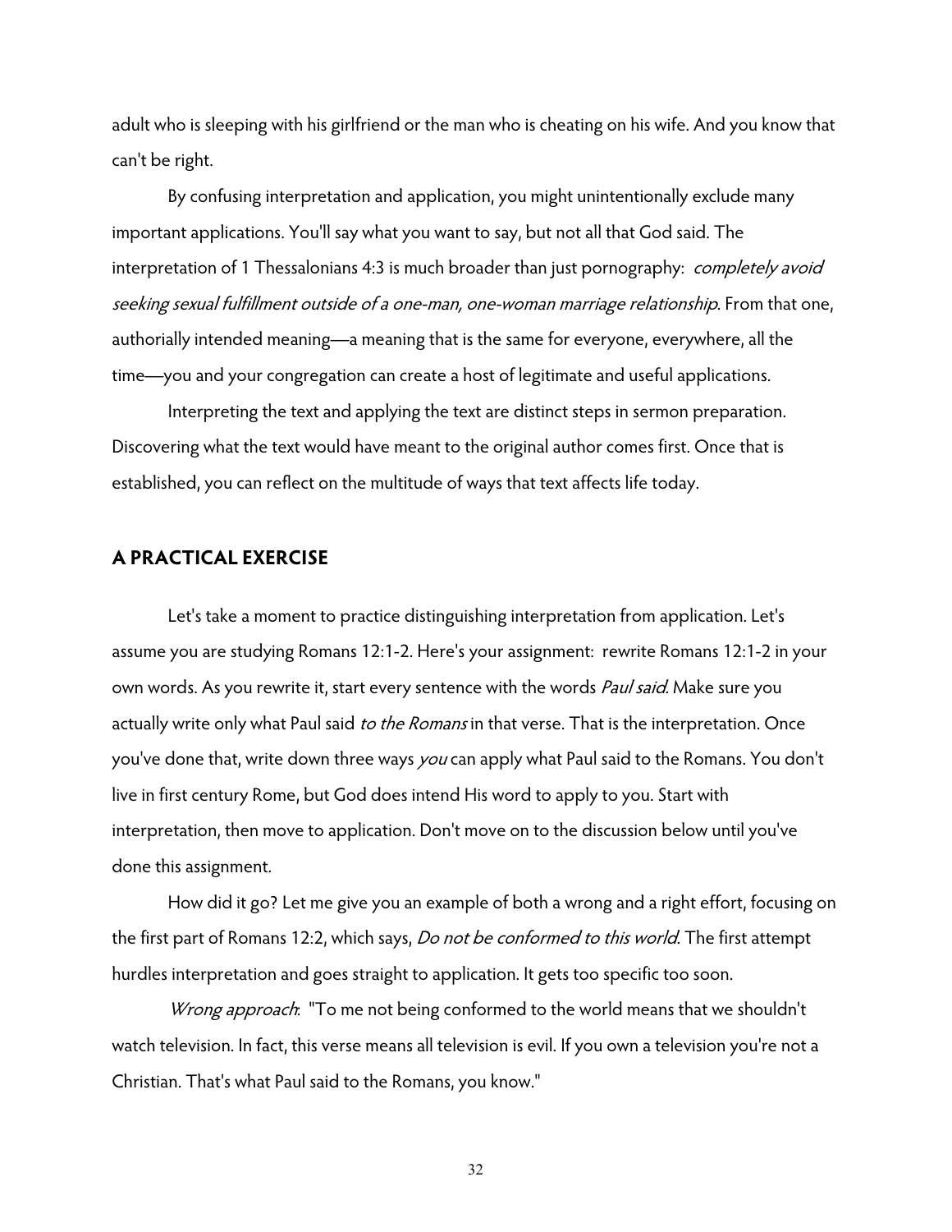adult who is sleeping with his girlfriend or the man who is cheating on his wife. And you know that can't be right.

By confusing interpretation and application, you might unintentionally exclude many important applications. You'll say what you want to say, but not all that God said. The interpretation of 1 Thessalonians 4:3 is much broader than just pornography: *completely avoid seeking sexual fulfillment outside of a one-man, one-woman marriage relationship*. From that one, authorially intended meaning—a meaning that is the same for everyone, everywhere, all the time—you and your congregation can create a host of legitimate and useful applications.

Interpreting the text and applying the text are distinct steps in sermon preparation. Discovering what the text would have meant to the original author comes first. Once that is established, you can reflect on the multitude of ways that text affects life today.

## A PRACTICAL EXERCISE

Let's take a moment to practice distinguishing interpretation from application. Let's assume you are studying Romans 12:1-2. Here's your assignment: rewrite Romans 12:1-2 in your own words. As you rewrite it, start every sentence with the words *Paul said*. Make sure you actually write only what Paul said *to the Romans* in that verse. That is the interpretation. Once you've done that, write down three ways *you* can apply what Paul said to the Romans. You don't live in first century Rome, but God does intend His word to apply to you. Start with interpretation, then move to application. Don't move on to the discussion below until you've done this assignment.

How did it go? Let me give you an example of both a wrong and a right effort, focusing on the first part of Romans 12:2, which says, *Do not be conformed to this world*. The first attempt hurdles interpretation and goes straight to application. It gets too specific too soon.

*Wrong approach*: "To me not being conformed to the world means that we shouldn't watch television. In fact, this verse means all television is evil. If you own a television you're not a Christian. That's what Paul said to the Romans, you know."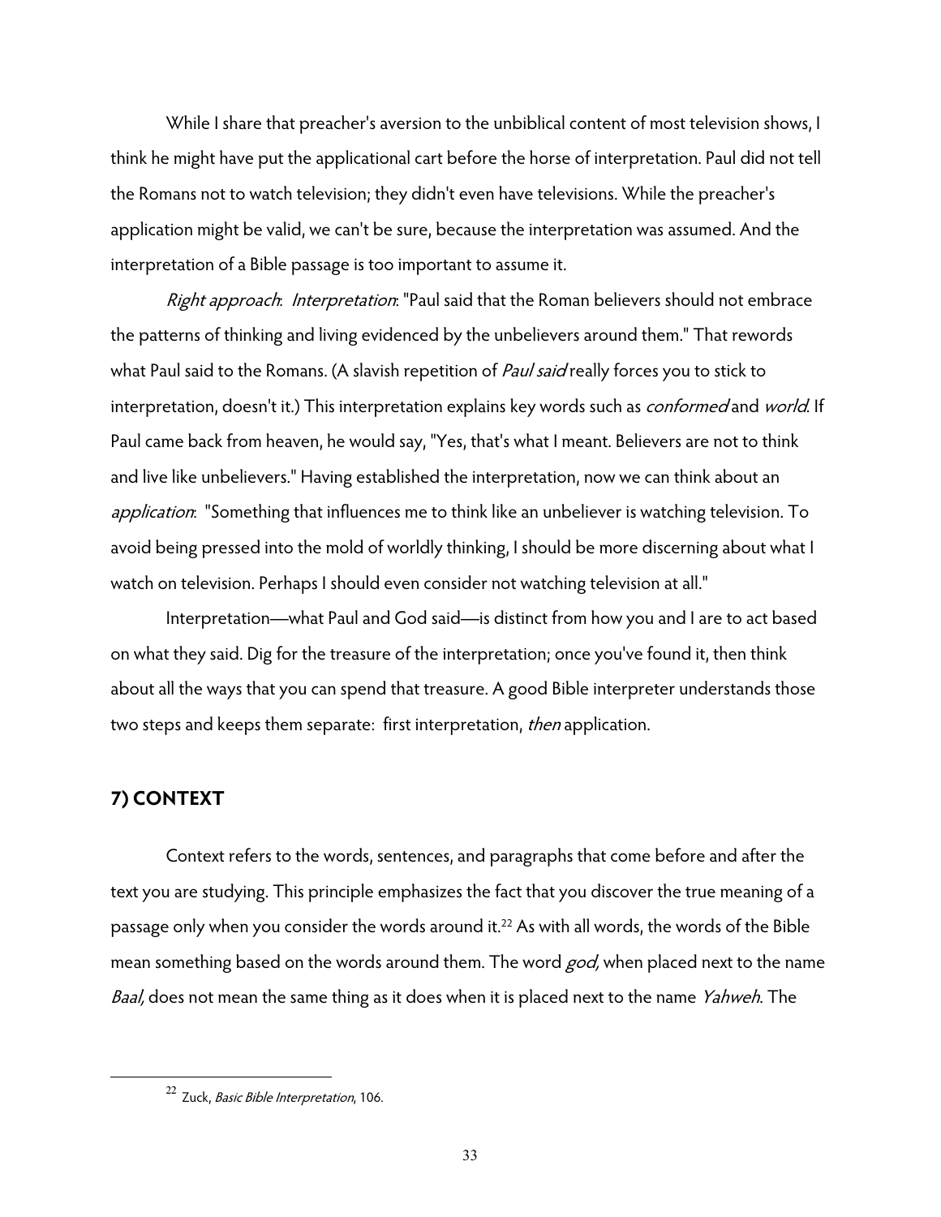While I share that preacher's aversion to the unbiblical content of most television shows, I think he might have put the applicational cart before the horse of interpretation. Paul did not tell the Romans not to watch television; they didn't even have televisions. While the preacher's application might be valid, we can't be sure, because the interpretation was assumed. And the interpretation of a Bible passage is too important to assume it.

*Right approach*: *Interpretation*: "Paul said that the Roman believers should not embrace the patterns of thinking and living evidenced by the unbelievers around them." That rewords what Paul said to the Romans. (A slavish repetition of *Paul said* really forces you to stick to interpretation, doesn't it.) This interpretation explains key words such as *conformed* and *world*. If Paul came back from heaven, he would say, "Yes, that's what I meant. Believers are not to think and live like unbelievers." Having established the interpretation, now we can think about an *application*: "Something that influences me to think like an unbeliever is watching television. To avoid being pressed into the mold of worldly thinking, I should be more discerning about what I watch on television. Perhaps I should even consider not watching television at all."

Interpretation—what Paul and God said—is distinct from how you and I are to act based on what they said. Dig for the treasure of the interpretation; once you've found it, then think about all the ways that you can spend that treasure. A good Bible interpreter understands those two steps and keeps them separate: first interpretation, *then* application.

## 7) CONTEXT

Context refers to the words, sentences, and paragraphs that come before and after the text you are studying. This principle emphasizes the fact that you discover the true meaning of a passage only when you consider the words around it.[22] As with all words, the words of the Bible mean something based on the words around them. The word *god,* when placed next to the name *Baal,* does not mean the same thing as it does when it is placed next to the name *Yahweh*. The

[22] Zuck, *Basic Bible Interpretation*, 106.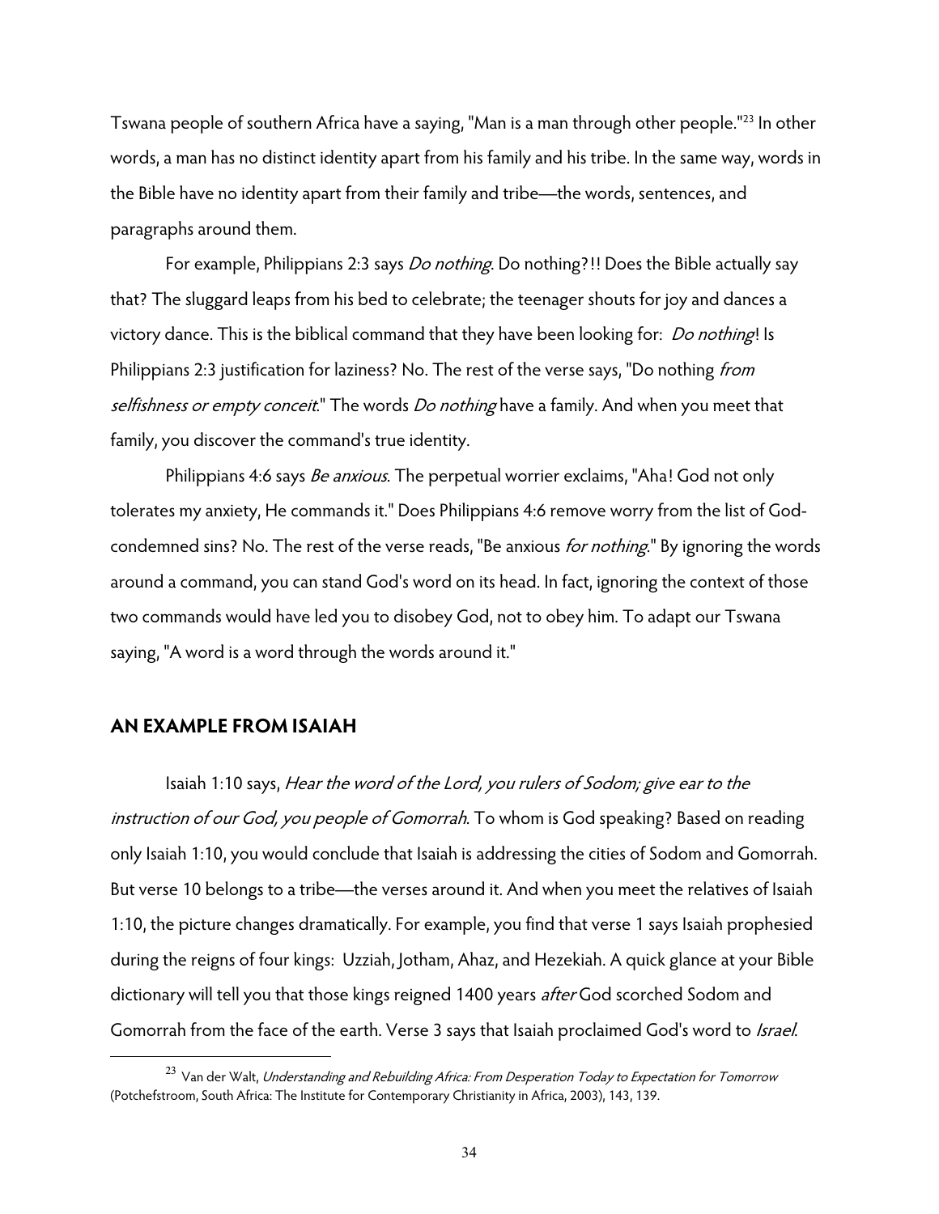Tswana people of southern Africa have a saying, "Man is a man through other people."[23] In other words, a man has no distinct identity apart from his family and his tribe. In the same way, words in the Bible have no identity apart from their family and tribe—the words, sentences, and paragraphs around them.

For example, Philippians 2:3 says *Do nothing*. Do nothing?!! Does the Bible actually say that? The sluggard leaps from his bed to celebrate; the teenager shouts for joy and dances a victory dance. This is the biblical command that they have been looking for: *Do nothing*! Is Philippians 2:3 justification for laziness? No. The rest of the verse says, "Do nothing *from selfishness or empty conceit*." The words *Do nothing* have a family. And when you meet that family, you discover the command's true identity.

Philippians 4:6 says *Be anxious*. The perpetual worrier exclaims, "Aha! God not only tolerates my anxiety, He commands it." Does Philippians 4:6 remove worry from the list of God-condemned sins? No. The rest of the verse reads, "Be anxious *for nothing*." By ignoring the words around a command, you can stand God's word on its head. In fact, ignoring the context of those two commands would have led you to disobey God, not to obey him. To adapt our Tswana saying, "A word is a word through the words around it."

## AN EXAMPLE FROM ISAIAH

Isaiah 1:10 says, *Hear the word of the Lord, you rulers of Sodom; give ear to the instruction of our God, you people of Gomorrah*. To whom is God speaking? Based on reading only Isaiah 1:10, you would conclude that Isaiah is addressing the cities of Sodom and Gomorrah. But verse 10 belongs to a tribe—the verses around it. And when you meet the relatives of Isaiah 1:10, the picture changes dramatically. For example, you find that verse 1 says Isaiah prophesied during the reigns of four kings: Uzziah, Jotham, Ahaz, and Hezekiah. A quick glance at your Bible dictionary will tell you that those kings reigned 1400 years *after* God scorched Sodom and Gomorrah from the face of the earth. Verse 3 says that Isaiah proclaimed God's word to *Israel*.

[23] Van der Walt, *Understanding and Rebuilding Africa: From Desperation Today to Expectation for Tomorrow* (Potchefstroom, South Africa: The Institute for Contemporary Christianity in Africa, 2003), 143, 139.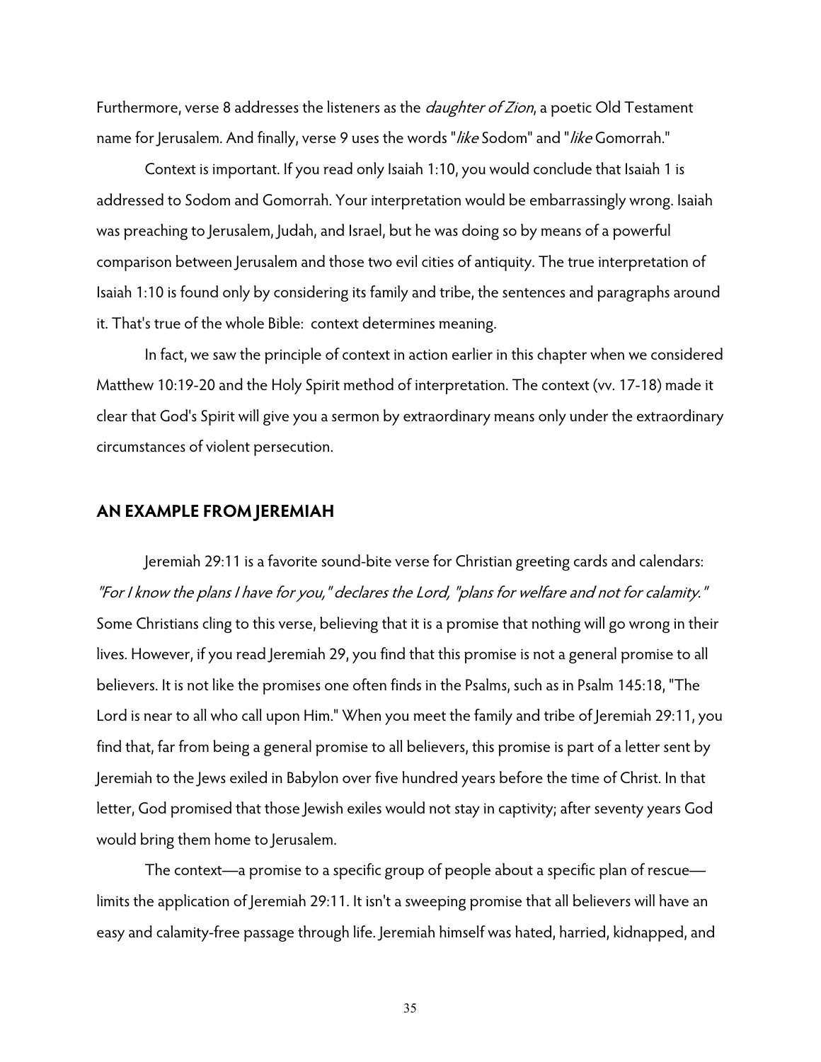Furthermore, verse 8 addresses the listeners as the *daughter of Zion*, a poetic Old Testament name for Jerusalem. And finally, verse 9 uses the words "*like* Sodom" and "*like* Gomorrah."

Context is important. If you read only Isaiah 1:10, you would conclude that Isaiah 1 is addressed to Sodom and Gomorrah. Your interpretation would be embarrassingly wrong. Isaiah was preaching to Jerusalem, Judah, and Israel, but he was doing so by means of a powerful comparison between Jerusalem and those two evil cities of antiquity. The true interpretation of Isaiah 1:10 is found only by considering its family and tribe, the sentences and paragraphs around it. That's true of the whole Bible: context determines meaning.

In fact, we saw the principle of context in action earlier in this chapter when we considered Matthew 10:19-20 and the Holy Spirit method of interpretation. The context (vv. 17-18) made it clear that God's Spirit will give you a sermon by extraordinary means only under the extraordinary circumstances of violent persecution.

## AN EXAMPLE FROM JEREMIAH

Jeremiah 29:11 is a favorite sound-bite verse for Christian greeting cards and calendars: *"For I know the plans I have for you," declares the Lord, "plans for welfare and not for calamity."* Some Christians cling to this verse, believing that it is a promise that nothing will go wrong in their lives. However, if you read Jeremiah 29, you find that this promise is not a general promise to all believers. It is not like the promises one often finds in the Psalms, such as in Psalm 145:18, "The Lord is near to all who call upon Him." When you meet the family and tribe of Jeremiah 29:11, you find that, far from being a general promise to all believers, this promise is part of a letter sent by Jeremiah to the Jews exiled in Babylon over five hundred years before the time of Christ. In that letter, God promised that those Jewish exiles would not stay in captivity; after seventy years God would bring them home to Jerusalem.

The context—a promise to a specific group of people about a specific plan of rescue—limits the application of Jeremiah 29:11. It isn't a sweeping promise that all believers will have an easy and calamity-free passage through life. Jeremiah himself was hated, harried, kidnapped, and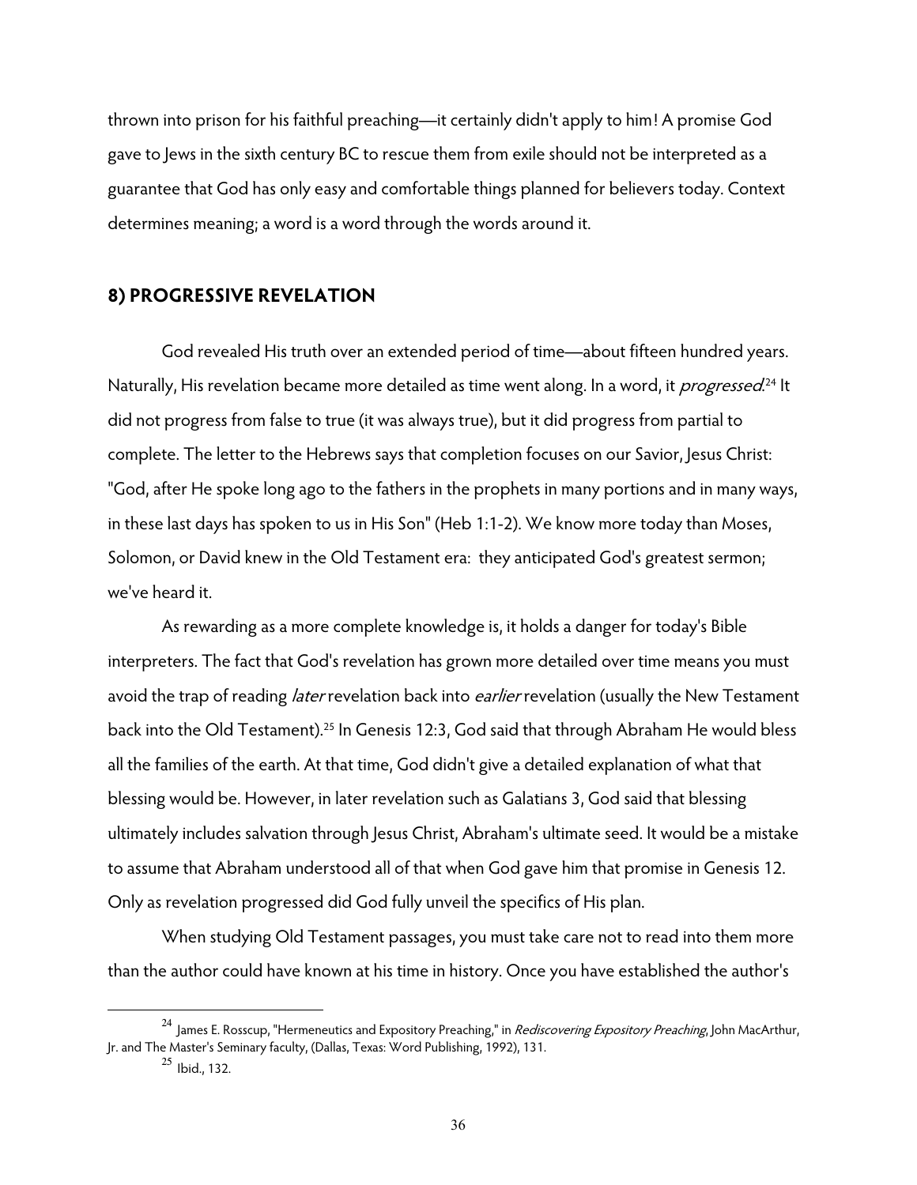thrown into prison for his faithful preaching—it certainly didn't apply to him! A promise God gave to Jews in the sixth century BC to rescue them from exile should not be interpreted as a guarantee that God has only easy and comfortable things planned for believers today. Context determines meaning; a word is a word through the words around it.

## 8) PROGRESSIVE REVELATION

God revealed His truth over an extended period of time—about fifteen hundred years. Naturally, His revelation became more detailed as time went along. In a word, it *progressed*.[24] It did not progress from false to true (it was always true), but it did progress from partial to complete. The letter to the Hebrews says that completion focuses on our Savior, Jesus Christ: "God, after He spoke long ago to the fathers in the prophets in many portions and in many ways, in these last days has spoken to us in His Son" (Heb 1:1-2). We know more today than Moses, Solomon, or David knew in the Old Testament era: they anticipated God's greatest sermon; we've heard it.

As rewarding as a more complete knowledge is, it holds a danger for today's Bible interpreters. The fact that God's revelation has grown more detailed over time means you must avoid the trap of reading *later* revelation back into *earlier* revelation (usually the New Testament back into the Old Testament).[25] In Genesis 12:3, God said that through Abraham He would bless all the families of the earth. At that time, God didn't give a detailed explanation of what that blessing would be. However, in later revelation such as Galatians 3, God said that blessing ultimately includes salvation through Jesus Christ, Abraham's ultimate seed. It would be a mistake to assume that Abraham understood all of that when God gave him that promise in Genesis 12. Only as revelation progressed did God fully unveil the specifics of His plan.

When studying Old Testament passages, you must take care not to read into them more than the author could have known at his time in history. Once you have established the author's

---

[24] James E. Rosscup, "Hermeneutics and Expository Preaching," in *Rediscovering Expository Preaching*, John MacArthur, Jr. and The Master's Seminary faculty, (Dallas, Texas: Word Publishing, 1992), 131.

[25] Ibid., 132.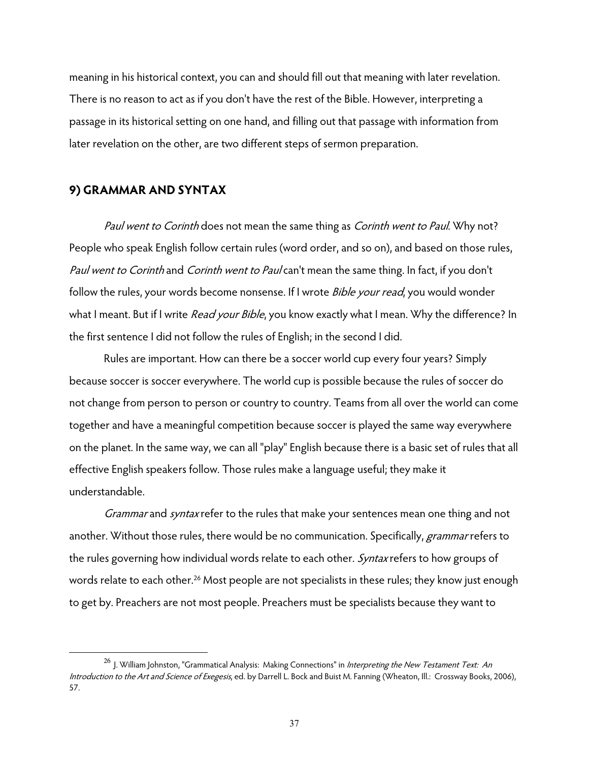meaning in his historical context, you can and should fill out that meaning with later revelation. There is no reason to act as if you don't have the rest of the Bible. However, interpreting a passage in its historical setting on one hand, and filling out that passage with information from later revelation on the other, are two different steps of sermon preparation.

## 9) GRAMMAR AND SYNTAX

*Paul went to Corinth* does not mean the same thing as *Corinth went to Paul*. Why not? People who speak English follow certain rules (word order, and so on), and based on those rules, *Paul went to Corinth* and *Corinth went to Paul* can't mean the same thing. In fact, if you don't follow the rules, your words become nonsense. If I wrote *Bible your read*, you would wonder what I meant. But if I write *Read your Bible*, you know exactly what I mean. Why the difference? In the first sentence I did not follow the rules of English; in the second I did.

Rules are important. How can there be a soccer world cup every four years? Simply because soccer is soccer everywhere. The world cup is possible because the rules of soccer do not change from person to person or country to country. Teams from all over the world can come together and have a meaningful competition because soccer is played the same way everywhere on the planet. In the same way, we can all "play" English because there is a basic set of rules that all effective English speakers follow. Those rules make a language useful; they make it understandable.

*Grammar* and *syntax* refer to the rules that make your sentences mean one thing and not another. Without those rules, there would be no communication. Specifically, *grammar* refers to the rules governing how individual words relate to each other. *Syntax* refers to how groups of words relate to each other.[26] Most people are not specialists in these rules; they know just enough to get by. Preachers are not most people. Preachers must be specialists because they want to

---

[26] J. William Johnston, "Grammatical Analysis: Making Connections" in *Interpreting the New Testament Text: An Introduction to the Art and Science of Exegesis*, ed. by Darrell L. Bock and Buist M. Fanning (Wheaton, Ill.: Crossway Books, 2006), 57.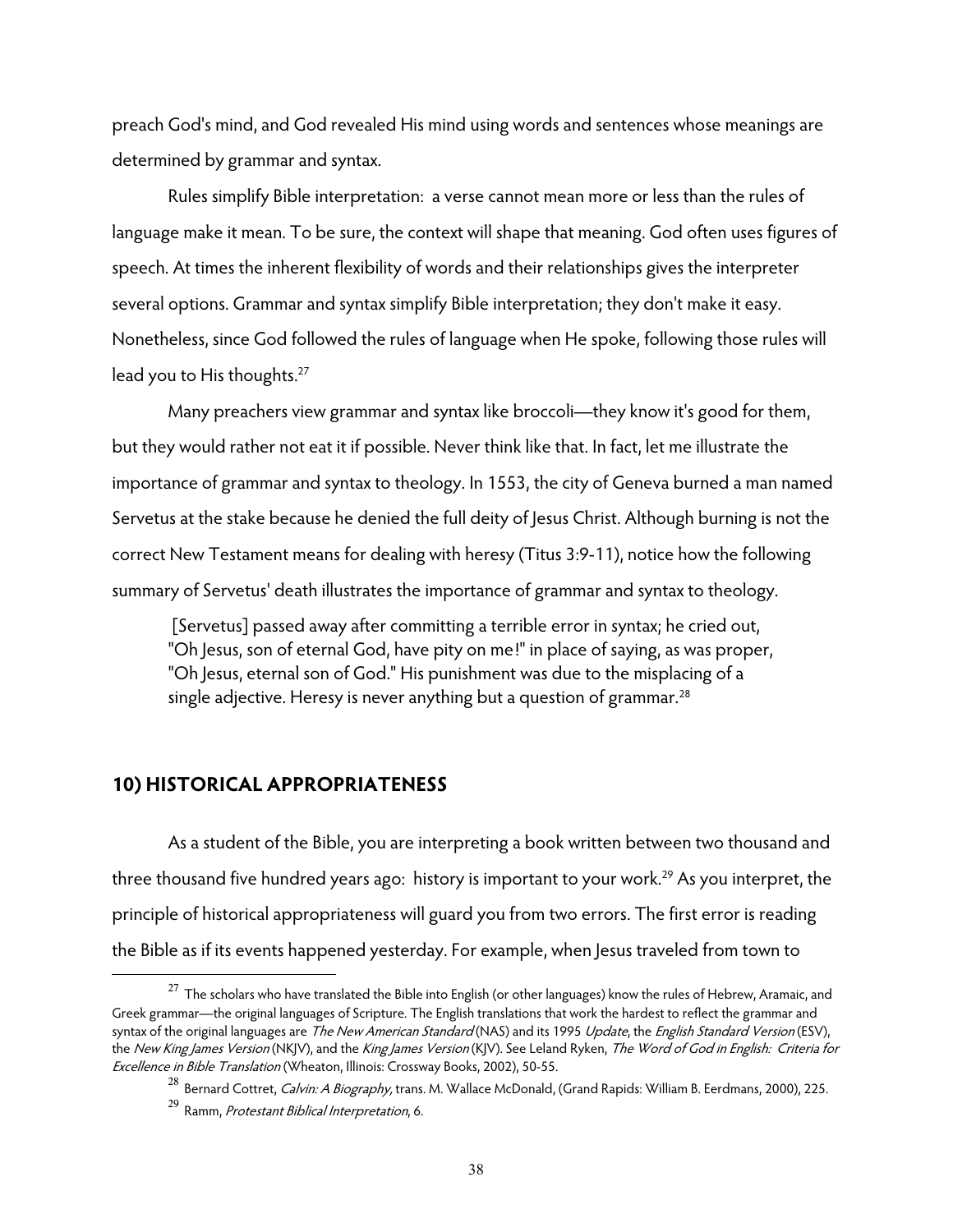preach God's mind, and God revealed His mind using words and sentences whose meanings are determined by grammar and syntax.

Rules simplify Bible interpretation: a verse cannot mean more or less than the rules of language make it mean. To be sure, the context will shape that meaning. God often uses figures of speech. At times the inherent flexibility of words and their relationships gives the interpreter several options. Grammar and syntax simplify Bible interpretation; they don't make it easy. Nonetheless, since God followed the rules of language when He spoke, following those rules will lead you to His thoughts.[27]

Many preachers view grammar and syntax like broccoli—they know it's good for them, but they would rather not eat it if possible. Never think like that. In fact, let me illustrate the importance of grammar and syntax to theology. In 1553, the city of Geneva burned a man named Servetus at the stake because he denied the full deity of Jesus Christ. Although burning is not the correct New Testament means for dealing with heresy (Titus 3:9-11), notice how the following summary of Servetus' death illustrates the importance of grammar and syntax to theology.

> [Servetus] passed away after committing a terrible error in syntax; he cried out, "Oh Jesus, son of eternal God, have pity on me!" in place of saying, as was proper, "Oh Jesus, eternal son of God." His punishment was due to the misplacing of a single adjective. Heresy is never anything but a question of grammar.[28]

## 10) HISTORICAL APPROPRIATENESS

As a student of the Bible, you are interpreting a book written between two thousand and three thousand five hundred years ago: history is important to your work.[29] As you interpret, the principle of historical appropriateness will guard you from two errors. The first error is reading the Bible as if its events happened yesterday. For example, when Jesus traveled from town to

---

[27] The scholars who have translated the Bible into English (or other languages) know the rules of Hebrew, Aramaic, and Greek grammar—the original languages of Scripture. The English translations that work the hardest to reflect the grammar and syntax of the original languages are *The New American Standard* (NAS) and its 1995 *Update*, the *English Standard Version* (ESV), the *New King James Version* (NKJV), and the *King James Version* (KJV). See Leland Ryken, *The Word of God in English: Criteria for Excellence in Bible Translation* (Wheaton, Illinois: Crossway Books, 2002), 50-55.

[28] Bernard Cottret, *Calvin: A Biography,* trans. M. Wallace McDonald, (Grand Rapids: William B. Eerdmans, 2000), 225.

[29] Ramm, *Protestant Biblical Interpretation*, 6.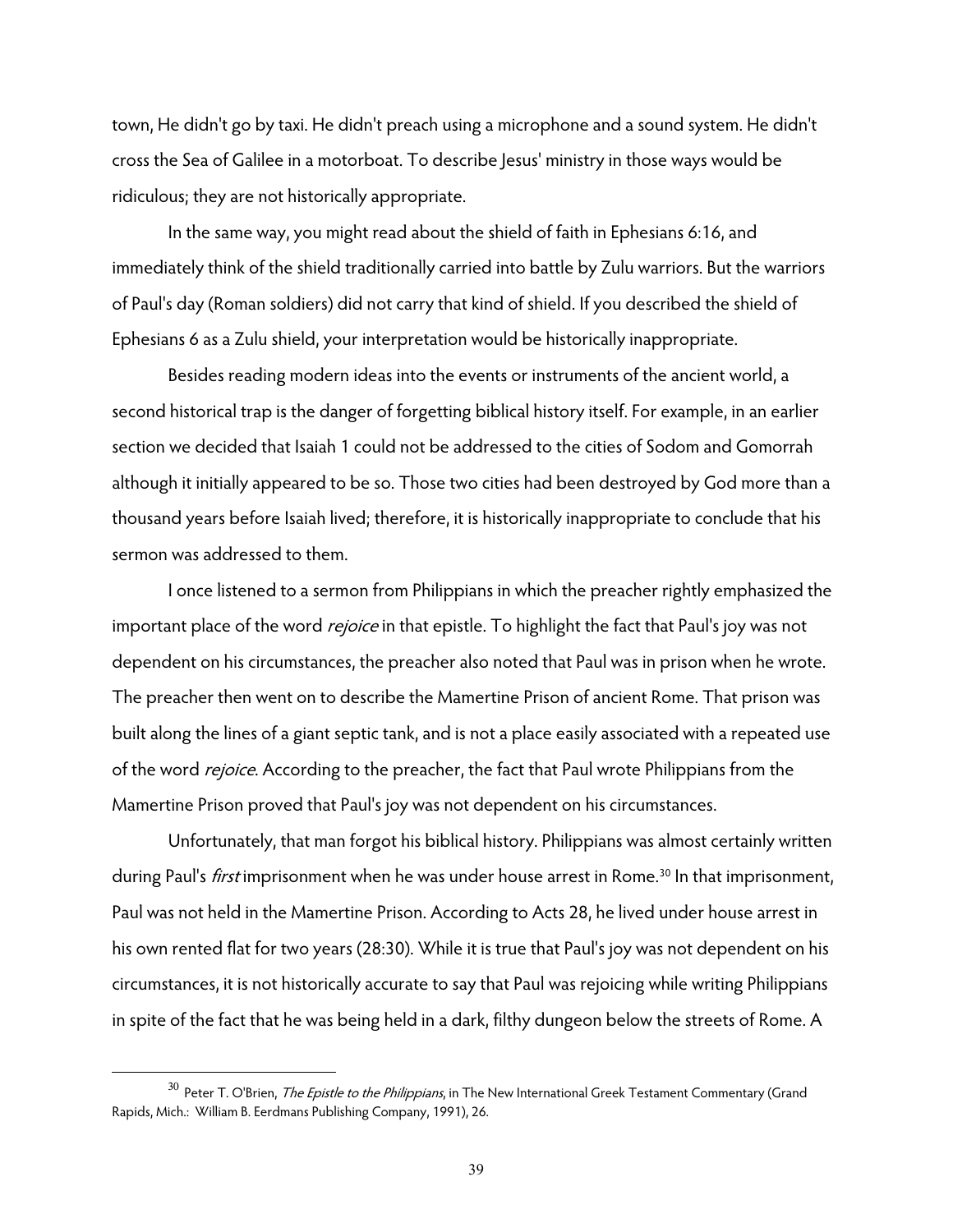town, He didn't go by taxi. He didn't preach using a microphone and a sound system. He didn't cross the Sea of Galilee in a motorboat. To describe Jesus' ministry in those ways would be ridiculous; they are not historically appropriate.

In the same way, you might read about the shield of faith in Ephesians 6:16, and immediately think of the shield traditionally carried into battle by Zulu warriors. But the warriors of Paul's day (Roman soldiers) did not carry that kind of shield. If you described the shield of Ephesians 6 as a Zulu shield, your interpretation would be historically inappropriate.

Besides reading modern ideas into the events or instruments of the ancient world, a second historical trap is the danger of forgetting biblical history itself. For example, in an earlier section we decided that Isaiah 1 could not be addressed to the cities of Sodom and Gomorrah although it initially appeared to be so. Those two cities had been destroyed by God more than a thousand years before Isaiah lived; therefore, it is historically inappropriate to conclude that his sermon was addressed to them.

I once listened to a sermon from Philippians in which the preacher rightly emphasized the important place of the word *rejoice* in that epistle. To highlight the fact that Paul's joy was not dependent on his circumstances, the preacher also noted that Paul was in prison when he wrote. The preacher then went on to describe the Mamertine Prison of ancient Rome. That prison was built along the lines of a giant septic tank, and is not a place easily associated with a repeated use of the word *rejoice*. According to the preacher, the fact that Paul wrote Philippians from the Mamertine Prison proved that Paul's joy was not dependent on his circumstances.

Unfortunately, that man forgot his biblical history. Philippians was almost certainly written during Paul's *first* imprisonment when he was under house arrest in Rome.[30] In that imprisonment, Paul was not held in the Mamertine Prison. According to Acts 28, he lived under house arrest in his own rented flat for two years (28:30). While it is true that Paul's joy was not dependent on his circumstances, it is not historically accurate to say that Paul was rejoicing while writing Philippians in spite of the fact that he was being held in a dark, filthy dungeon below the streets of Rome. A

[30] Peter T. O'Brien, *The Epistle to the Philippians*, in The New International Greek Testament Commentary (Grand Rapids, Mich.: William B. Eerdmans Publishing Company, 1991), 26.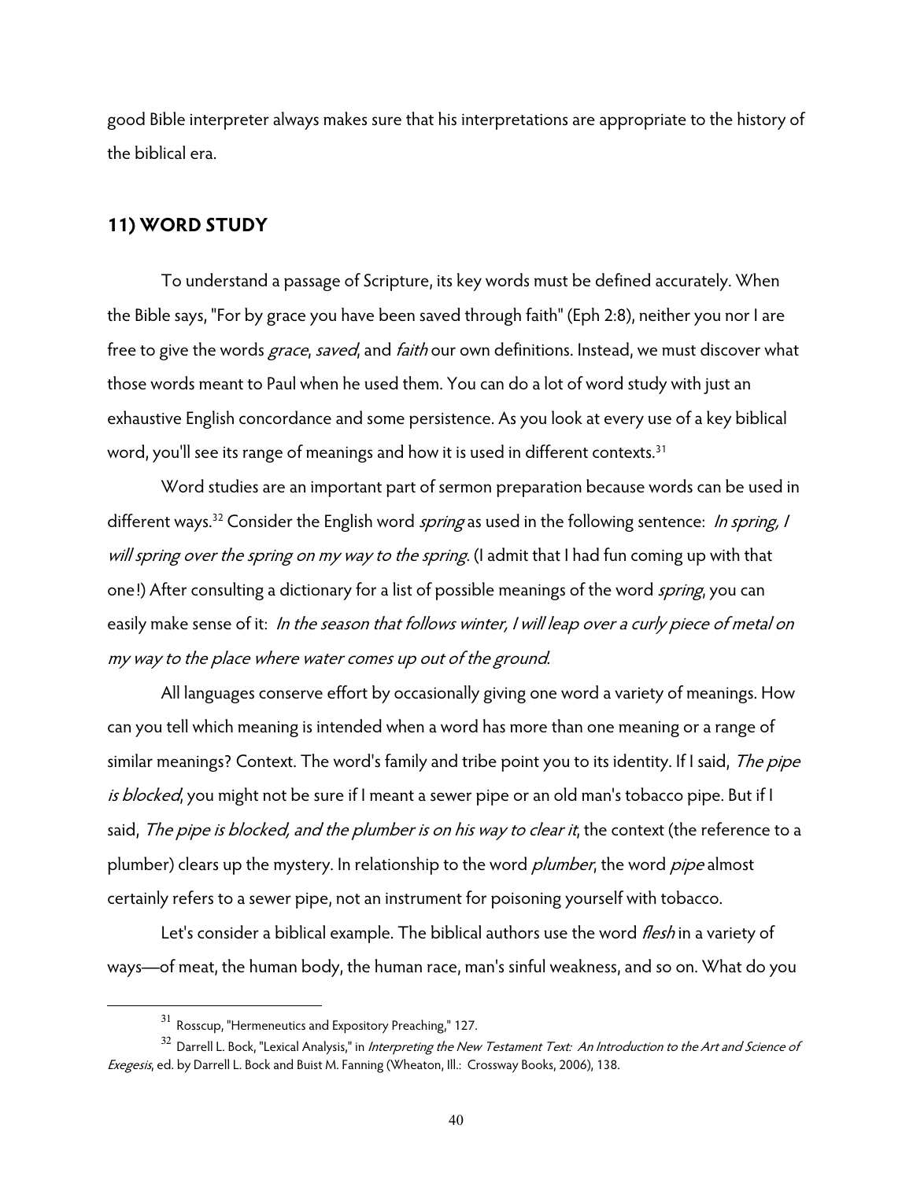good Bible interpreter always makes sure that his interpretations are appropriate to the history of the biblical era.

## 11) WORD STUDY

To understand a passage of Scripture, its key words must be defined accurately. When the Bible says, "For by grace you have been saved through faith" (Eph 2:8), neither you nor I are free to give the words *grace*, *saved*, and *faith* our own definitions. Instead, we must discover what those words meant to Paul when he used them. You can do a lot of word study with just an exhaustive English concordance and some persistence. As you look at every use of a key biblical word, you'll see its range of meanings and how it is used in different contexts.[31]

Word studies are an important part of sermon preparation because words can be used in different ways.[32] Consider the English word *spring* as used in the following sentence: *In spring, I will spring over the spring on my way to the spring*. (I admit that I had fun coming up with that one!) After consulting a dictionary for a list of possible meanings of the word *spring*, you can easily make sense of it: *In the season that follows winter, I will leap over a curly piece of metal on my way to the place where water comes up out of the ground*.

All languages conserve effort by occasionally giving one word a variety of meanings. How can you tell which meaning is intended when a word has more than one meaning or a range of similar meanings? Context. The word's family and tribe point you to its identity. If I said, *The pipe is blocked*, you might not be sure if I meant a sewer pipe or an old man's tobacco pipe. But if I said, *The pipe is blocked, and the plumber is on his way to clear it*, the context (the reference to a plumber) clears up the mystery. In relationship to the word *plumber*, the word *pipe* almost certainly refers to a sewer pipe, not an instrument for poisoning yourself with tobacco.

Let's consider a biblical example. The biblical authors use the word *flesh* in a variety of ways—of meat, the human body, the human race, man's sinful weakness, and so on. What do you

---

[31] Rosscup, "Hermeneutics and Expository Preaching," 127.

[32] Darrell L. Bock, "Lexical Analysis," in *Interpreting the New Testament Text: An Introduction to the Art and Science of Exegesis*, ed. by Darrell L. Bock and Buist M. Fanning (Wheaton, Ill.: Crossway Books, 2006), 138.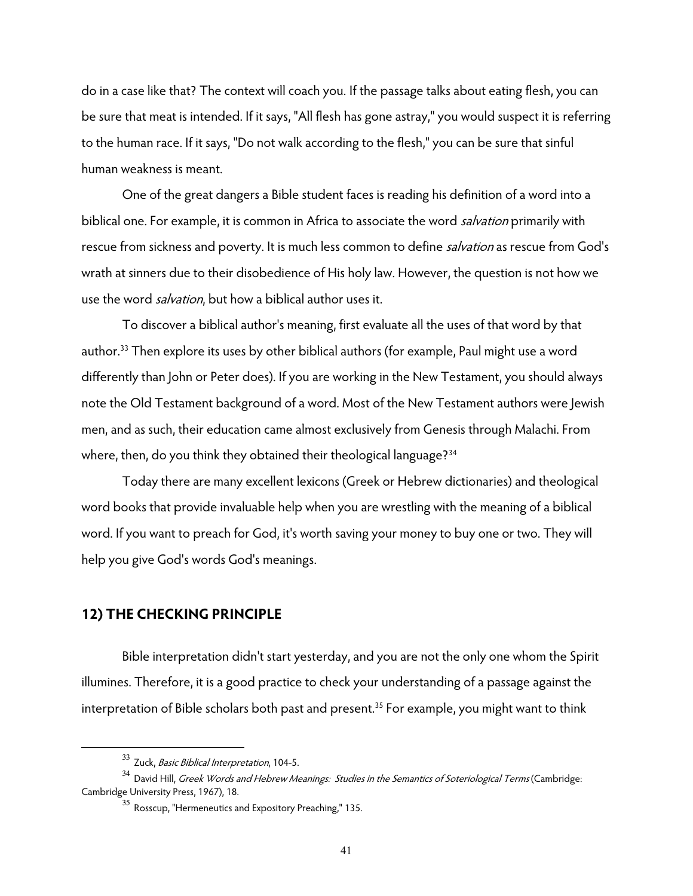do in a case like that? The context will coach you. If the passage talks about eating flesh, you can be sure that meat is intended. If it says, "All flesh has gone astray," you would suspect it is referring to the human race. If it says, "Do not walk according to the flesh," you can be sure that sinful human weakness is meant.

One of the great dangers a Bible student faces is reading his definition of a word into a biblical one. For example, it is common in Africa to associate the word *salvation* primarily with rescue from sickness and poverty. It is much less common to define *salvation* as rescue from God's wrath at sinners due to their disobedience of His holy law. However, the question is not how we use the word *salvation*, but how a biblical author uses it.

To discover a biblical author's meaning, first evaluate all the uses of that word by that author.[33] Then explore its uses by other biblical authors (for example, Paul might use a word differently than John or Peter does). If you are working in the New Testament, you should always note the Old Testament background of a word. Most of the New Testament authors were Jewish men, and as such, their education came almost exclusively from Genesis through Malachi. From where, then, do you think they obtained their theological language?[34]

Today there are many excellent lexicons (Greek or Hebrew dictionaries) and theological word books that provide invaluable help when you are wrestling with the meaning of a biblical word. If you want to preach for God, it's worth saving your money to buy one or two. They will help you give God's words God's meanings.

## 12) THE CHECKING PRINCIPLE

Bible interpretation didn't start yesterday, and you are not the only one whom the Spirit illumines. Therefore, it is a good practice to check your understanding of a passage against the interpretation of Bible scholars both past and present.[35] For example, you might want to think

---

[33] Zuck, *Basic Biblical Interpretation*, 104-5.

[34] David Hill, *Greek Words and Hebrew Meanings: Studies in the Semantics of Soteriological Terms* (Cambridge: Cambridge University Press, 1967), 18.

[35] Rosscup, "Hermeneutics and Expository Preaching," 135.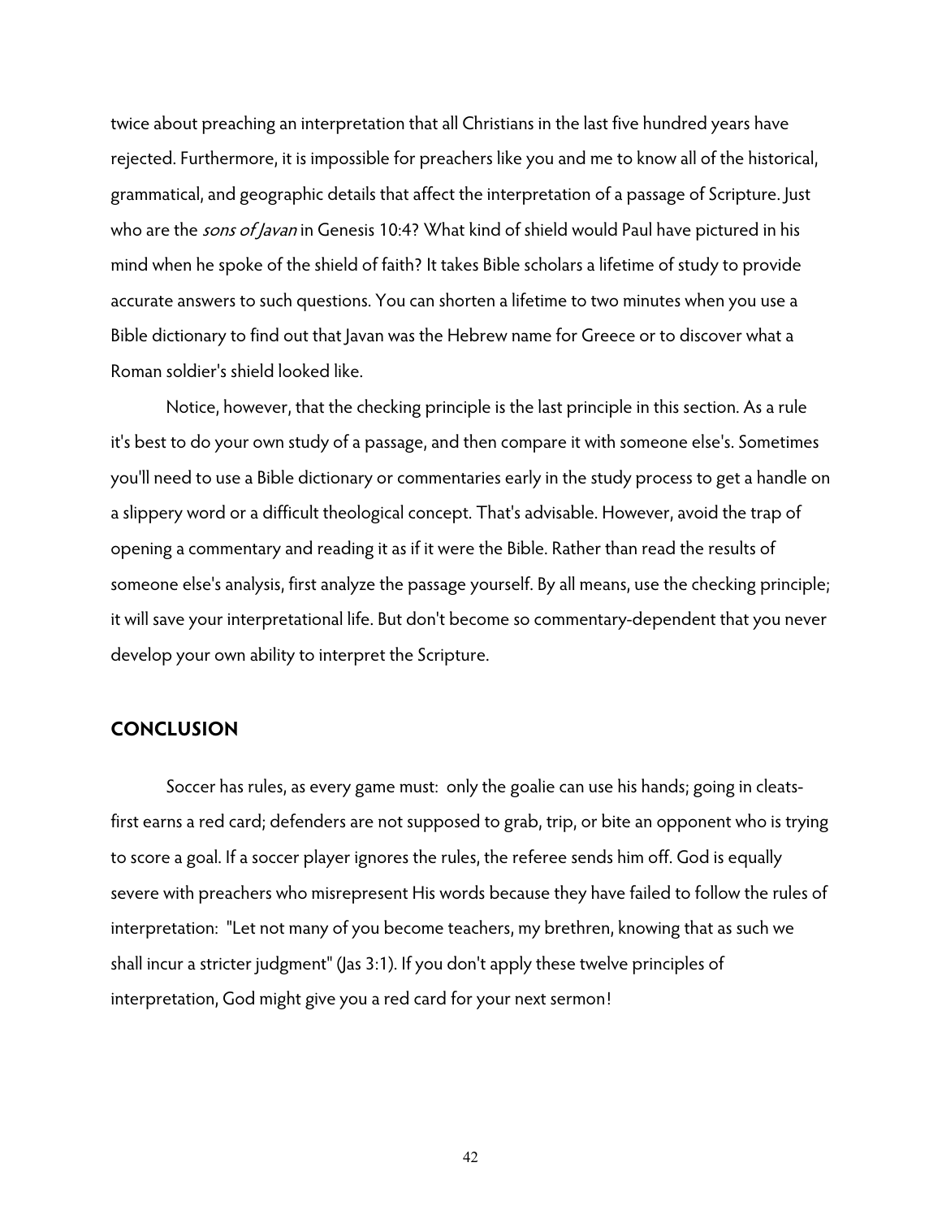twice about preaching an interpretation that all Christians in the last five hundred years have rejected. Furthermore, it is impossible for preachers like you and me to know all of the historical, grammatical, and geographic details that affect the interpretation of a passage of Scripture. Just who are the *sons of Javan* in Genesis 10:4? What kind of shield would Paul have pictured in his mind when he spoke of the shield of faith? It takes Bible scholars a lifetime of study to provide accurate answers to such questions. You can shorten a lifetime to two minutes when you use a Bible dictionary to find out that Javan was the Hebrew name for Greece or to discover what a Roman soldier's shield looked like.

Notice, however, that the checking principle is the last principle in this section. As a rule it's best to do your own study of a passage, and then compare it with someone else's. Sometimes you'll need to use a Bible dictionary or commentaries early in the study process to get a handle on a slippery word or a difficult theological concept. That's advisable. However, avoid the trap of opening a commentary and reading it as if it were the Bible. Rather than read the results of someone else's analysis, first analyze the passage yourself. By all means, use the checking principle; it will save your interpretational life. But don't become so commentary-dependent that you never develop your own ability to interpret the Scripture.

## CONCLUSION

Soccer has rules, as every game must: only the goalie can use his hands; going in cleats-first earns a red card; defenders are not supposed to grab, trip, or bite an opponent who is trying to score a goal. If a soccer player ignores the rules, the referee sends him off. God is equally severe with preachers who misrepresent His words because they have failed to follow the rules of interpretation: "Let not many of you become teachers, my brethren, knowing that as such we shall incur a stricter judgment" (Jas 3:1). If you don't apply these twelve principles of interpretation, God might give you a red card for your next sermon!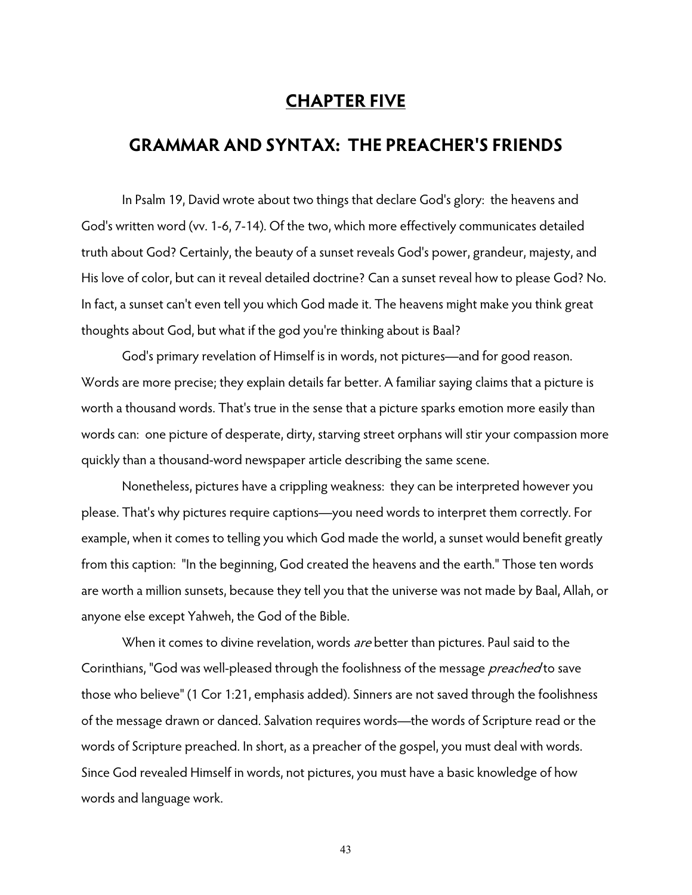# CHAPTER FIVE

## GRAMMAR AND SYNTAX: THE PREACHER'S FRIENDS

In Psalm 19, David wrote about two things that declare God's glory: the heavens and God's written word (vv. 1-6, 7-14). Of the two, which more effectively communicates detailed truth about God? Certainly, the beauty of a sunset reveals God's power, grandeur, majesty, and His love of color, but can it reveal detailed doctrine? Can a sunset reveal how to please God? No. In fact, a sunset can't even tell you which God made it. The heavens might make you think great thoughts about God, but what if the god you're thinking about is Baal?

God's primary revelation of Himself is in words, not pictures—and for good reason. Words are more precise; they explain details far better. A familiar saying claims that a picture is worth a thousand words. That's true in the sense that a picture sparks emotion more easily than words can: one picture of desperate, dirty, starving street orphans will stir your compassion more quickly than a thousand-word newspaper article describing the same scene.

Nonetheless, pictures have a crippling weakness: they can be interpreted however you please. That's why pictures require captions—you need words to interpret them correctly. For example, when it comes to telling you which God made the world, a sunset would benefit greatly from this caption: "In the beginning, God created the heavens and the earth." Those ten words are worth a million sunsets, because they tell you that the universe was not made by Baal, Allah, or anyone else except Yahweh, the God of the Bible.

When it comes to divine revelation, words *are* better than pictures. Paul said to the Corinthians, "God was well-pleased through the foolishness of the message *preached* to save those who believe" (1 Cor 1:21, emphasis added). Sinners are not saved through the foolishness of the message drawn or danced. Salvation requires words—the words of Scripture read or the words of Scripture preached. In short, as a preacher of the gospel, you must deal with words. Since God revealed Himself in words, not pictures, you must have a basic knowledge of how words and language work.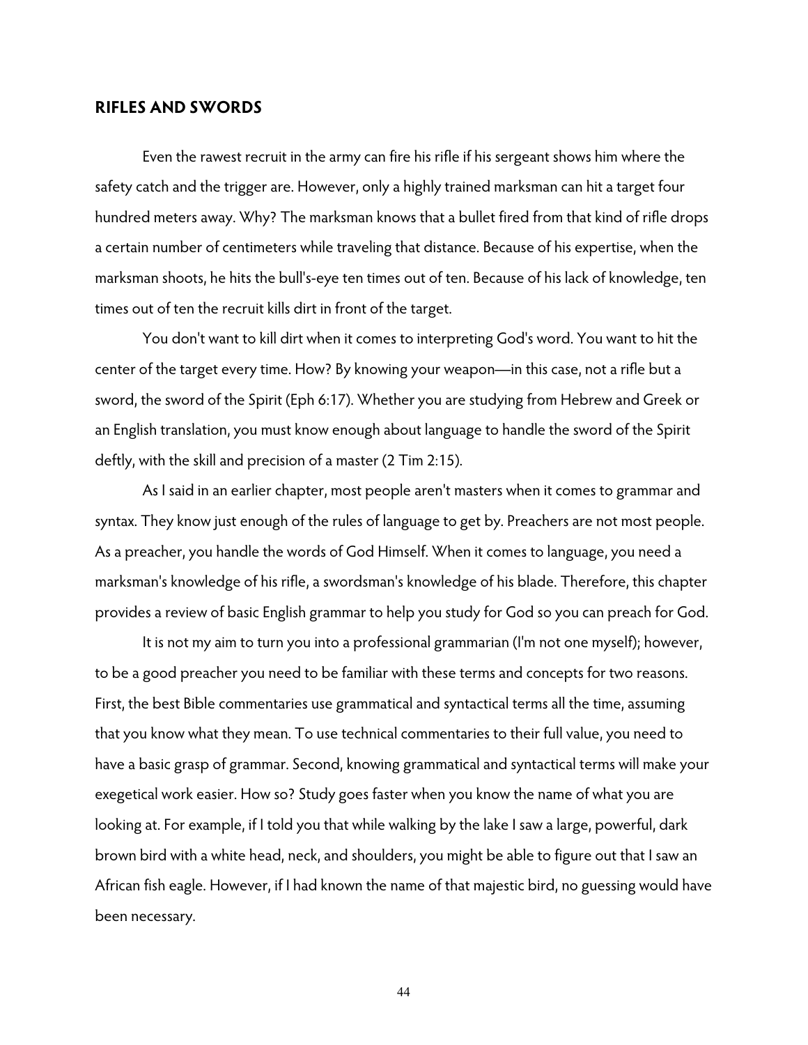## RIFLES AND SWORDS

Even the rawest recruit in the army can fire his rifle if his sergeant shows him where the safety catch and the trigger are. However, only a highly trained marksman can hit a target four hundred meters away. Why? The marksman knows that a bullet fired from that kind of rifle drops a certain number of centimeters while traveling that distance. Because of his expertise, when the marksman shoots, he hits the bull's-eye ten times out of ten. Because of his lack of knowledge, ten times out of ten the recruit kills dirt in front of the target.

You don't want to kill dirt when it comes to interpreting God's word. You want to hit the center of the target every time. How? By knowing your weapon—in this case, not a rifle but a sword, the sword of the Spirit (Eph 6:17). Whether you are studying from Hebrew and Greek or an English translation, you must know enough about language to handle the sword of the Spirit deftly, with the skill and precision of a master (2 Tim 2:15).

As I said in an earlier chapter, most people aren't masters when it comes to grammar and syntax. They know just enough of the rules of language to get by. Preachers are not most people. As a preacher, you handle the words of God Himself. When it comes to language, you need a marksman's knowledge of his rifle, a swordsman's knowledge of his blade. Therefore, this chapter provides a review of basic English grammar to help you study for God so you can preach for God.

It is not my aim to turn you into a professional grammarian (I'm not one myself); however, to be a good preacher you need to be familiar with these terms and concepts for two reasons. First, the best Bible commentaries use grammatical and syntactical terms all the time, assuming that you know what they mean. To use technical commentaries to their full value, you need to have a basic grasp of grammar. Second, knowing grammatical and syntactical terms will make your exegetical work easier. How so? Study goes faster when you know the name of what you are looking at. For example, if I told you that while walking by the lake I saw a large, powerful, dark brown bird with a white head, neck, and shoulders, you might be able to figure out that I saw an African fish eagle. However, if I had known the name of that majestic bird, no guessing would have been necessary.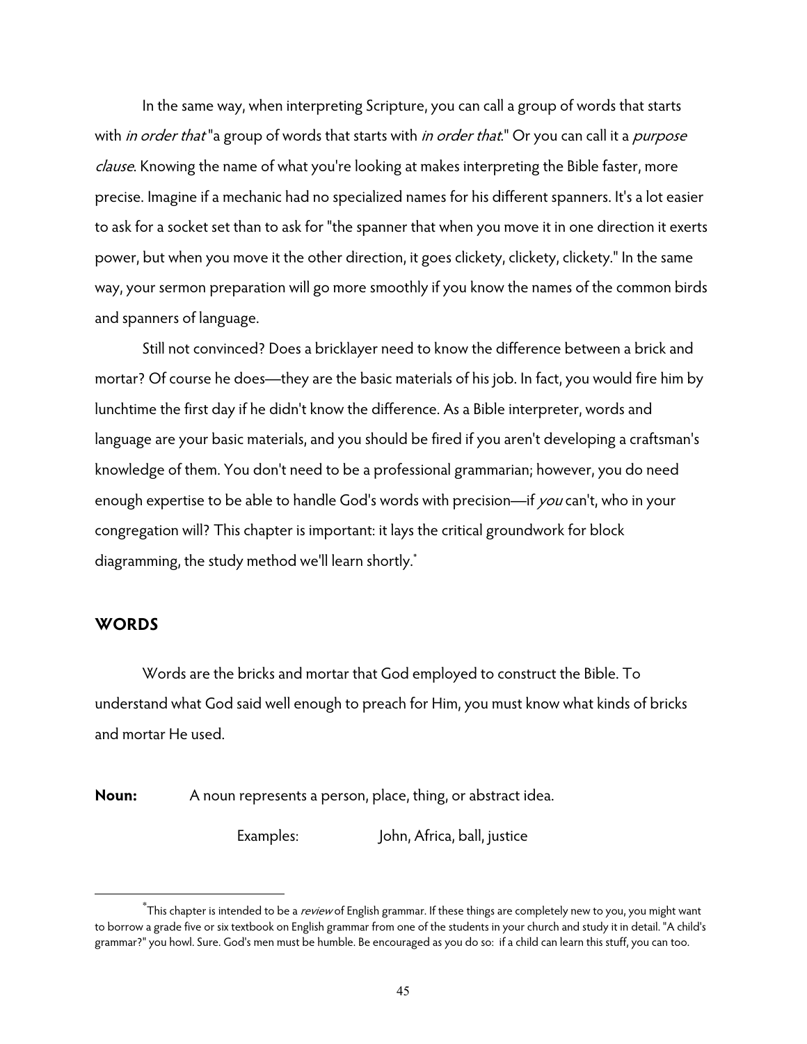In the same way, when interpreting Scripture, you can call a group of words that starts with *in order that* "a group of words that starts with *in order that*." Or you can call it a *purpose clause*. Knowing the name of what you're looking at makes interpreting the Bible faster, more precise. Imagine if a mechanic had no specialized names for his different spanners. It's a lot easier to ask for a socket set than to ask for "the spanner that when you move it in one direction it exerts power, but when you move it the other direction, it goes clickety, clickety, clickety." In the same way, your sermon preparation will go more smoothly if you know the names of the common birds and spanners of language.

Still not convinced? Does a bricklayer need to know the difference between a brick and mortar? Of course he does—they are the basic materials of his job. In fact, you would fire him by lunchtime the first day if he didn't know the difference. As a Bible interpreter, words and language are your basic materials, and you should be fired if you aren't developing a craftsman's knowledge of them. You don't need to be a professional grammarian; however, you do need enough expertise to be able to handle God's words with precision—if *you* can't, who in your congregation will? This chapter is important: it lays the critical groundwork for block diagramming, the study method we'll learn shortly.*

## WORDS

Words are the bricks and mortar that God employed to construct the Bible. To understand what God said well enough to preach for Him, you must know what kinds of bricks and mortar He used.

**Noun:** A noun represents a person, place, thing, or abstract idea.

Examples: John, Africa, ball, justice

---

*This chapter is intended to be a *review* of English grammar. If these things are completely new to you, you might want to borrow a grade five or six textbook on English grammar from one of the students in your church and study it in detail. "A child's grammar?" you howl. Sure. God's men must be humble. Be encouraged as you do so: if a child can learn this stuff, you can too.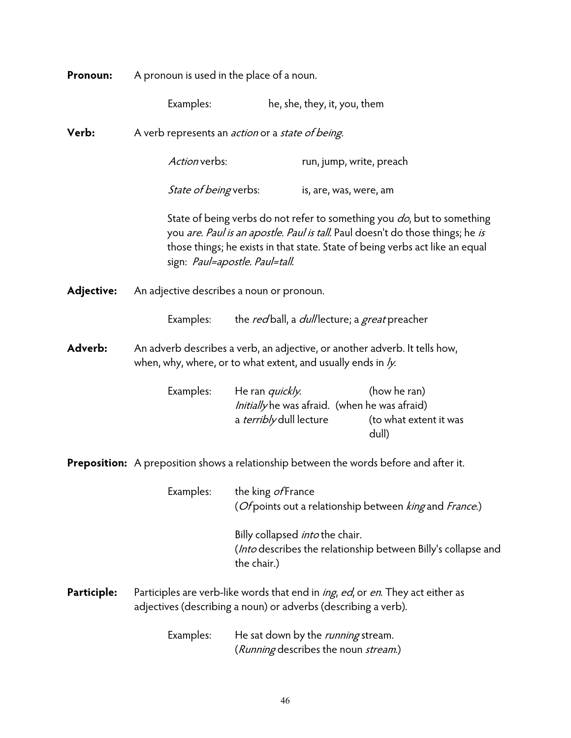**Pronoun:** A pronoun is used in the place of a noun.

Examples: he, she, they, it, you, them

**Verb:** A verb represents an *action* or a *state of being*.

*Action* verbs: run, jump, write, preach

*State of being* verbs: is, are, was, were, am

State of being verbs do not refer to something you *do*, but to something you *are*. *Paul is an apostle*. *Paul is tall*. Paul doesn't do those things; he *is* those things; he exists in that state. State of being verbs act like an equal sign: *Paul=apostle. Paul=tall*.

**Adjective:** An adjective describes a noun or pronoun.

Examples: the *red* ball, a *dull* lecture; a *great* preacher

**Adverb:** An adverb describes a verb, an adjective, or another adverb. It tells how, when, why, where, or to what extent, and usually ends in *ly*.

Examples:

- He ran *quickly*. (how he ran)
- *Initially* he was afraid. (when he was afraid)
- a *terribly* dull lecture (to what extent it was dull)

**Preposition:** A preposition shows a relationship between the words before and after it.

Examples:

the king *of* France
(*Of* points out a relationship between *king* and *France*.)

Billy collapsed *into* the chair.
(*Into* describes the relationship between Billy's collapse and the chair.)

**Participle:** Participles are verb-like words that end in *ing*, *ed*, or *en*. They act either as adjectives (describing a noun) or adverbs (describing a verb).

Examples: He sat down by the *running* stream.
(*Running* describes the noun *stream*.)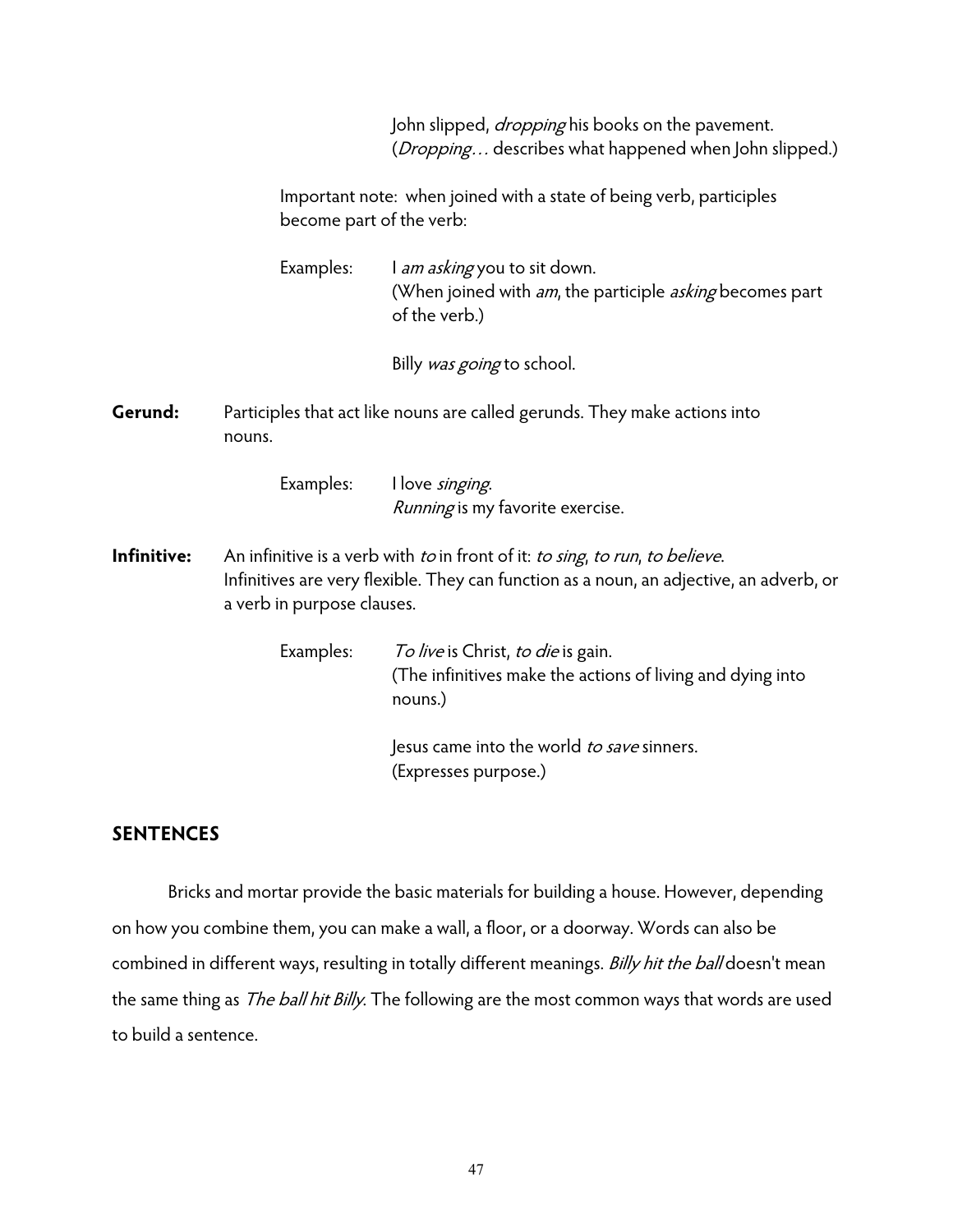John slipped, *dropping* his books on the pavement.
(*Dropping…* describes what happened when John slipped.)

Important note: when joined with a state of being verb, participles become part of the verb:

Examples: I *am asking* you to sit down.
(When joined with *am*, the participle *asking* becomes part of the verb.)

Billy *was going* to school.

**Gerund:** Participles that act like nouns are called gerunds. They make actions into nouns.

Examples: I love *singing*.
*Running* is my favorite exercise.

**Infinitive:** An infinitive is a verb with *to* in front of it: *to sing*, *to run*, *to believe*. Infinitives are very flexible. They can function as a noun, an adjective, an adverb, or a verb in purpose clauses.

Examples: *To live* is Christ, *to die* is gain.
(The infinitives make the actions of living and dying into nouns.)

Jesus came into the world *to save* sinners.
(Expresses purpose.)

## SENTENCES

Bricks and mortar provide the basic materials for building a house. However, depending on how you combine them, you can make a wall, a floor, or a doorway. Words can also be combined in different ways, resulting in totally different meanings. *Billy hit the ball* doesn't mean the same thing as *The ball hit Billy*. The following are the most common ways that words are used to build a sentence.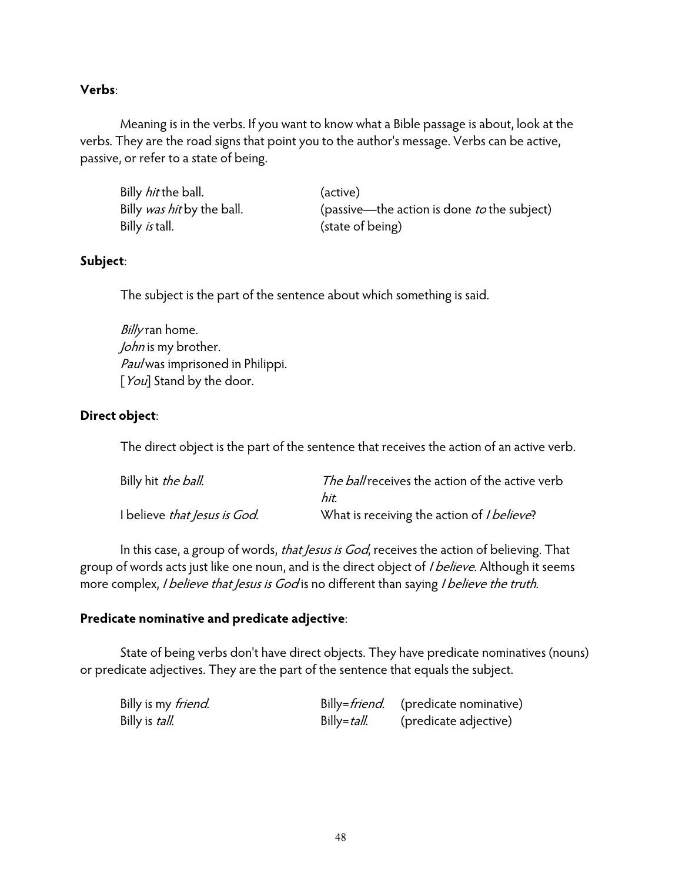**Verbs**:

Meaning is in the verbs. If you want to know what a Bible passage is about, look at the verbs. They are the road signs that point you to the author's message. Verbs can be active, passive, or refer to a state of being.

| | |
|---|---|
| Billy *hit* the ball. | (active) |
| Billy *was hit* by the ball. | (passive—the action is done *to* the subject) |
| Billy *is* tall. | (state of being) |

**Subject**:

The subject is the part of the sentence about which something is said.

*Billy* ran home.
*John* is my brother.
*Paul* was imprisoned in Philippi.
[*You*] Stand by the door.

**Direct object**:

The direct object is the part of the sentence that receives the action of an active verb.

| | |
|---|---|
| Billy hit *the ball*. | *The ball* receives the action of the active verb *hit*. |
| I believe *that Jesus is God*. | What is receiving the action of *I believe*? |

In this case, a group of words, *that Jesus is God*, receives the action of believing. That group of words acts just like one noun, and is the direct object of *I believe*. Although it seems more complex, *I believe that Jesus is God* is no different than saying *I believe the truth*.

**Predicate nominative and predicate adjective**:

State of being verbs don't have direct objects. They have predicate nominatives (nouns) or predicate adjectives. They are the part of the sentence that equals the subject.

| | | |
|---|---|---|
| Billy is my *friend*. | Billy=*friend*. | (predicate nominative) |
| Billy is *tall*. | Billy=*tall*. | (predicate adjective) |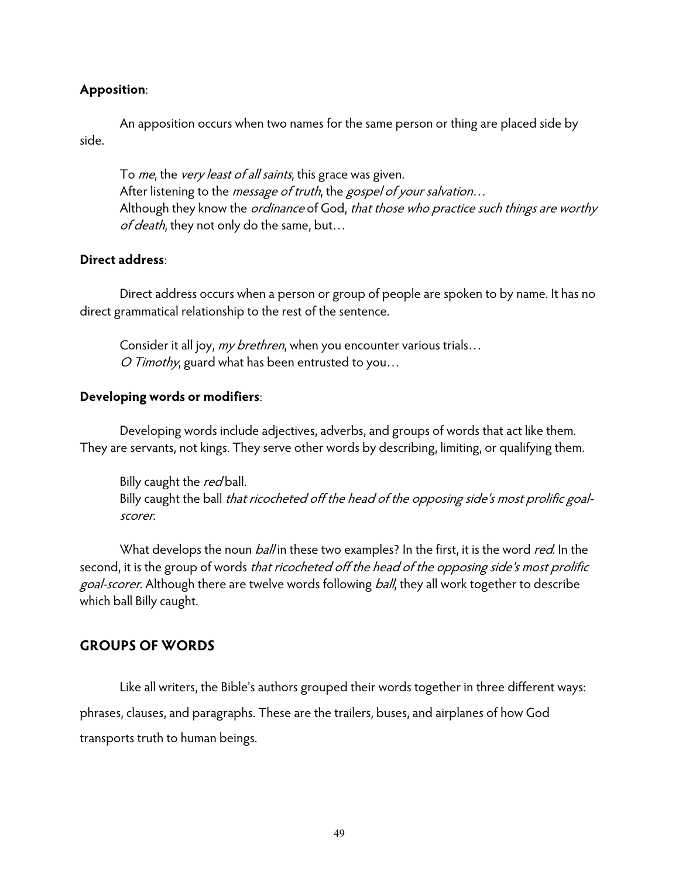**Apposition**:

An apposition occurs when two names for the same person or thing are placed side by side.

> To *me*, the *very least of all saints*, this grace was given.
> After listening to the *message of truth*, the *gospel of your salvation…*
> Although they know the *ordinance* of God, *that those who practice such things are worthy of death*, they not only do the same, but…

**Direct address**:

Direct address occurs when a person or group of people are spoken to by name. It has no direct grammatical relationship to the rest of the sentence.

> Consider it all joy, *my brethren*, when you encounter various trials…
> *O Timothy*, guard what has been entrusted to you…

**Developing words or modifiers**:

Developing words include adjectives, adverbs, and groups of words that act like them. They are servants, not kings. They serve other words by describing, limiting, or qualifying them.

> Billy caught the *red* ball.
> Billy caught the ball *that ricocheted off the head of the opposing side's most prolific goal-scorer*.

What develops the noun *ball* in these two examples? In the first, it is the word *red*. In the second, it is the group of words *that ricocheted off the head of the opposing side's most prolific goal-scorer*. Although there are twelve words following *ball*, they all work together to describe which ball Billy caught.

## GROUPS OF WORDS

Like all writers, the Bible's authors grouped their words together in three different ways: phrases, clauses, and paragraphs. These are the trailers, buses, and airplanes of how God transports truth to human beings.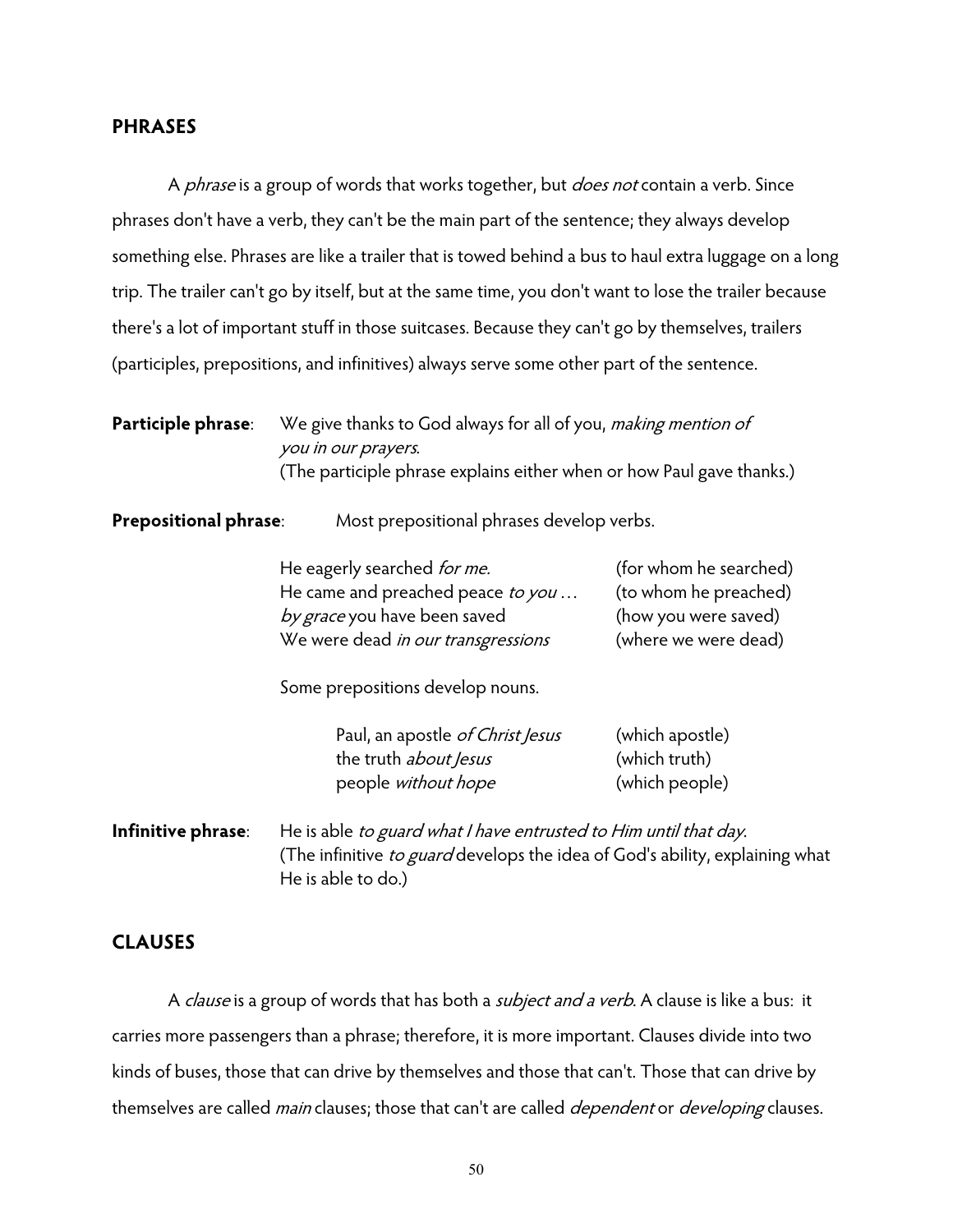## PHRASES

A *phrase* is a group of words that works together, but *does not* contain a verb. Since phrases don't have a verb, they can't be the main part of the sentence; they always develop something else. Phrases are like a trailer that is towed behind a bus to haul extra luggage on a long trip. The trailer can't go by itself, but at the same time, you don't want to lose the trailer because there's a lot of important stuff in those suitcases. Because they can't go by themselves, trailers (participles, prepositions, and infinitives) always serve some other part of the sentence.

**Participle phrase**: We give thanks to God always for all of you, *making mention of you in our prayers*.
(The participle phrase explains either when or how Paul gave thanks.)

**Prepositional phrase**: Most prepositional phrases develop verbs.

| | |
|---|---|
| He eagerly searched *for me.* | (for whom he searched) |
| He came and preached peace *to you* … | (to whom he preached) |
| *by grace* you have been saved | (how you were saved) |
| We were dead *in our transgressions* | (where we were dead) |

Some prepositions develop nouns.

| | |
|---|---|
| Paul, an apostle *of Christ Jesus* | (which apostle) |
| the truth *about Jesus* | (which truth) |
| people *without hope* | (which people) |

**Infinitive phrase**: He is able *to guard what I have entrusted to Him until that day*.
(The infinitive *to guard* develops the idea of God's ability, explaining what He is able to do.)

## CLAUSES

A *clause* is a group of words that has both a *subject and a verb*. A clause is like a bus: it carries more passengers than a phrase; therefore, it is more important. Clauses divide into two kinds of buses, those that can drive by themselves and those that can't. Those that can drive by themselves are called *main* clauses; those that can't are called *dependent* or *developing* clauses.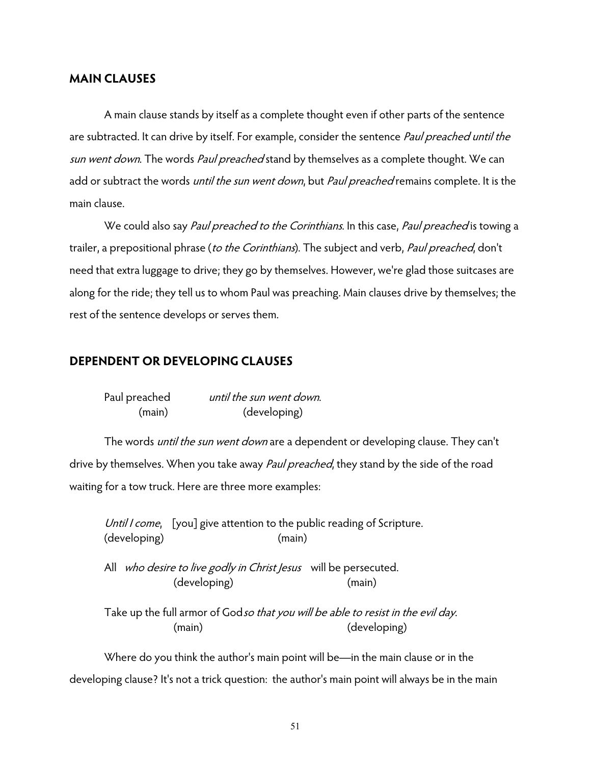## MAIN CLAUSES

A main clause stands by itself as a complete thought even if other parts of the sentence are subtracted. It can drive by itself. For example, consider the sentence *Paul preached until the sun went down*. The words *Paul preached* stand by themselves as a complete thought. We can add or subtract the words *until the sun went down*, but *Paul preached* remains complete. It is the main clause.

We could also say *Paul preached to the Corinthians*. In this case, *Paul preached* is towing a trailer, a prepositional phrase (*to the Corinthians*). The subject and verb, *Paul preached*, don't need that extra luggage to drive; they go by themselves. However, we're glad those suitcases are along for the ride; they tell us to whom Paul was preaching. Main clauses drive by themselves; the rest of the sentence develops or serves them.

## DEPENDENT OR DEVELOPING CLAUSES

Paul preached *until the sun went down*.
(main) (developing)

The words *until the sun went down* are a dependent or developing clause. They can't drive by themselves. When you take away *Paul preached*, they stand by the side of the road waiting for a tow truck. Here are three more examples:

*Until I come*, [you] give attention to the public reading of Scripture.
(developing) (main)

All *who desire to live godly in Christ Jesus* will be persecuted.
(developing) (main)

Take up the full armor of God *so that you will be able to resist in the evil day*.
(main) (developing)

Where do you think the author's main point will be—in the main clause or in the developing clause? It's not a trick question: the author's main point will always be in the main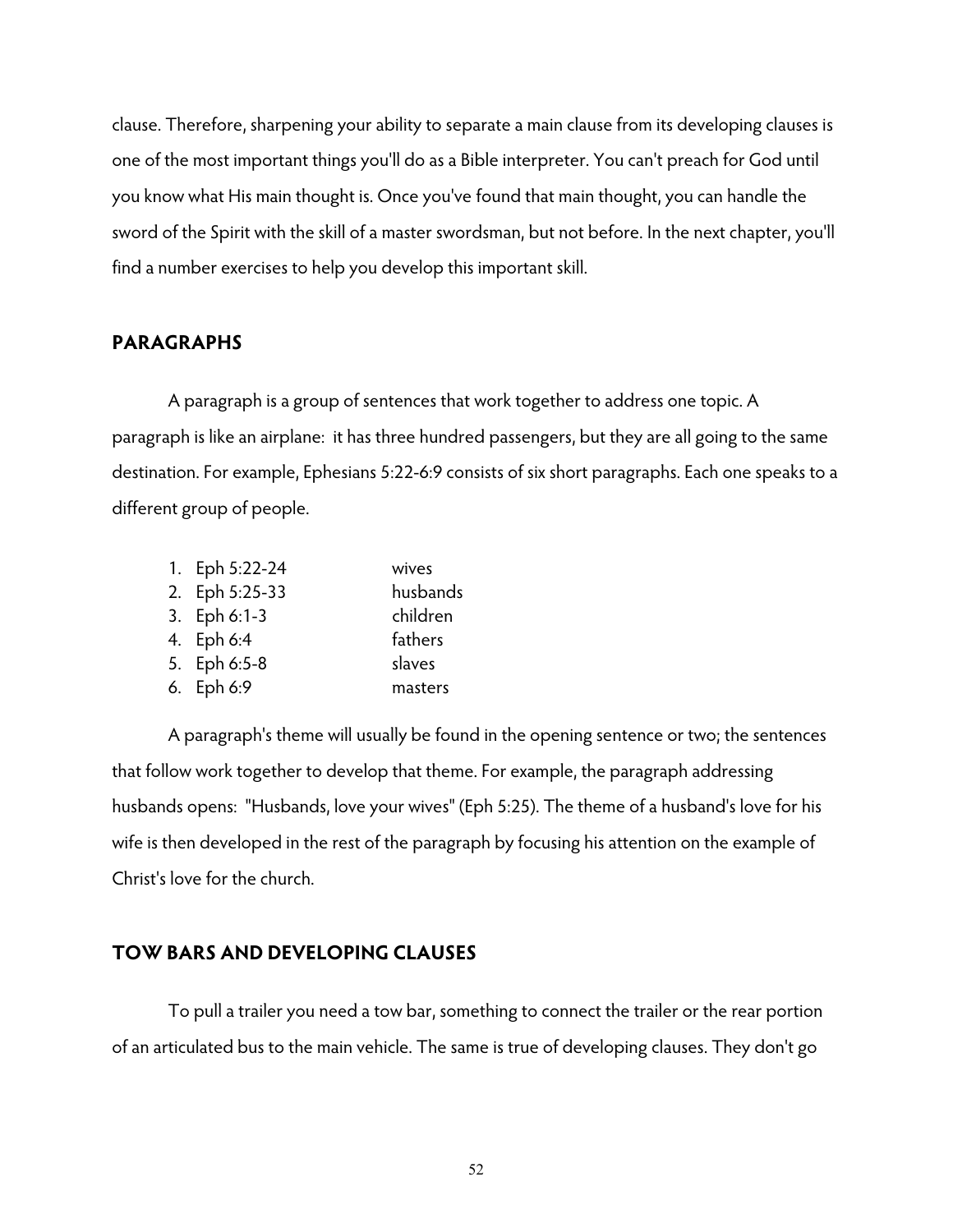clause. Therefore, sharpening your ability to separate a main clause from its developing clauses is one of the most important things you'll do as a Bible interpreter. You can't preach for God until you know what His main thought is. Once you've found that main thought, you can handle the sword of the Spirit with the skill of a master swordsman, but not before. In the next chapter, you'll find a number exercises to help you develop this important skill.

## PARAGRAPHS

A paragraph is a group of sentences that work together to address one topic. A paragraph is like an airplane: it has three hundred passengers, but they are all going to the same destination. For example, Ephesians 5:22-6:9 consists of six short paragraphs. Each one speaks to a different group of people.

1. Eph 5:22-24 wives
2. Eph 5:25-33 husbands
3. Eph 6:1-3 children
4. Eph 6:4 fathers
5. Eph 6:5-8 slaves
6. Eph 6:9 masters

A paragraph's theme will usually be found in the opening sentence or two; the sentences that follow work together to develop that theme. For example, the paragraph addressing husbands opens: "Husbands, love your wives" (Eph 5:25). The theme of a husband's love for his wife is then developed in the rest of the paragraph by focusing his attention on the example of Christ's love for the church.

## TOW BARS AND DEVELOPING CLAUSES

To pull a trailer you need a tow bar, something to connect the trailer or the rear portion of an articulated bus to the main vehicle. The same is true of developing clauses. They don't go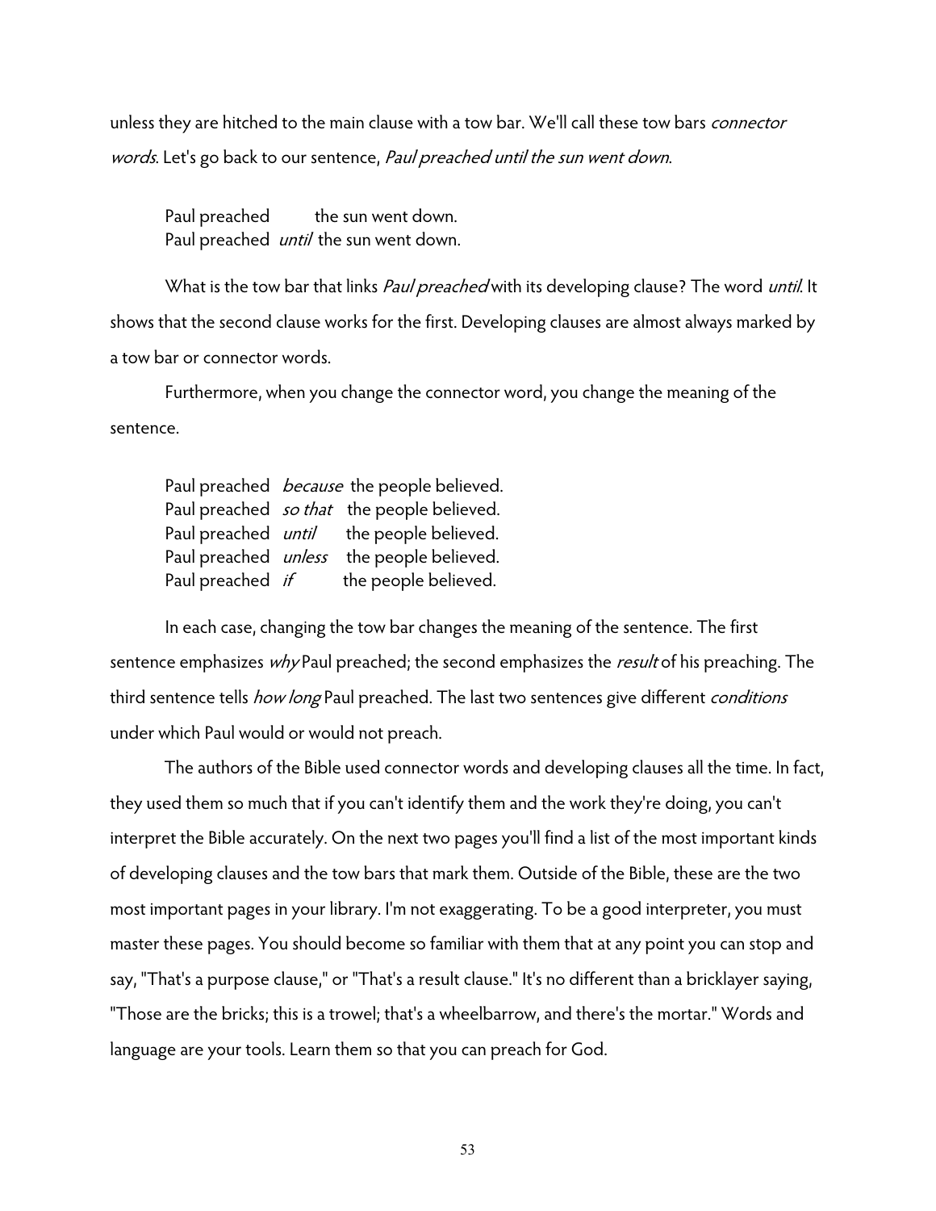unless they are hitched to the main clause with a tow bar. We'll call these tow bars *connector words*. Let's go back to our sentence, *Paul preached until the sun went down*.

> Paul preached          the sun went down.
> Paul preached *until* the sun went down.

What is the tow bar that links *Paul preached* with its developing clause? The word *until*. It shows that the second clause works for the first. Developing clauses are almost always marked by a tow bar or connector words.

Furthermore, when you change the connector word, you change the meaning of the sentence.

> Paul preached *because* the people believed.
> Paul preached *so that* the people believed.
> Paul preached *until* the people believed.
> Paul preached *unless* the people believed.
> Paul preached *if* the people believed.

In each case, changing the tow bar changes the meaning of the sentence. The first sentence emphasizes *why* Paul preached; the second emphasizes the *result* of his preaching. The third sentence tells *how long* Paul preached. The last two sentences give different *conditions* under which Paul would or would not preach.

The authors of the Bible used connector words and developing clauses all the time. In fact, they used them so much that if you can't identify them and the work they're doing, you can't interpret the Bible accurately. On the next two pages you'll find a list of the most important kinds of developing clauses and the tow bars that mark them. Outside of the Bible, these are the two most important pages in your library. I'm not exaggerating. To be a good interpreter, you must master these pages. You should become so familiar with them that at any point you can stop and say, "That's a purpose clause," or "That's a result clause." It's no different than a bricklayer saying, "Those are the bricks; this is a trowel; that's a wheelbarrow, and there's the mortar." Words and language are your tools. Learn them so that you can preach for God.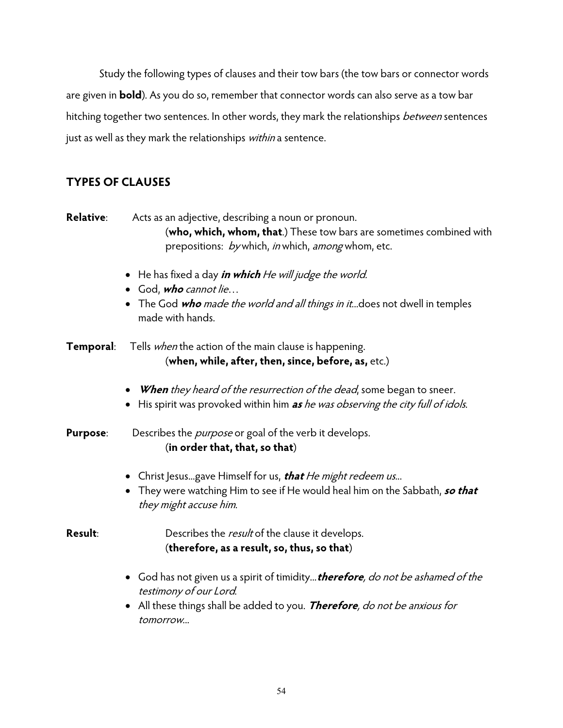Study the following types of clauses and their tow bars (the tow bars or connector words are given in **bold**). As you do so, remember that connector words can also serve as a tow bar hitching together two sentences. In other words, they mark the relationships *between* sentences just as well as they mark the relationships *within* a sentence.

## TYPES OF CLAUSES

**Relative**: Acts as an adjective, describing a noun or pronoun.
(**who, which, whom, that**.) These tow bars are sometimes combined with prepositions: *by* which, *in* which, *among* whom, etc.

- He has fixed a day ***in which*** *He will judge the world.*
- God, ***who*** *cannot lie…*
- The God ***who*** *made the world and all things in it*...does not dwell in temples made with hands.

**Temporal**: Tells *when* the action of the main clause is happening.
(**when, while, after, then, since, before, as,** etc.)

- ***When*** *they heard of the resurrection of the dead*, some began to sneer.
- His spirit was provoked within him ***as*** *he was observing the city full of idols*.

**Purpose**: Describes the *purpose* or goal of the verb it develops.
(**in order that, that, so that**)

- Christ Jesus...gave Himself for us, ***that*** *He might redeem us...*
- They were watching Him to see if He would heal him on the Sabbath, ***so that*** *they might accuse him*.

**Result**: Describes the *result* of the clause it develops.
(**therefore, as a result, so, thus, so that**)

- God has not given us a spirit of timidity...***therefore****, do not be ashamed of the testimony of our Lord.*
- All these things shall be added to you. ***Therefore****, do not be anxious for tomorrow...*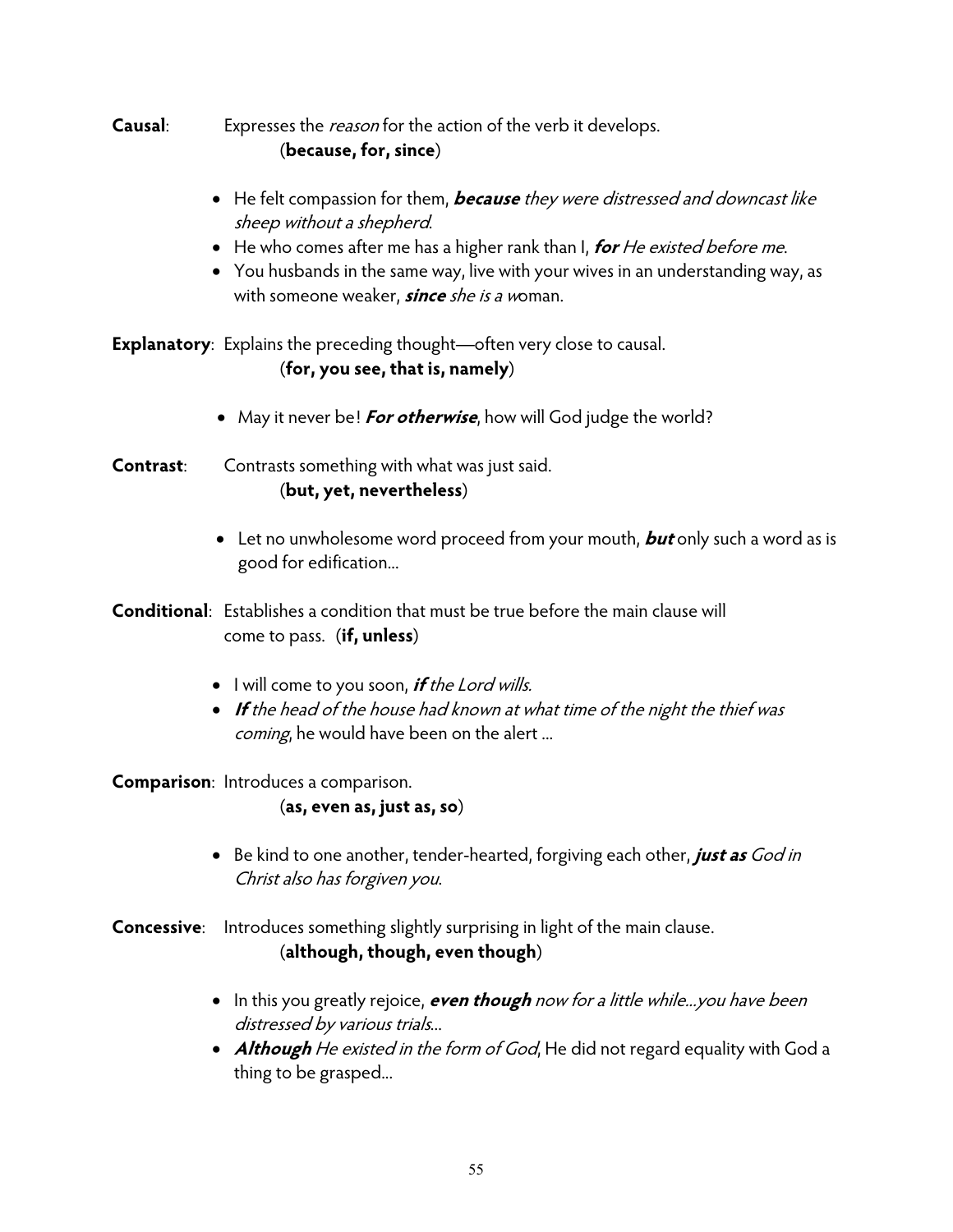**Causal**: Expresses the *reason* for the action of the verb it develops.
(**because, for, since**)

- He felt compassion for them, ***because*** *they were distressed and downcast like sheep without a shepherd*.
- He who comes after me has a higher rank than I, ***for*** *He existed before me*.
- You husbands in the same way, live with your wives in an understanding way, as with someone weaker, ***since*** *she is a w*oman.

**Explanatory**: Explains the preceding thought—often very close to causal.
(**for, you see, that is, namely**)

- May it never be! ***For otherwise***, how will God judge the world?

**Contrast**: Contrasts something with what was just said.
(**but, yet, nevertheless**)

- Let no unwholesome word proceed from your mouth, ***but*** only such a word as is good for edification...

**Conditional**: Establishes a condition that must be true before the main clause will come to pass. (**if, unless**)

- I will come to you soon, ***if*** *the Lord wills.*
- ***If*** *the head of the house had known at what time of the night the thief was coming*, he would have been on the alert ...

**Comparison**: Introduces a comparison.
(**as, even as, just as, so**)

- Be kind to one another, tender-hearted, forgiving each other, ***just as*** *God in Christ also has forgiven you*.

**Concessive**: Introduces something slightly surprising in light of the main clause.
(**although, though, even though**)

- In this you greatly rejoice, ***even though*** *now for a little while...you have been distressed by various trials*...
- ***Although*** *He existed in the form of God*, He did not regard equality with God a thing to be grasped...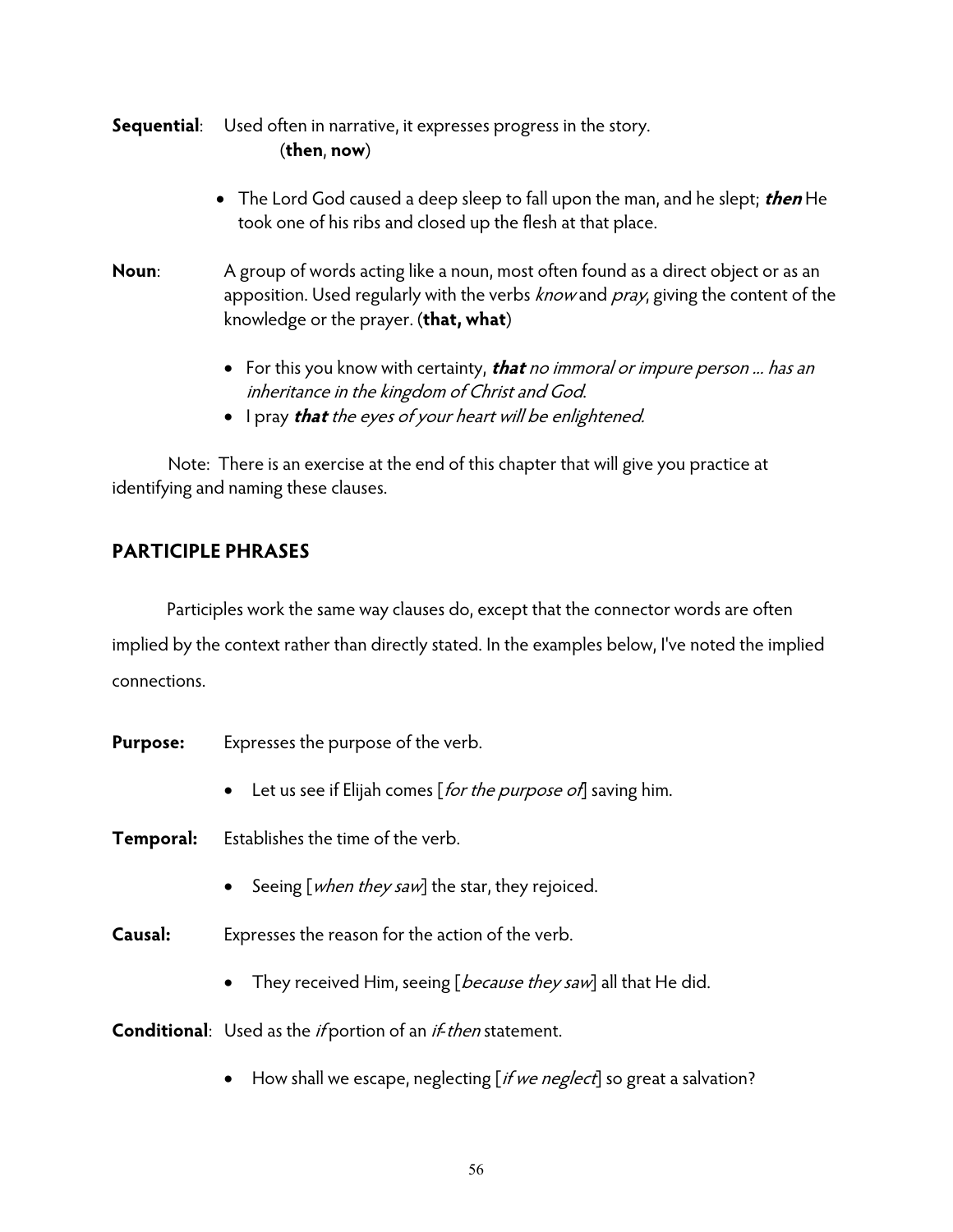**Sequential**: Used often in narrative, it expresses progress in the story. (**then**, **now**)

- The Lord God caused a deep sleep to fall upon the man, and he slept; ***then*** He took one of his ribs and closed up the flesh at that place.

**Noun**: A group of words acting like a noun, most often found as a direct object or as an apposition. Used regularly with the verbs *know* and *pray*, giving the content of the knowledge or the prayer. (**that, what**)

- For this you know with certainty, ***that*** *no immoral or impure person ... has an inheritance in the kingdom of Christ and God.*
- I pray ***that*** *the eyes of your heart will be enlightened.*

Note: There is an exercise at the end of this chapter that will give you practice at identifying and naming these clauses.

## PARTICIPLE PHRASES

Participles work the same way clauses do, except that the connector words are often implied by the context rather than directly stated. In the examples below, I've noted the implied connections.

**Purpose:** Expresses the purpose of the verb.

- Let us see if Elijah comes [*for the purpose of*] saving him.

**Temporal:** Establishes the time of the verb.

- Seeing [*when they saw*] the star, they rejoiced.

**Causal:** Expresses the reason for the action of the verb.

- They received Him, seeing [*because they saw*] all that He did.

**Conditional**: Used as the *if* portion of an *if-then* statement.

- How shall we escape, neglecting [*if we neglect*] so great a salvation?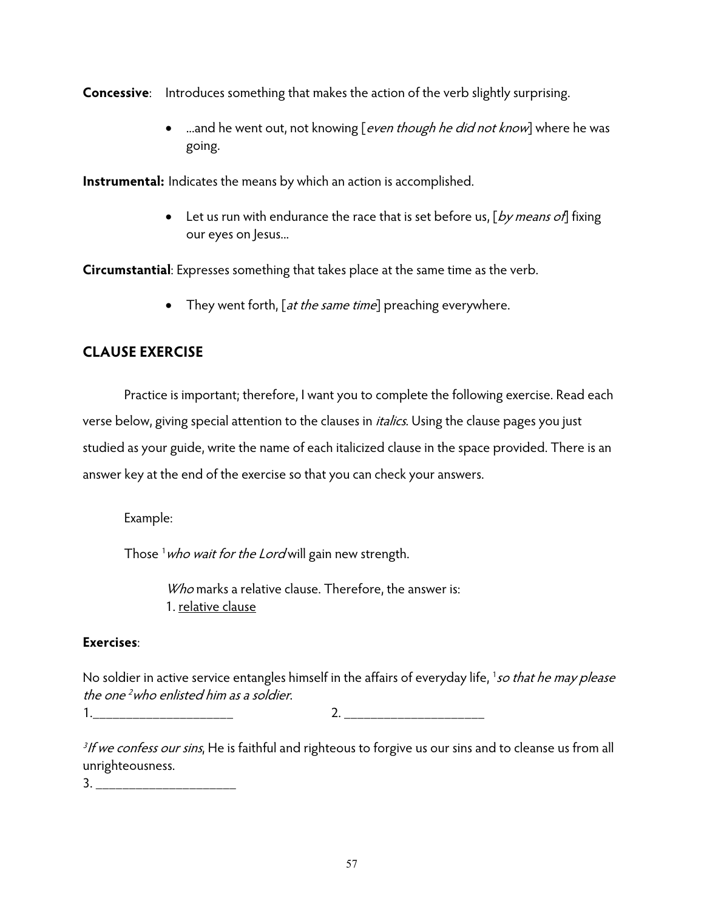**Concessive**: Introduces something that makes the action of the verb slightly surprising.

- ...and he went out, not knowing [*even though he did not know*] where he was going.

**Instrumental:** Indicates the means by which an action is accomplished.

- Let us run with endurance the race that is set before us, [*by means of*] fixing our eyes on Jesus...

**Circumstantial**: Expresses something that takes place at the same time as the verb.

- They went forth, [*at the same time*] preaching everywhere.

## CLAUSE EXERCISE

Practice is important; therefore, I want you to complete the following exercise. Read each verse below, giving special attention to the clauses in *italics*. Using the clause pages you just studied as your guide, write the name of each italicized clause in the space provided. There is an answer key at the end of the exercise so that you can check your answers.

Example:

Those [1]*who wait for the Lord* will gain new strength.

*Who* marks a relative clause. Therefore, the answer is:
1. relative clause

**Exercises**:

No soldier in active service entangles himself in the affairs of everyday life, [1]*so that he may please the one* [2]*who enlisted him as a soldier*.

1.____________________ 2. ____________________

[3]*If we confess our sins*, He is faithful and righteous to forgive us our sins and to cleanse us from all unrighteousness.

3. ____________________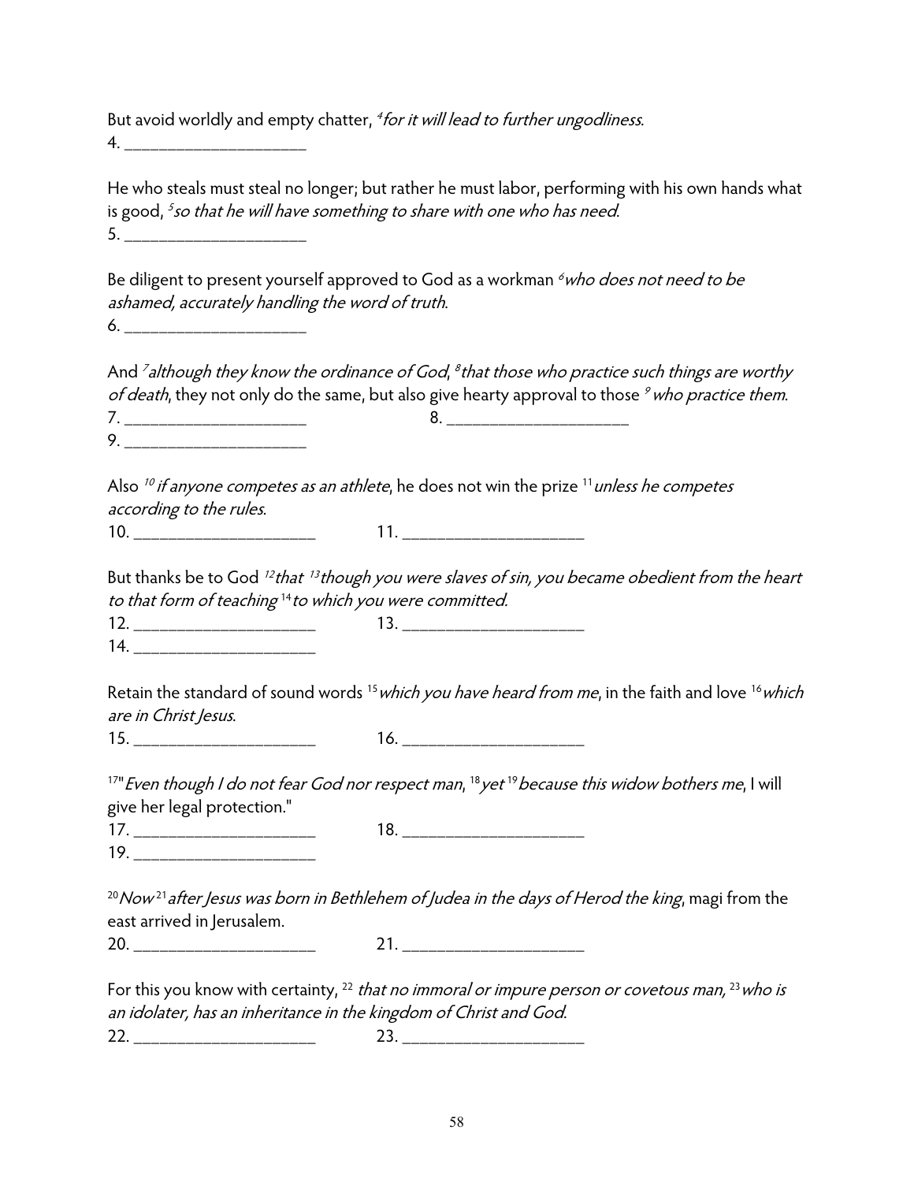But avoid worldly and empty chatter, [4]*for it will lead to further ungodliness.*

4. _____________________

He who steals must steal no longer; but rather he must labor, performing with his own hands what is good, [5]*so that he will have something to share with one who has need.*

5. _____________________

Be diligent to present yourself approved to God as a workman [6]*who does not need to be ashamed, accurately handling the word of truth.*

6. _____________________

And [7]*although they know the ordinance of God*, [8]*that those who practice such things are worthy of death*, they not only do the same, but also give hearty approval to those [9]*who practice them.*

7. _____________________ 8. _____________________

9. _____________________

Also [10]*if anyone competes as an athlete*, he does not win the prize [11]*unless he competes according to the rules.*

10. _____________________ 11. _____________________

But thanks be to God [12]*that* [13]*though you were slaves of sin, you became obedient from the heart to that form of teaching* [14]*to which you were committed.*

12. _____________________ 13. _____________________

14. _____________________

Retain the standard of sound words [15]*which you have heard from me*, in the faith and love [16]*which are in Christ Jesus.*

15. _____________________ 16. _____________________

[17]"*Even though I do not fear God nor respect man*, [18]*yet* [19]*because this widow bothers me*, I will give her legal protection."

17. _____________________ 18. _____________________

19. _____________________

[20]*Now* [21]*after Jesus was born in Bethlehem of Judea in the days of Herod the king*, magi from the east arrived in Jerusalem.

20. _____________________ 21. _____________________

For this you know with certainty, [22] *that no immoral or impure person or covetous man,* [23]*who is an idolater, has an inheritance in the kingdom of Christ and God.*

22. _____________________ 23. _____________________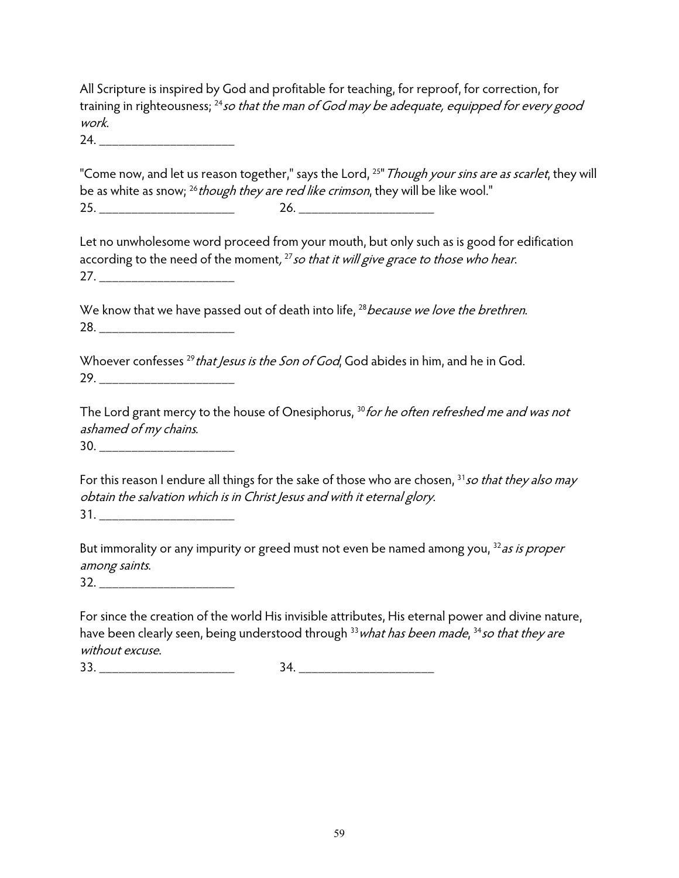All Scripture is inspired by God and profitable for teaching, for reproof, for correction, for training in righteousness; [24]*so that the man of God may be adequate, equipped for every good work*.

24. ____________________

"Come now, and let us reason together," says the Lord, [25]"*Though your sins are as scarlet*, they will be as white as snow; [26]*though they are red like crimson*, they will be like wool."

25. ____________________ 26. ____________________

Let no unwholesome word proceed from your mouth, but only such as is good for edification according to the need of the moment, [27]*so that it will give grace to those who hear*.

27. ____________________

We know that we have passed out of death into life, [28]*because we love the brethren*.

28. ____________________

Whoever confesses [29]*that Jesus is the Son of God*, God abides in him, and he in God.

29. ____________________

The Lord grant mercy to the house of Onesiphorus, [30]*for he often refreshed me and was not ashamed of my chains*.

30. ____________________

For this reason I endure all things for the sake of those who are chosen, [31]*so that they also may obtain the salvation which is in Christ Jesus and with it eternal glory*.

31. ____________________

But immorality or any impurity or greed must not even be named among you, [32]*as is proper among saints*.

32. ____________________

For since the creation of the world His invisible attributes, His eternal power and divine nature, have been clearly seen, being understood through [33]*what has been made*, [34]*so that they are without excuse*.

33. ____________________ 34. ____________________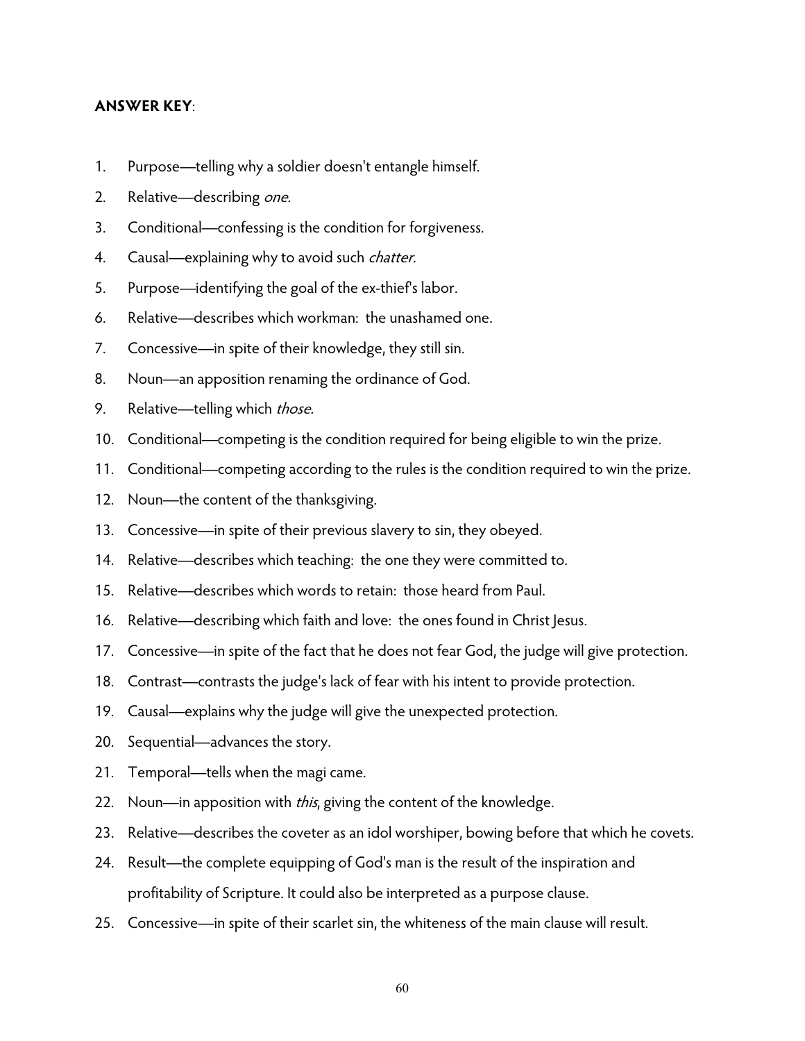**ANSWER KEY**:

1. Purpose—telling why a soldier doesn't entangle himself.
2. Relative—describing *one.*
3. Conditional—confessing is the condition for forgiveness.
4. Causal—explaining why to avoid such *chatter.*
5. Purpose—identifying the goal of the ex-thief's labor.
6. Relative—describes which workman: the unashamed one.
7. Concessive—in spite of their knowledge, they still sin.
8. Noun—an apposition renaming the ordinance of God.
9. Relative—telling which *those.*
10. Conditional—competing is the condition required for being eligible to win the prize.
11. Conditional—competing according to the rules is the condition required to win the prize.
12. Noun—the content of the thanksgiving.
13. Concessive—in spite of their previous slavery to sin, they obeyed.
14. Relative—describes which teaching: the one they were committed to.
15. Relative—describes which words to retain: those heard from Paul.
16. Relative—describing which faith and love: the ones found in Christ Jesus.
17. Concessive—in spite of the fact that he does not fear God, the judge will give protection.
18. Contrast—contrasts the judge's lack of fear with his intent to provide protection.
19. Causal—explains why the judge will give the unexpected protection.
20. Sequential—advances the story.
21. Temporal—tells when the magi came.
22. Noun—in apposition with *this*, giving the content of the knowledge.
23. Relative—describes the coveter as an idol worshiper, bowing before that which he covets.
24. Result—the complete equipping of God's man is the result of the inspiration and profitability of Scripture. It could also be interpreted as a purpose clause.
25. Concessive—in spite of their scarlet sin, the whiteness of the main clause will result.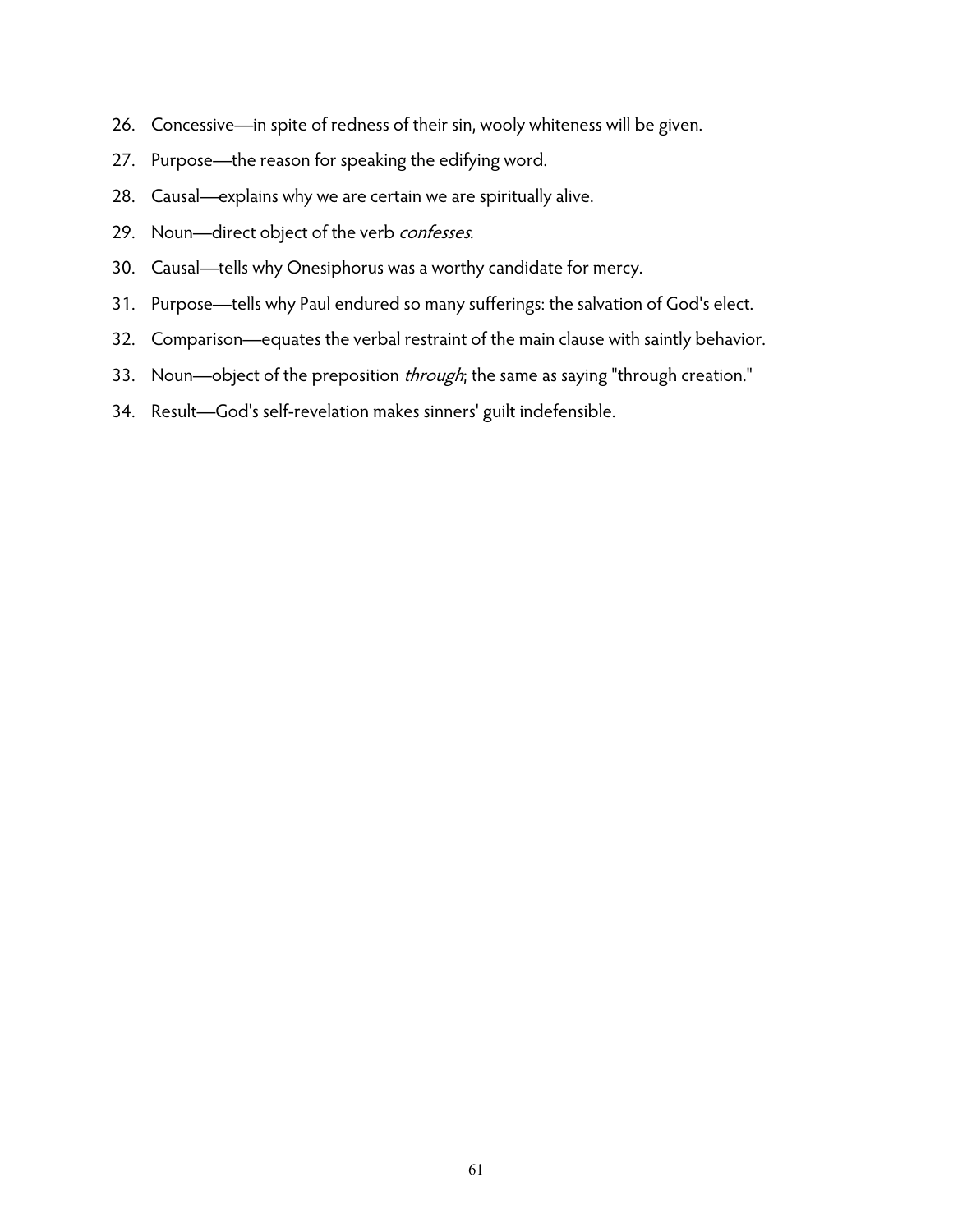26. Concessive—in spite of redness of their sin, wooly whiteness will be given.
27. Purpose—the reason for speaking the edifying word.
28. Causal—explains why we are certain we are spiritually alive.
29. Noun—direct object of the verb *confesses.*
30. Causal—tells why Onesiphorus was a worthy candidate for mercy.
31. Purpose—tells why Paul endured so many sufferings: the salvation of God's elect.
32. Comparison—equates the verbal restraint of the main clause with saintly behavior.
33. Noun—object of the preposition *through*; the same as saying "through creation."
34. Result—God's self-revelation makes sinners' guilt indefensible.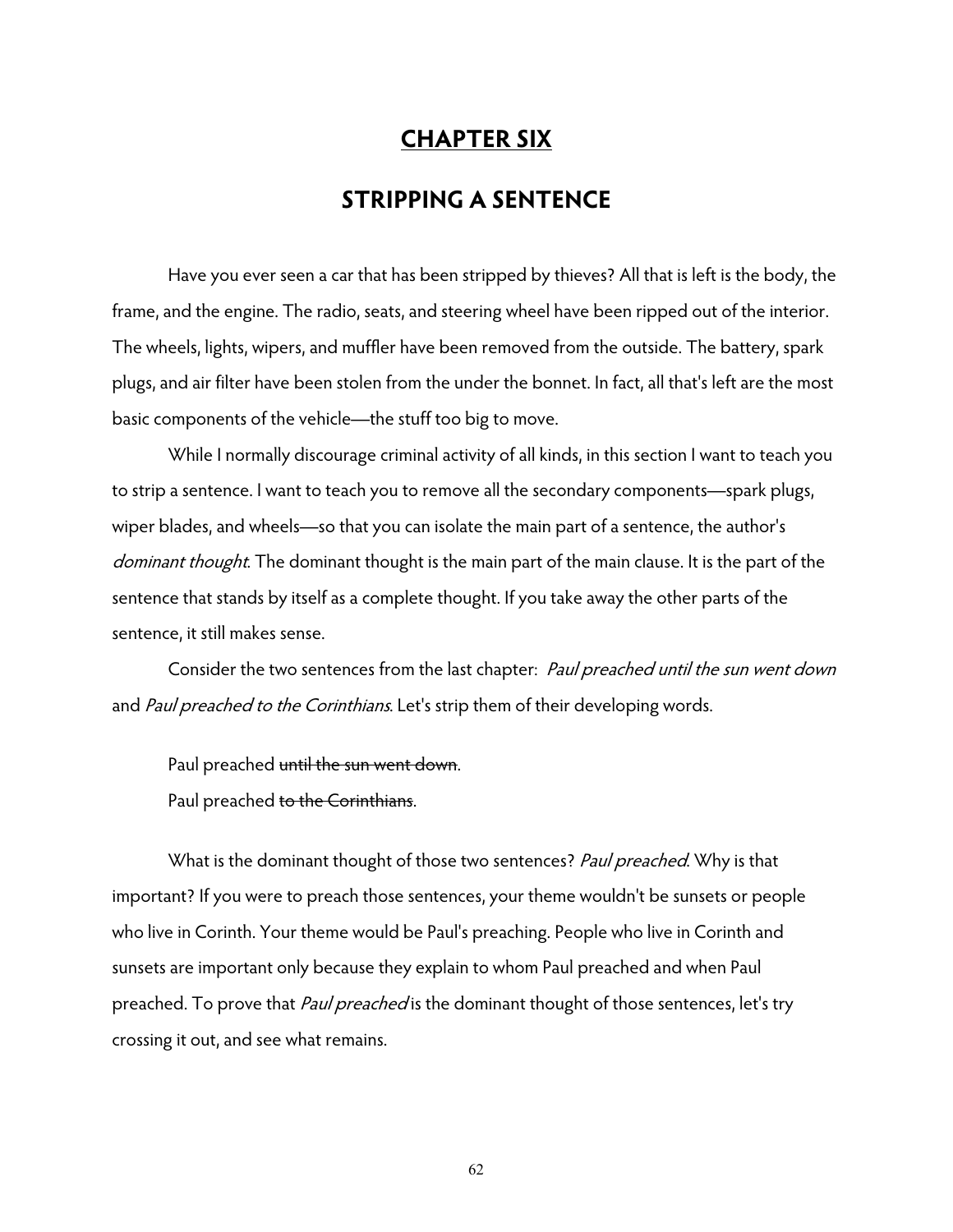# CHAPTER SIX

## STRIPPING A SENTENCE

Have you ever seen a car that has been stripped by thieves? All that is left is the body, the frame, and the engine. The radio, seats, and steering wheel have been ripped out of the interior. The wheels, lights, wipers, and muffler have been removed from the outside. The battery, spark plugs, and air filter have been stolen from the under the bonnet. In fact, all that's left are the most basic components of the vehicle—the stuff too big to move.

While I normally discourage criminal activity of all kinds, in this section I want to teach you to strip a sentence. I want to teach you to remove all the secondary components—spark plugs, wiper blades, and wheels—so that you can isolate the main part of a sentence, the author's *dominant thought*. The dominant thought is the main part of the main clause. It is the part of the sentence that stands by itself as a complete thought. If you take away the other parts of the sentence, it still makes sense.

Consider the two sentences from the last chapter: *Paul preached until the sun went down* and *Paul preached to the Corinthians*. Let's strip them of their developing words.

> Paul preached ~~until the sun went down~~.
> Paul preached ~~to the Corinthians~~.

What is the dominant thought of those two sentences? *Paul preached.* Why is that important? If you were to preach those sentences, your theme wouldn't be sunsets or people who live in Corinth. Your theme would be Paul's preaching. People who live in Corinth and sunsets are important only because they explain to whom Paul preached and when Paul preached. To prove that *Paul preached* is the dominant thought of those sentences, let's try crossing it out, and see what remains.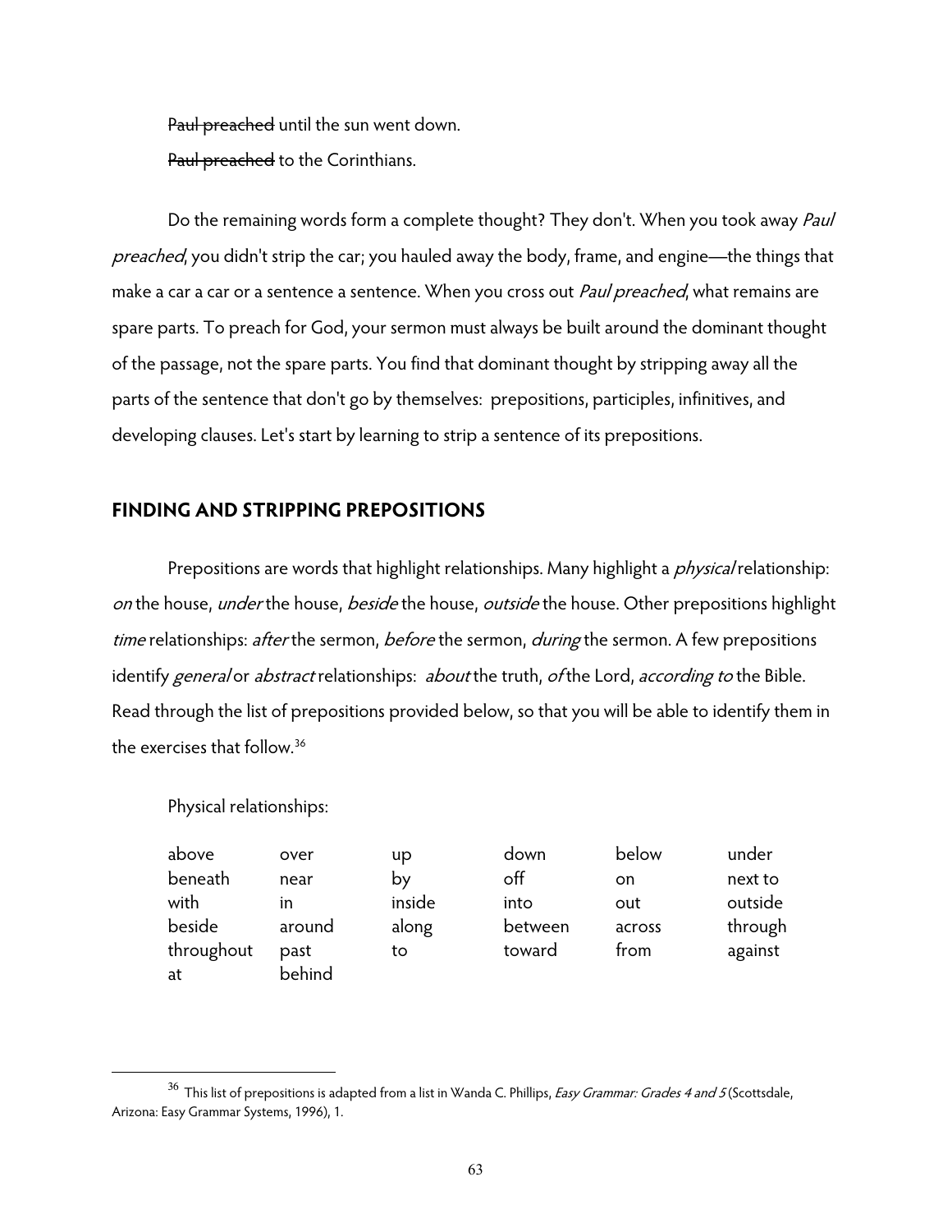~~Paul preached~~ until the sun went down.

~~Paul preached~~ to the Corinthians.

Do the remaining words form a complete thought? They don't. When you took away *Paul preached*, you didn't strip the car; you hauled away the body, frame, and engine—the things that make a car a car or a sentence a sentence. When you cross out *Paul preached*, what remains are spare parts. To preach for God, your sermon must always be built around the dominant thought of the passage, not the spare parts. You find that dominant thought by stripping away all the parts of the sentence that don't go by themselves: prepositions, participles, infinitives, and developing clauses. Let's start by learning to strip a sentence of its prepositions.

## FINDING AND STRIPPING PREPOSITIONS

Prepositions are words that highlight relationships. Many highlight a *physical* relationship: *on* the house, *under* the house, *beside* the house, *outside* the house. Other prepositions highlight *time* relationships: *after* the sermon, *before* the sermon, *during* the sermon. A few prepositions identify *general* or *abstract* relationships: *about* the truth, *of* the Lord, *according to* the Bible. Read through the list of prepositions provided below, so that you will be able to identify them in the exercises that follow.[36]

Physical relationships:

| | | | | | |
|---|---|---|---|---|---|
| above | over | up | down | below | under |
| beneath | near | by | off | on | next to |
| with | in | inside | into | out | outside |
| beside | around | along | between | across | through |
| throughout | past | to | toward | from | against |
| at | behind | | | | |

[36] This list of prepositions is adapted from a list in Wanda C. Phillips, *Easy Grammar: Grades 4 and 5* (Scottsdale, Arizona: Easy Grammar Systems, 1996), 1.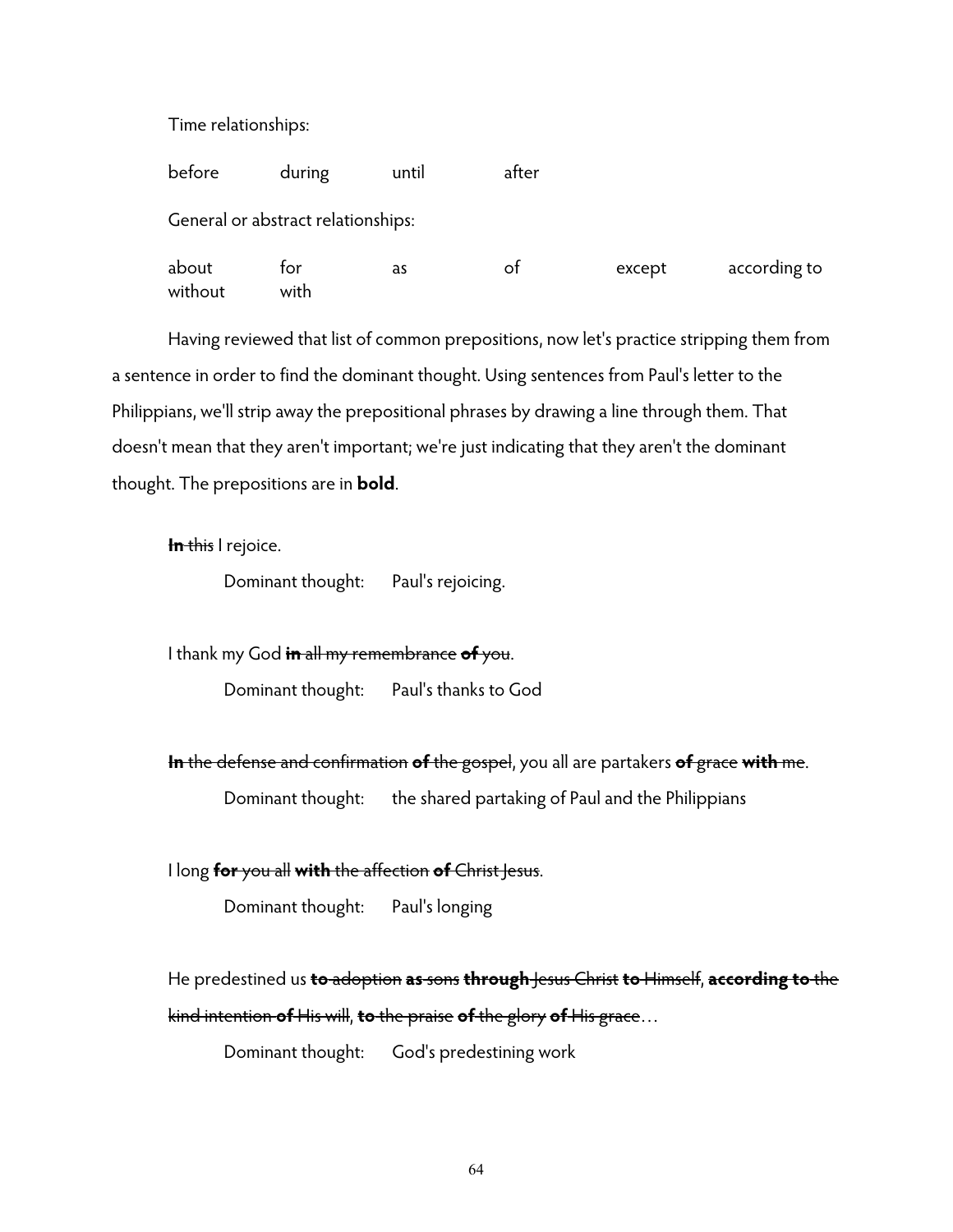Time relationships:

| | | | |
|---|---|---|---|
| before | during | until | after |

General or abstract relationships:

| | | | | | |
|---|---|---|---|---|---|
| about | for | as | of | except | according to |
| without | with | | | | |

Having reviewed that list of common prepositions, now let's practice stripping them from a sentence in order to find the dominant thought. Using sentences from Paul's letter to the Philippians, we'll strip away the prepositional phrases by drawing a line through them. That doesn't mean that they aren't important; we're just indicating that they aren't the dominant thought. The prepositions are in **bold**.

~~**In** this~~ I rejoice.

Dominant thought: Paul's rejoicing.

I thank my God ~~**in** all my remembrance **of** you~~.

Dominant thought: Paul's thanks to God

~~**In** the defense and confirmation **of** the gospel~~, you all are partakers ~~**of** grace **with** me~~.

Dominant thought: the shared partaking of Paul and the Philippians

I long ~~**for** you all **with** the affection **of** Christ Jesus~~.

Dominant thought: Paul's longing

He predestined us ~~**to** adoption **as** sons **through** Jesus Christ **to** Himself~~, ~~**according to** the kind intention **of** His will~~, ~~**to** the praise **of** the glory **of** His grace~~…

Dominant thought: God's predestining work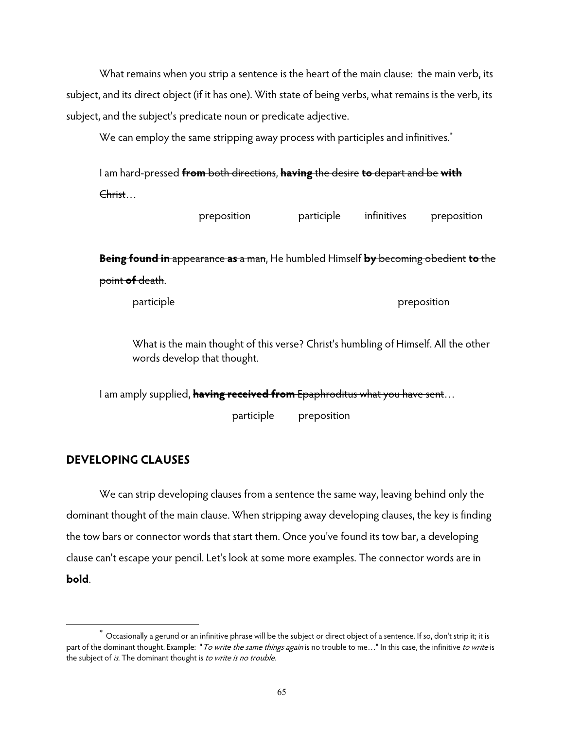What remains when you strip a sentence is the heart of the main clause: the main verb, its subject, and its direct object (if it has one). With state of being verbs, what remains is the verb, its subject, and the subject's predicate noun or predicate adjective.

We can employ the same stripping away process with participles and infinitives.[*]

I am hard-pressed ~~**from** both directions~~, ~~**having** the desire **to** depart and be **with** Christ~~…

preposition participle infinitives preposition

~~**Being found in** appearance **as** a man~~, He humbled Himself ~~**by** becoming obedient **to** the point **of** death~~.

participle preposition

What is the main thought of this verse? Christ's humbling of Himself. All the other words develop that thought.

I am amply supplied, ~~**having received from** Epaphroditus what you have sent~~…

participle preposition

## DEVELOPING CLAUSES

We can strip developing clauses from a sentence the same way, leaving behind only the dominant thought of the main clause. When stripping away developing clauses, the key is finding the tow bars or connector words that start them. Once you've found its tow bar, a developing clause can't escape your pencil. Let's look at some more examples. The connector words are in **bold**.

---

[*] Occasionally a gerund or an infinitive phrase will be the subject or direct object of a sentence. If so, don't strip it; it is part of the dominant thought. Example: "*To write the same things again* is no trouble to me…" In this case, the infinitive *to write* is the subject of *is*. The dominant thought is *to write is no trouble*.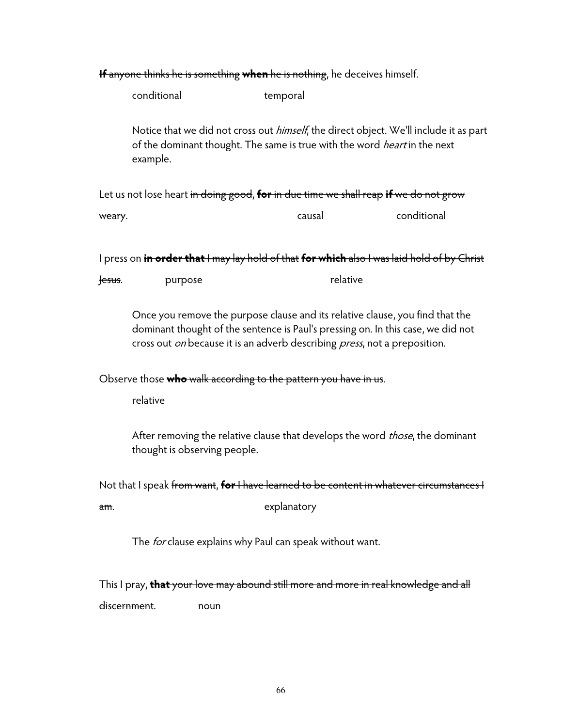~~**If** anyone thinks he is something~~ ~~**when** he is nothing~~, he deceives himself.

conditional temporal

Notice that we did not cross out *himself*, the direct object. We'll include it as part of the dominant thought. The same is true with the word *heart* in the next example.

Let us not lose heart ~~in doing good~~, ~~**for** in due time we shall reap~~ ~~**if** we do not grow weary~~.

causal conditional

I press on ~~**in order that** I may lay hold of that~~ ~~**for which** also I was laid hold of by Christ Jesus~~.

purpose relative

Once you remove the purpose clause and its relative clause, you find that the dominant thought of the sentence is Paul's pressing on. In this case, we did not cross out *on* because it is an adverb describing *press*, not a preposition.

Observe those ~~**who** walk according to the pattern you have in us~~.

relative

After removing the relative clause that develops the word *those*, the dominant thought is observing people.

Not that I speak ~~from want~~, ~~**for** I have learned to be content in whatever circumstances I am~~.

explanatory

The *for* clause explains why Paul can speak without want.

This I pray, ~~**that** your love may abound still more and more in real knowledge and all discernment~~.

noun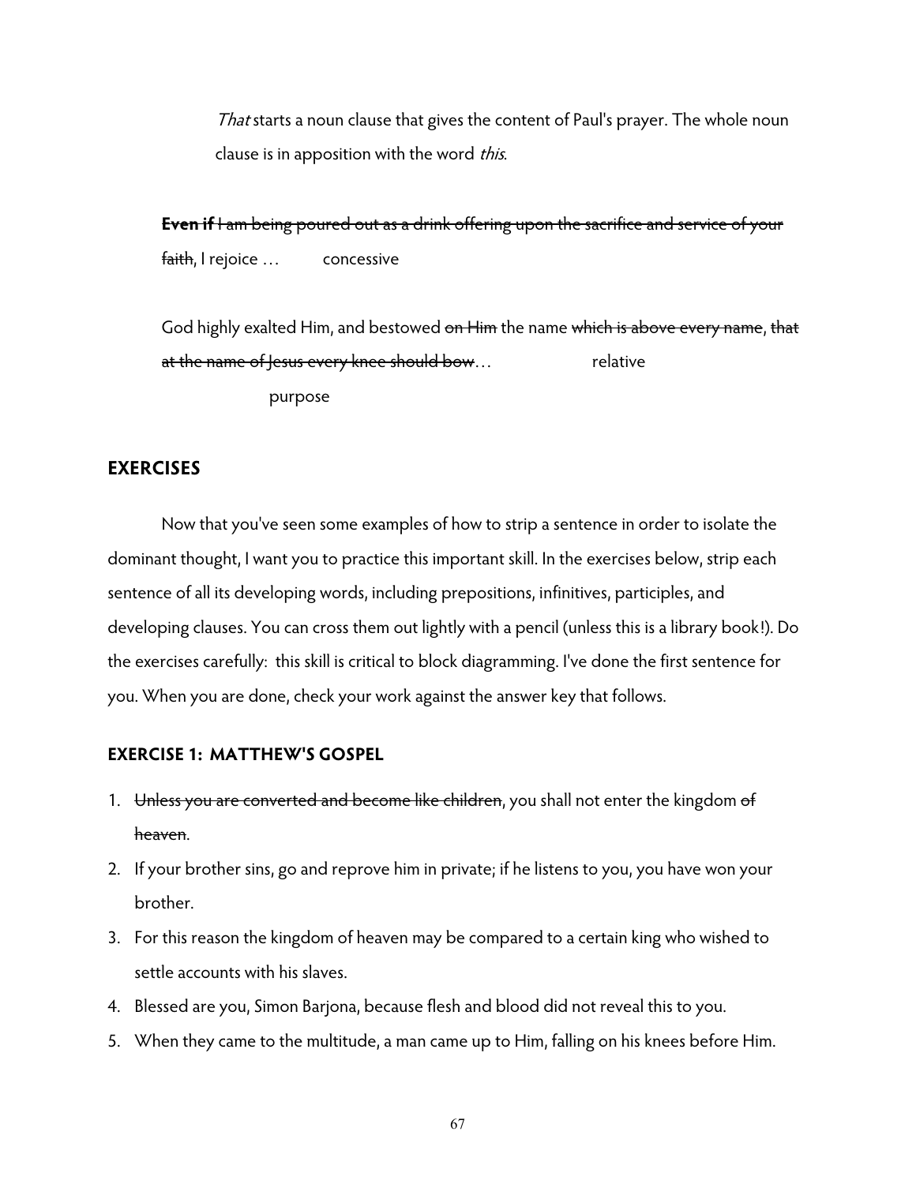*That* starts a noun clause that gives the content of Paul's prayer. The whole noun clause is in apposition with the word *this*.

**Even if** ~~I am being poured out as a drink offering upon the sacrifice and service of your faith~~, I rejoice … concessive

God highly exalted Him, and bestowed ~~on Him~~ the name ~~which is above every name~~, ~~that at the name of Jesus every knee should bow~~… relative

purpose

## EXERCISES

Now that you've seen some examples of how to strip a sentence in order to isolate the dominant thought, I want you to practice this important skill. In the exercises below, strip each sentence of all its developing words, including prepositions, infinitives, participles, and developing clauses. You can cross them out lightly with a pencil (unless this is a library book!). Do the exercises carefully: this skill is critical to block diagramming. I've done the first sentence for you. When you are done, check your work against the answer key that follows.

### EXERCISE 1: MATTHEW'S GOSPEL

1. ~~Unless you are converted and become like children~~, you shall not enter the kingdom ~~of heaven~~.
2. If your brother sins, go and reprove him in private; if he listens to you, you have won your brother.
3. For this reason the kingdom of heaven may be compared to a certain king who wished to settle accounts with his slaves.
4. Blessed are you, Simon Barjona, because flesh and blood did not reveal this to you.
5. When they came to the multitude, a man came up to Him, falling on his knees before Him.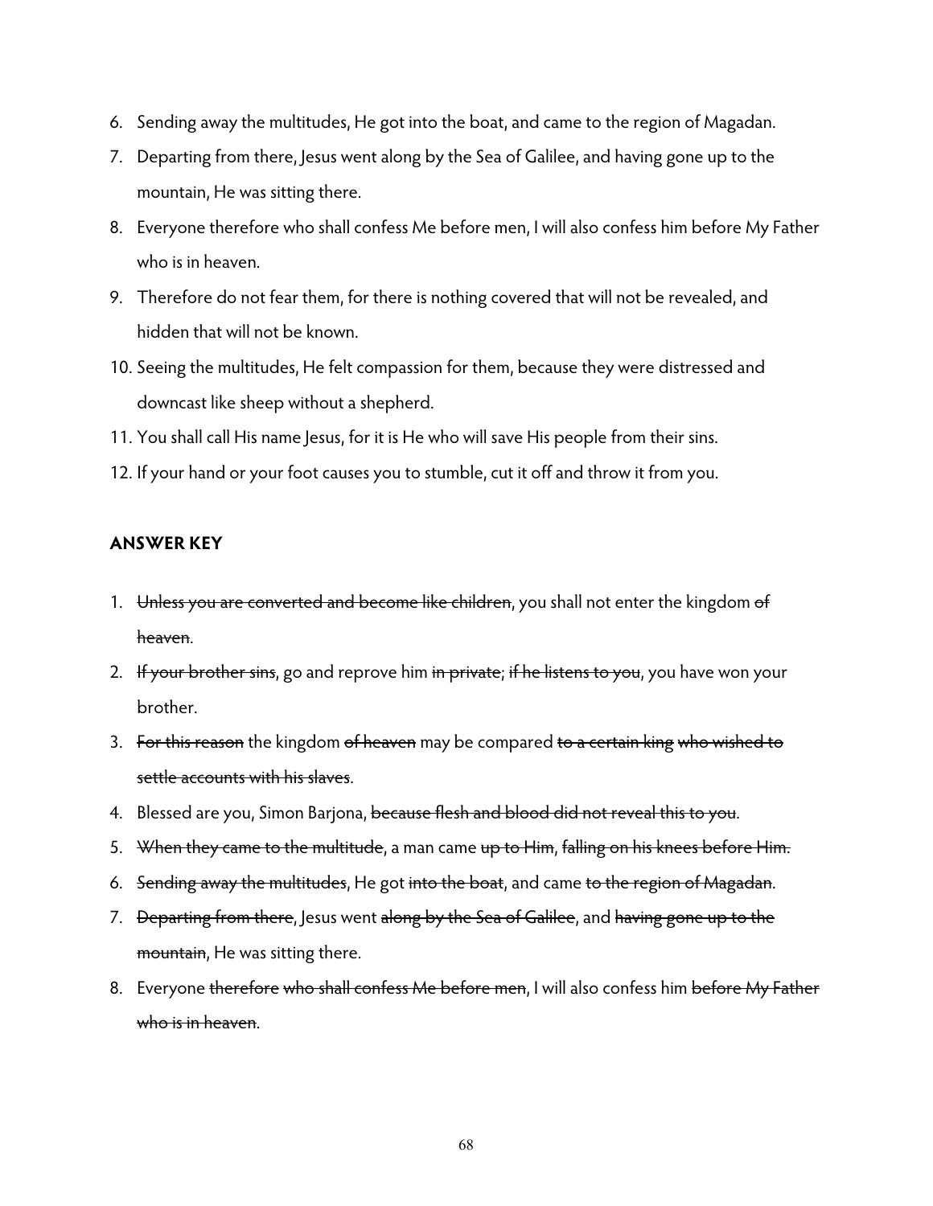6. Sending away the multitudes, He got into the boat, and came to the region of Magadan.
7. Departing from there, Jesus went along by the Sea of Galilee, and having gone up to the mountain, He was sitting there.
8. Everyone therefore who shall confess Me before men, I will also confess him before My Father who is in heaven.
9. Therefore do not fear them, for there is nothing covered that will not be revealed, and hidden that will not be known.
10. Seeing the multitudes, He felt compassion for them, because they were distressed and downcast like sheep without a shepherd.
11. You shall call His name Jesus, for it is He who will save His people from their sins.
12. If your hand or your foot causes you to stumble, cut it off and throw it from you.

**ANSWER KEY**

1. ~~Unless you are converted and become like children~~, you shall not enter the kingdom ~~of heaven~~.
2. ~~If your brother sins~~, go and reprove him ~~in private~~; ~~if he listens to you~~, you have won your brother.
3. ~~For this reason~~ the kingdom ~~of heaven~~ may be compared ~~to a certain king~~ ~~who wished to settle accounts with his slaves~~.
4. Blessed are you, Simon Barjona, ~~because flesh and blood did not reveal this to you~~.
5. ~~When they came to the multitude~~, a man came ~~up to Him~~, ~~falling on his knees before Him.~~
6. ~~Sending away the multitudes~~, He got ~~into the boat~~, and came ~~to the region of Magadan~~.
7. ~~Departing from there~~, Jesus went ~~along by the Sea of Galilee~~, and ~~having gone up to the mountain~~, He was sitting there.
8. Everyone ~~therefore~~ ~~who shall confess Me before men~~, I will also confess him ~~before My Father who is in heaven~~.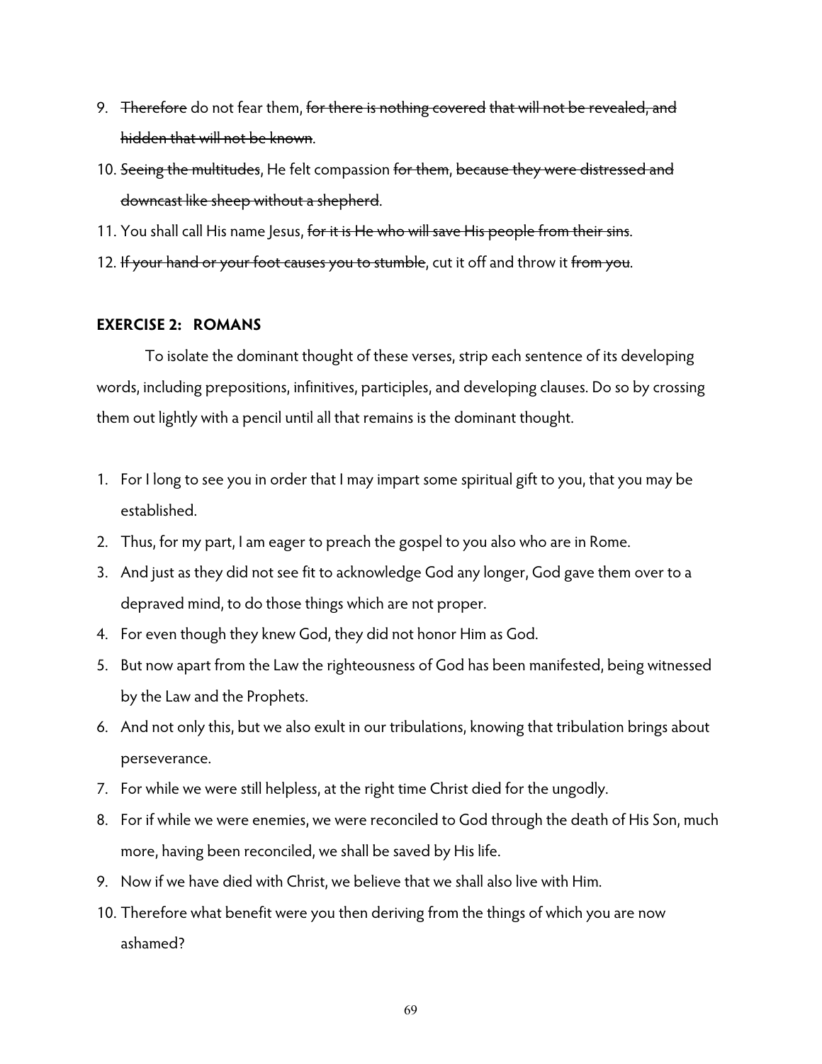9. ~~Therefore~~ do not fear them, ~~for there is nothing covered that will not be revealed, and hidden that will not be known~~.
10. ~~Seeing the multitudes~~, He felt compassion ~~for them~~, ~~because they were distressed and downcast like sheep without a shepherd~~.
11. You shall call His name Jesus, ~~for it is He who will save His people from their sins~~.
12. ~~If your hand or your foot causes you to stumble~~, cut it off and throw it ~~from you~~.

### EXERCISE 2: ROMANS

To isolate the dominant thought of these verses, strip each sentence of its developing words, including prepositions, infinitives, participles, and developing clauses. Do so by crossing them out lightly with a pencil until all that remains is the dominant thought.

1. For I long to see you in order that I may impart some spiritual gift to you, that you may be established.
2. Thus, for my part, I am eager to preach the gospel to you also who are in Rome.
3. And just as they did not see fit to acknowledge God any longer, God gave them over to a depraved mind, to do those things which are not proper.
4. For even though they knew God, they did not honor Him as God.
5. But now apart from the Law the righteousness of God has been manifested, being witnessed by the Law and the Prophets.
6. And not only this, but we also exult in our tribulations, knowing that tribulation brings about perseverance.
7. For while we were still helpless, at the right time Christ died for the ungodly.
8. For if while we were enemies, we were reconciled to God through the death of His Son, much more, having been reconciled, we shall be saved by His life.
9. Now if we have died with Christ, we believe that we shall also live with Him.
10. Therefore what benefit were you then deriving from the things of which you are now ashamed?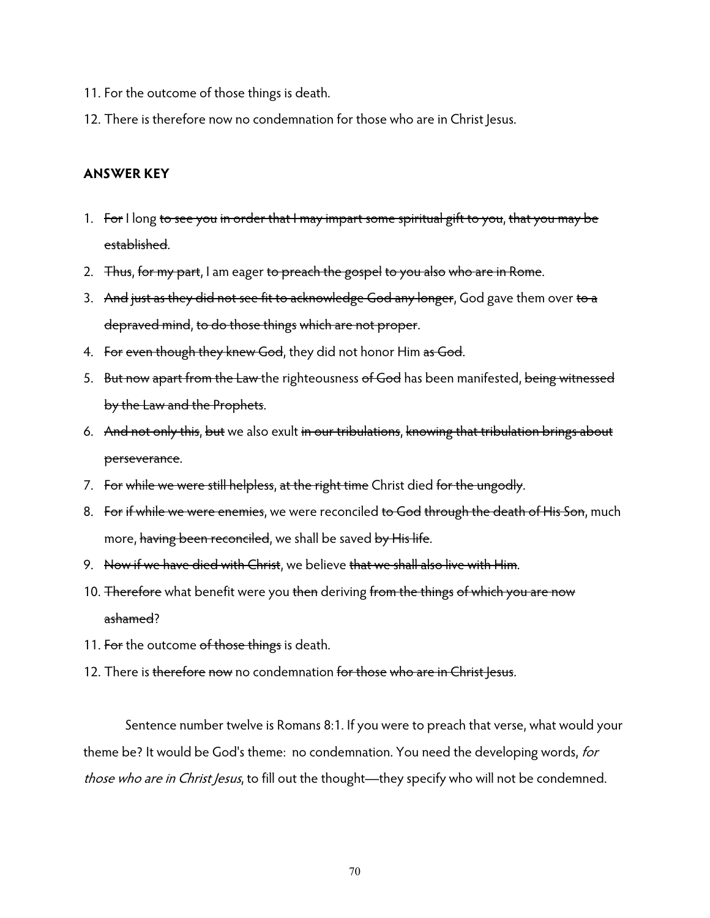11. For the outcome of those things is death.
12. There is therefore now no condemnation for those who are in Christ Jesus.

**ANSWER KEY**

1. ~~For~~ I long ~~to see you~~ ~~in order that I may impart some spiritual gift to you~~, ~~that you may be established~~.
2. ~~Thus~~, ~~for my part~~, I am eager ~~to preach the gospel~~ ~~to you also who are in Rome~~.
3. ~~And just as they did not see fit to acknowledge God any longer~~, God gave them over ~~to a depraved mind~~, ~~to do those things~~ ~~which are not proper~~.
4. ~~For even though they knew God~~, they did not honor Him ~~as God~~.
5. ~~But now~~ ~~apart from the Law~~ the righteousness ~~of God~~ has been manifested, ~~being witnessed by the Law and the Prophets~~.
6. ~~And not only this~~, ~~but~~ we also exult ~~in our tribulations~~, ~~knowing that tribulation brings about perseverance~~.
7. ~~For while we were still helpless~~, ~~at the right time~~ Christ died ~~for the ungodly~~.
8. ~~For if while we were enemies~~, we were reconciled ~~to God~~ ~~through the death of His Son~~, much more, ~~having been reconciled~~, we shall be saved ~~by His life~~.
9. ~~Now if we have died with Christ~~, we believe ~~that we shall also live with Him~~.
10. ~~Therefore~~ what benefit were you ~~then~~ deriving ~~from the things~~ ~~of which you are now ashamed~~?
11. ~~For~~ the outcome ~~of those things~~ is death.
12. There is ~~therefore now~~ no condemnation ~~for those who are in Christ Jesus~~.

Sentence number twelve is Romans 8:1. If you were to preach that verse, what would your theme be? It would be God's theme: no condemnation. You need the developing words, *for those who are in Christ Jesus*, to fill out the thought—they specify who will not be condemned.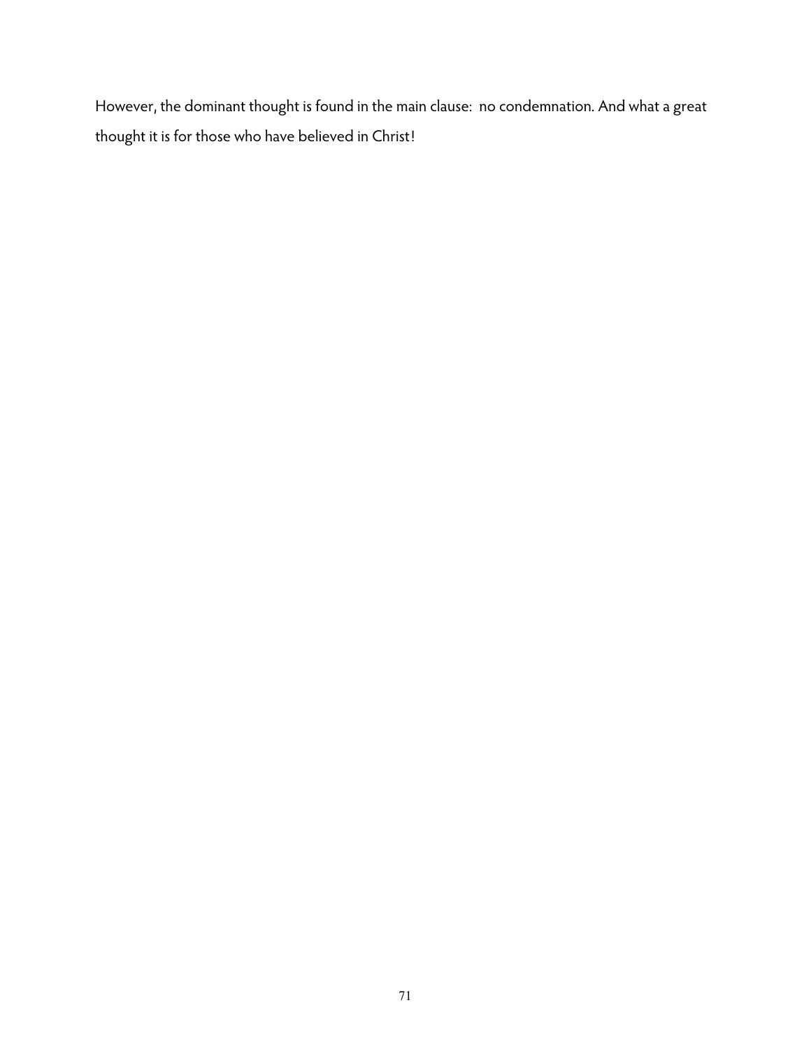However, the dominant thought is found in the main clause:  no condemnation. And what a great thought it is for those who have believed in Christ!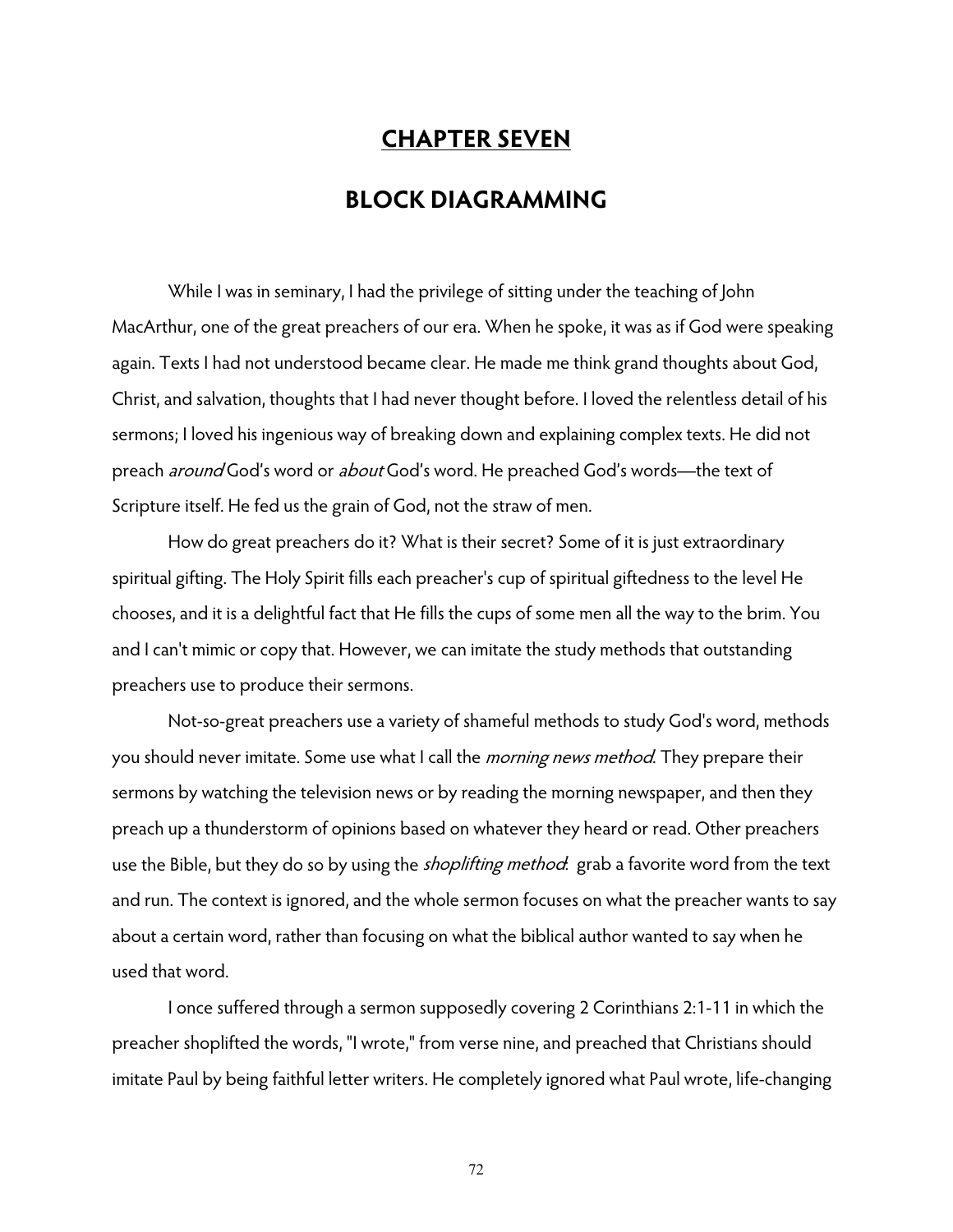# CHAPTER SEVEN

## BLOCK DIAGRAMMING

While I was in seminary, I had the privilege of sitting under the teaching of John MacArthur, one of the great preachers of our era. When he spoke, it was as if God were speaking again. Texts I had not understood became clear. He made me think grand thoughts about God, Christ, and salvation, thoughts that I had never thought before. I loved the relentless detail of his sermons; I loved his ingenious way of breaking down and explaining complex texts. He did not preach *around* God's word or *about* God's word. He preached God's words—the text of Scripture itself. He fed us the grain of God, not the straw of men.

How do great preachers do it? What is their secret? Some of it is just extraordinary spiritual gifting. The Holy Spirit fills each preacher's cup of spiritual giftedness to the level He chooses, and it is a delightful fact that He fills the cups of some men all the way to the brim. You and I can't mimic or copy that. However, we can imitate the study methods that outstanding preachers use to produce their sermons.

Not-so-great preachers use a variety of shameful methods to study God's word, methods you should never imitate. Some use what I call the *morning news method*. They prepare their sermons by watching the television news or by reading the morning newspaper, and then they preach up a thunderstorm of opinions based on whatever they heard or read. Other preachers use the Bible, but they do so by using the *shoplifting method*: grab a favorite word from the text and run. The context is ignored, and the whole sermon focuses on what the preacher wants to say about a certain word, rather than focusing on what the biblical author wanted to say when he used that word.

I once suffered through a sermon supposedly covering 2 Corinthians 2:1-11 in which the preacher shoplifted the words, "I wrote," from verse nine, and preached that Christians should imitate Paul by being faithful letter writers. He completely ignored what Paul wrote, life-changing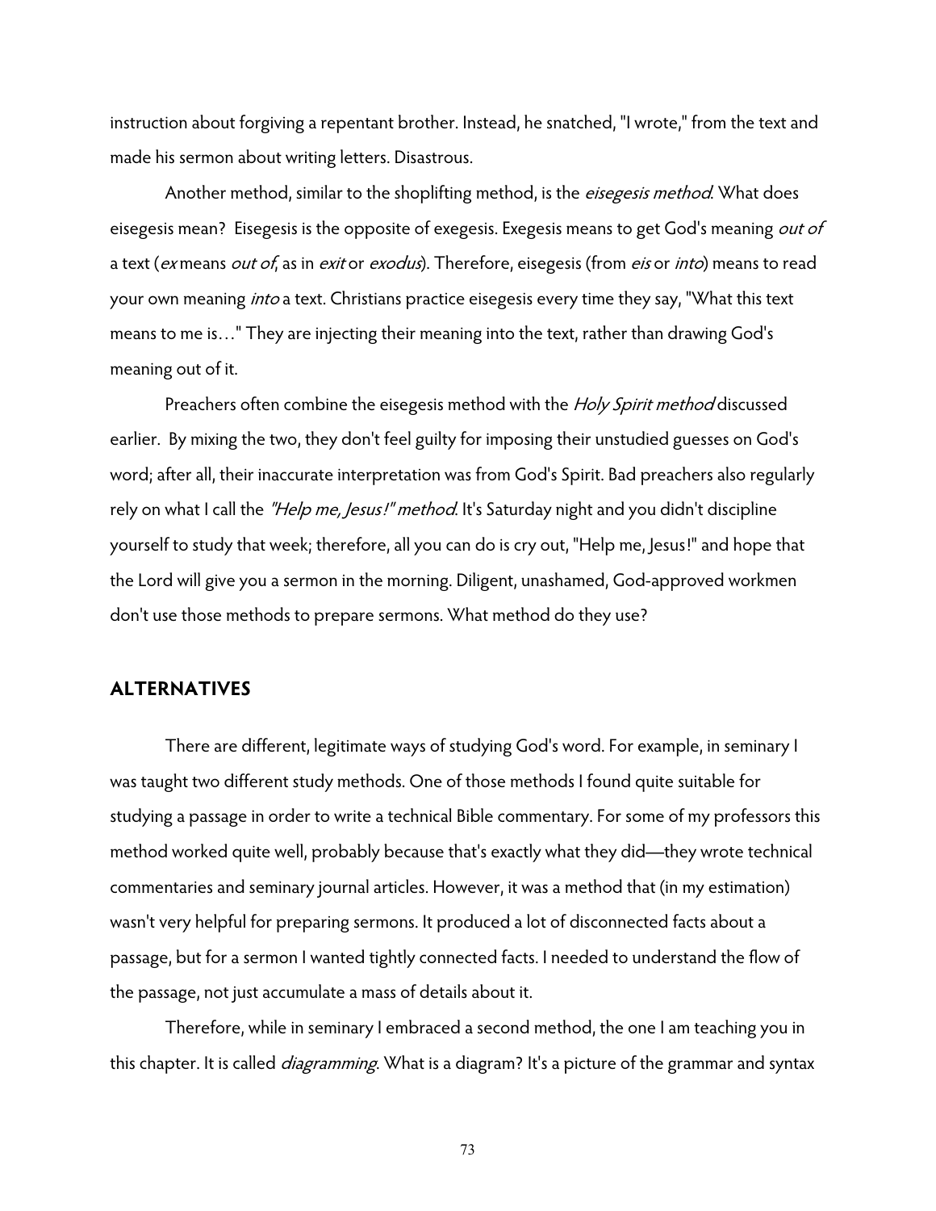instruction about forgiving a repentant brother. Instead, he snatched, "I wrote," from the text and made his sermon about writing letters. Disastrous.

Another method, similar to the shoplifting method, is the *eisegesis method*. What does eisegesis mean? Eisegesis is the opposite of exegesis. Exegesis means to get God's meaning *out of* a text (*ex* means *out of*, as in *exit* or *exodus*). Therefore, eisegesis (from *eis* or *into*) means to read your own meaning *into* a text. Christians practice eisegesis every time they say, "What this text means to me is…" They are injecting their meaning into the text, rather than drawing God's meaning out of it.

Preachers often combine the eisegesis method with the *Holy Spirit method* discussed earlier. By mixing the two, they don't feel guilty for imposing their unstudied guesses on God's word; after all, their inaccurate interpretation was from God's Spirit. Bad preachers also regularly rely on what I call the *"Help me, Jesus!" method*. It's Saturday night and you didn't discipline yourself to study that week; therefore, all you can do is cry out, "Help me, Jesus!" and hope that the Lord will give you a sermon in the morning. Diligent, unashamed, God-approved workmen don't use those methods to prepare sermons. What method do they use?

## ALTERNATIVES

There are different, legitimate ways of studying God's word. For example, in seminary I was taught two different study methods. One of those methods I found quite suitable for studying a passage in order to write a technical Bible commentary. For some of my professors this method worked quite well, probably because that's exactly what they did—they wrote technical commentaries and seminary journal articles. However, it was a method that (in my estimation) wasn't very helpful for preparing sermons. It produced a lot of disconnected facts about a passage, but for a sermon I wanted tightly connected facts. I needed to understand the flow of the passage, not just accumulate a mass of details about it.

Therefore, while in seminary I embraced a second method, the one I am teaching you in this chapter. It is called *diagramming*. What is a diagram? It's a picture of the grammar and syntax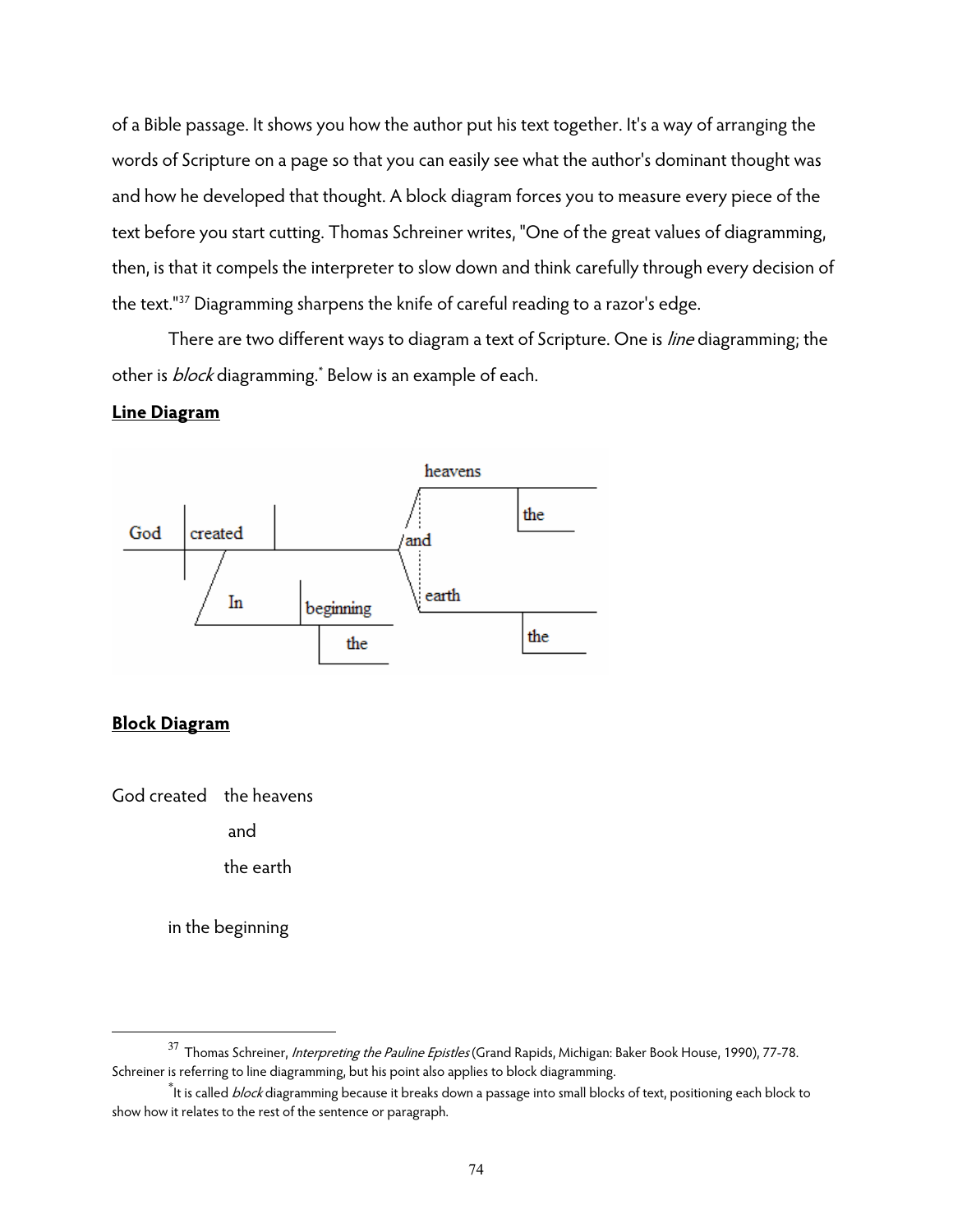of a Bible passage. It shows you how the author put his text together. It's a way of arranging the words of Scripture on a page so that you can easily see what the author's dominant thought was and how he developed that thought. A block diagram forces you to measure every piece of the text before you start cutting. Thomas Schreiner writes, "One of the great values of diagramming, then, is that it compels the interpreter to slow down and think carefully through every decision of the text."[37] Diagramming sharpens the knife of careful reading to a razor's edge.

There are two different ways to diagram a text of Scripture. One is *line* diagramming; the other is *block* diagramming.[*] Below is an example of each.

**Line Diagram**

God
created
In
beginning
the
heavens
the
and
earth
the

**Block Diagram**

God created the heavens

and

the earth

in the beginning

---

[37] Thomas Schreiner, *Interpreting the Pauline Epistles* (Grand Rapids, Michigan: Baker Book House, 1990), 77-78. Schreiner is referring to line diagramming, but his point also applies to block diagramming.

[*] It is called *block* diagramming because it breaks down a passage into small blocks of text, positioning each block to show how it relates to the rest of the sentence or paragraph.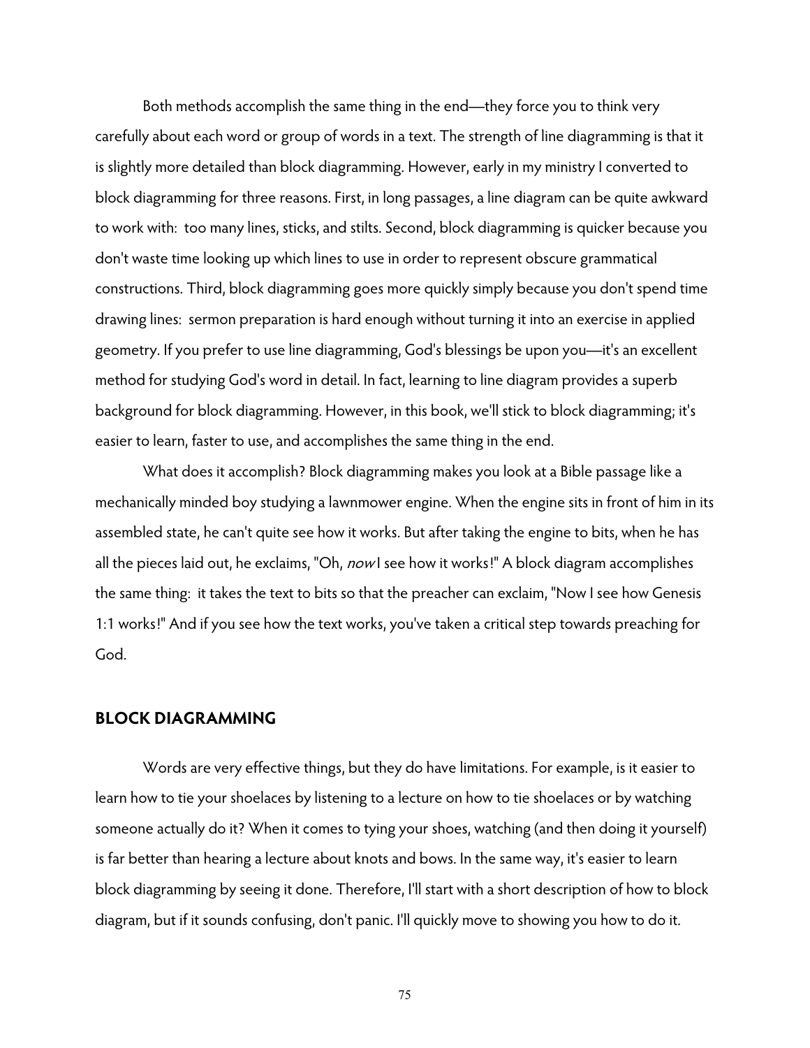Both methods accomplish the same thing in the end—they force you to think very carefully about each word or group of words in a text. The strength of line diagramming is that it is slightly more detailed than block diagramming. However, early in my ministry I converted to block diagramming for three reasons. First, in long passages, a line diagram can be quite awkward to work with: too many lines, sticks, and stilts. Second, block diagramming is quicker because you don't waste time looking up which lines to use in order to represent obscure grammatical constructions. Third, block diagramming goes more quickly simply because you don't spend time drawing lines: sermon preparation is hard enough without turning it into an exercise in applied geometry. If you prefer to use line diagramming, God's blessings be upon you—it's an excellent method for studying God's word in detail. In fact, learning to line diagram provides a superb background for block diagramming. However, in this book, we'll stick to block diagramming; it's easier to learn, faster to use, and accomplishes the same thing in the end.

What does it accomplish? Block diagramming makes you look at a Bible passage like a mechanically minded boy studying a lawnmower engine. When the engine sits in front of him in its assembled state, he can't quite see how it works. But after taking the engine to bits, when he has all the pieces laid out, he exclaims, "Oh, *now* I see how it works!" A block diagram accomplishes the same thing: it takes the text to bits so that the preacher can exclaim, "Now I see how Genesis 1:1 works!" And if you see how the text works, you've taken a critical step towards preaching for God.

## BLOCK DIAGRAMMING

Words are very effective things, but they do have limitations. For example, is it easier to learn how to tie your shoelaces by listening to a lecture on how to tie shoelaces or by watching someone actually do it? When it comes to tying your shoes, watching (and then doing it yourself) is far better than hearing a lecture about knots and bows. In the same way, it's easier to learn block diagramming by seeing it done. Therefore, I'll start with a short description of how to block diagram, but if it sounds confusing, don't panic. I'll quickly move to showing you how to do it.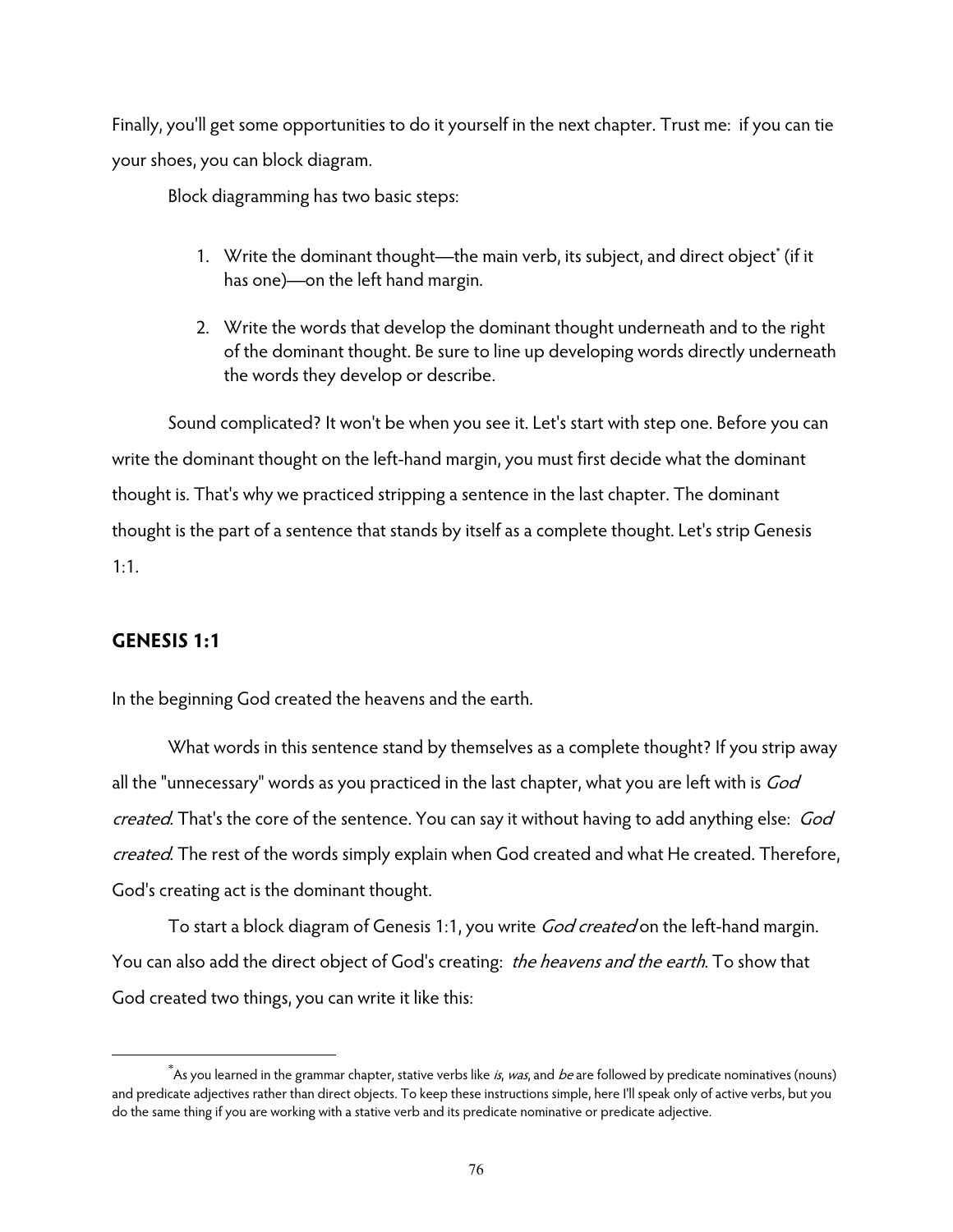Finally, you'll get some opportunities to do it yourself in the next chapter. Trust me: if you can tie your shoes, you can block diagram.

Block diagramming has two basic steps:

1. Write the dominant thought—the main verb, its subject, and direct object* (if it has one)—on the left hand margin.

2. Write the words that develop the dominant thought underneath and to the right of the dominant thought. Be sure to line up developing words directly underneath the words they develop or describe.

Sound complicated? It won't be when you see it. Let's start with step one. Before you can write the dominant thought on the left-hand margin, you must first decide what the dominant thought is. That's why we practiced stripping a sentence in the last chapter. The dominant thought is the part of a sentence that stands by itself as a complete thought. Let's strip Genesis 1:1.

## GENESIS 1:1

In the beginning God created the heavens and the earth.

What words in this sentence stand by themselves as a complete thought? If you strip away all the "unnecessary" words as you practiced in the last chapter, what you are left with is *God created*. That's the core of the sentence. You can say it without having to add anything else: *God created*. The rest of the words simply explain when God created and what He created. Therefore, God's creating act is the dominant thought.

To start a block diagram of Genesis 1:1, you write *God created* on the left-hand margin. You can also add the direct object of God's creating: *the heavens and the earth*. To show that God created two things, you can write it like this:

---

*As you learned in the grammar chapter, stative verbs like *is*, *was*, and *be* are followed by predicate nominatives (nouns) and predicate adjectives rather than direct objects. To keep these instructions simple, here I'll speak only of active verbs, but you do the same thing if you are working with a stative verb and its predicate nominative or predicate adjective.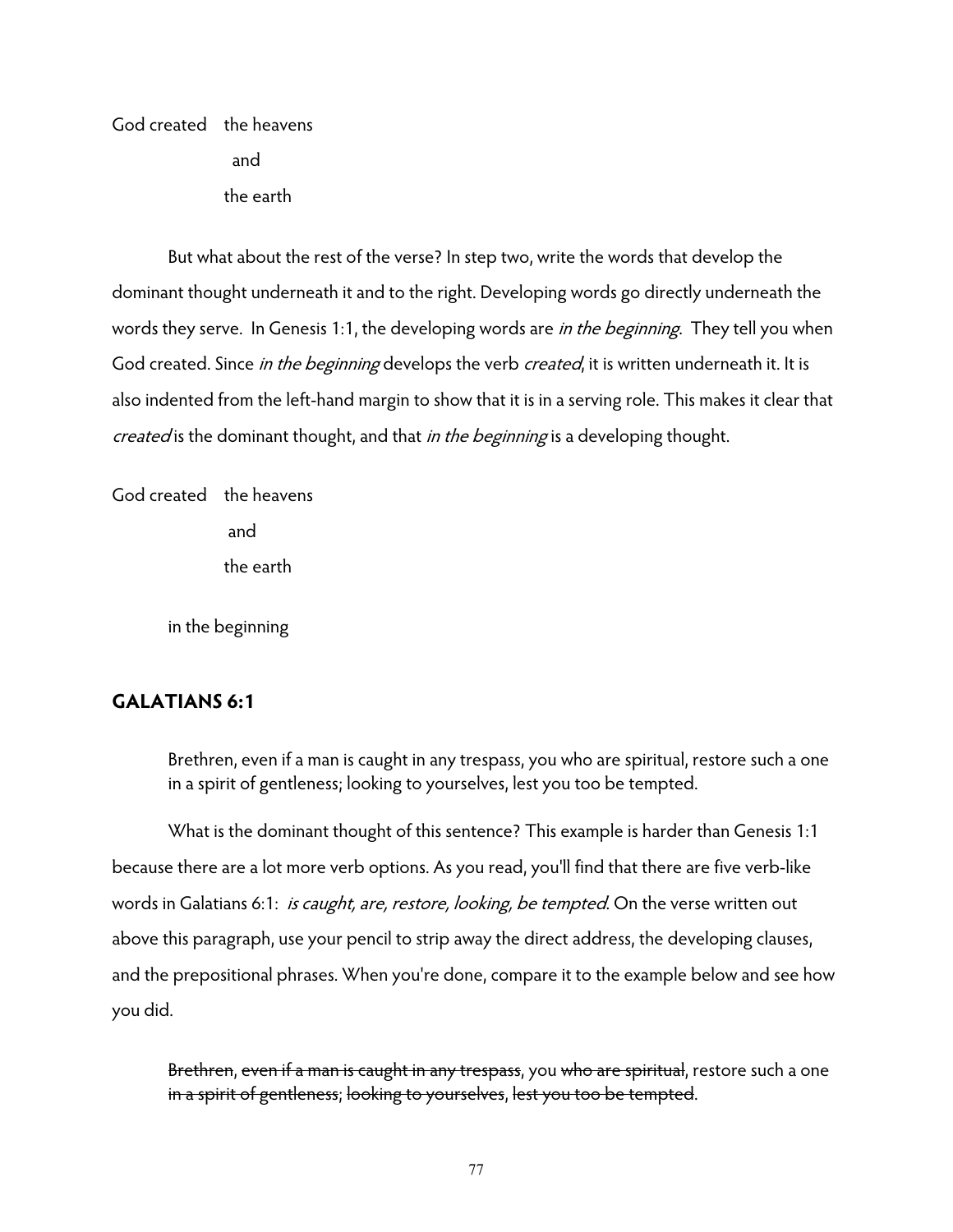God created    the heavens

                        and

                      the earth

But what about the rest of the verse? In step two, write the words that develop the dominant thought underneath it and to the right. Developing words go directly underneath the words they serve. In Genesis 1:1, the developing words are *in the beginning*. They tell you when God created. Since *in the beginning* develops the verb *created*, it is written underneath it. It is also indented from the left-hand margin to show that it is in a serving role. This makes it clear that *created* is the dominant thought, and that *in the beginning* is a developing thought.

God created    the heavens

                        and

                      the earth

        in the beginning

## GALATIANS 6:1

> Brethren, even if a man is caught in any trespass, you who are spiritual, restore such a one in a spirit of gentleness; looking to yourselves, lest you too be tempted.

What is the dominant thought of this sentence? This example is harder than Genesis 1:1 because there are a lot more verb options. As you read, you'll find that there are five verb-like words in Galatians 6:1: *is caught, are, restore, looking, be tempted*. On the verse written out above this paragraph, use your pencil to strip away the direct address, the developing clauses, and the prepositional phrases. When you're done, compare it to the example below and see how you did.

> ~~Brethren~~, ~~even if a man is caught in any trespass~~, you ~~who are spiritual~~, restore such a one ~~in a spirit of gentleness~~; ~~looking to yourselves~~, ~~lest you too be tempted~~.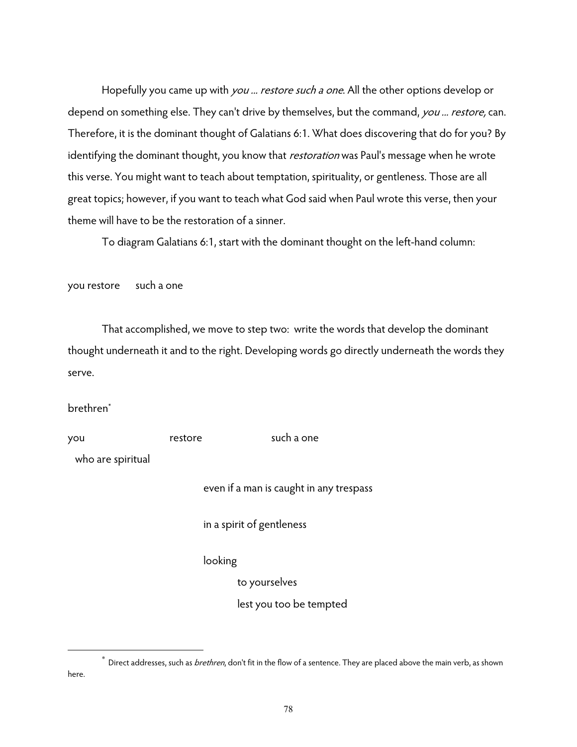Hopefully you came up with *you ... restore such a one*. All the other options develop or depend on something else. They can't drive by themselves, but the command, *you ... restore,* can. Therefore, it is the dominant thought of Galatians 6:1. What does discovering that do for you? By identifying the dominant thought, you know that *restoration* was Paul's message when he wrote this verse. You might want to teach about temptation, spirituality, or gentleness. Those are all great topics; however, if you want to teach what God said when Paul wrote this verse, then your theme will have to be the restoration of a sinner.

To diagram Galatians 6:1, start with the dominant thought on the left-hand column:

```
you restore      such a one
```

That accomplished, we move to step two: write the words that develop the dominant thought underneath it and to the right. Developing words go directly underneath the words they serve.

```
brethren*

you                    restore                   such a one
  who are spiritual

                        even if a man is caught in any trespass

                        in a spirit of gentleness

                        looking
                               to yourselves
                               lest you too be tempted
```

---

\* Direct addresses, such as *brethren*, don't fit in the flow of a sentence. They are placed above the main verb, as shown here.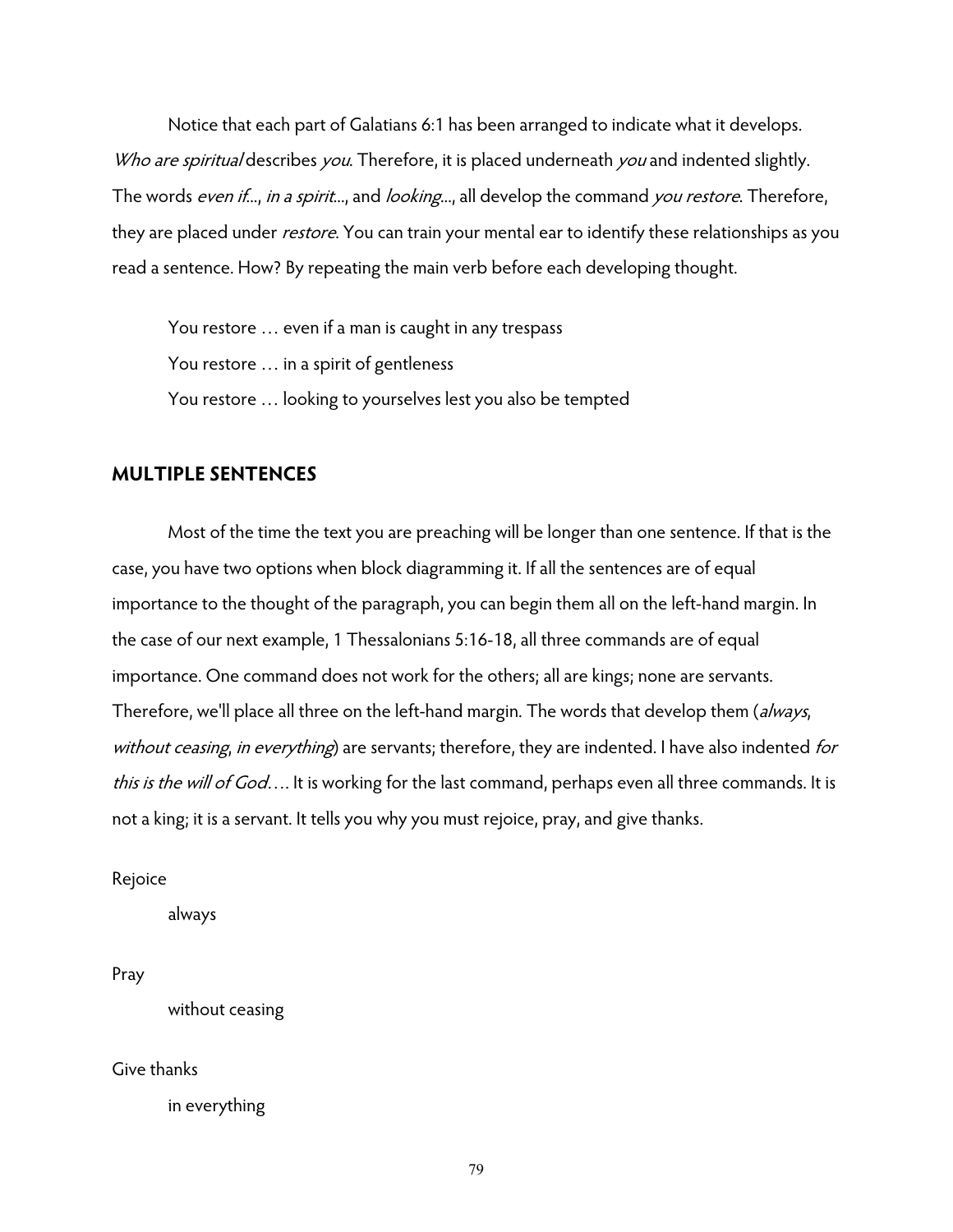Notice that each part of Galatians 6:1 has been arranged to indicate what it develops. *Who are spiritual* describes *you*. Therefore, it is placed underneath *you* and indented slightly. The words *even if...*, *in a spirit...*, and *looking...*, all develop the command *you restore*. Therefore, they are placed under *restore*. You can train your mental ear to identify these relationships as you read a sentence. How? By repeating the main verb before each developing thought.

> You restore … even if a man is caught in any trespass
>
> You restore … in a spirit of gentleness
>
> You restore … looking to yourselves lest you also be tempted

## MULTIPLE SENTENCES

Most of the time the text you are preaching will be longer than one sentence. If that is the case, you have two options when block diagramming it. If all the sentences are of equal importance to the thought of the paragraph, you can begin them all on the left-hand margin. In the case of our next example, 1 Thessalonians 5:16-18, all three commands are of equal importance. One command does not work for the others; all are kings; none are servants. Therefore, we'll place all three on the left-hand margin. The words that develop them (*always*, *without ceasing*, *in everything*) are servants; therefore, they are indented. I have also indented *for this is the will of God*…. It is working for the last command, perhaps even all three commands. It is not a king; it is a servant. It tells you why you must rejoice, pray, and give thanks.

```
Rejoice
        always

Pray
        without ceasing

Give thanks
        in everything
```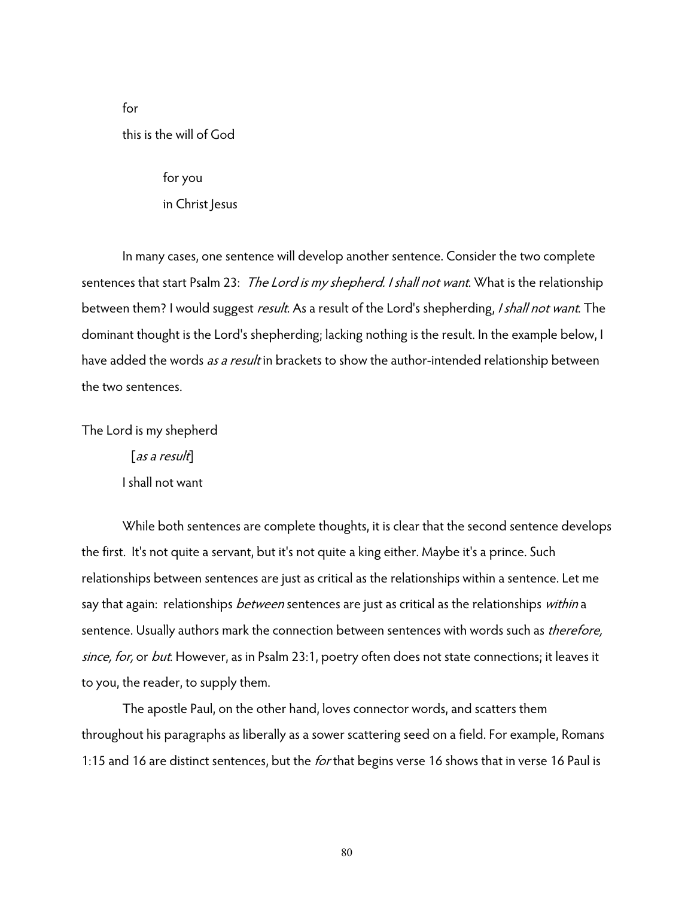for

this is the will of God

for you

in Christ Jesus

In many cases, one sentence will develop another sentence. Consider the two complete sentences that start Psalm 23: *The Lord is my shepherd. I shall not want*. What is the relationship between them? I would suggest *result*. As a result of the Lord's shepherding, *I shall not want*. The dominant thought is the Lord's shepherding; lacking nothing is the result. In the example below, I have added the words *as a result* in brackets to show the author-intended relationship between the two sentences.

The Lord is my shepherd

[*as a result*]

I shall not want

While both sentences are complete thoughts, it is clear that the second sentence develops the first. It's not quite a servant, but it's not quite a king either. Maybe it's a prince. Such relationships between sentences are just as critical as the relationships within a sentence. Let me say that again: relationships *between* sentences are just as critical as the relationships *within* a sentence. Usually authors mark the connection between sentences with words such as *therefore, since, for,* or *but*. However, as in Psalm 23:1, poetry often does not state connections; it leaves it to you, the reader, to supply them.

The apostle Paul, on the other hand, loves connector words, and scatters them throughout his paragraphs as liberally as a sower scattering seed on a field. For example, Romans 1:15 and 16 are distinct sentences, but the *for* that begins verse 16 shows that in verse 16 Paul is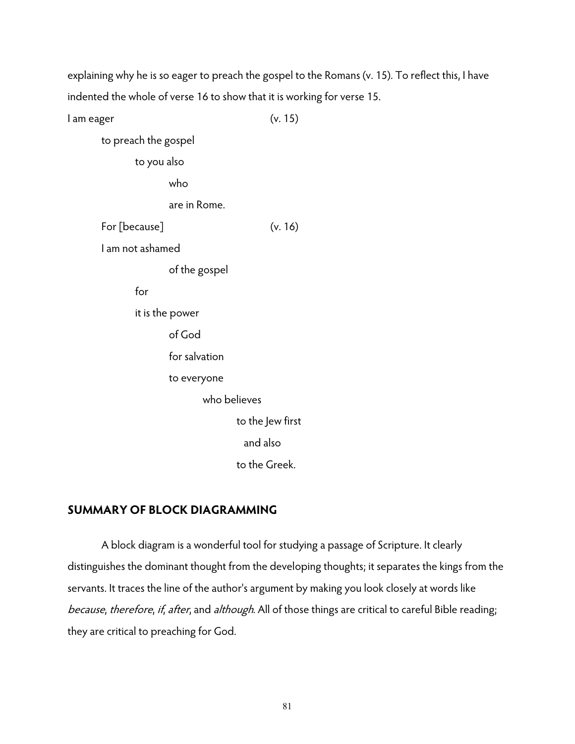explaining why he is so eager to preach the gospel to the Romans (v. 15). To reflect this, I have indented the whole of verse 16 to show that it is working for verse 15.

```
I am eager                              (v. 15)
     to preach the gospel
          to you also
               who
               are in Rome.
     For [because]                      (v. 16)
     I am not ashamed
               of the gospel
          for
          it is the power
               of God
               for salvation
               to everyone
                    who believes
                         to the Jew first
                           and also
                         to the Greek.
```

## SUMMARY OF BLOCK DIAGRAMMING

A block diagram is a wonderful tool for studying a passage of Scripture. It clearly distinguishes the dominant thought from the developing thoughts; it separates the kings from the servants. It traces the line of the author's argument by making you look closely at words like *because*, *therefore*, *if*, *after*, and *although*. All of those things are critical to careful Bible reading; they are critical to preaching for God.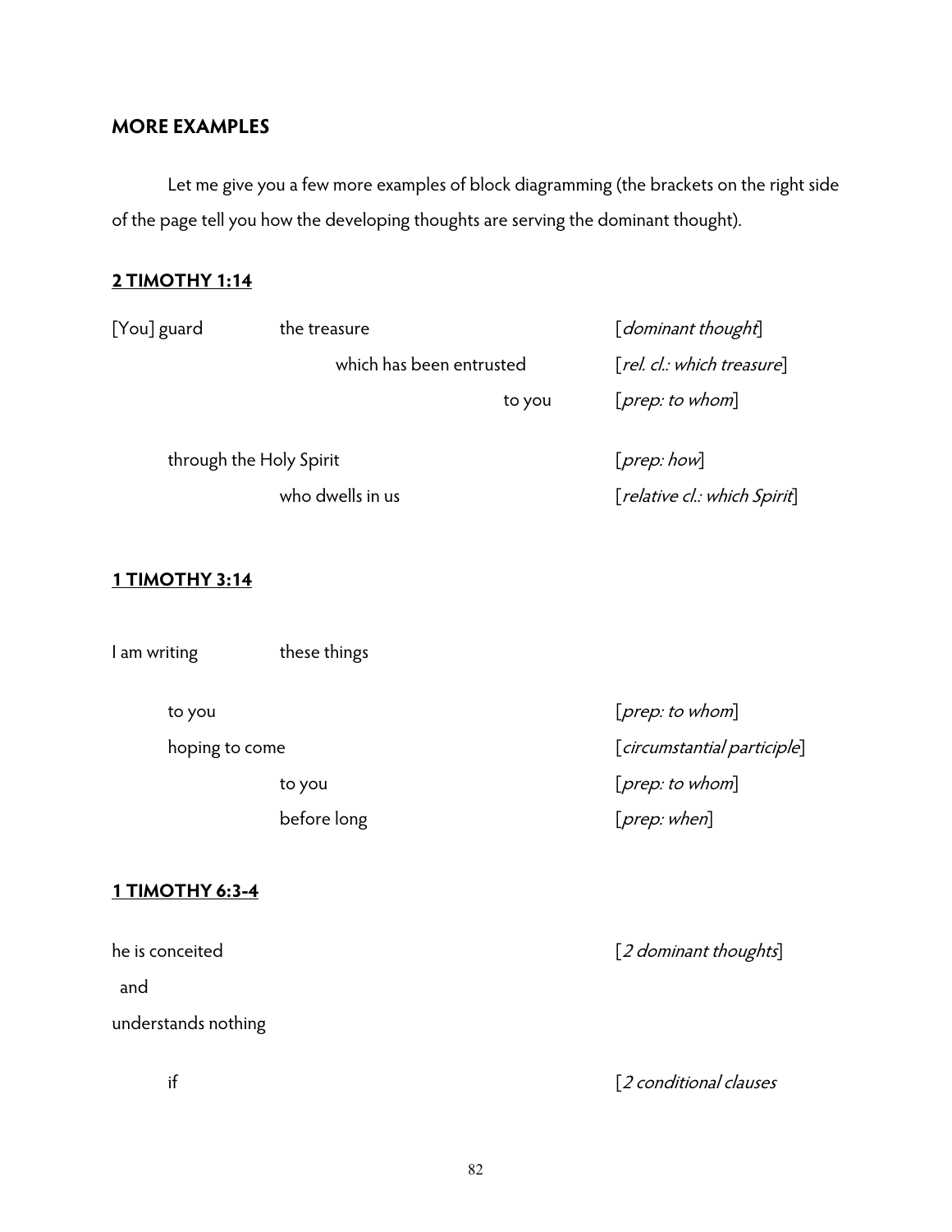## MORE EXAMPLES

Let me give you a few more examples of block diagramming (the brackets on the right side of the page tell you how the developing thoughts are serving the dominant thought).

### 2 TIMOTHY 1:14

| | | | | | |
|---|---|---|---|---|---|
| [You] guard | | the treasure | | | [*dominant thought*] |
| | | | which has been entrusted | | [*rel. cl.: which treasure*] |
| | | | | to you | [*prep: to whom*] |
| | through the Holy Spirit | | | | [*prep: how*] |
| | | who dwells in us | | | [*relative cl.: which Spirit*] |

### 1 TIMOTHY 3:14

| | | | |
|---|---|---|---|
| I am writing | | these things | |
| | to you | | [*prep: to whom*] |
| | hoping to come | | [*circumstantial participle*] |
| | | to you | [*prep: to whom*] |
| | | before long | [*prep: when*] |

### 1 TIMOTHY 6:3-4

| | | |
|---|---|---|
| he is conceited | | [*2 dominant thoughts*] |
| and | | |
| understands nothing | | |
| | if | [*2 conditional clauses* |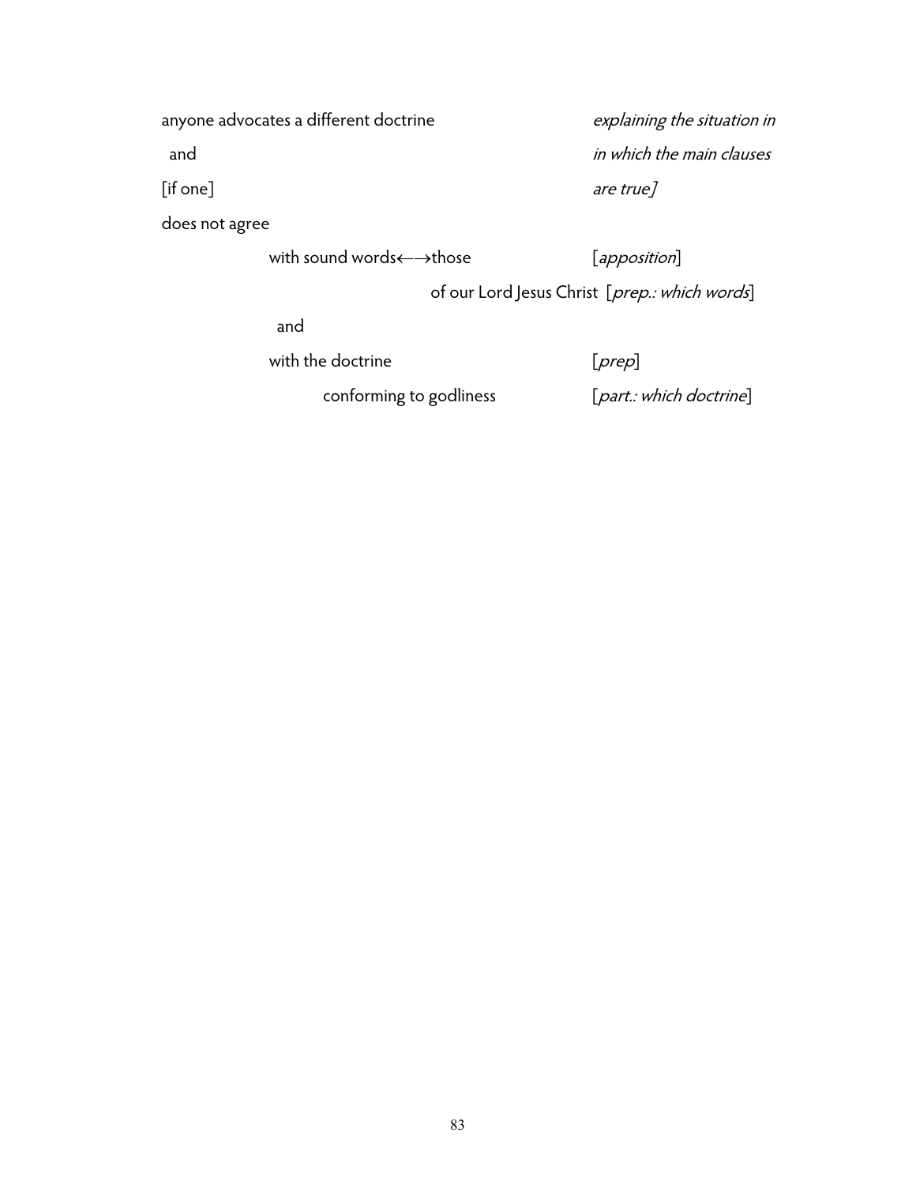anyone advocates a different doctrine *explaining the situation in*

and *in which the main clauses*

[if one] *are true]*

does not agree

with sound words←→those [*apposition*]

of our Lord Jesus Christ [*prep.: which words*]

and

with the doctrine [*prep*]

conforming to godliness [*part.: which doctrine*]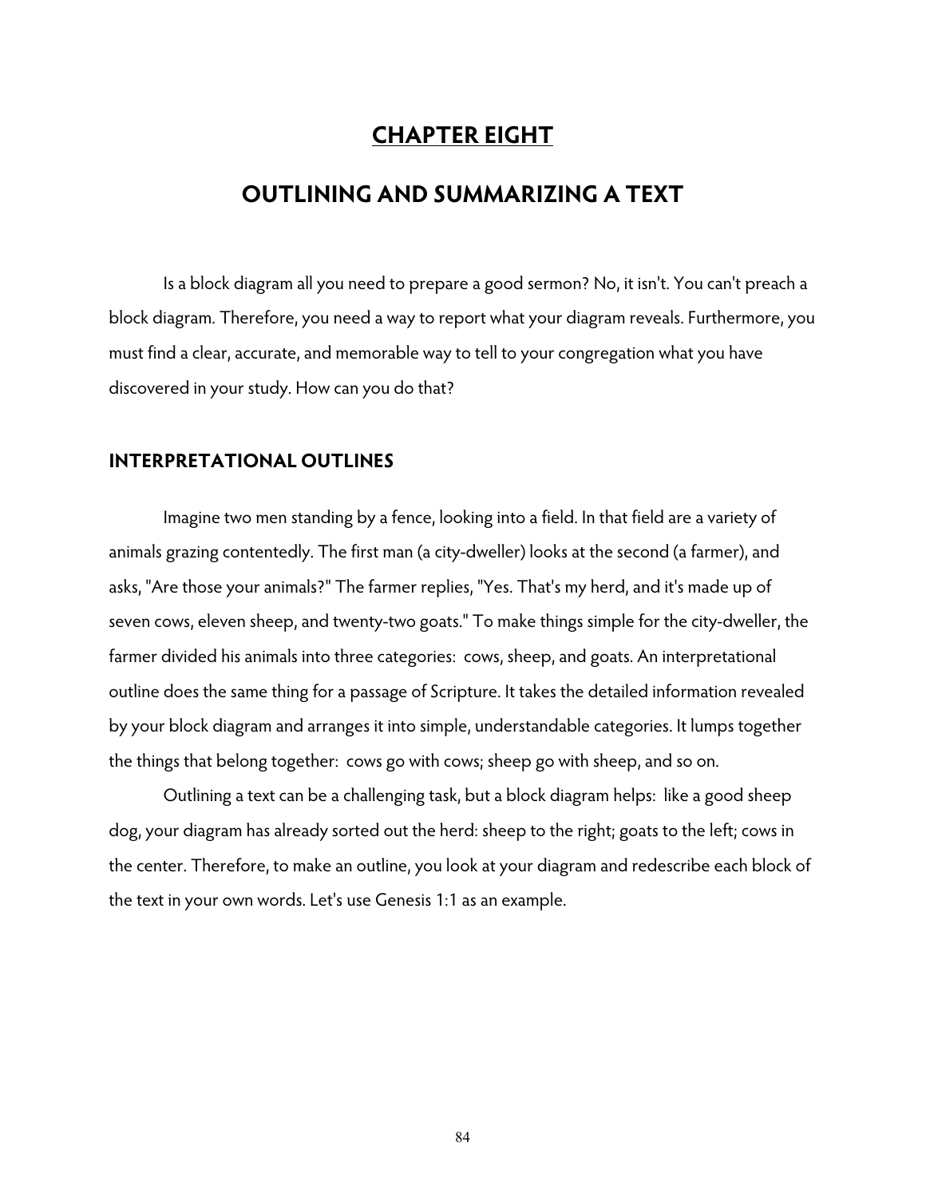# CHAPTER EIGHT

# OUTLINING AND SUMMARIZING A TEXT

Is a block diagram all you need to prepare a good sermon? No, it isn't. You can't preach a block diagram. Therefore, you need a way to report what your diagram reveals. Furthermore, you must find a clear, accurate, and memorable way to tell to your congregation what you have discovered in your study. How can you do that?

## INTERPRETATIONAL OUTLINES

Imagine two men standing by a fence, looking into a field. In that field are a variety of animals grazing contentedly. The first man (a city-dweller) looks at the second (a farmer), and asks, "Are those your animals?" The farmer replies, "Yes. That's my herd, and it's made up of seven cows, eleven sheep, and twenty-two goats." To make things simple for the city-dweller, the farmer divided his animals into three categories: cows, sheep, and goats. An interpretational outline does the same thing for a passage of Scripture. It takes the detailed information revealed by your block diagram and arranges it into simple, understandable categories. It lumps together the things that belong together: cows go with cows; sheep go with sheep, and so on.

Outlining a text can be a challenging task, but a block diagram helps: like a good sheep dog, your diagram has already sorted out the herd: sheep to the right; goats to the left; cows in the center. Therefore, to make an outline, you look at your diagram and redescribe each block of the text in your own words. Let's use Genesis 1:1 as an example.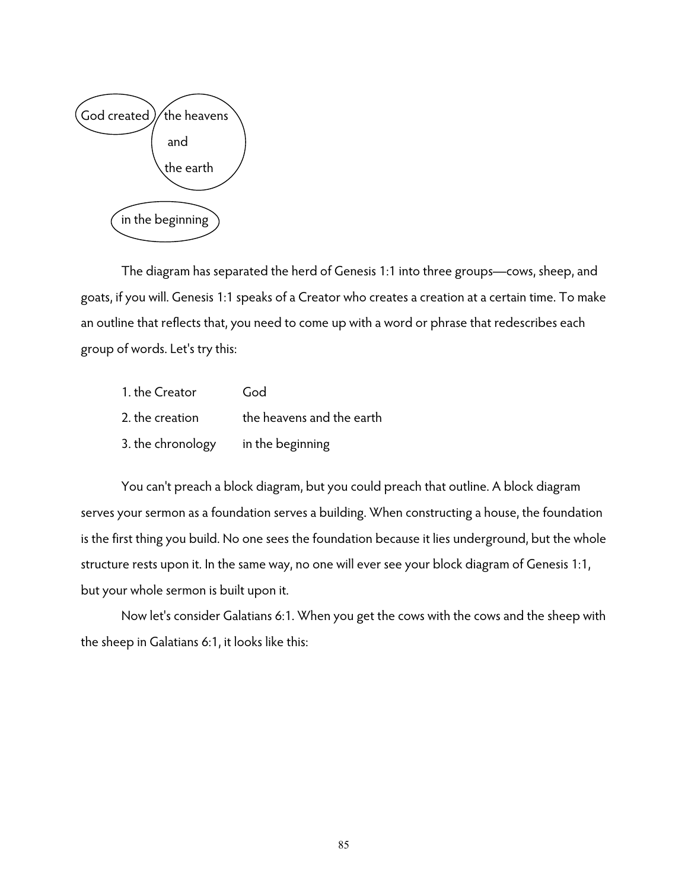God created

the heavens

and

the earth

in the beginning

The diagram has separated the herd of Genesis 1:1 into three groups—cows, sheep, and goats, if you will. Genesis 1:1 speaks of a Creator who creates a creation at a certain time. To make an outline that reflects that, you need to come up with a word or phrase that redescribes each group of words. Let's try this:

| | |
|---|---|
| 1. the Creator | God |
| 2. the creation | the heavens and the earth |
| 3. the chronology | in the beginning |

You can't preach a block diagram, but you could preach that outline. A block diagram serves your sermon as a foundation serves a building. When constructing a house, the foundation is the first thing you build. No one sees the foundation because it lies underground, but the whole structure rests upon it. In the same way, no one will ever see your block diagram of Genesis 1:1, but your whole sermon is built upon it.

Now let's consider Galatians 6:1. When you get the cows with the cows and the sheep with the sheep in Galatians 6:1, it looks like this: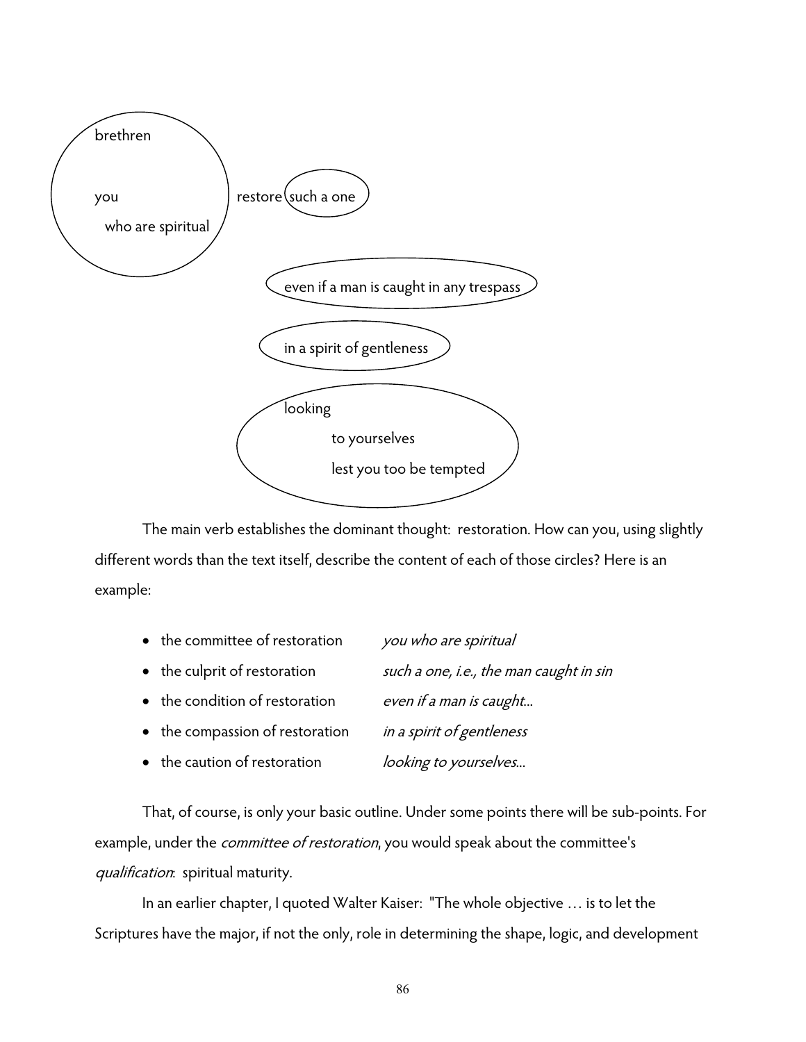brethren

you

who are spiritual

restore such a one

even if a man is caught in any trespass

in a spirit of gentleness

looking

to yourselves

lest you too be tempted

The main verb establishes the dominant thought: restoration. How can you, using slightly different words than the text itself, describe the content of each of those circles? Here is an example:

- the committee of restoration *you who are spiritual*
- the culprit of restoration *such a one, i.e., the man caught in sin*
- the condition of restoration *even if a man is caught...*
- the compassion of restoration *in a spirit of gentleness*
- the caution of restoration *looking to yourselves...*

That, of course, is only your basic outline. Under some points there will be sub-points. For example, under the *committee of restoration*, you would speak about the committee's *qualification*: spiritual maturity.

In an earlier chapter, I quoted Walter Kaiser: "The whole objective … is to let the Scriptures have the major, if not the only, role in determining the shape, logic, and development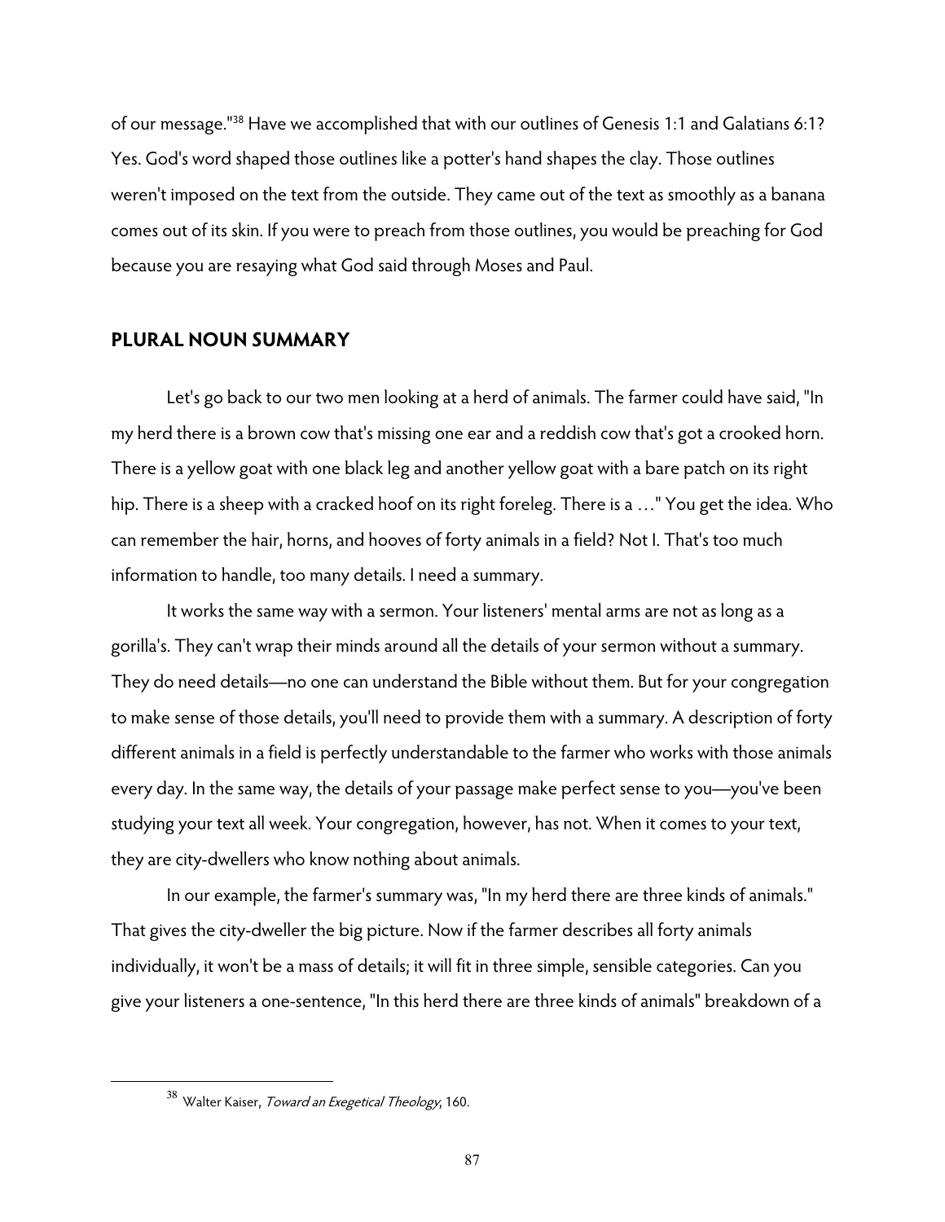of our message."[38] Have we accomplished that with our outlines of Genesis 1:1 and Galatians 6:1? Yes. God's word shaped those outlines like a potter's hand shapes the clay. Those outlines weren't imposed on the text from the outside. They came out of the text as smoothly as a banana comes out of its skin. If you were to preach from those outlines, you would be preaching for God because you are resaying what God said through Moses and Paul.

## PLURAL NOUN SUMMARY

Let's go back to our two men looking at a herd of animals. The farmer could have said, "In my herd there is a brown cow that's missing one ear and a reddish cow that's got a crooked horn. There is a yellow goat with one black leg and another yellow goat with a bare patch on its right hip. There is a sheep with a cracked hoof on its right foreleg. There is a …" You get the idea. Who can remember the hair, horns, and hooves of forty animals in a field? Not I. That's too much information to handle, too many details. I need a summary.

It works the same way with a sermon. Your listeners' mental arms are not as long as a gorilla's. They can't wrap their minds around all the details of your sermon without a summary. They do need details—no one can understand the Bible without them. But for your congregation to make sense of those details, you'll need to provide them with a summary. A description of forty different animals in a field is perfectly understandable to the farmer who works with those animals every day. In the same way, the details of your passage make perfect sense to you—you've been studying your text all week. Your congregation, however, has not. When it comes to your text, they are city-dwellers who know nothing about animals.

In our example, the farmer's summary was, "In my herd there are three kinds of animals." That gives the city-dweller the big picture. Now if the farmer describes all forty animals individually, it won't be a mass of details; it will fit in three simple, sensible categories. Can you give your listeners a one-sentence, "In this herd there are three kinds of animals" breakdown of a

[38] Walter Kaiser, *Toward an Exegetical Theology*, 160.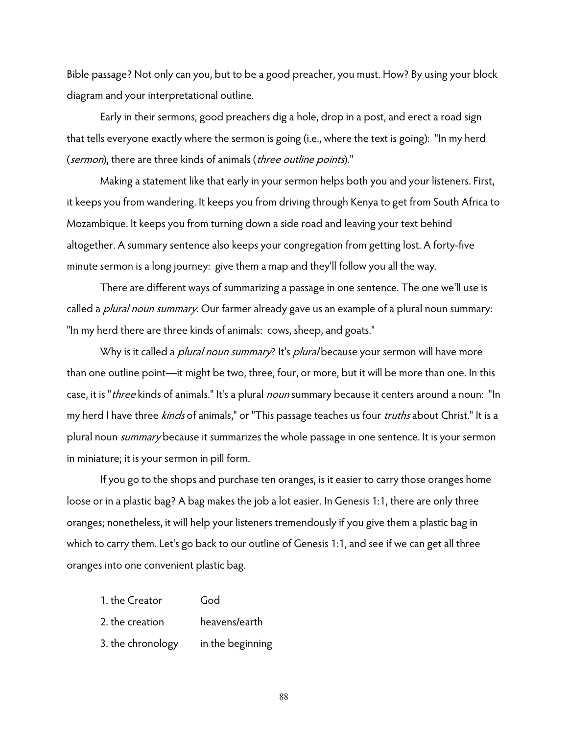Bible passage? Not only can you, but to be a good preacher, you must. How? By using your block diagram and your interpretational outline.

Early in their sermons, good preachers dig a hole, drop in a post, and erect a road sign that tells everyone exactly where the sermon is going (i.e., where the text is going): "In my herd (*sermon*), there are three kinds of animals (*three outline points*)."

Making a statement like that early in your sermon helps both you and your listeners. First, it keeps you from wandering. It keeps you from driving through Kenya to get from South Africa to Mozambique. It keeps you from turning down a side road and leaving your text behind altogether. A summary sentence also keeps your congregation from getting lost. A forty-five minute sermon is a long journey: give them a map and they'll follow you all the way.

There are different ways of summarizing a passage in one sentence. The one we'll use is called a *plural noun summary*. Our farmer already gave us an example of a plural noun summary: "In my herd there are three kinds of animals: cows, sheep, and goats."

Why is it called a *plural noun summary*? It's *plural* because your sermon will have more than one outline point—it might be two, three, four, or more, but it will be more than one. In this case, it is "*three* kinds of animals." It's a plural *noun* summary because it centers around a noun: "In my herd I have three *kinds* of animals," or "This passage teaches us four *truths* about Christ." It is a plural noun *summary* because it summarizes the whole passage in one sentence. It is your sermon in miniature; it is your sermon in pill form.

If you go to the shops and purchase ten oranges, is it easier to carry those oranges home loose or in a plastic bag? A bag makes the job a lot easier. In Genesis 1:1, there are only three oranges; nonetheless, it will help your listeners tremendously if you give them a plastic bag in which to carry them. Let's go back to our outline of Genesis 1:1, and see if we can get all three oranges into one convenient plastic bag.

| | |
|---|---|
| 1. the Creator | God |
| 2. the creation | heavens/earth |
| 3. the chronology | in the beginning |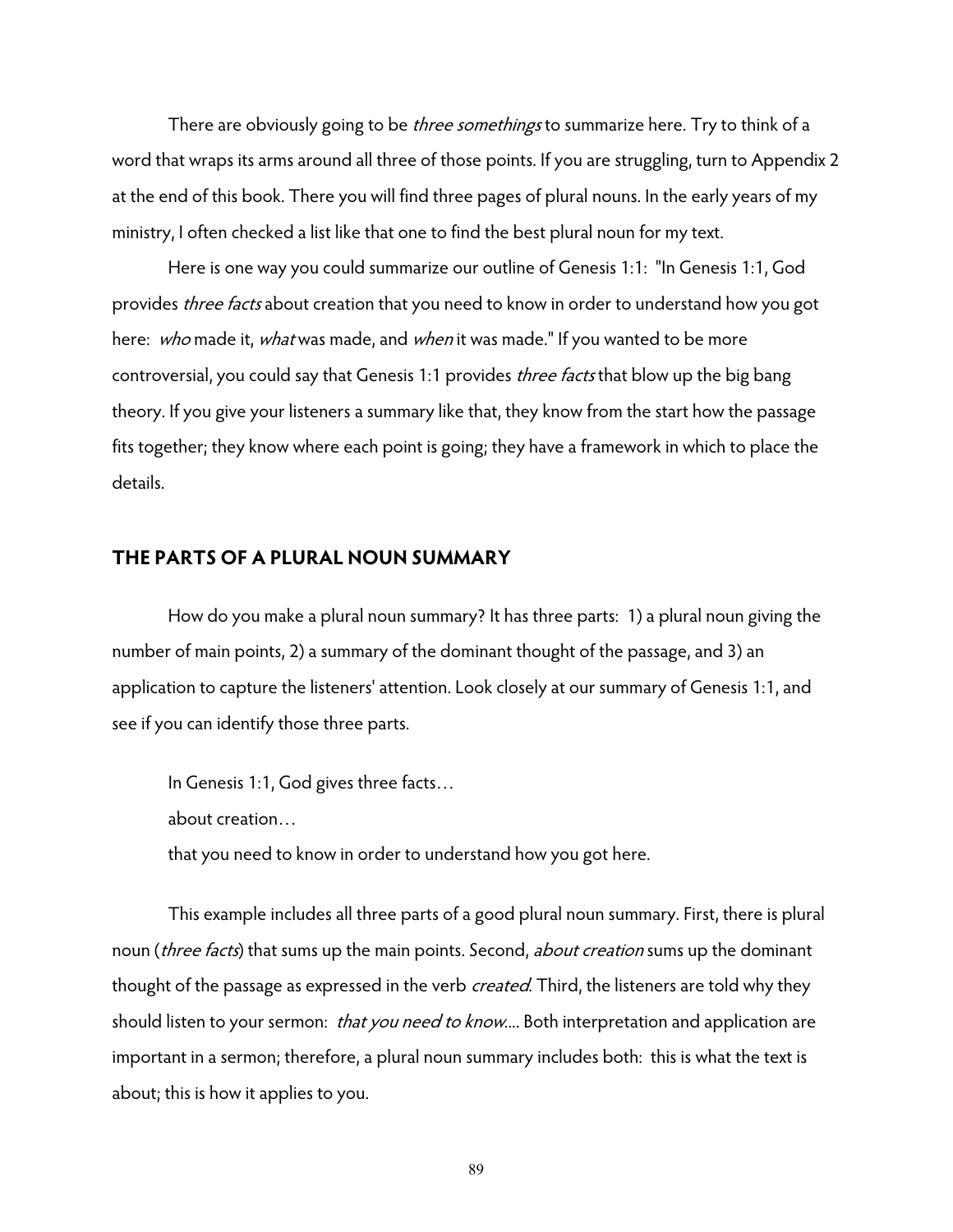There are obviously going to be *three somethings* to summarize here. Try to think of a word that wraps its arms around all three of those points. If you are struggling, turn to Appendix 2 at the end of this book. There you will find three pages of plural nouns. In the early years of my ministry, I often checked a list like that one to find the best plural noun for my text.

Here is one way you could summarize our outline of Genesis 1:1: "In Genesis 1:1, God provides *three facts* about creation that you need to know in order to understand how you got here: *who* made it, *what* was made, and *when* it was made." If you wanted to be more controversial, you could say that Genesis 1:1 provides *three facts* that blow up the big bang theory. If you give your listeners a summary like that, they know from the start how the passage fits together; they know where each point is going; they have a framework in which to place the details.

## THE PARTS OF A PLURAL NOUN SUMMARY

How do you make a plural noun summary? It has three parts: 1) a plural noun giving the number of main points, 2) a summary of the dominant thought of the passage, and 3) an application to capture the listeners' attention. Look closely at our summary of Genesis 1:1, and see if you can identify those three parts.

> In Genesis 1:1, God gives three facts…
>
> about creation…
>
> that you need to know in order to understand how you got here.

This example includes all three parts of a good plural noun summary. First, there is plural noun (*three facts*) that sums up the main points. Second, *about creation* sums up the dominant thought of the passage as expressed in the verb *created.* Third, the listeners are told why they should listen to your sermon: *that you need to know....* Both interpretation and application are important in a sermon; therefore, a plural noun summary includes both: this is what the text is about; this is how it applies to you.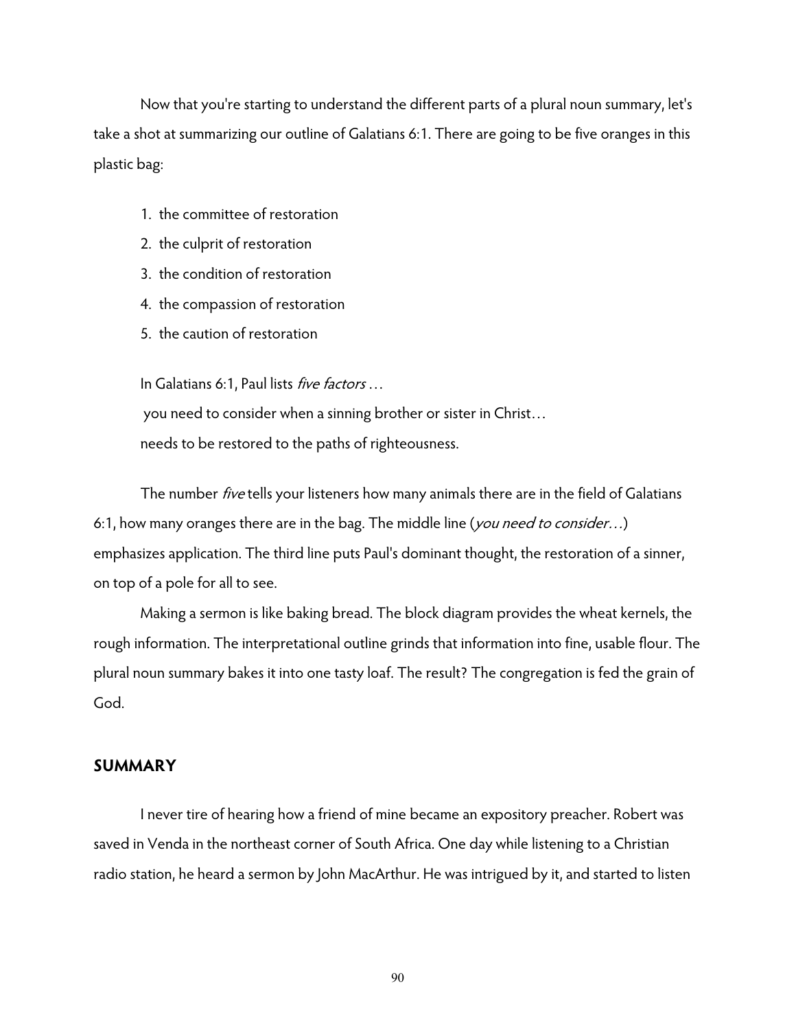Now that you're starting to understand the different parts of a plural noun summary, let's take a shot at summarizing our outline of Galatians 6:1. There are going to be five oranges in this plastic bag:

1. the committee of restoration
2. the culprit of restoration
3. the condition of restoration
4. the compassion of restoration
5. the caution of restoration

In Galatians 6:1, Paul lists *five factors* …

you need to consider when a sinning brother or sister in Christ…

needs to be restored to the paths of righteousness.

The number *five* tells your listeners how many animals there are in the field of Galatians 6:1, how many oranges there are in the bag. The middle line (*you need to consider…*) emphasizes application. The third line puts Paul's dominant thought, the restoration of a sinner, on top of a pole for all to see.

Making a sermon is like baking bread. The block diagram provides the wheat kernels, the rough information. The interpretational outline grinds that information into fine, usable flour. The plural noun summary bakes it into one tasty loaf. The result? The congregation is fed the grain of God.

## SUMMARY

I never tire of hearing how a friend of mine became an expository preacher. Robert was saved in Venda in the northeast corner of South Africa. One day while listening to a Christian radio station, he heard a sermon by John MacArthur. He was intrigued by it, and started to listen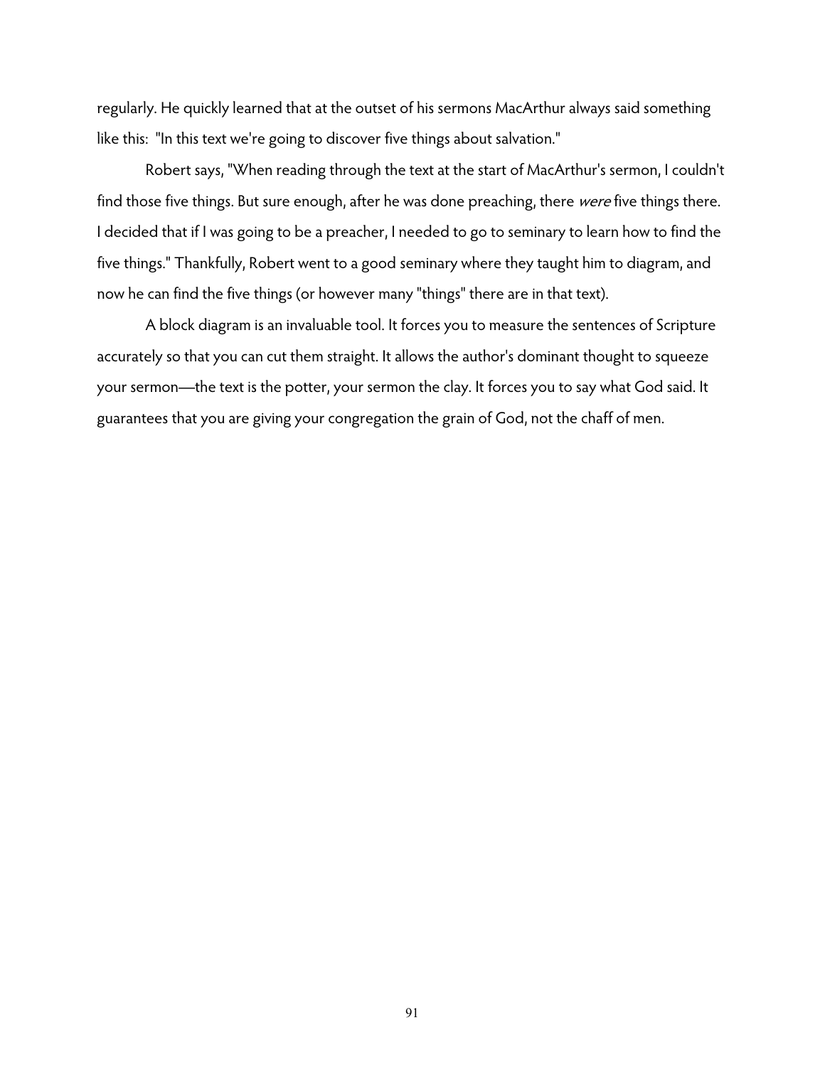regularly. He quickly learned that at the outset of his sermons MacArthur always said something like this: "In this text we're going to discover five things about salvation."

Robert says, "When reading through the text at the start of MacArthur's sermon, I couldn't find those five things. But sure enough, after he was done preaching, there *were* five things there. I decided that if I was going to be a preacher, I needed to go to seminary to learn how to find the five things." Thankfully, Robert went to a good seminary where they taught him to diagram, and now he can find the five things (or however many "things" there are in that text).

A block diagram is an invaluable tool. It forces you to measure the sentences of Scripture accurately so that you can cut them straight. It allows the author's dominant thought to squeeze your sermon—the text is the potter, your sermon the clay. It forces you to say what God said. It guarantees that you are giving your congregation the grain of God, not the chaff of men.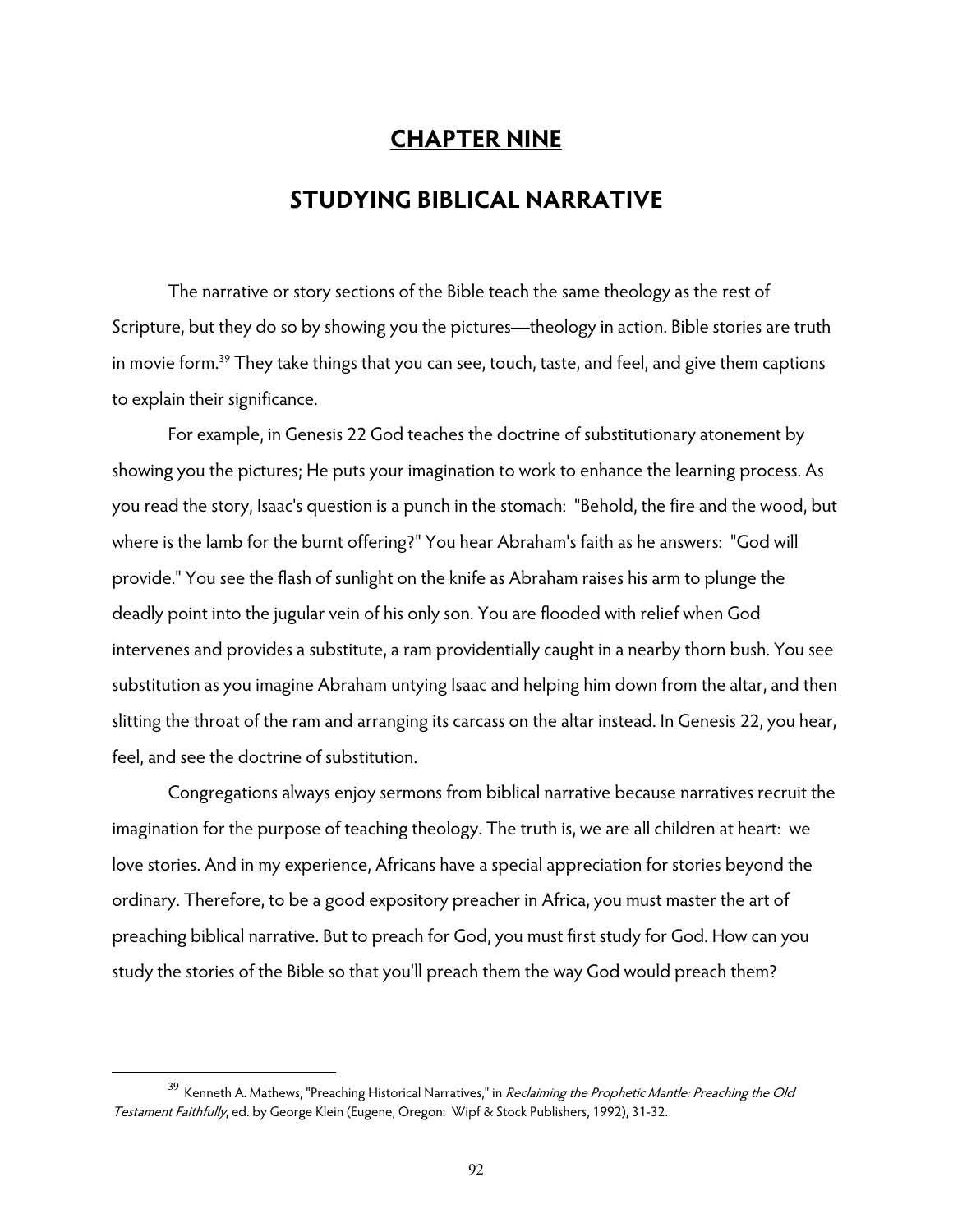# CHAPTER NINE

# STUDYING BIBLICAL NARRATIVE

The narrative or story sections of the Bible teach the same theology as the rest of Scripture, but they do so by showing you the pictures—theology in action. Bible stories are truth in movie form.[39] They take things that you can see, touch, taste, and feel, and give them captions to explain their significance.

For example, in Genesis 22 God teaches the doctrine of substitutionary atonement by showing you the pictures; He puts your imagination to work to enhance the learning process. As you read the story, Isaac's question is a punch in the stomach: "Behold, the fire and the wood, but where is the lamb for the burnt offering?" You hear Abraham's faith as he answers: "God will provide." You see the flash of sunlight on the knife as Abraham raises his arm to plunge the deadly point into the jugular vein of his only son. You are flooded with relief when God intervenes and provides a substitute, a ram providentially caught in a nearby thorn bush. You see substitution as you imagine Abraham untying Isaac and helping him down from the altar, and then slitting the throat of the ram and arranging its carcass on the altar instead. In Genesis 22, you hear, feel, and see the doctrine of substitution.

Congregations always enjoy sermons from biblical narrative because narratives recruit the imagination for the purpose of teaching theology. The truth is, we are all children at heart: we love stories. And in my experience, Africans have a special appreciation for stories beyond the ordinary. Therefore, to be a good expository preacher in Africa, you must master the art of preaching biblical narrative. But to preach for God, you must first study for God. How can you study the stories of the Bible so that you'll preach them the way God would preach them?

---

[39] Kenneth A. Mathews, "Preaching Historical Narratives," in *Reclaiming the Prophetic Mantle: Preaching the Old Testament Faithfully*, ed. by George Klein (Eugene, Oregon: Wipf & Stock Publishers, 1992), 31-32.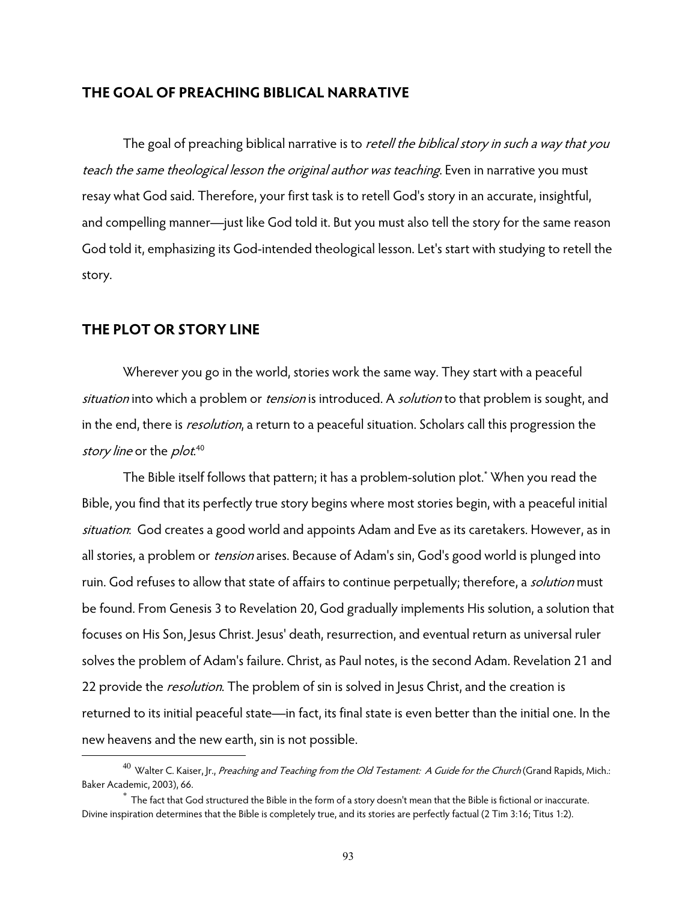## THE GOAL OF PREACHING BIBLICAL NARRATIVE

The goal of preaching biblical narrative is to *retell the biblical story in such a way that you teach the same theological lesson the original author was teaching*. Even in narrative you must resay what God said. Therefore, your first task is to retell God's story in an accurate, insightful, and compelling manner—just like God told it. But you must also tell the story for the same reason God told it, emphasizing its God-intended theological lesson. Let's start with studying to retell the story.

## THE PLOT OR STORY LINE

Wherever you go in the world, stories work the same way. They start with a peaceful *situation* into which a problem or *tension* is introduced. A *solution* to that problem is sought, and in the end, there is *resolution*, a return to a peaceful situation. Scholars call this progression the *story line* or the *plot*.[40]

The Bible itself follows that pattern; it has a problem-solution plot.[*] When you read the Bible, you find that its perfectly true story begins where most stories begin, with a peaceful initial *situation*: God creates a good world and appoints Adam and Eve as its caretakers. However, as in all stories, a problem or *tension* arises. Because of Adam's sin, God's good world is plunged into ruin. God refuses to allow that state of affairs to continue perpetually; therefore, a *solution* must be found. From Genesis 3 to Revelation 20, God gradually implements His solution, a solution that focuses on His Son, Jesus Christ. Jesus' death, resurrection, and eventual return as universal ruler solves the problem of Adam's failure. Christ, as Paul notes, is the second Adam. Revelation 21 and 22 provide the *resolution*. The problem of sin is solved in Jesus Christ, and the creation is returned to its initial peaceful state—in fact, its final state is even better than the initial one. In the new heavens and the new earth, sin is not possible.

---

[40] Walter C. Kaiser, Jr., *Preaching and Teaching from the Old Testament: A Guide for the Church* (Grand Rapids, Mich.: Baker Academic, 2003), 66.

[*] The fact that God structured the Bible in the form of a story doesn't mean that the Bible is fictional or inaccurate. Divine inspiration determines that the Bible is completely true, and its stories are perfectly factual (2 Tim 3:16; Titus 1:2).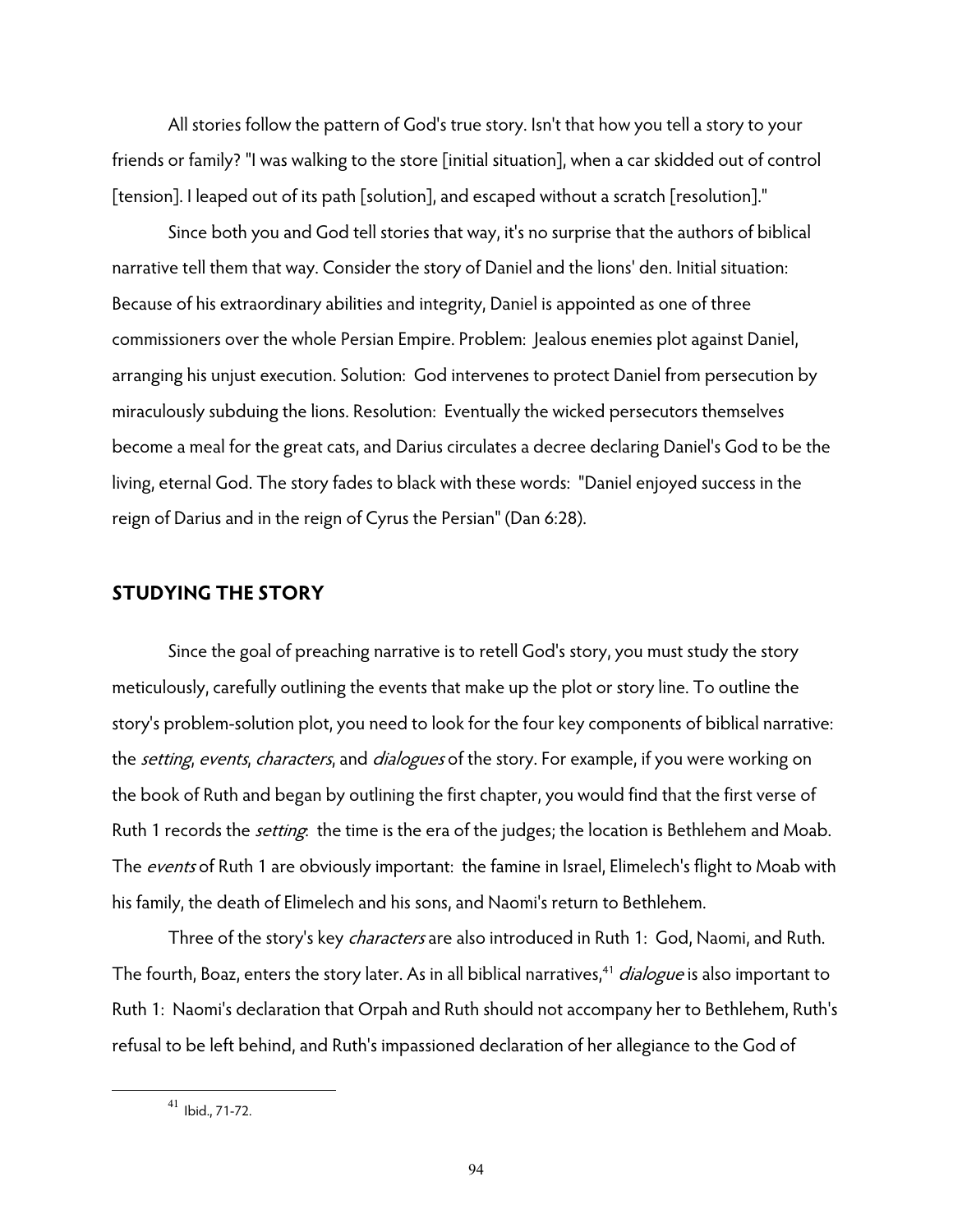All stories follow the pattern of God's true story. Isn't that how you tell a story to your friends or family? "I was walking to the store [initial situation], when a car skidded out of control [tension]. I leaped out of its path [solution], and escaped without a scratch [resolution]."

Since both you and God tell stories that way, it's no surprise that the authors of biblical narrative tell them that way. Consider the story of Daniel and the lions' den. Initial situation: Because of his extraordinary abilities and integrity, Daniel is appointed as one of three commissioners over the whole Persian Empire. Problem: Jealous enemies plot against Daniel, arranging his unjust execution. Solution: God intervenes to protect Daniel from persecution by miraculously subduing the lions. Resolution: Eventually the wicked persecutors themselves become a meal for the great cats, and Darius circulates a decree declaring Daniel's God to be the living, eternal God. The story fades to black with these words: "Daniel enjoyed success in the reign of Darius and in the reign of Cyrus the Persian" (Dan 6:28).

## STUDYING THE STORY

Since the goal of preaching narrative is to retell God's story, you must study the story meticulously, carefully outlining the events that make up the plot or story line. To outline the story's problem-solution plot, you need to look for the four key components of biblical narrative: the *setting*, *events*, *characters*, and *dialogues* of the story. For example, if you were working on the book of Ruth and began by outlining the first chapter, you would find that the first verse of Ruth 1 records the *setting*: the time is the era of the judges; the location is Bethlehem and Moab. The *events* of Ruth 1 are obviously important: the famine in Israel, Elimelech's flight to Moab with his family, the death of Elimelech and his sons, and Naomi's return to Bethlehem.

Three of the story's key *characters* are also introduced in Ruth 1: God, Naomi, and Ruth. The fourth, Boaz, enters the story later. As in all biblical narratives,[41] *dialogue* is also important to Ruth 1: Naomi's declaration that Orpah and Ruth should not accompany her to Bethlehem, Ruth's refusal to be left behind, and Ruth's impassioned declaration of her allegiance to the God of

[41] Ibid., 71-72.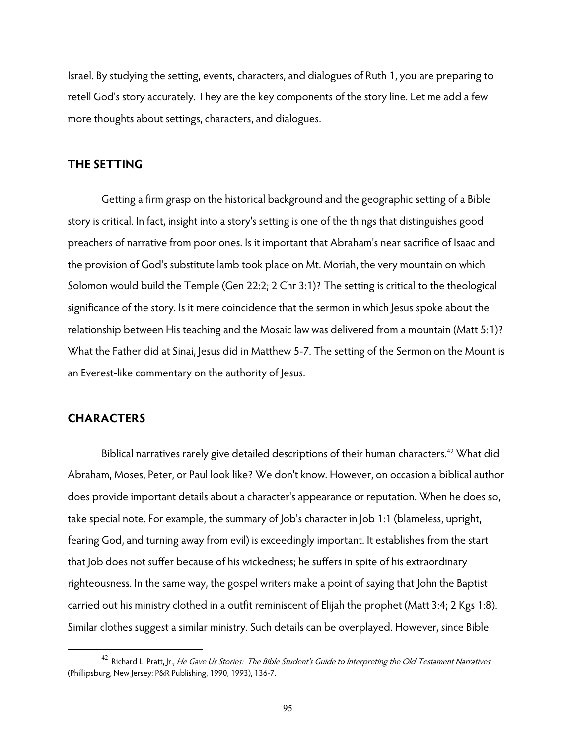Israel. By studying the setting, events, characters, and dialogues of Ruth 1, you are preparing to retell God's story accurately. They are the key components of the story line. Let me add a few more thoughts about settings, characters, and dialogues.

## THE SETTING

Getting a firm grasp on the historical background and the geographic setting of a Bible story is critical. In fact, insight into a story's setting is one of the things that distinguishes good preachers of narrative from poor ones. Is it important that Abraham's near sacrifice of Isaac and the provision of God's substitute lamb took place on Mt. Moriah, the very mountain on which Solomon would build the Temple (Gen 22:2; 2 Chr 3:1)? The setting is critical to the theological significance of the story. Is it mere coincidence that the sermon in which Jesus spoke about the relationship between His teaching and the Mosaic law was delivered from a mountain (Matt 5:1)? What the Father did at Sinai, Jesus did in Matthew 5-7. The setting of the Sermon on the Mount is an Everest-like commentary on the authority of Jesus.

## CHARACTERS

Biblical narratives rarely give detailed descriptions of their human characters.[42] What did Abraham, Moses, Peter, or Paul look like? We don't know. However, on occasion a biblical author does provide important details about a character's appearance or reputation. When he does so, take special note. For example, the summary of Job's character in Job 1:1 (blameless, upright, fearing God, and turning away from evil) is exceedingly important. It establishes from the start that Job does not suffer because of his wickedness; he suffers in spite of his extraordinary righteousness. In the same way, the gospel writers make a point of saying that John the Baptist carried out his ministry clothed in a outfit reminiscent of Elijah the prophet (Matt 3:4; 2 Kgs 1:8). Similar clothes suggest a similar ministry. Such details can be overplayed. However, since Bible

---

[42] Richard L. Pratt, Jr., *He Gave Us Stories: The Bible Student's Guide to Interpreting the Old Testament Narratives* (Phillipsburg, New Jersey: P&R Publishing, 1990, 1993), 136-7.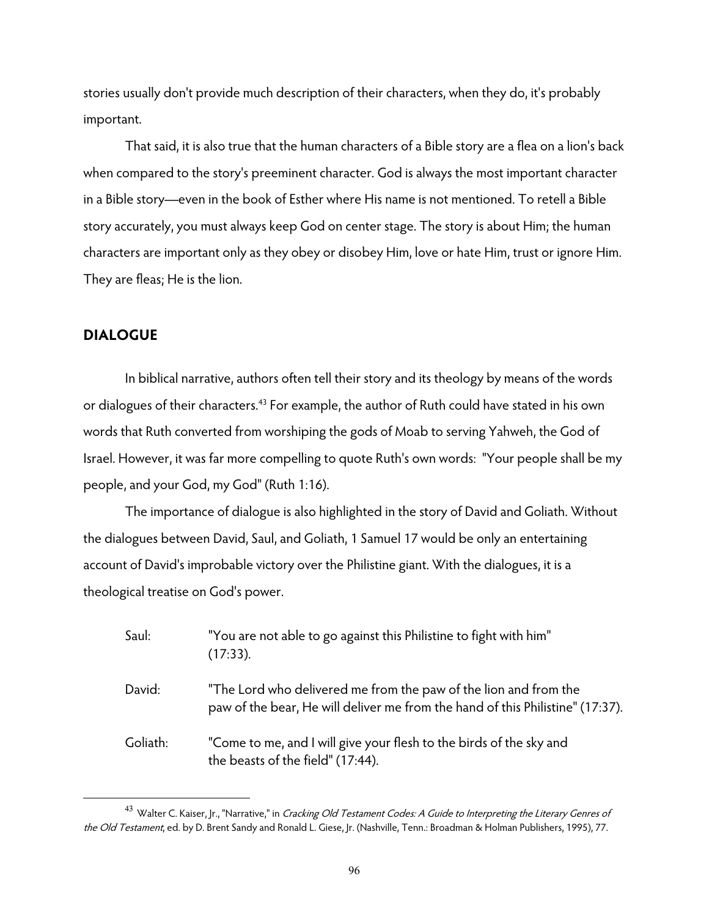stories usually don't provide much description of their characters, when they do, it's probably important.

That said, it is also true that the human characters of a Bible story are a flea on a lion's back when compared to the story's preeminent character. God is always the most important character in a Bible story—even in the book of Esther where His name is not mentioned. To retell a Bible story accurately, you must always keep God on center stage. The story is about Him; the human characters are important only as they obey or disobey Him, love or hate Him, trust or ignore Him. They are fleas; He is the lion.

## DIALOGUE

In biblical narrative, authors often tell their story and its theology by means of the words or dialogues of their characters.[43] For example, the author of Ruth could have stated in his own words that Ruth converted from worshiping the gods of Moab to serving Yahweh, the God of Israel. However, it was far more compelling to quote Ruth's own words: "Your people shall be my people, and your God, my God" (Ruth 1:16).

The importance of dialogue is also highlighted in the story of David and Goliath. Without the dialogues between David, Saul, and Goliath, 1 Samuel 17 would be only an entertaining account of David's improbable victory over the Philistine giant. With the dialogues, it is a theological treatise on God's power.

| | |
|---|---|
| Saul: | "You are not able to go against this Philistine to fight with him" (17:33). |
| David: | "The Lord who delivered me from the paw of the lion and from the paw of the bear, He will deliver me from the hand of this Philistine" (17:37). |
| Goliath: | "Come to me, and I will give your flesh to the birds of the sky and the beasts of the field" (17:44). |

---

[43] Walter C. Kaiser, Jr., "Narrative," in *Cracking Old Testament Codes: A Guide to Interpreting the Literary Genres of the Old Testament*, ed. by D. Brent Sandy and Ronald L. Giese, Jr. (Nashville, Tenn.: Broadman & Holman Publishers, 1995), 77.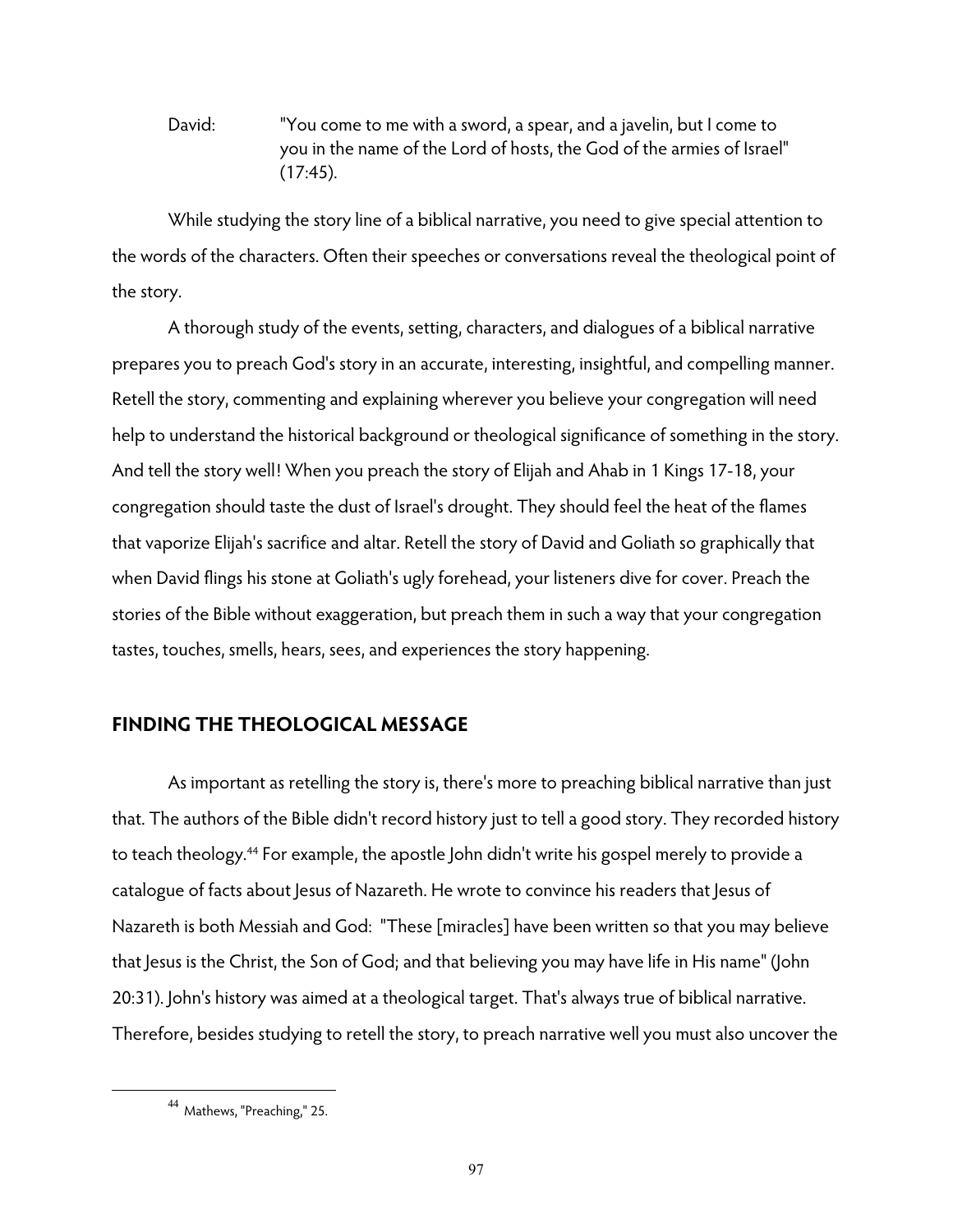David: "You come to me with a sword, a spear, and a javelin, but I come to you in the name of the Lord of hosts, the God of the armies of Israel" (17:45).

While studying the story line of a biblical narrative, you need to give special attention to the words of the characters. Often their speeches or conversations reveal the theological point of the story.

A thorough study of the events, setting, characters, and dialogues of a biblical narrative prepares you to preach God's story in an accurate, interesting, insightful, and compelling manner. Retell the story, commenting and explaining wherever you believe your congregation will need help to understand the historical background or theological significance of something in the story. And tell the story well! When you preach the story of Elijah and Ahab in 1 Kings 17-18, your congregation should taste the dust of Israel's drought. They should feel the heat of the flames that vaporize Elijah's sacrifice and altar. Retell the story of David and Goliath so graphically that when David flings his stone at Goliath's ugly forehead, your listeners dive for cover. Preach the stories of the Bible without exaggeration, but preach them in such a way that your congregation tastes, touches, smells, hears, sees, and experiences the story happening.

## FINDING THE THEOLOGICAL MESSAGE

As important as retelling the story is, there's more to preaching biblical narrative than just that. The authors of the Bible didn't record history just to tell a good story. They recorded history to teach theology.[44] For example, the apostle John didn't write his gospel merely to provide a catalogue of facts about Jesus of Nazareth. He wrote to convince his readers that Jesus of Nazareth is both Messiah and God: "These [miracles] have been written so that you may believe that Jesus is the Christ, the Son of God; and that believing you may have life in His name" (John 20:31). John's history was aimed at a theological target. That's always true of biblical narrative. Therefore, besides studying to retell the story, to preach narrative well you must also uncover the

---

[44] Mathews, "Preaching," 25.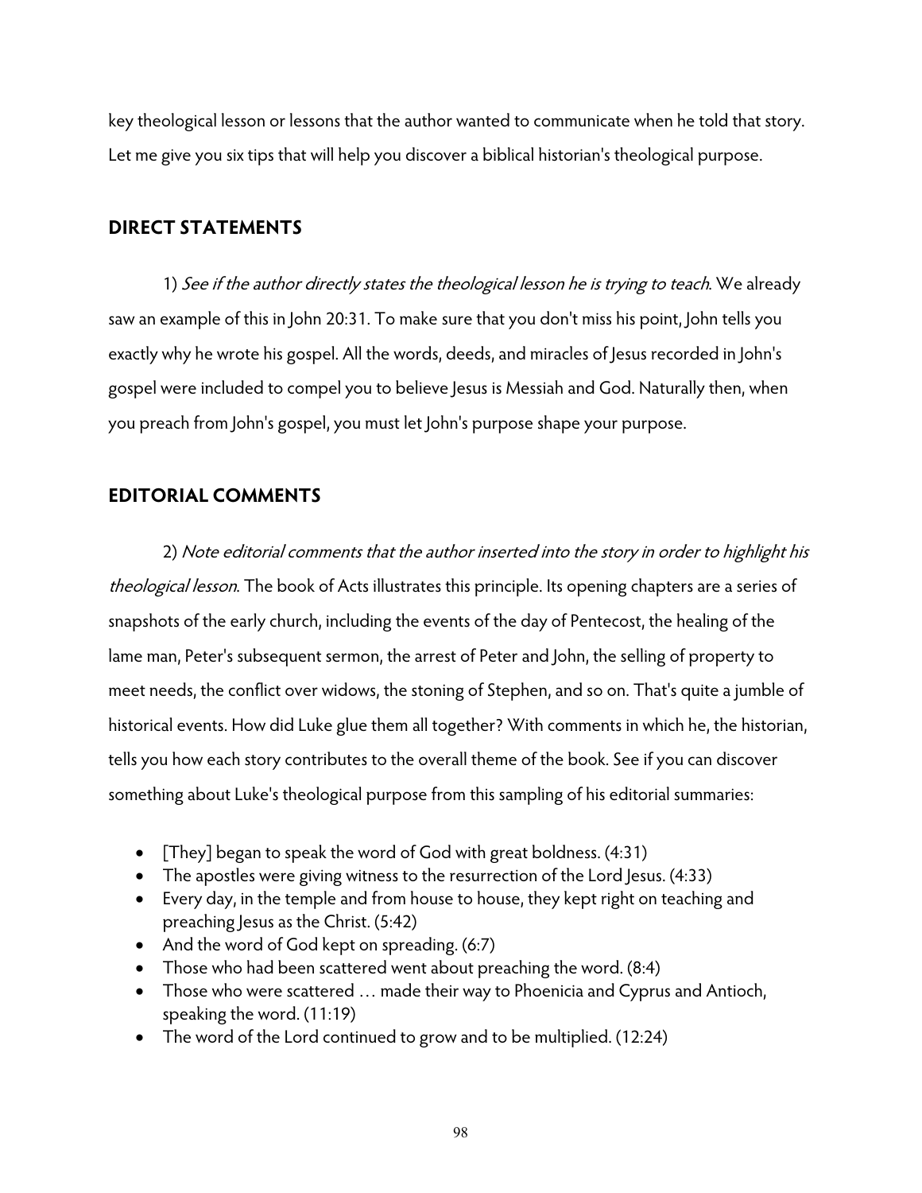key theological lesson or lessons that the author wanted to communicate when he told that story. Let me give you six tips that will help you discover a biblical historian's theological purpose.

## DIRECT STATEMENTS

1) *See if the author directly states the theological lesson he is trying to teach*. We already saw an example of this in John 20:31. To make sure that you don't miss his point, John tells you exactly why he wrote his gospel. All the words, deeds, and miracles of Jesus recorded in John's gospel were included to compel you to believe Jesus is Messiah and God. Naturally then, when you preach from John's gospel, you must let John's purpose shape your purpose.

## EDITORIAL COMMENTS

2) *Note editorial comments that the author inserted into the story in order to highlight his theological lesson*. The book of Acts illustrates this principle. Its opening chapters are a series of snapshots of the early church, including the events of the day of Pentecost, the healing of the lame man, Peter's subsequent sermon, the arrest of Peter and John, the selling of property to meet needs, the conflict over widows, the stoning of Stephen, and so on. That's quite a jumble of historical events. How did Luke glue them all together? With comments in which he, the historian, tells you how each story contributes to the overall theme of the book. See if you can discover something about Luke's theological purpose from this sampling of his editorial summaries:

- [They] began to speak the word of God with great boldness. (4:31)
- The apostles were giving witness to the resurrection of the Lord Jesus. (4:33)
- Every day, in the temple and from house to house, they kept right on teaching and preaching Jesus as the Christ. (5:42)
- And the word of God kept on spreading. (6:7)
- Those who had been scattered went about preaching the word. (8:4)
- Those who were scattered … made their way to Phoenicia and Cyprus and Antioch, speaking the word. (11:19)
- The word of the Lord continued to grow and to be multiplied. (12:24)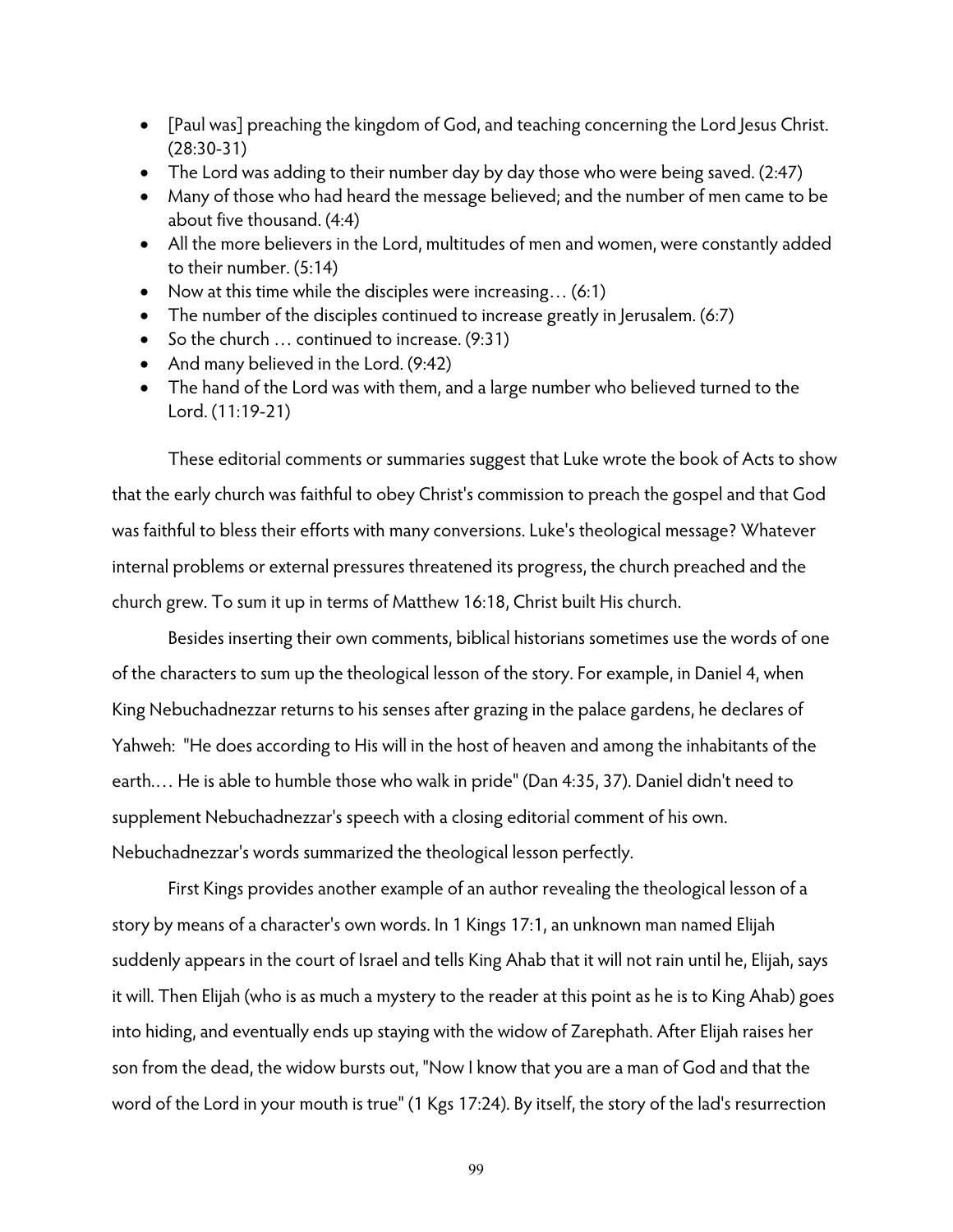- [Paul was] preaching the kingdom of God, and teaching concerning the Lord Jesus Christ. (28:30-31)
- The Lord was adding to their number day by day those who were being saved. (2:47)
- Many of those who had heard the message believed; and the number of men came to be about five thousand. (4:4)
- All the more believers in the Lord, multitudes of men and women, were constantly added to their number. (5:14)
- Now at this time while the disciples were increasing… (6:1)
- The number of the disciples continued to increase greatly in Jerusalem. (6:7)
- So the church … continued to increase. (9:31)
- And many believed in the Lord. (9:42)
- The hand of the Lord was with them, and a large number who believed turned to the Lord. (11:19-21)

These editorial comments or summaries suggest that Luke wrote the book of Acts to show that the early church was faithful to obey Christ's commission to preach the gospel and that God was faithful to bless their efforts with many conversions. Luke's theological message? Whatever internal problems or external pressures threatened its progress, the church preached and the church grew. To sum it up in terms of Matthew 16:18, Christ built His church.

Besides inserting their own comments, biblical historians sometimes use the words of one of the characters to sum up the theological lesson of the story. For example, in Daniel 4, when King Nebuchadnezzar returns to his senses after grazing in the palace gardens, he declares of Yahweh: "He does according to His will in the host of heaven and among the inhabitants of the earth.… He is able to humble those who walk in pride" (Dan 4:35, 37). Daniel didn't need to supplement Nebuchadnezzar's speech with a closing editorial comment of his own. Nebuchadnezzar's words summarized the theological lesson perfectly.

First Kings provides another example of an author revealing the theological lesson of a story by means of a character's own words. In 1 Kings 17:1, an unknown man named Elijah suddenly appears in the court of Israel and tells King Ahab that it will not rain until he, Elijah, says it will. Then Elijah (who is as much a mystery to the reader at this point as he is to King Ahab) goes into hiding, and eventually ends up staying with the widow of Zarephath. After Elijah raises her son from the dead, the widow bursts out, "Now I know that you are a man of God and that the word of the Lord in your mouth is true" (1 Kgs 17:24). By itself, the story of the lad's resurrection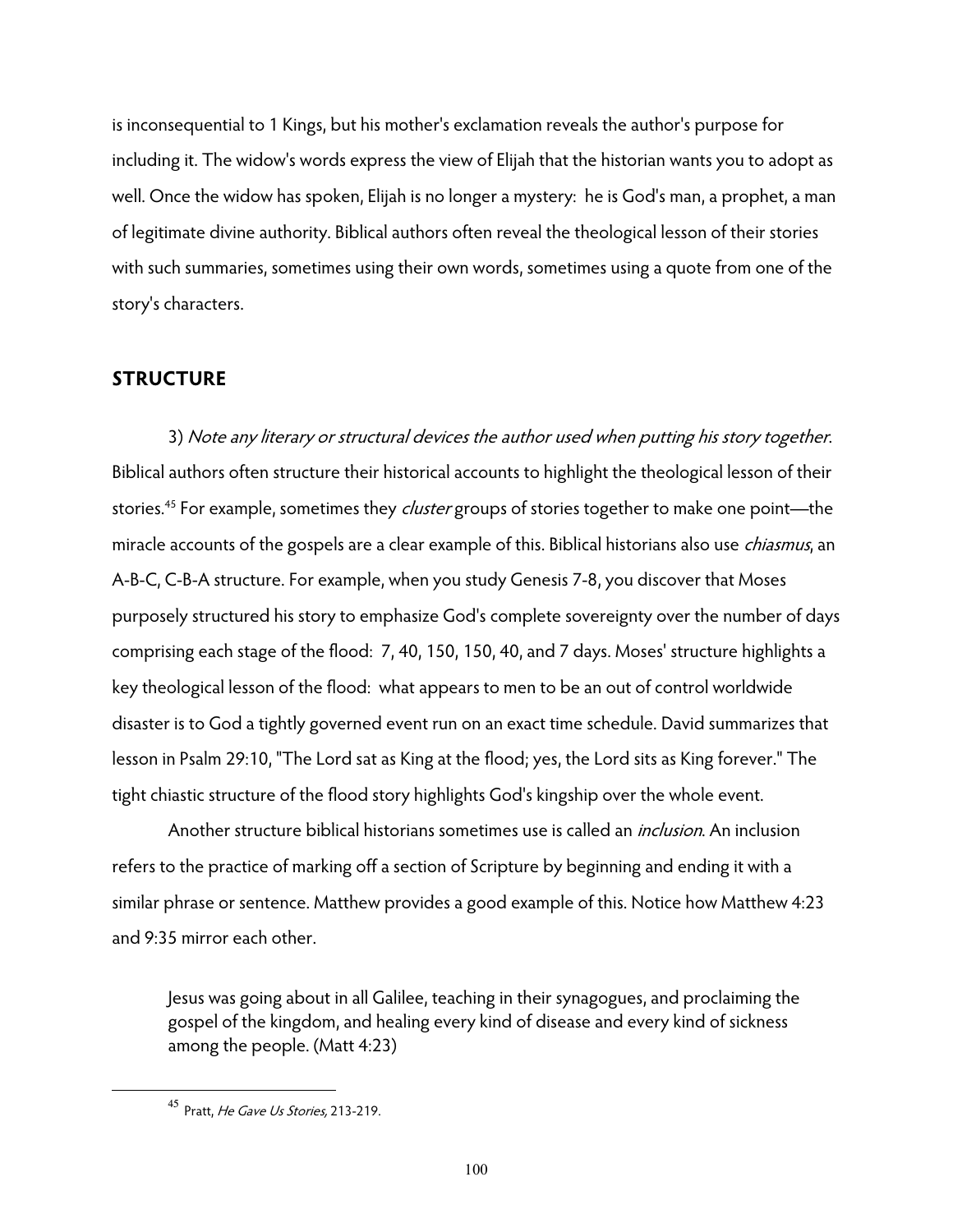is inconsequential to 1 Kings, but his mother's exclamation reveals the author's purpose for including it. The widow's words express the view of Elijah that the historian wants you to adopt as well. Once the widow has spoken, Elijah is no longer a mystery: he is God's man, a prophet, a man of legitimate divine authority. Biblical authors often reveal the theological lesson of their stories with such summaries, sometimes using their own words, sometimes using a quote from one of the story's characters.

## STRUCTURE

3) *Note any literary or structural devices the author used when putting his story together*. Biblical authors often structure their historical accounts to highlight the theological lesson of their stories.[45] For example, sometimes they *cluster* groups of stories together to make one point—the miracle accounts of the gospels are a clear example of this. Biblical historians also use *chiasmus*, an A-B-C, C-B-A structure. For example, when you study Genesis 7-8, you discover that Moses purposely structured his story to emphasize God's complete sovereignty over the number of days comprising each stage of the flood: 7, 40, 150, 150, 40, and 7 days. Moses' structure highlights a key theological lesson of the flood: what appears to men to be an out of control worldwide disaster is to God a tightly governed event run on an exact time schedule. David summarizes that lesson in Psalm 29:10, "The Lord sat as King at the flood; yes, the Lord sits as King forever." The tight chiastic structure of the flood story highlights God's kingship over the whole event.

Another structure biblical historians sometimes use is called an *inclusion*. An inclusion refers to the practice of marking off a section of Scripture by beginning and ending it with a similar phrase or sentence. Matthew provides a good example of this. Notice how Matthew 4:23 and 9:35 mirror each other.

> Jesus was going about in all Galilee, teaching in their synagogues, and proclaiming the gospel of the kingdom, and healing every kind of disease and every kind of sickness among the people. (Matt 4:23)

[45] Pratt, *He Gave Us Stories,* 213-219.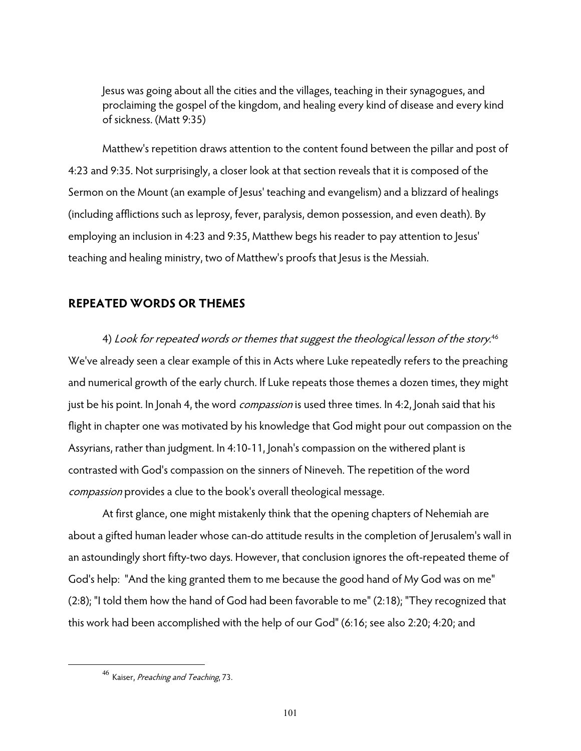> Jesus was going about all the cities and the villages, teaching in their synagogues, and proclaiming the gospel of the kingdom, and healing every kind of disease and every kind of sickness. (Matt 9:35)

Matthew's repetition draws attention to the content found between the pillar and post of 4:23 and 9:35. Not surprisingly, a closer look at that section reveals that it is composed of the Sermon on the Mount (an example of Jesus' teaching and evangelism) and a blizzard of healings (including afflictions such as leprosy, fever, paralysis, demon possession, and even death). By employing an inclusion in 4:23 and 9:35, Matthew begs his reader to pay attention to Jesus' teaching and healing ministry, two of Matthew's proofs that Jesus is the Messiah.

## REPEATED WORDS OR THEMES

4) *Look for repeated words or themes that suggest the theological lesson of the story.*[46] We've already seen a clear example of this in Acts where Luke repeatedly refers to the preaching and numerical growth of the early church. If Luke repeats those themes a dozen times, they might just be his point. In Jonah 4, the word *compassion* is used three times. In 4:2, Jonah said that his flight in chapter one was motivated by his knowledge that God might pour out compassion on the Assyrians, rather than judgment. In 4:10-11, Jonah's compassion on the withered plant is contrasted with God's compassion on the sinners of Nineveh. The repetition of the word *compassion* provides a clue to the book's overall theological message.

At first glance, one might mistakenly think that the opening chapters of Nehemiah are about a gifted human leader whose can-do attitude results in the completion of Jerusalem's wall in an astoundingly short fifty-two days. However, that conclusion ignores the oft-repeated theme of God's help: "And the king granted them to me because the good hand of My God was on me" (2:8); "I told them how the hand of God had been favorable to me" (2:18); "They recognized that this work had been accomplished with the help of our God" (6:16; see also 2:20; 4:20; and

---

[46] Kaiser, *Preaching and Teaching*, 73.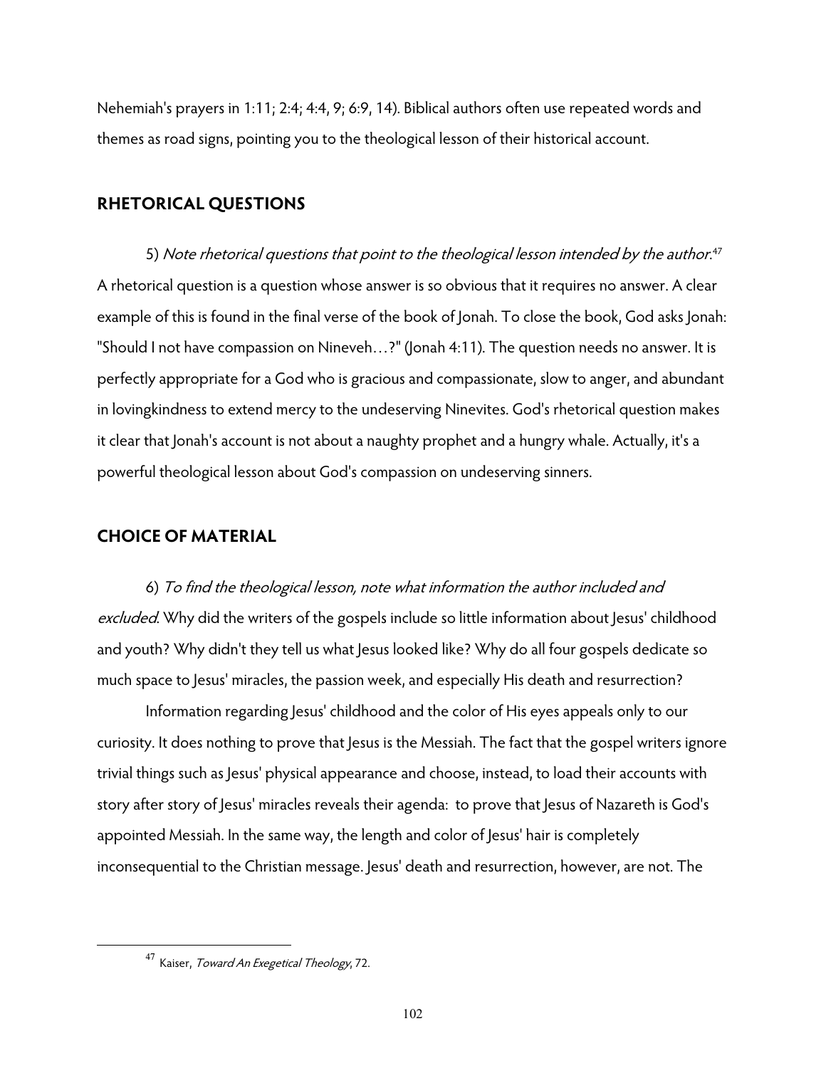Nehemiah's prayers in 1:11; 2:4; 4:4, 9; 6:9, 14). Biblical authors often use repeated words and themes as road signs, pointing you to the theological lesson of their historical account.

## RHETORICAL QUESTIONS

5) *Note rhetorical questions that point to the theological lesson intended by the author.*[47] A rhetorical question is a question whose answer is so obvious that it requires no answer. A clear example of this is found in the final verse of the book of Jonah. To close the book, God asks Jonah: "Should I not have compassion on Nineveh…?" (Jonah 4:11). The question needs no answer. It is perfectly appropriate for a God who is gracious and compassionate, slow to anger, and abundant in lovingkindness to extend mercy to the undeserving Ninevites. God's rhetorical question makes it clear that Jonah's account is not about a naughty prophet and a hungry whale. Actually, it's a powerful theological lesson about God's compassion on undeserving sinners.

## CHOICE OF MATERIAL

6) *To find the theological lesson, note what information the author included and excluded.* Why did the writers of the gospels include so little information about Jesus' childhood and youth? Why didn't they tell us what Jesus looked like? Why do all four gospels dedicate so much space to Jesus' miracles, the passion week, and especially His death and resurrection?

Information regarding Jesus' childhood and the color of His eyes appeals only to our curiosity. It does nothing to prove that Jesus is the Messiah. The fact that the gospel writers ignore trivial things such as Jesus' physical appearance and choose, instead, to load their accounts with story after story of Jesus' miracles reveals their agenda: to prove that Jesus of Nazareth is God's appointed Messiah. In the same way, the length and color of Jesus' hair is completely inconsequential to the Christian message. Jesus' death and resurrection, however, are not. The

---

[47] Kaiser, *Toward An Exegetical Theology*, 72.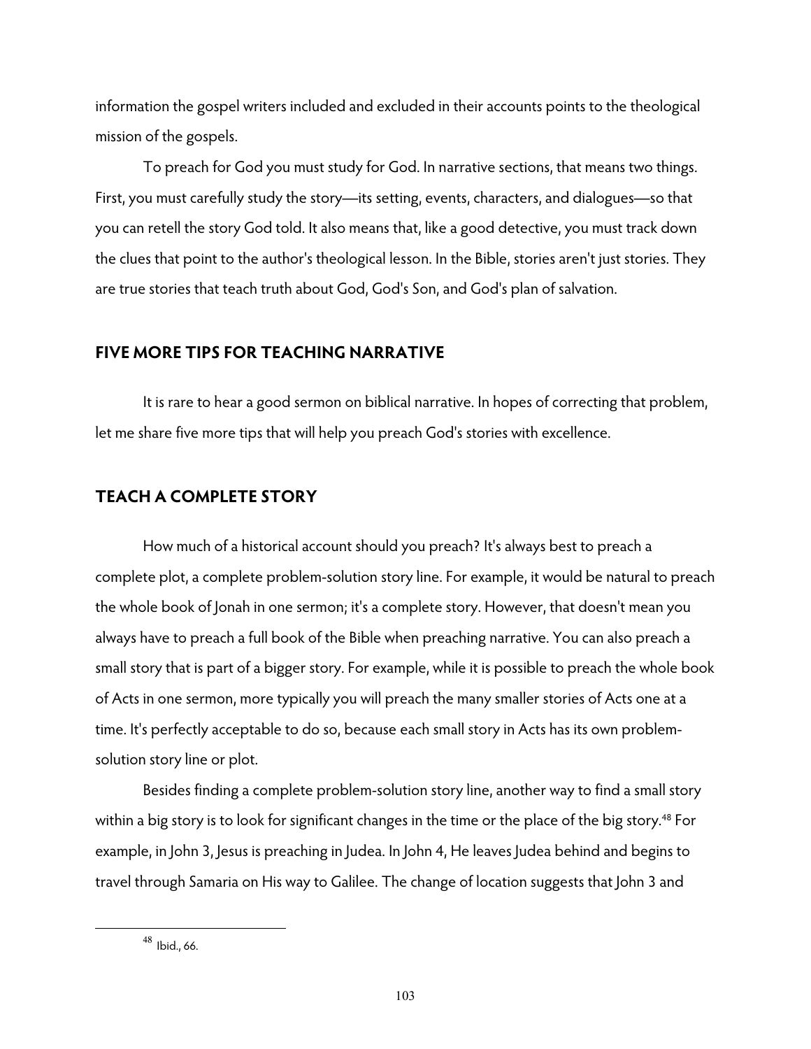information the gospel writers included and excluded in their accounts points to the theological mission of the gospels.

To preach for God you must study for God. In narrative sections, that means two things. First, you must carefully study the story—its setting, events, characters, and dialogues—so that you can retell the story God told. It also means that, like a good detective, you must track down the clues that point to the author's theological lesson. In the Bible, stories aren't just stories. They are true stories that teach truth about God, God's Son, and God's plan of salvation.

## FIVE MORE TIPS FOR TEACHING NARRATIVE

It is rare to hear a good sermon on biblical narrative. In hopes of correcting that problem, let me share five more tips that will help you preach God's stories with excellence.

## TEACH A COMPLETE STORY

How much of a historical account should you preach? It's always best to preach a complete plot, a complete problem-solution story line. For example, it would be natural to preach the whole book of Jonah in one sermon; it's a complete story. However, that doesn't mean you always have to preach a full book of the Bible when preaching narrative. You can also preach a small story that is part of a bigger story. For example, while it is possible to preach the whole book of Acts in one sermon, more typically you will preach the many smaller stories of Acts one at a time. It's perfectly acceptable to do so, because each small story in Acts has its own problem-solution story line or plot.

Besides finding a complete problem-solution story line, another way to find a small story within a big story is to look for significant changes in the time or the place of the big story.[48] For example, in John 3, Jesus is preaching in Judea. In John 4, He leaves Judea behind and begins to travel through Samaria on His way to Galilee. The change of location suggests that John 3 and

---

[48] Ibid., 66.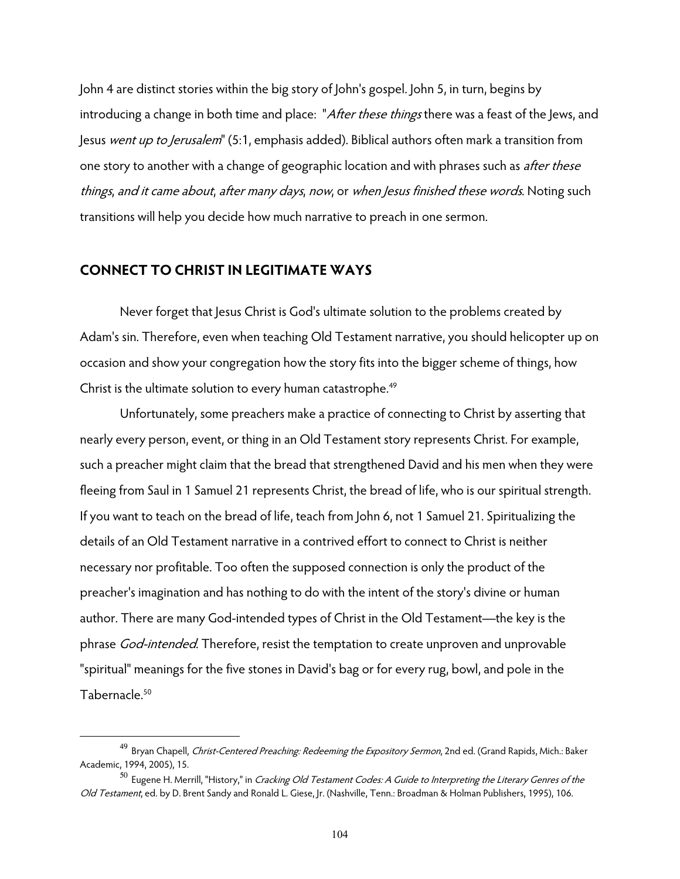John 4 are distinct stories within the big story of John's gospel. John 5, in turn, begins by introducing a change in both time and place: "*After these things* there was a feast of the Jews, and Jesus *went up to Jerusalem*" (5:1, emphasis added). Biblical authors often mark a transition from one story to another with a change of geographic location and with phrases such as *after these things*, *and it came about*, *after many days*, *now*, or *when Jesus finished these words*. Noting such transitions will help you decide how much narrative to preach in one sermon.

## CONNECT TO CHRIST IN LEGITIMATE WAYS

Never forget that Jesus Christ is God's ultimate solution to the problems created by Adam's sin. Therefore, even when teaching Old Testament narrative, you should helicopter up on occasion and show your congregation how the story fits into the bigger scheme of things, how Christ is the ultimate solution to every human catastrophe.[49]

Unfortunately, some preachers make a practice of connecting to Christ by asserting that nearly every person, event, or thing in an Old Testament story represents Christ. For example, such a preacher might claim that the bread that strengthened David and his men when they were fleeing from Saul in 1 Samuel 21 represents Christ, the bread of life, who is our spiritual strength. If you want to teach on the bread of life, teach from John 6, not 1 Samuel 21. Spiritualizing the details of an Old Testament narrative in a contrived effort to connect to Christ is neither necessary nor profitable. Too often the supposed connection is only the product of the preacher's imagination and has nothing to do with the intent of the story's divine or human author. There are many God-intended types of Christ in the Old Testament—the key is the phrase *God-intended*. Therefore, resist the temptation to create unproven and unprovable "spiritual" meanings for the five stones in David's bag or for every rug, bowl, and pole in the Tabernacle.[50]

---

[49] Bryan Chapell, *Christ-Centered Preaching: Redeeming the Expository Sermon*, 2nd ed. (Grand Rapids, Mich.: Baker Academic, 1994, 2005), 15.

[50] Eugene H. Merrill, "History," in *Cracking Old Testament Codes: A Guide to Interpreting the Literary Genres of the Old Testament*, ed. by D. Brent Sandy and Ronald L. Giese, Jr. (Nashville, Tenn.: Broadman & Holman Publishers, 1995), 106.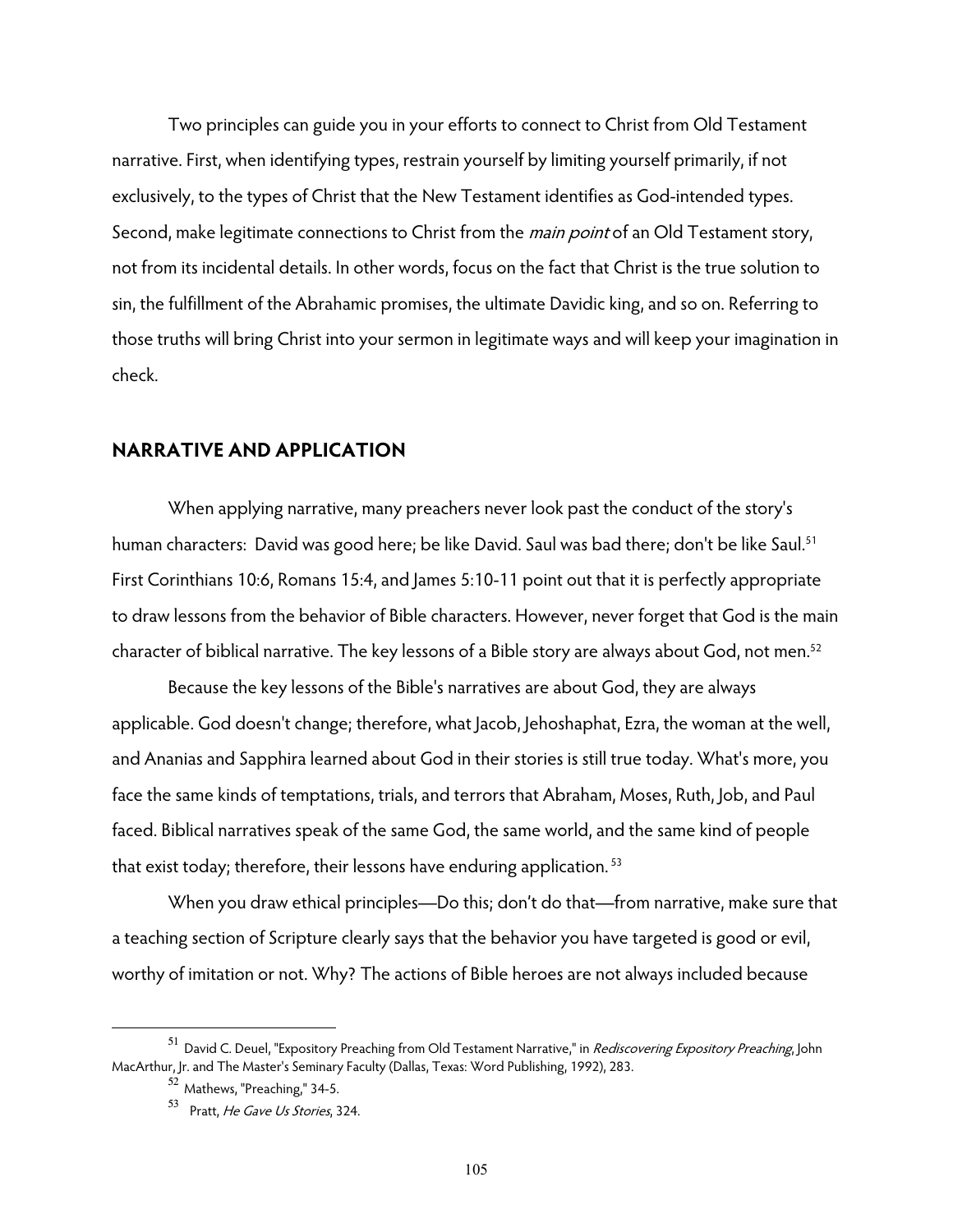Two principles can guide you in your efforts to connect to Christ from Old Testament narrative. First, when identifying types, restrain yourself by limiting yourself primarily, if not exclusively, to the types of Christ that the New Testament identifies as God-intended types. Second, make legitimate connections to Christ from the *main point* of an Old Testament story, not from its incidental details. In other words, focus on the fact that Christ is the true solution to sin, the fulfillment of the Abrahamic promises, the ultimate Davidic king, and so on. Referring to those truths will bring Christ into your sermon in legitimate ways and will keep your imagination in check.

## NARRATIVE AND APPLICATION

When applying narrative, many preachers never look past the conduct of the story's human characters: David was good here; be like David. Saul was bad there; don't be like Saul.[51] First Corinthians 10:6, Romans 15:4, and James 5:10-11 point out that it is perfectly appropriate to draw lessons from the behavior of Bible characters. However, never forget that God is the main character of biblical narrative. The key lessons of a Bible story are always about God, not men.[52]

Because the key lessons of the Bible's narratives are about God, they are always applicable. God doesn't change; therefore, what Jacob, Jehoshaphat, Ezra, the woman at the well, and Ananias and Sapphira learned about God in their stories is still true today. What's more, you face the same kinds of temptations, trials, and terrors that Abraham, Moses, Ruth, Job, and Paul faced. Biblical narratives speak of the same God, the same world, and the same kind of people that exist today; therefore, their lessons have enduring application.[53]

When you draw ethical principles—Do this; don't do that—from narrative, make sure that a teaching section of Scripture clearly says that the behavior you have targeted is good or evil, worthy of imitation or not. Why? The actions of Bible heroes are not always included because

---

[51] David C. Deuel, "Expository Preaching from Old Testament Narrative," in *Rediscovering Expository Preaching*, John MacArthur, Jr. and The Master's Seminary Faculty (Dallas, Texas: Word Publishing, 1992), 283.

[52] Mathews, "Preaching," 34-5.

[53] Pratt, *He Gave Us Stories*, 324.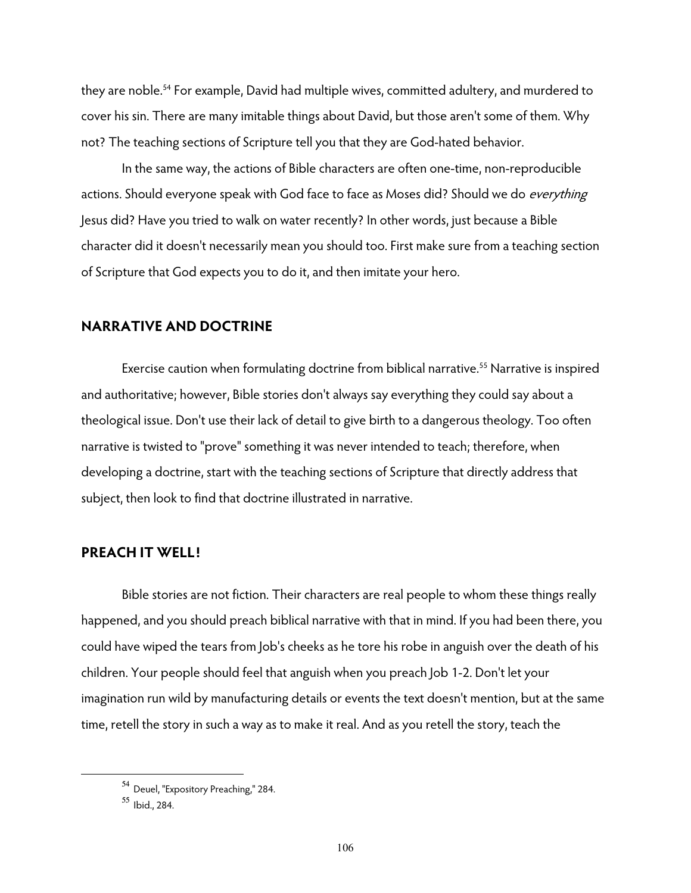they are noble.[54] For example, David had multiple wives, committed adultery, and murdered to cover his sin. There are many imitable things about David, but those aren't some of them. Why not? The teaching sections of Scripture tell you that they are God-hated behavior.

In the same way, the actions of Bible characters are often one-time, non-reproducible actions. Should everyone speak with God face to face as Moses did? Should we do *everything* Jesus did? Have you tried to walk on water recently? In other words, just because a Bible character did it doesn't necessarily mean you should too. First make sure from a teaching section of Scripture that God expects you to do it, and then imitate your hero.

## NARRATIVE AND DOCTRINE

Exercise caution when formulating doctrine from biblical narrative.[55] Narrative is inspired and authoritative; however, Bible stories don't always say everything they could say about a theological issue. Don't use their lack of detail to give birth to a dangerous theology. Too often narrative is twisted to "prove" something it was never intended to teach; therefore, when developing a doctrine, start with the teaching sections of Scripture that directly address that subject, then look to find that doctrine illustrated in narrative.

## PREACH IT WELL!

Bible stories are not fiction. Their characters are real people to whom these things really happened, and you should preach biblical narrative with that in mind. If you had been there, you could have wiped the tears from Job's cheeks as he tore his robe in anguish over the death of his children. Your people should feel that anguish when you preach Job 1-2. Don't let your imagination run wild by manufacturing details or events the text doesn't mention, but at the same time, retell the story in such a way as to make it real. And as you retell the story, teach the

---

[54] Deuel, "Expository Preaching," 284.

[55] Ibid., 284.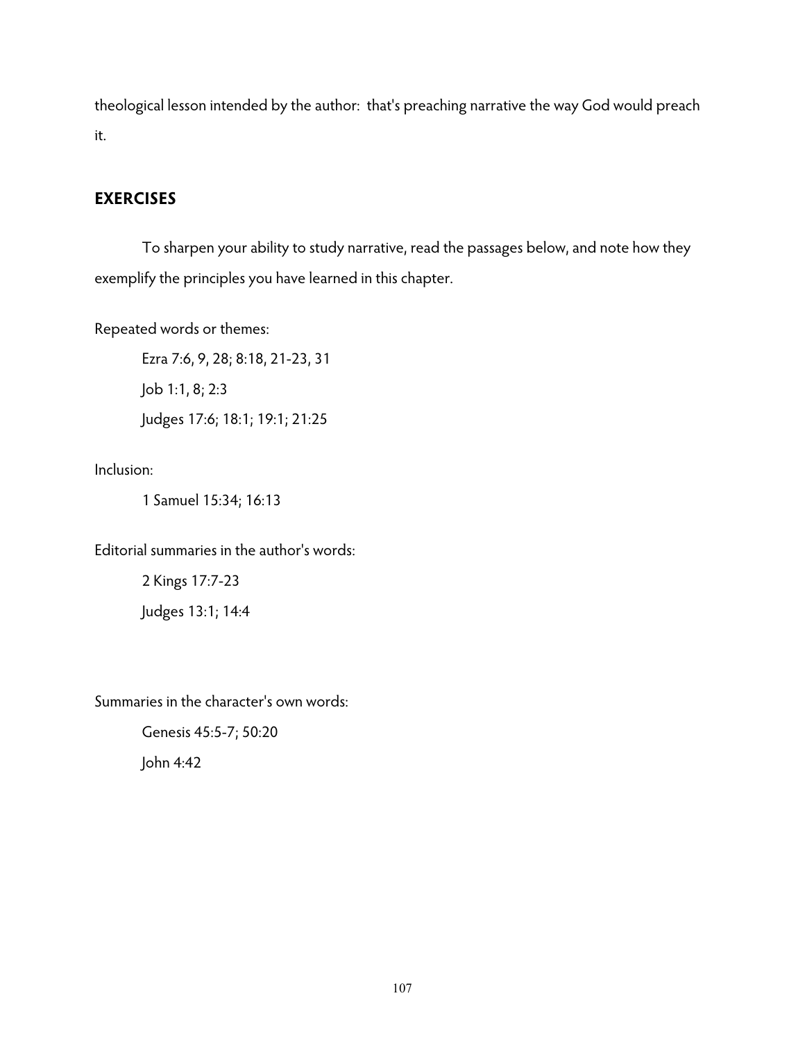theological lesson intended by the author: that's preaching narrative the way God would preach it.

## EXERCISES

To sharpen your ability to study narrative, read the passages below, and note how they exemplify the principles you have learned in this chapter.

Repeated words or themes:

Ezra 7:6, 9, 28; 8:18, 21-23, 31

Job 1:1, 8; 2:3

Judges 17:6; 18:1; 19:1; 21:25

Inclusion:

1 Samuel 15:34; 16:13

Editorial summaries in the author's words:

2 Kings 17:7-23

Judges 13:1; 14:4

Summaries in the character's own words:

Genesis 45:5-7; 50:20

John 4:42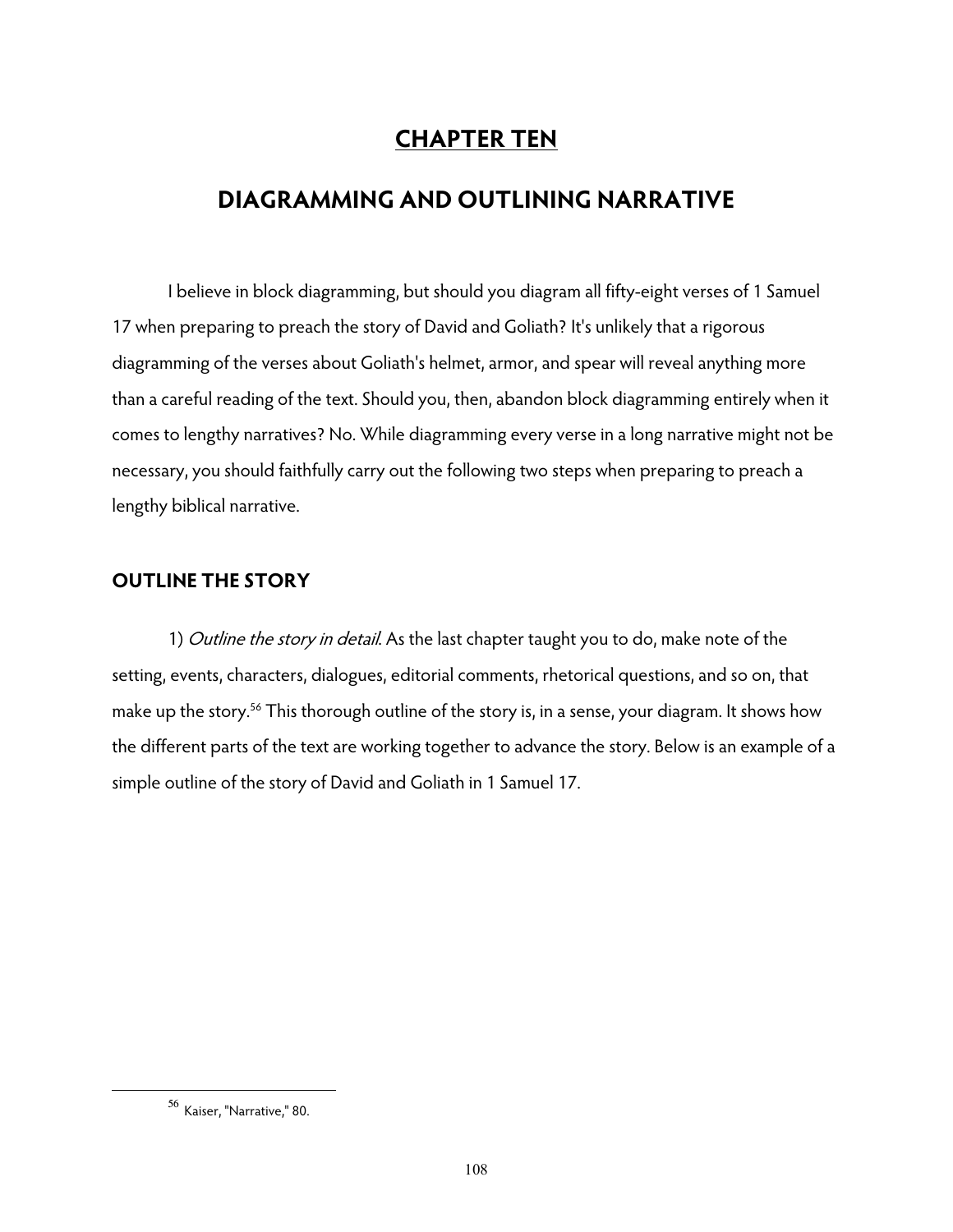# CHAPTER TEN

# DIAGRAMMING AND OUTLINING NARRATIVE

I believe in block diagramming, but should you diagram all fifty-eight verses of 1 Samuel 17 when preparing to preach the story of David and Goliath? It's unlikely that a rigorous diagramming of the verses about Goliath's helmet, armor, and spear will reveal anything more than a careful reading of the text. Should you, then, abandon block diagramming entirely when it comes to lengthy narratives? No. While diagramming every verse in a long narrative might not be necessary, you should faithfully carry out the following two steps when preparing to preach a lengthy biblical narrative.

## OUTLINE THE STORY

1) *Outline the story in detail.* As the last chapter taught you to do, make note of the setting, events, characters, dialogues, editorial comments, rhetorical questions, and so on, that make up the story.[56] This thorough outline of the story is, in a sense, your diagram. It shows how the different parts of the text are working together to advance the story. Below is an example of a simple outline of the story of David and Goliath in 1 Samuel 17.

---

[56] Kaiser, "Narrative," 80.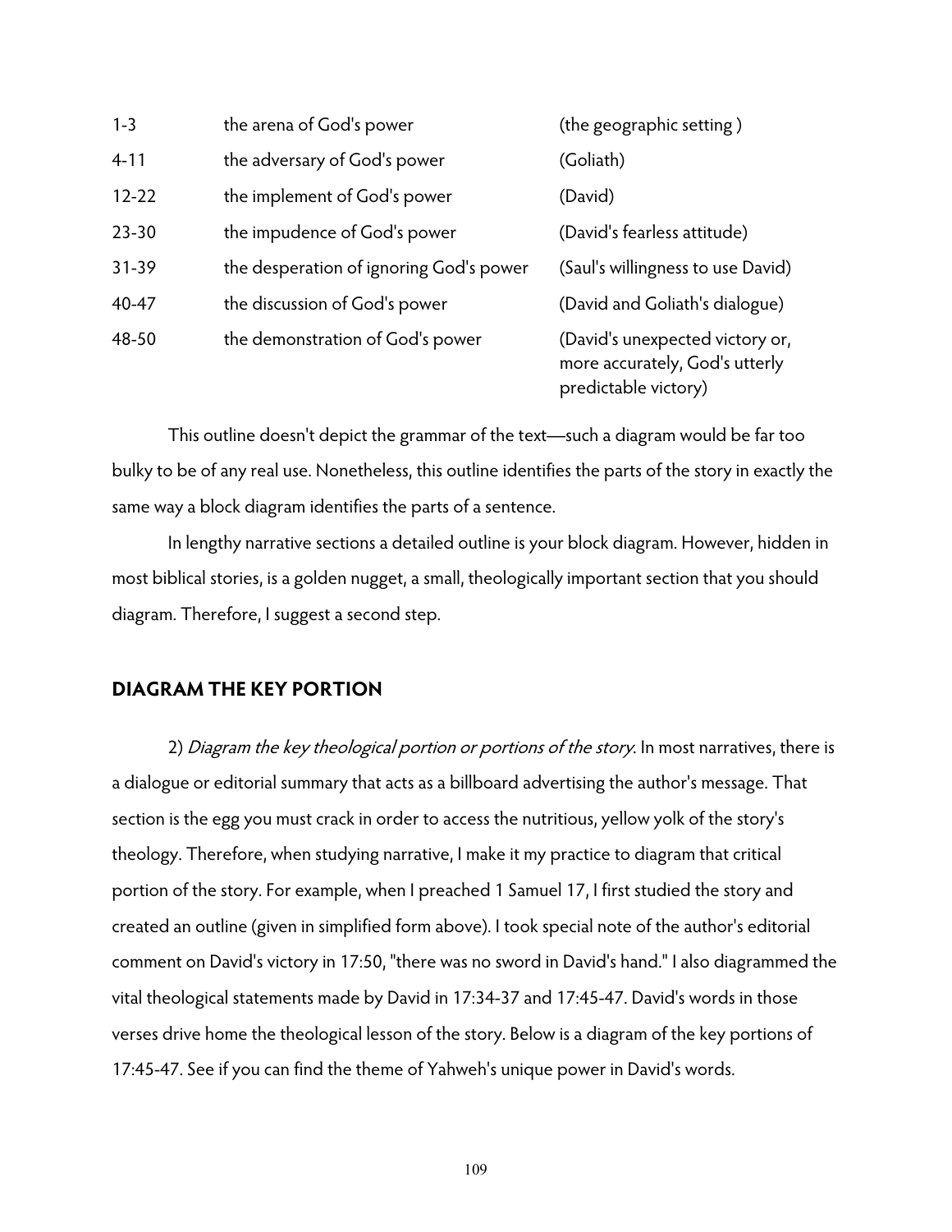| | | |
|---|---|---|
| 1-3 | the arena of God's power | (the geographic setting ) |
| 4-11 | the adversary of God's power | (Goliath) |
| 12-22 | the implement of God's power | (David) |
| 23-30 | the impudence of God's power | (David's fearless attitude) |
| 31-39 | the desperation of ignoring God's power | (Saul's willingness to use David) |
| 40-47 | the discussion of God's power | (David and Goliath's dialogue) |
| 48-50 | the demonstration of God's power | (David's unexpected victory or, more accurately, God's utterly predictable victory) |

This outline doesn't depict the grammar of the text—such a diagram would be far too bulky to be of any real use. Nonetheless, this outline identifies the parts of the story in exactly the same way a block diagram identifies the parts of a sentence.

In lengthy narrative sections a detailed outline is your block diagram. However, hidden in most biblical stories, is a golden nugget, a small, theologically important section that you should diagram. Therefore, I suggest a second step.

## DIAGRAM THE KEY PORTION

2) *Diagram the key theological portion or portions of the story.* In most narratives, there is a dialogue or editorial summary that acts as a billboard advertising the author's message. That section is the egg you must crack in order to access the nutritious, yellow yolk of the story's theology. Therefore, when studying narrative, I make it my practice to diagram that critical portion of the story. For example, when I preached 1 Samuel 17, I first studied the story and created an outline (given in simplified form above). I took special note of the author's editorial comment on David's victory in 17:50, "there was no sword in David's hand." I also diagrammed the vital theological statements made by David in 17:34-37 and 17:45-47. David's words in those verses drive home the theological lesson of the story. Below is a diagram of the key portions of 17:45-47. See if you can find the theme of Yahweh's unique power in David's words.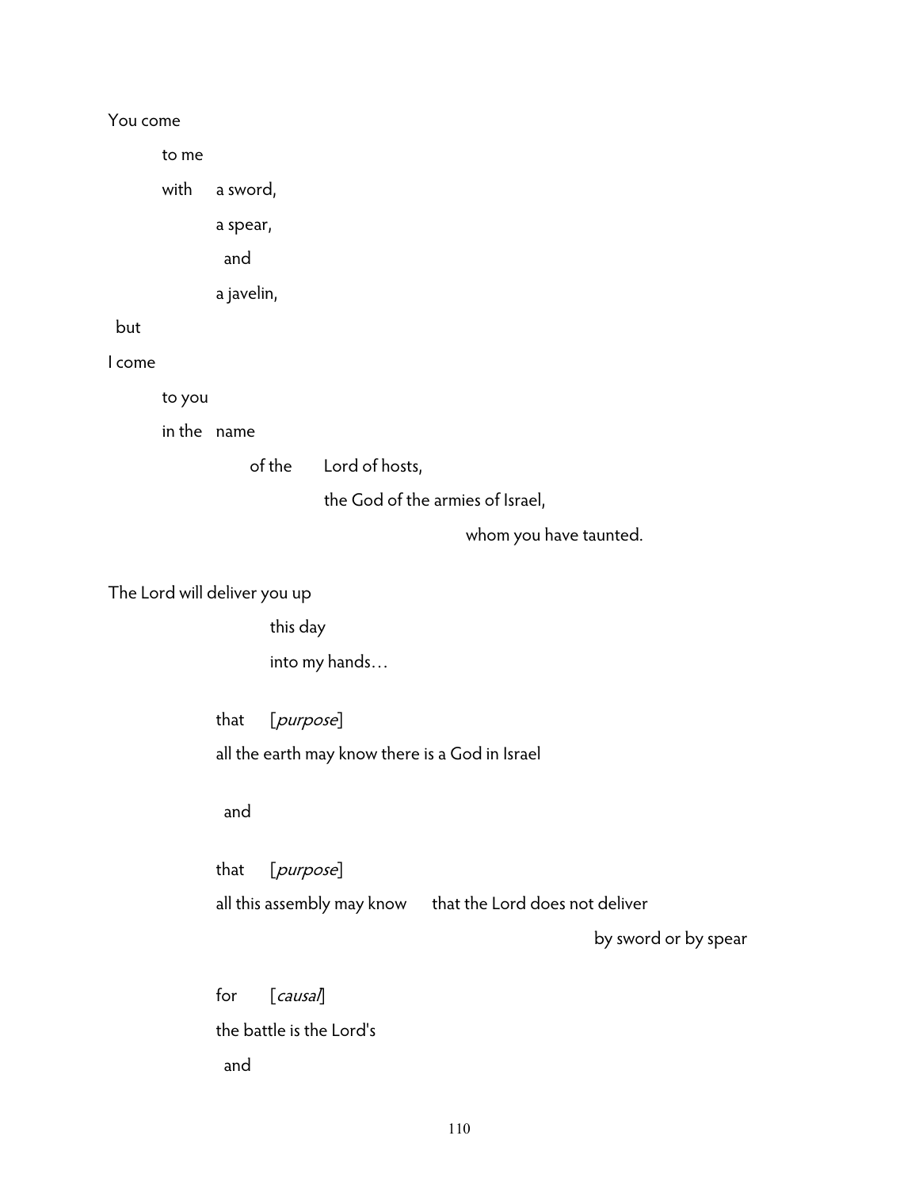You come

to me

with a sword,

a spear,

and

a javelin,

but

I come

to you

in the name

of the Lord of hosts,

the God of the armies of Israel,

whom you have taunted.

The Lord will deliver you up

this day

into my hands…

that [*purpose*]

all the earth may know there is a God in Israel

and

that [*purpose*]

all this assembly may know that the Lord does not deliver

by sword or by spear

for [*causal*]

the battle is the Lord's

and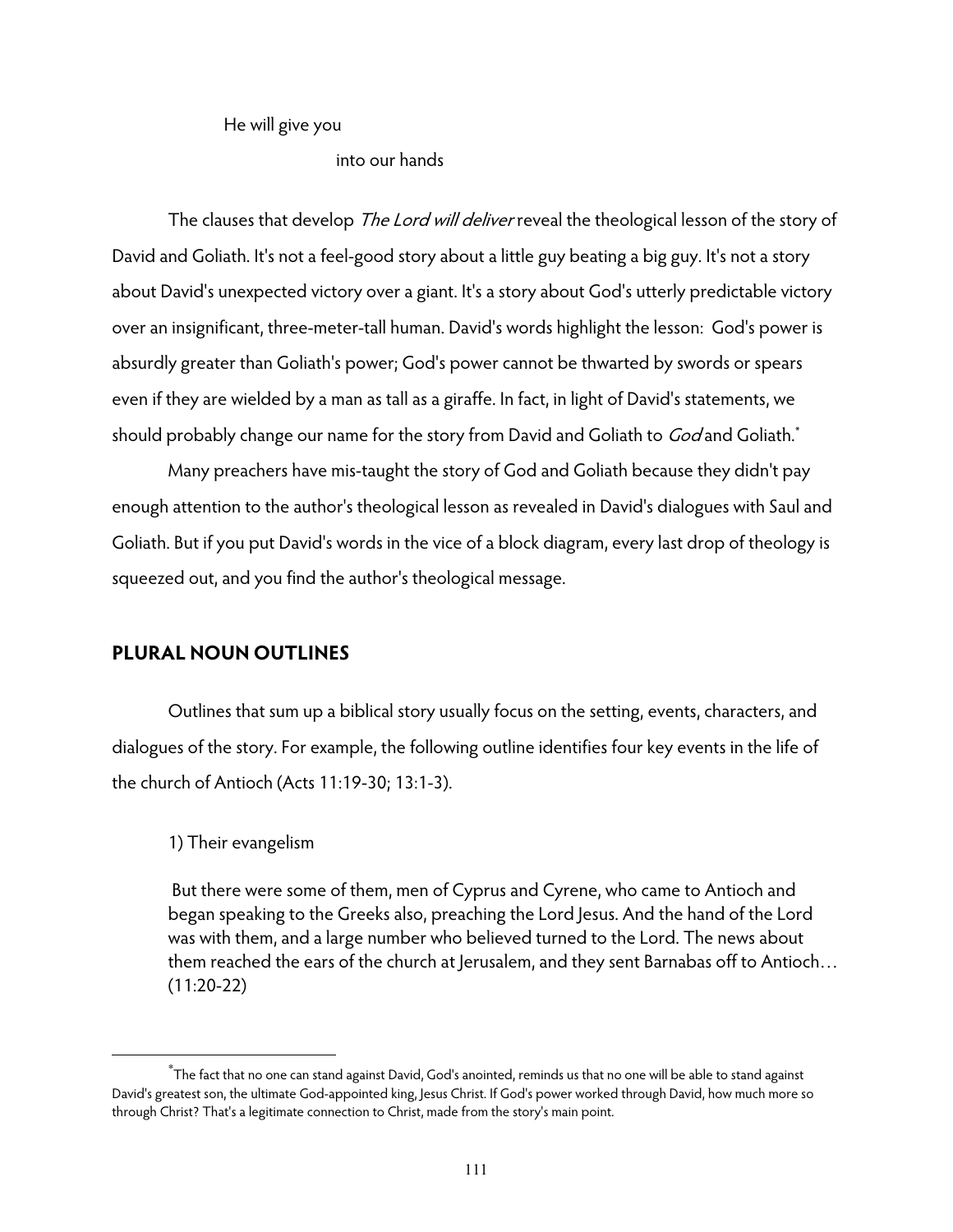He will give you

into our hands

The clauses that develop *The Lord will deliver* reveal the theological lesson of the story of David and Goliath. It's not a feel-good story about a little guy beating a big guy. It's not a story about David's unexpected victory over a giant. It's a story about God's utterly predictable victory over an insignificant, three-meter-tall human. David's words highlight the lesson: God's power is absurdly greater than Goliath's power; God's power cannot be thwarted by swords or spears even if they are wielded by a man as tall as a giraffe. In fact, in light of David's statements, we should probably change our name for the story from David and Goliath to *God* and Goliath.*

Many preachers have mis-taught the story of God and Goliath because they didn't pay enough attention to the author's theological lesson as revealed in David's dialogues with Saul and Goliath. But if you put David's words in the vice of a block diagram, every last drop of theology is squeezed out, and you find the author's theological message.

## PLURAL NOUN OUTLINES

Outlines that sum up a biblical story usually focus on the setting, events, characters, and dialogues of the story. For example, the following outline identifies four key events in the life of the church of Antioch (Acts 11:19-30; 13:1-3).

1) Their evangelism

> But there were some of them, men of Cyprus and Cyrene, who came to Antioch and began speaking to the Greeks also, preaching the Lord Jesus. And the hand of the Lord was with them, and a large number who believed turned to the Lord. The news about them reached the ears of the church at Jerusalem, and they sent Barnabas off to Antioch… (11:20-22)

* The fact that no one can stand against David, God's anointed, reminds us that no one will be able to stand against David's greatest son, the ultimate God-appointed king, Jesus Christ. If God's power worked through David, how much more so through Christ? That's a legitimate connection to Christ, made from the story's main point.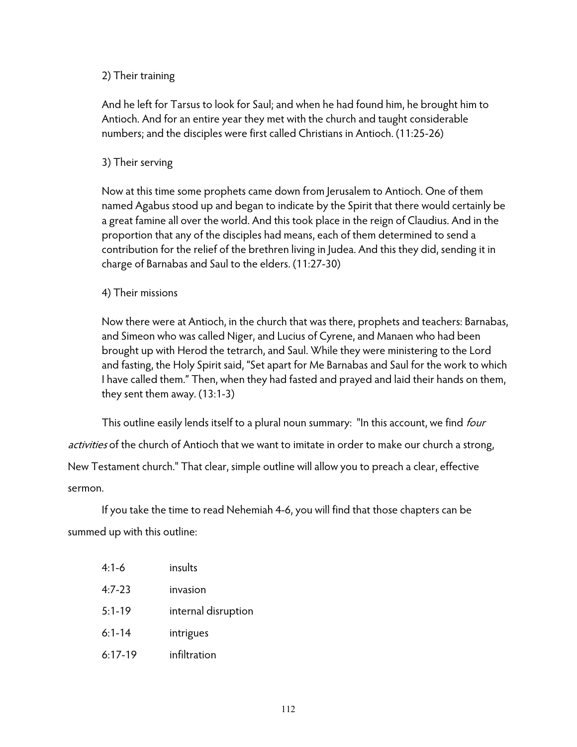2) Their training

And he left for Tarsus to look for Saul; and when he had found him, he brought him to Antioch. And for an entire year they met with the church and taught considerable numbers; and the disciples were first called Christians in Antioch. (11:25-26)

3) Their serving

Now at this time some prophets came down from Jerusalem to Antioch. One of them named Agabus stood up and began to indicate by the Spirit that there would certainly be a great famine all over the world. And this took place in the reign of Claudius. And in the proportion that any of the disciples had means, each of them determined to send a contribution for the relief of the brethren living in Judea. And this they did, sending it in charge of Barnabas and Saul to the elders. (11:27-30)

4) Their missions

Now there were at Antioch, in the church that was there, prophets and teachers: Barnabas, and Simeon who was called Niger, and Lucius of Cyrene, and Manaen who had been brought up with Herod the tetrarch, and Saul. While they were ministering to the Lord and fasting, the Holy Spirit said, "Set apart for Me Barnabas and Saul for the work to which I have called them." Then, when they had fasted and prayed and laid their hands on them, they sent them away. (13:1-3)

This outline easily lends itself to a plural noun summary: "In this account, we find *four activities* of the church of Antioch that we want to imitate in order to make our church a strong, New Testament church." That clear, simple outline will allow you to preach a clear, effective sermon.

If you take the time to read Nehemiah 4-6, you will find that those chapters can be summed up with this outline:

| | |
|---|---|
| 4:1-6 | insults |
| 4:7-23 | invasion |
| 5:1-19 | internal disruption |
| 6:1-14 | intrigues |
| 6:17-19 | infiltration |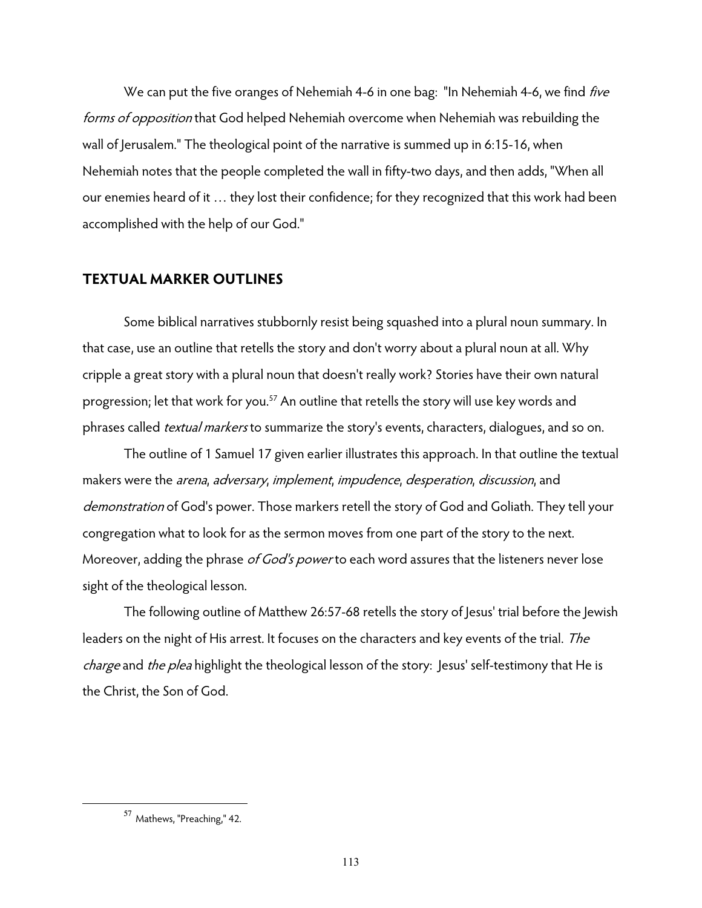We can put the five oranges of Nehemiah 4-6 in one bag: "In Nehemiah 4-6, we find *five forms of opposition* that God helped Nehemiah overcome when Nehemiah was rebuilding the wall of Jerusalem." The theological point of the narrative is summed up in 6:15-16, when Nehemiah notes that the people completed the wall in fifty-two days, and then adds, "When all our enemies heard of it … they lost their confidence; for they recognized that this work had been accomplished with the help of our God."

## TEXTUAL MARKER OUTLINES

Some biblical narratives stubbornly resist being squashed into a plural noun summary. In that case, use an outline that retells the story and don't worry about a plural noun at all. Why cripple a great story with a plural noun that doesn't really work? Stories have their own natural progression; let that work for you.[57] An outline that retells the story will use key words and phrases called *textual markers* to summarize the story's events, characters, dialogues, and so on.

The outline of 1 Samuel 17 given earlier illustrates this approach. In that outline the textual makers were the *arena*, *adversary*, *implement*, *impudence*, *desperation*, *discussion*, and *demonstration* of God's power. Those markers retell the story of God and Goliath. They tell your congregation what to look for as the sermon moves from one part of the story to the next. Moreover, adding the phrase *of God's power* to each word assures that the listeners never lose sight of the theological lesson.

The following outline of Matthew 26:57-68 retells the story of Jesus' trial before the Jewish leaders on the night of His arrest. It focuses on the characters and key events of the trial. *The charge* and *the plea* highlight the theological lesson of the story: Jesus' self-testimony that He is the Christ, the Son of God.

[57] Mathews, "Preaching," 42.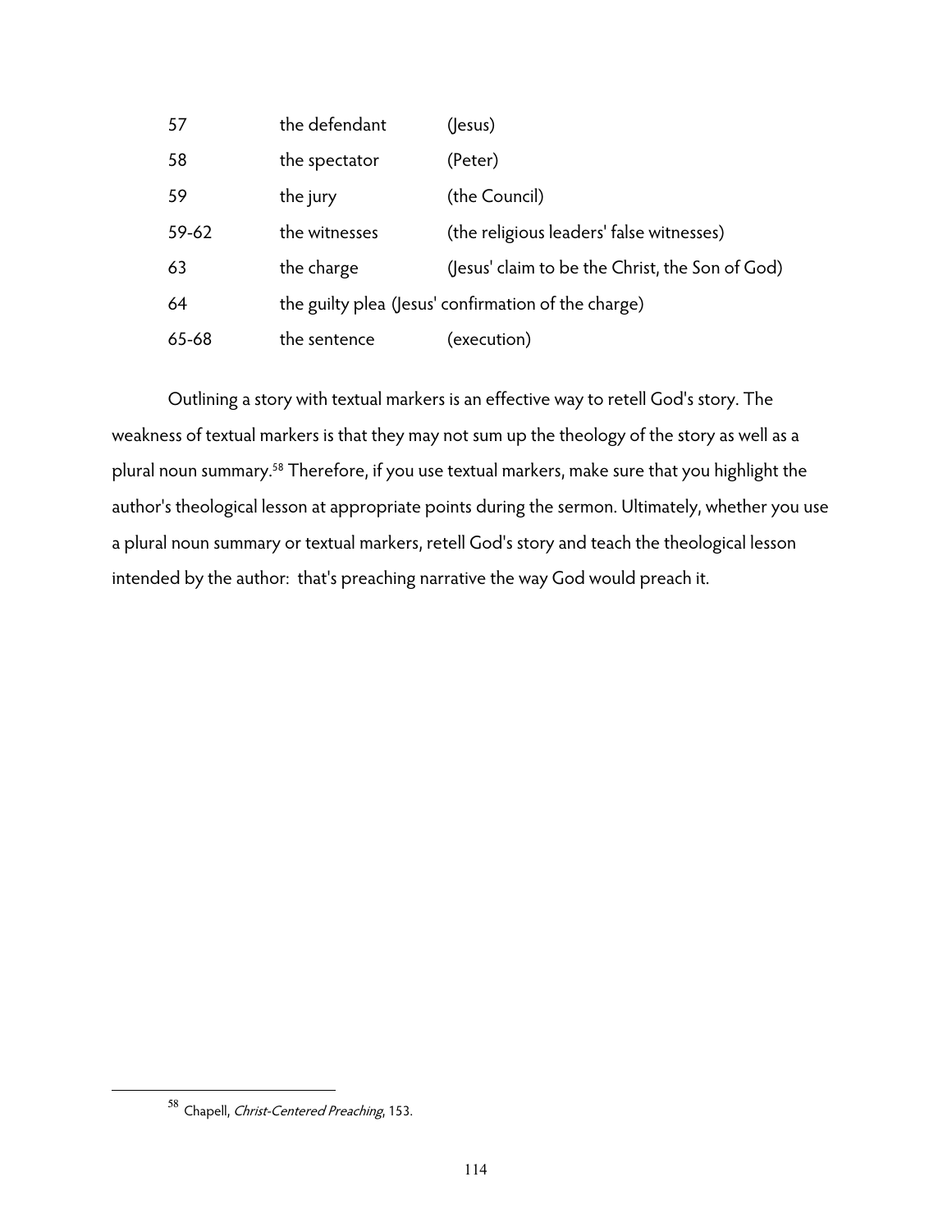| | | |
|---|---|---|
| 57 | the defendant | (Jesus) |
| 58 | the spectator | (Peter) |
| 59 | the jury | (the Council) |
| 59-62 | the witnesses | (the religious leaders' false witnesses) |
| 63 | the charge | (Jesus' claim to be the Christ, the Son of God) |
| 64 | the guilty plea | (Jesus' confirmation of the charge) |
| 65-68 | the sentence | (execution) |

Outlining a story with textual markers is an effective way to retell God's story. The weakness of textual markers is that they may not sum up the theology of the story as well as a plural noun summary.[58] Therefore, if you use textual markers, make sure that you highlight the author's theological lesson at appropriate points during the sermon. Ultimately, whether you use a plural noun summary or textual markers, retell God's story and teach the theological lesson intended by the author: that's preaching narrative the way God would preach it.

[58] Chapell, *Christ-Centered Preaching*, 153.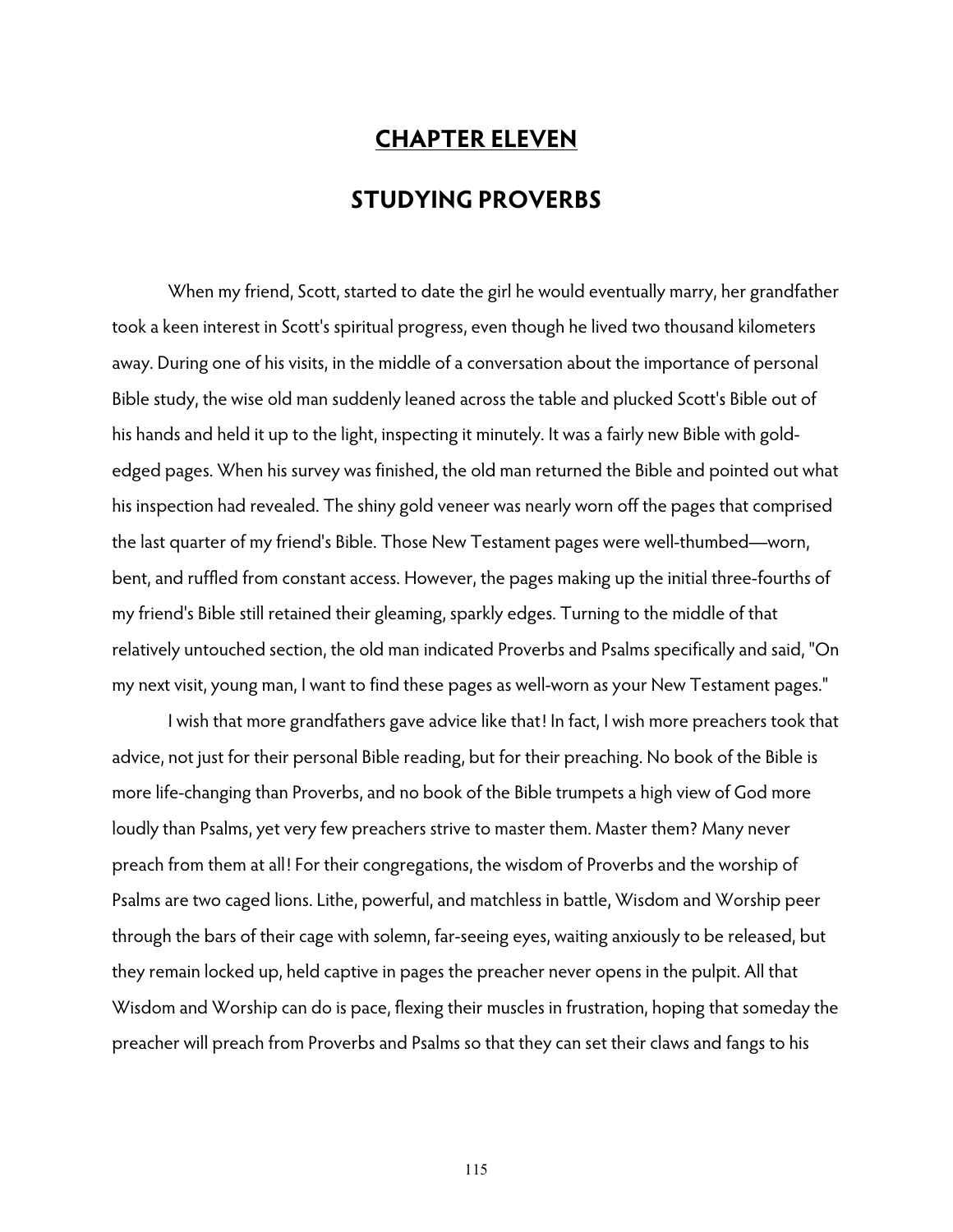# CHAPTER ELEVEN

## STUDYING PROVERBS

When my friend, Scott, started to date the girl he would eventually marry, her grandfather took a keen interest in Scott's spiritual progress, even though he lived two thousand kilometers away. During one of his visits, in the middle of a conversation about the importance of personal Bible study, the wise old man suddenly leaned across the table and plucked Scott's Bible out of his hands and held it up to the light, inspecting it minutely. It was a fairly new Bible with gold-edged pages. When his survey was finished, the old man returned the Bible and pointed out what his inspection had revealed. The shiny gold veneer was nearly worn off the pages that comprised the last quarter of my friend's Bible. Those New Testament pages were well-thumbed—worn, bent, and ruffled from constant access. However, the pages making up the initial three-fourths of my friend's Bible still retained their gleaming, sparkly edges. Turning to the middle of that relatively untouched section, the old man indicated Proverbs and Psalms specifically and said, "On my next visit, young man, I want to find these pages as well-worn as your New Testament pages."

I wish that more grandfathers gave advice like that! In fact, I wish more preachers took that advice, not just for their personal Bible reading, but for their preaching. No book of the Bible is more life-changing than Proverbs, and no book of the Bible trumpets a high view of God more loudly than Psalms, yet very few preachers strive to master them. Master them? Many never preach from them at all! For their congregations, the wisdom of Proverbs and the worship of Psalms are two caged lions. Lithe, powerful, and matchless in battle, Wisdom and Worship peer through the bars of their cage with solemn, far-seeing eyes, waiting anxiously to be released, but they remain locked up, held captive in pages the preacher never opens in the pulpit. All that Wisdom and Worship can do is pace, flexing their muscles in frustration, hoping that someday the preacher will preach from Proverbs and Psalms so that they can set their claws and fangs to his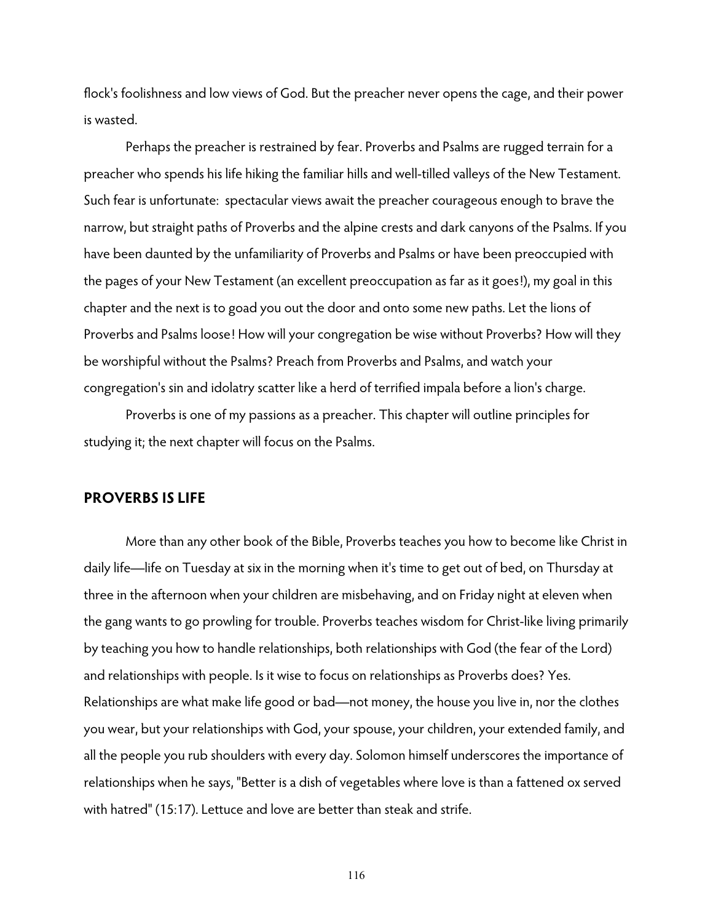flock's foolishness and low views of God. But the preacher never opens the cage, and their power is wasted.

Perhaps the preacher is restrained by fear. Proverbs and Psalms are rugged terrain for a preacher who spends his life hiking the familiar hills and well-tilled valleys of the New Testament. Such fear is unfortunate: spectacular views await the preacher courageous enough to brave the narrow, but straight paths of Proverbs and the alpine crests and dark canyons of the Psalms. If you have been daunted by the unfamiliarity of Proverbs and Psalms or have been preoccupied with the pages of your New Testament (an excellent preoccupation as far as it goes!), my goal in this chapter and the next is to goad you out the door and onto some new paths. Let the lions of Proverbs and Psalms loose! How will your congregation be wise without Proverbs? How will they be worshipful without the Psalms? Preach from Proverbs and Psalms, and watch your congregation's sin and idolatry scatter like a herd of terrified impala before a lion's charge.

Proverbs is one of my passions as a preacher. This chapter will outline principles for studying it; the next chapter will focus on the Psalms.

## PROVERBS IS LIFE

More than any other book of the Bible, Proverbs teaches you how to become like Christ in daily life—life on Tuesday at six in the morning when it's time to get out of bed, on Thursday at three in the afternoon when your children are misbehaving, and on Friday night at eleven when the gang wants to go prowling for trouble. Proverbs teaches wisdom for Christ-like living primarily by teaching you how to handle relationships, both relationships with God (the fear of the Lord) and relationships with people. Is it wise to focus on relationships as Proverbs does? Yes. Relationships are what make life good or bad—not money, the house you live in, nor the clothes you wear, but your relationships with God, your spouse, your children, your extended family, and all the people you rub shoulders with every day. Solomon himself underscores the importance of relationships when he says, "Better is a dish of vegetables where love is than a fattened ox served with hatred" (15:17). Lettuce and love are better than steak and strife.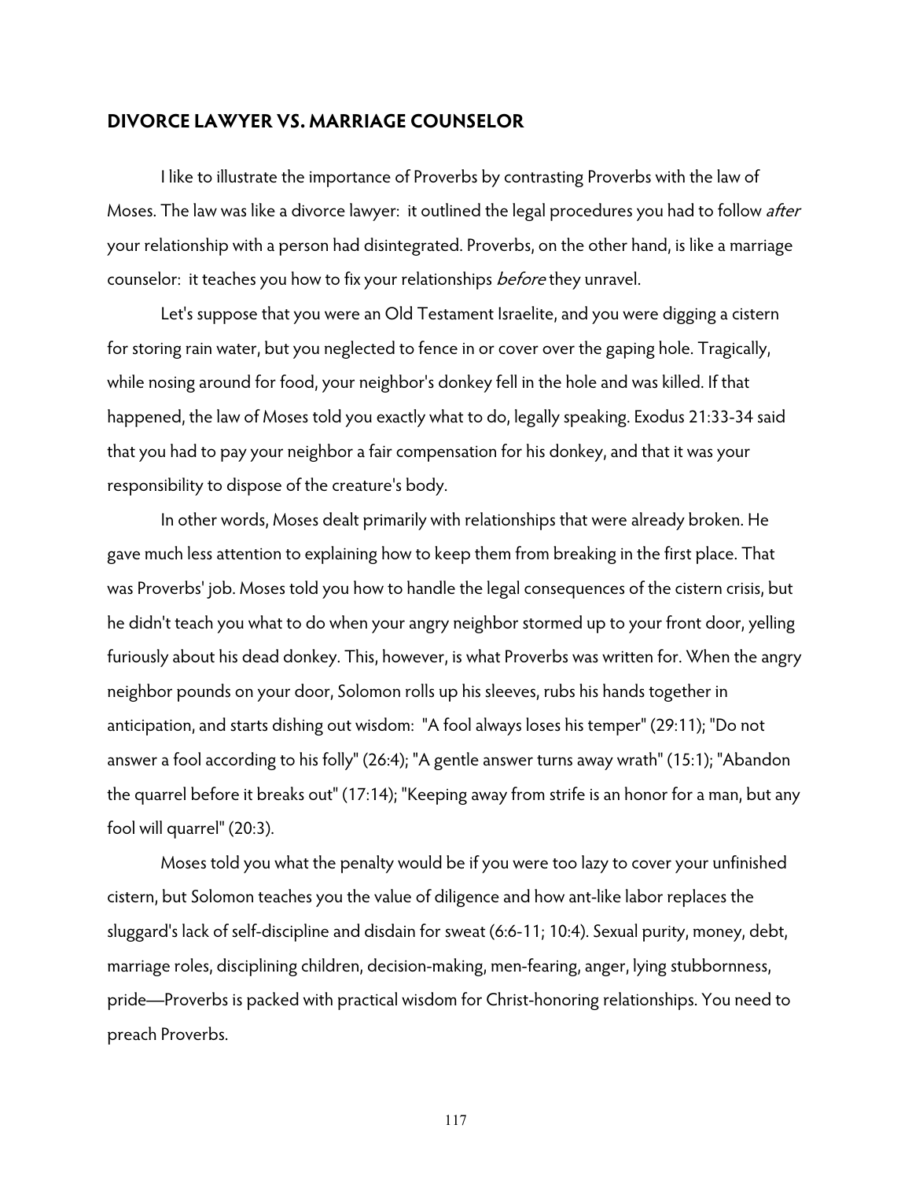## DIVORCE LAWYER VS. MARRIAGE COUNSELOR

I like to illustrate the importance of Proverbs by contrasting Proverbs with the law of Moses. The law was like a divorce lawyer: it outlined the legal procedures you had to follow *after* your relationship with a person had disintegrated. Proverbs, on the other hand, is like a marriage counselor: it teaches you how to fix your relationships *before* they unravel.

Let's suppose that you were an Old Testament Israelite, and you were digging a cistern for storing rain water, but you neglected to fence in or cover over the gaping hole. Tragically, while nosing around for food, your neighbor's donkey fell in the hole and was killed. If that happened, the law of Moses told you exactly what to do, legally speaking. Exodus 21:33-34 said that you had to pay your neighbor a fair compensation for his donkey, and that it was your responsibility to dispose of the creature's body.

In other words, Moses dealt primarily with relationships that were already broken. He gave much less attention to explaining how to keep them from breaking in the first place. That was Proverbs' job. Moses told you how to handle the legal consequences of the cistern crisis, but he didn't teach you what to do when your angry neighbor stormed up to your front door, yelling furiously about his dead donkey. This, however, is what Proverbs was written for. When the angry neighbor pounds on your door, Solomon rolls up his sleeves, rubs his hands together in anticipation, and starts dishing out wisdom: "A fool always loses his temper" (29:11); "Do not answer a fool according to his folly" (26:4); "A gentle answer turns away wrath" (15:1); "Abandon the quarrel before it breaks out" (17:14); "Keeping away from strife is an honor for a man, but any fool will quarrel" (20:3).

Moses told you what the penalty would be if you were too lazy to cover your unfinished cistern, but Solomon teaches you the value of diligence and how ant-like labor replaces the sluggard's lack of self-discipline and disdain for sweat (6:6-11; 10:4). Sexual purity, money, debt, marriage roles, disciplining children, decision-making, men-fearing, anger, lying stubbornness, pride—Proverbs is packed with practical wisdom for Christ-honoring relationships. You need to preach Proverbs.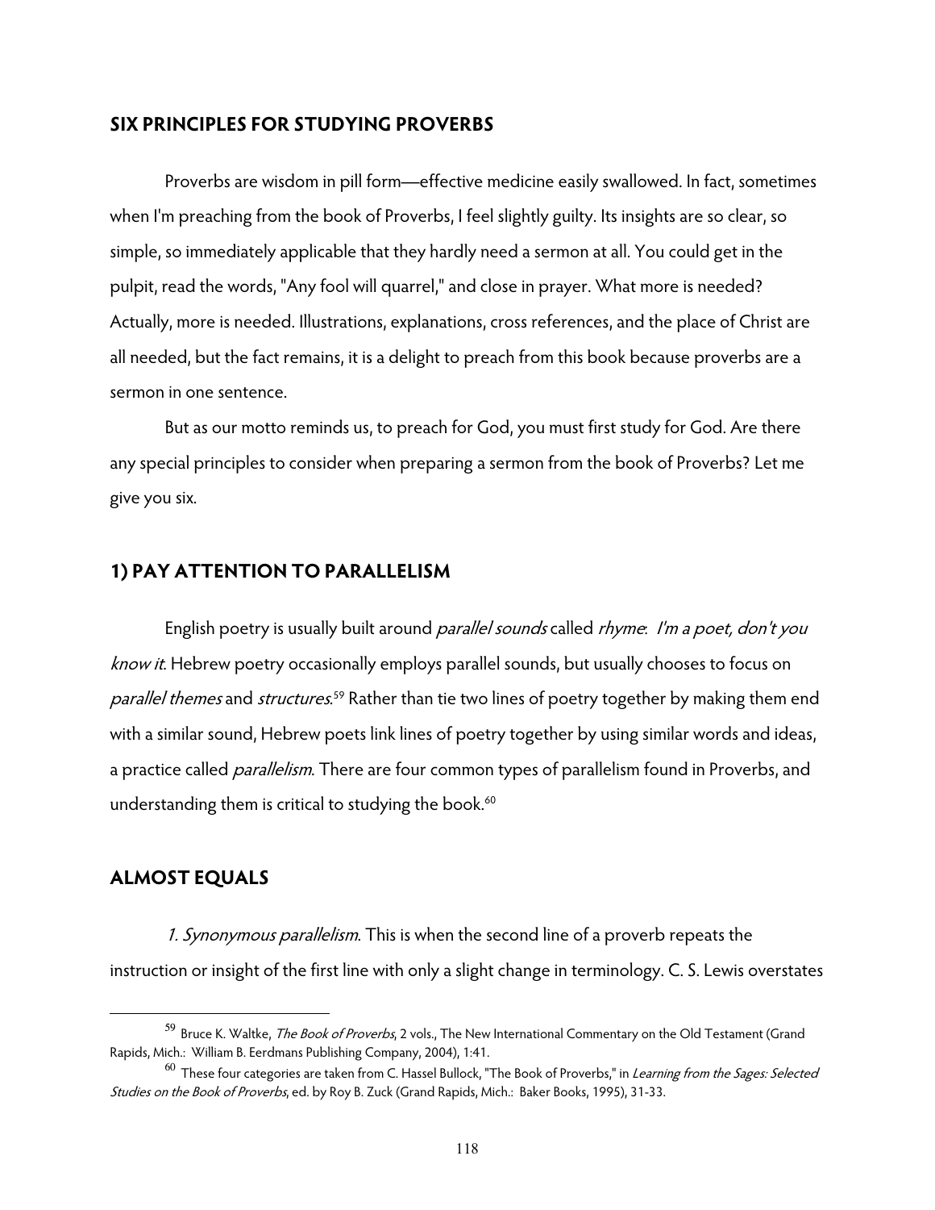## SIX PRINCIPLES FOR STUDYING PROVERBS

Proverbs are wisdom in pill form—effective medicine easily swallowed. In fact, sometimes when I'm preaching from the book of Proverbs, I feel slightly guilty. Its insights are so clear, so simple, so immediately applicable that they hardly need a sermon at all. You could get in the pulpit, read the words, "Any fool will quarrel," and close in prayer. What more is needed? Actually, more is needed. Illustrations, explanations, cross references, and the place of Christ are all needed, but the fact remains, it is a delight to preach from this book because proverbs are a sermon in one sentence.

But as our motto reminds us, to preach for God, you must first study for God. Are there any special principles to consider when preparing a sermon from the book of Proverbs? Let me give you six.

## 1) PAY ATTENTION TO PARALLELISM

English poetry is usually built around *parallel sounds* called *rhyme*: *I'm a poet, don't you know it*. Hebrew poetry occasionally employs parallel sounds, but usually chooses to focus on *parallel themes* and *structures*.[59] Rather than tie two lines of poetry together by making them end with a similar sound, Hebrew poets link lines of poetry together by using similar words and ideas, a practice called *parallelism*. There are four common types of parallelism found in Proverbs, and understanding them is critical to studying the book.[60]

## ALMOST EQUALS

*1. Synonymous parallelism*. This is when the second line of a proverb repeats the instruction or insight of the first line with only a slight change in terminology. C. S. Lewis overstates

---

[59] Bruce K. Waltke, *The Book of Proverbs*, 2 vols., The New International Commentary on the Old Testament (Grand Rapids, Mich.: William B. Eerdmans Publishing Company, 2004), 1:41.

[60] These four categories are taken from C. Hassel Bullock, "The Book of Proverbs," in *Learning from the Sages: Selected Studies on the Book of Proverbs*, ed. by Roy B. Zuck (Grand Rapids, Mich.: Baker Books, 1995), 31-33.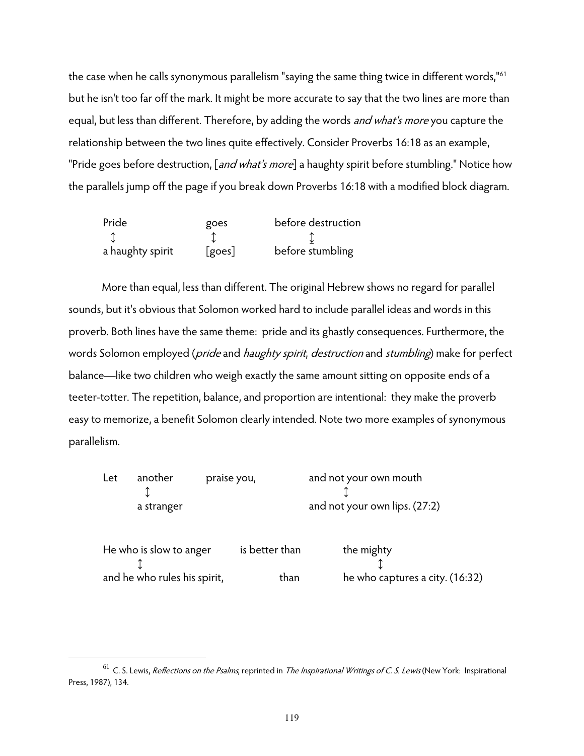the case when he calls synonymous parallelism "saying the same thing twice in different words,"[61] but he isn't too far off the mark. It might be more accurate to say that the two lines are more than equal, but less than different. Therefore, by adding the words *and what's more* you capture the relationship between the two lines quite effectively. Consider Proverbs 16:18 as an example, "Pride goes before destruction, [*and what's more*] a haughty spirit before stumbling." Notice how the parallels jump off the page if you break down Proverbs 16:18 with a modified block diagram.

```
Pride              goes        before destruction
  ↕                 ↕                 ↕
a haughty spirit   [goes]      before stumbling
```

More than equal, less than different. The original Hebrew shows no regard for parallel sounds, but it's obvious that Solomon worked hard to include parallel ideas and words in this proverb. Both lines have the same theme: pride and its ghastly consequences. Furthermore, the words Solomon employed (*pride* and *haughty spirit*, *destruction* and *stumbling*) make for perfect balance—like two children who weigh exactly the same amount sitting on opposite ends of a teeter-totter. The repetition, balance, and proportion are intentional: they make the proverb easy to memorize, a benefit Solomon clearly intended. Note two more examples of synonymous parallelism.

```
Let   another     praise you,       and not your own mouth
        ↕                                   ↕
      a stranger                    and not your own lips. (27:2)

He who is slow to anger        is better than     the mighty
        ↕                                               ↕
and he who rules his spirit,        than          he who captures a city. (16:32)
```

---

[61] C. S. Lewis, *Reflections on the Psalms*, reprinted in *The Inspirational Writings of C. S. Lewis* (New York: Inspirational Press, 1987), 134.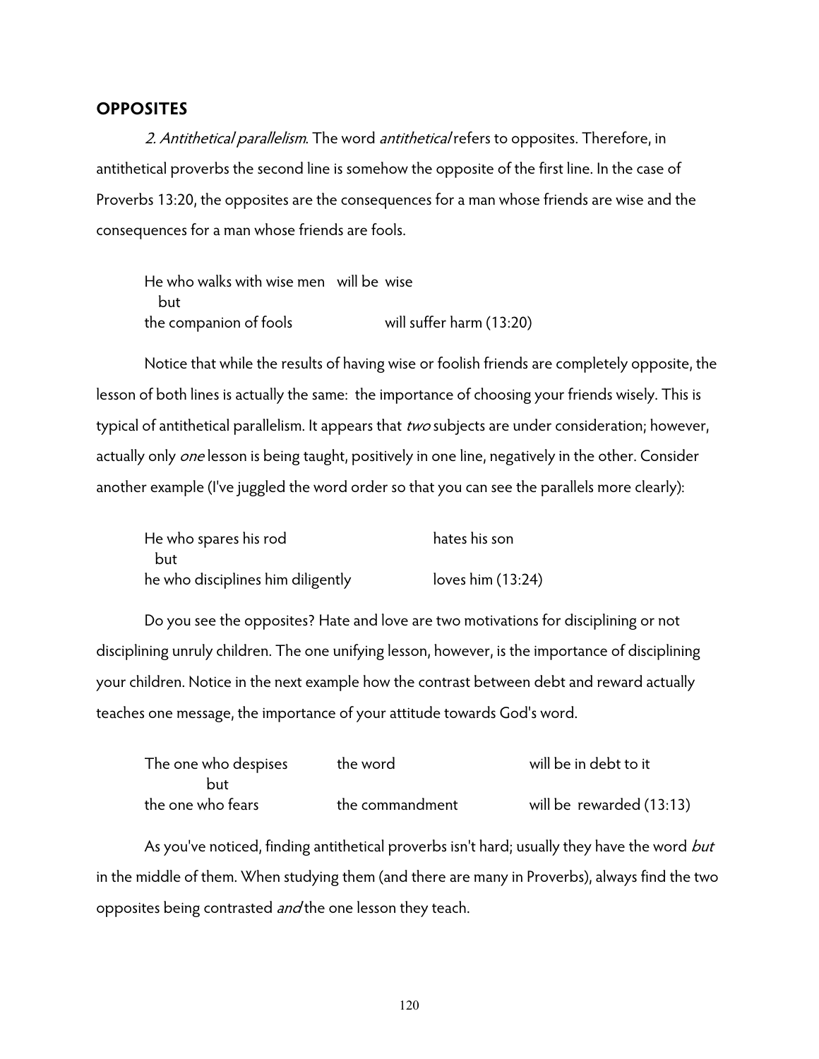## OPPOSITES

*2. Antithetical parallelism*. The word *antithetical* refers to opposites. Therefore, in antithetical proverbs the second line is somehow the opposite of the first line. In the case of Proverbs 13:20, the opposites are the consequences for a man whose friends are wise and the consequences for a man whose friends are fools.

| | |
|---|---|
| He who walks with wise men | will be wise |
| but | |
| the companion of fools | will suffer harm (13:20) |

Notice that while the results of having wise or foolish friends are completely opposite, the lesson of both lines is actually the same: the importance of choosing your friends wisely. This is typical of antithetical parallelism. It appears that *two* subjects are under consideration; however, actually only *one* lesson is being taught, positively in one line, negatively in the other. Consider another example (I've juggled the word order so that you can see the parallels more clearly):

| | |
|---|---|
| He who spares his rod | hates his son |
| but | |
| he who disciplines him diligently | loves him (13:24) |

Do you see the opposites? Hate and love are two motivations for disciplining or not disciplining unruly children. The one unifying lesson, however, is the importance of disciplining your children. Notice in the next example how the contrast between debt and reward actually teaches one message, the importance of your attitude towards God's word.

| | | |
|---|---|---|
| The one who despises | the word | will be in debt to it |
| but | | |
| the one who fears | the commandment | will be rewarded (13:13) |

As you've noticed, finding antithetical proverbs isn't hard; usually they have the word *but* in the middle of them. When studying them (and there are many in Proverbs), always find the two opposites being contrasted *and* the one lesson they teach.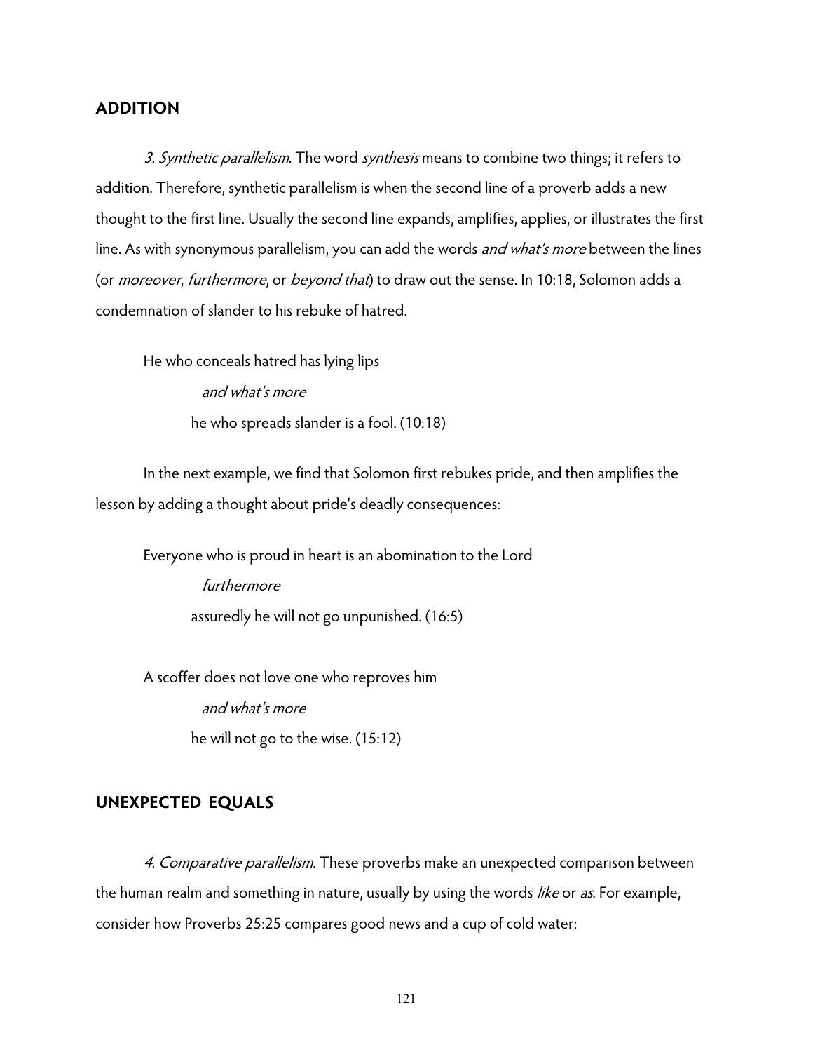## ADDITION

*3. Synthetic parallelism*. The word *synthesis* means to combine two things; it refers to addition. Therefore, synthetic parallelism is when the second line of a proverb adds a new thought to the first line. Usually the second line expands, amplifies, applies, or illustrates the first line. As with synonymous parallelism, you can add the words *and what's more* between the lines (or *moreover*, *furthermore*, or *beyond that*) to draw out the sense. In 10:18, Solomon adds a condemnation of slander to his rebuke of hatred.

> He who conceals hatred has lying lips
>
> *and what's more*
>
> he who spreads slander is a fool. (10:18)

In the next example, we find that Solomon first rebukes pride, and then amplifies the lesson by adding a thought about pride's deadly consequences:

> Everyone who is proud in heart is an abomination to the Lord
>
> *furthermore*
>
> assuredly he will not go unpunished. (16:5)

> A scoffer does not love one who reproves him
>
> *and what's more*
>
> he will not go to the wise. (15:12)

## UNEXPECTED EQUALS

*4. Comparative parallelism*. These proverbs make an unexpected comparison between the human realm and something in nature, usually by using the words *like* or *as*. For example, consider how Proverbs 25:25 compares good news and a cup of cold water: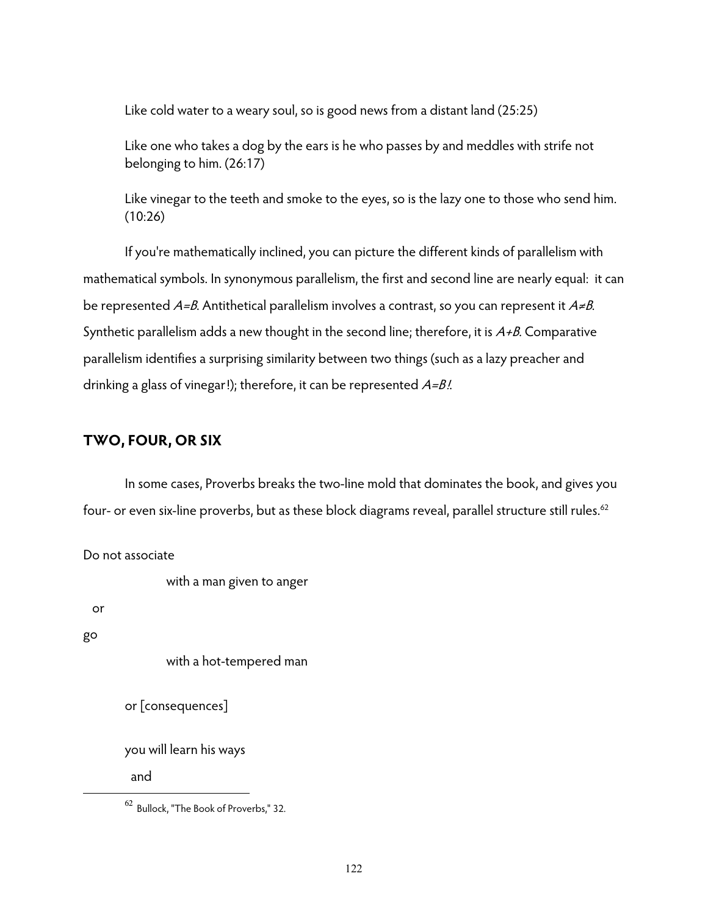Like cold water to a weary soul, so is good news from a distant land (25:25)

Like one who takes a dog by the ears is he who passes by and meddles with strife not belonging to him. (26:17)

Like vinegar to the teeth and smoke to the eyes, so is the lazy one to those who send him. (10:26)

If you're mathematically inclined, you can picture the different kinds of parallelism with mathematical symbols. In synonymous parallelism, the first and second line are nearly equal: it can be represented $A=B$. Antithetical parallelism involves a contrast, so you can represent it $A \neq B$. Synthetic parallelism adds a new thought in the second line; therefore, it is $A+B$. Comparative parallelism identifies a surprising similarity between two things (such as a lazy preacher and drinking a glass of vinegar!); therefore, it can be represented $A=B!$.

## TWO, FOUR, OR SIX

In some cases, Proverbs breaks the two-line mold that dominates the book, and gives you four- or even six-line proverbs, but as these block diagrams reveal, parallel structure still rules.[62]

Do not associate

    with a man given to anger

or

go

    with a hot-tempered man

or [consequences]

you will learn his ways

and

[62] Bullock, "The Book of Proverbs," 32.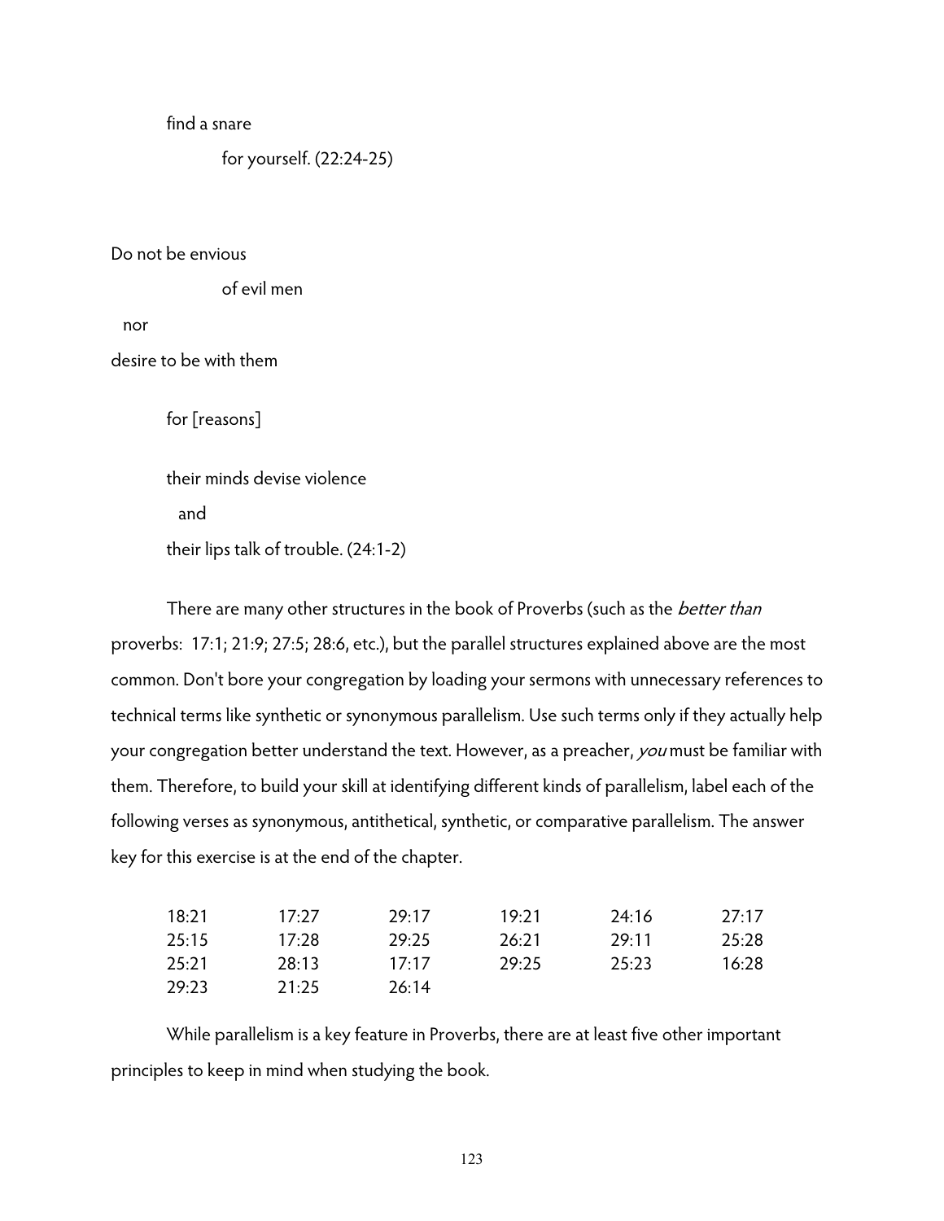find a snare

for yourself. (22:24-25)

Do not be envious

of evil men

nor

desire to be with them

for [reasons]

their minds devise violence

and

their lips talk of trouble. (24:1-2)

There are many other structures in the book of Proverbs (such as the *better than* proverbs: 17:1; 21:9; 27:5; 28:6, etc.), but the parallel structures explained above are the most common. Don't bore your congregation by loading your sermons with unnecessary references to technical terms like synthetic or synonymous parallelism. Use such terms only if they actually help your congregation better understand the text. However, as a preacher, *you* must be familiar with them. Therefore, to build your skill at identifying different kinds of parallelism, label each of the following verses as synonymous, antithetical, synthetic, or comparative parallelism. The answer key for this exercise is at the end of the chapter.

| | | | | | |
|---|---|---|---|---|---|
| 18:21 | 17:27 | 29:17 | 19:21 | 24:16 | 27:17 |
| 25:15 | 17:28 | 29:25 | 26:21 | 29:11 | 25:28 |
| 25:21 | 28:13 | 17:17 | 29:25 | 25:23 | 16:28 |
| 29:23 | 21:25 | 26:14 | | | |

While parallelism is a key feature in Proverbs, there are at least five other important principles to keep in mind when studying the book.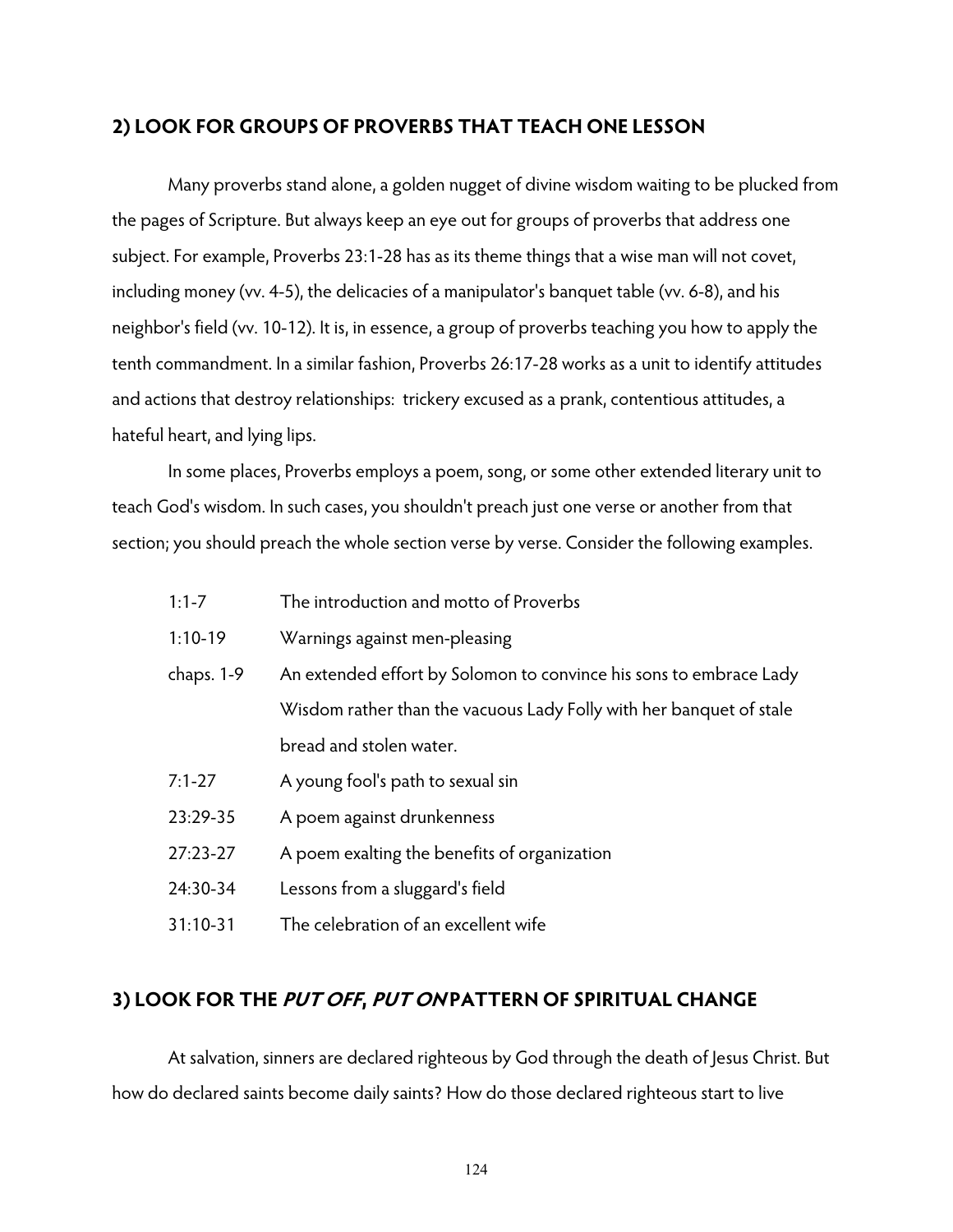## 2) LOOK FOR GROUPS OF PROVERBS THAT TEACH ONE LESSON

Many proverbs stand alone, a golden nugget of divine wisdom waiting to be plucked from the pages of Scripture. But always keep an eye out for groups of proverbs that address one subject. For example, Proverbs 23:1-28 has as its theme things that a wise man will not covet, including money (vv. 4-5), the delicacies of a manipulator's banquet table (vv. 6-8), and his neighbor's field (vv. 10-12). It is, in essence, a group of proverbs teaching you how to apply the tenth commandment. In a similar fashion, Proverbs 26:17-28 works as a unit to identify attitudes and actions that destroy relationships: trickery excused as a prank, contentious attitudes, a hateful heart, and lying lips.

In some places, Proverbs employs a poem, song, or some other extended literary unit to teach God's wisdom. In such cases, you shouldn't preach just one verse or another from that section; you should preach the whole section verse by verse. Consider the following examples.

| | |
|---|---|
| 1:1-7 | The introduction and motto of Proverbs |
| 1:10-19 | Warnings against men-pleasing |
| chaps. 1-9 | An extended effort by Solomon to convince his sons to embrace Lady Wisdom rather than the vacuous Lady Folly with her banquet of stale bread and stolen water. |
| 7:1-27 | A young fool's path to sexual sin |
| 23:29-35 | A poem against drunkenness |
| 27:23-27 | A poem exalting the benefits of organization |
| 24:30-34 | Lessons from a sluggard's field |
| 31:10-31 | The celebration of an excellent wife |

## 3) LOOK FOR THE *PUT OFF*, *PUT ON* PATTERN OF SPIRITUAL CHANGE

At salvation, sinners are declared righteous by God through the death of Jesus Christ. But how do declared saints become daily saints? How do those declared righteous start to live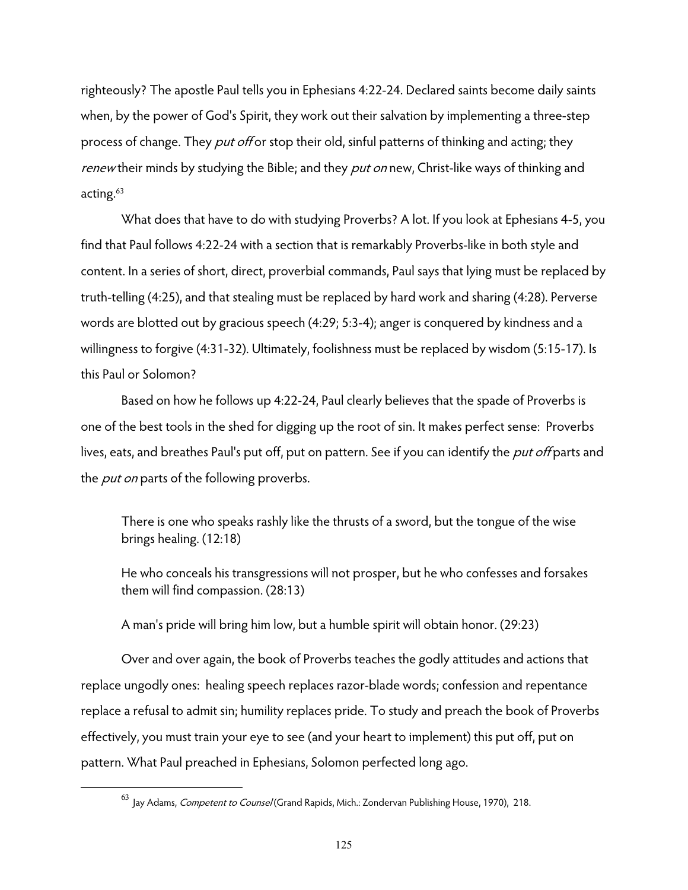righteously? The apostle Paul tells you in Ephesians 4:22-24. Declared saints become daily saints when, by the power of God's Spirit, they work out their salvation by implementing a three-step process of change. They *put off* or stop their old, sinful patterns of thinking and acting; they *renew* their minds by studying the Bible; and they *put on* new, Christ-like ways of thinking and acting.[63]

What does that have to do with studying Proverbs? A lot. If you look at Ephesians 4-5, you find that Paul follows 4:22-24 with a section that is remarkably Proverbs-like in both style and content. In a series of short, direct, proverbial commands, Paul says that lying must be replaced by truth-telling (4:25), and that stealing must be replaced by hard work and sharing (4:28). Perverse words are blotted out by gracious speech (4:29; 5:3-4); anger is conquered by kindness and a willingness to forgive (4:31-32). Ultimately, foolishness must be replaced by wisdom (5:15-17). Is this Paul or Solomon?

Based on how he follows up 4:22-24, Paul clearly believes that the spade of Proverbs is one of the best tools in the shed for digging up the root of sin. It makes perfect sense: Proverbs lives, eats, and breathes Paul's put off, put on pattern. See if you can identify the *put off* parts and the *put on* parts of the following proverbs.

> There is one who speaks rashly like the thrusts of a sword, but the tongue of the wise brings healing. (12:18)
>
> He who conceals his transgressions will not prosper, but he who confesses and forsakes them will find compassion. (28:13)
>
> A man's pride will bring him low, but a humble spirit will obtain honor. (29:23)

Over and over again, the book of Proverbs teaches the godly attitudes and actions that replace ungodly ones: healing speech replaces razor-blade words; confession and repentance replace a refusal to admit sin; humility replaces pride. To study and preach the book of Proverbs effectively, you must train your eye to see (and your heart to implement) this put off, put on pattern. What Paul preached in Ephesians, Solomon perfected long ago.

---

[63] Jay Adams, *Competent to Counsel* (Grand Rapids, Mich.: Zondervan Publishing House, 1970), 218.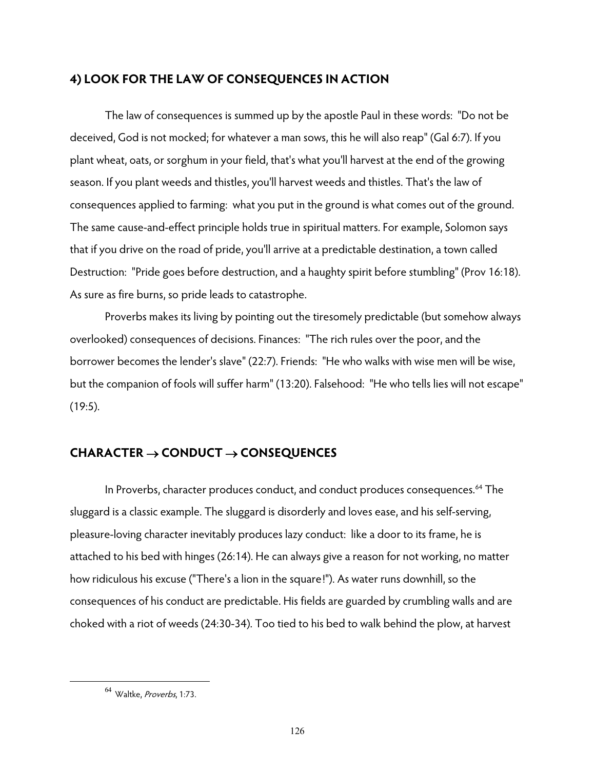## 4) LOOK FOR THE LAW OF CONSEQUENCES IN ACTION

The law of consequences is summed up by the apostle Paul in these words: "Do not be deceived, God is not mocked; for whatever a man sows, this he will also reap" (Gal 6:7). If you plant wheat, oats, or sorghum in your field, that's what you'll harvest at the end of the growing season. If you plant weeds and thistles, you'll harvest weeds and thistles. That's the law of consequences applied to farming: what you put in the ground is what comes out of the ground. The same cause-and-effect principle holds true in spiritual matters. For example, Solomon says that if you drive on the road of pride, you'll arrive at a predictable destination, a town called Destruction: "Pride goes before destruction, and a haughty spirit before stumbling" (Prov 16:18). As sure as fire burns, so pride leads to catastrophe.

Proverbs makes its living by pointing out the tiresomely predictable (but somehow always overlooked) consequences of decisions. Finances: "The rich rules over the poor, and the borrower becomes the lender's slave" (22:7). Friends: "He who walks with wise men will be wise, but the companion of fools will suffer harm" (13:20). Falsehood: "He who tells lies will not escape" (19:5).

## CHARACTER → CONDUCT → CONSEQUENCES

In Proverbs, character produces conduct, and conduct produces consequences.[64] The sluggard is a classic example. The sluggard is disorderly and loves ease, and his self-serving, pleasure-loving character inevitably produces lazy conduct: like a door to its frame, he is attached to his bed with hinges (26:14). He can always give a reason for not working, no matter how ridiculous his excuse ("There's a lion in the square!"). As water runs downhill, so the consequences of his conduct are predictable. His fields are guarded by crumbling walls and are choked with a riot of weeds (24:30-34). Too tied to his bed to walk behind the plow, at harvest

---

[64] Waltke, *Proverbs*, 1:73.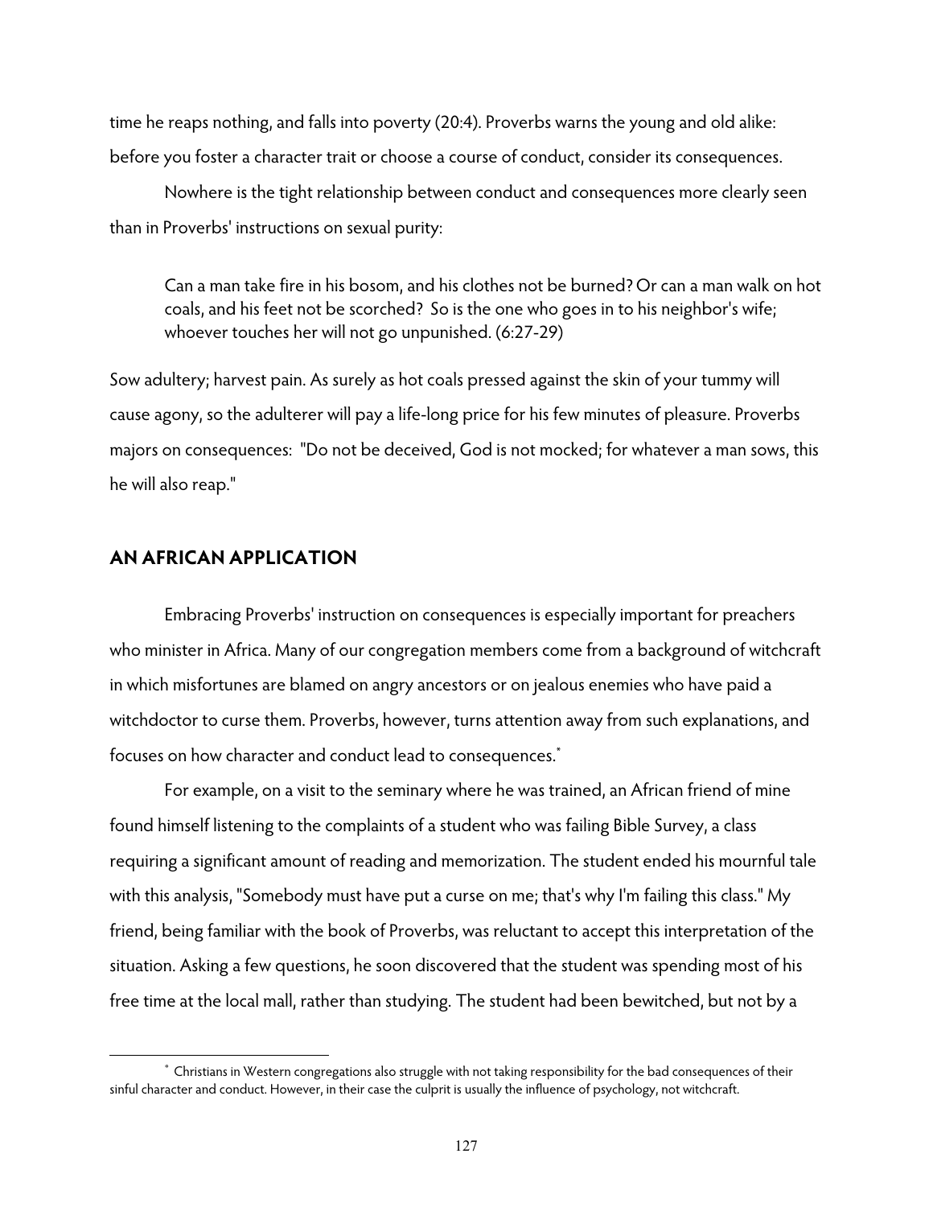time he reaps nothing, and falls into poverty (20:4). Proverbs warns the young and old alike: before you foster a character trait or choose a course of conduct, consider its consequences.

Nowhere is the tight relationship between conduct and consequences more clearly seen than in Proverbs' instructions on sexual purity:

> Can a man take fire in his bosom, and his clothes not be burned? Or can a man walk on hot coals, and his feet not be scorched? So is the one who goes in to his neighbor's wife; whoever touches her will not go unpunished. (6:27-29)

Sow adultery; harvest pain. As surely as hot coals pressed against the skin of your tummy will cause agony, so the adulterer will pay a life-long price for his few minutes of pleasure. Proverbs majors on consequences: "Do not be deceived, God is not mocked; for whatever a man sows, this he will also reap."

## AN AFRICAN APPLICATION

Embracing Proverbs' instruction on consequences is especially important for preachers who minister in Africa. Many of our congregation members come from a background of witchcraft in which misfortunes are blamed on angry ancestors or on jealous enemies who have paid a witchdoctor to curse them. Proverbs, however, turns attention away from such explanations, and focuses on how character and conduct lead to consequences.*

For example, on a visit to the seminary where he was trained, an African friend of mine found himself listening to the complaints of a student who was failing Bible Survey, a class requiring a significant amount of reading and memorization. The student ended his mournful tale with this analysis, "Somebody must have put a curse on me; that's why I'm failing this class." My friend, being familiar with the book of Proverbs, was reluctant to accept this interpretation of the situation. Asking a few questions, he soon discovered that the student was spending most of his free time at the local mall, rather than studying. The student had been bewitched, but not by a

---

* Christians in Western congregations also struggle with not taking responsibility for the bad consequences of their sinful character and conduct. However, in their case the culprit is usually the influence of psychology, not witchcraft.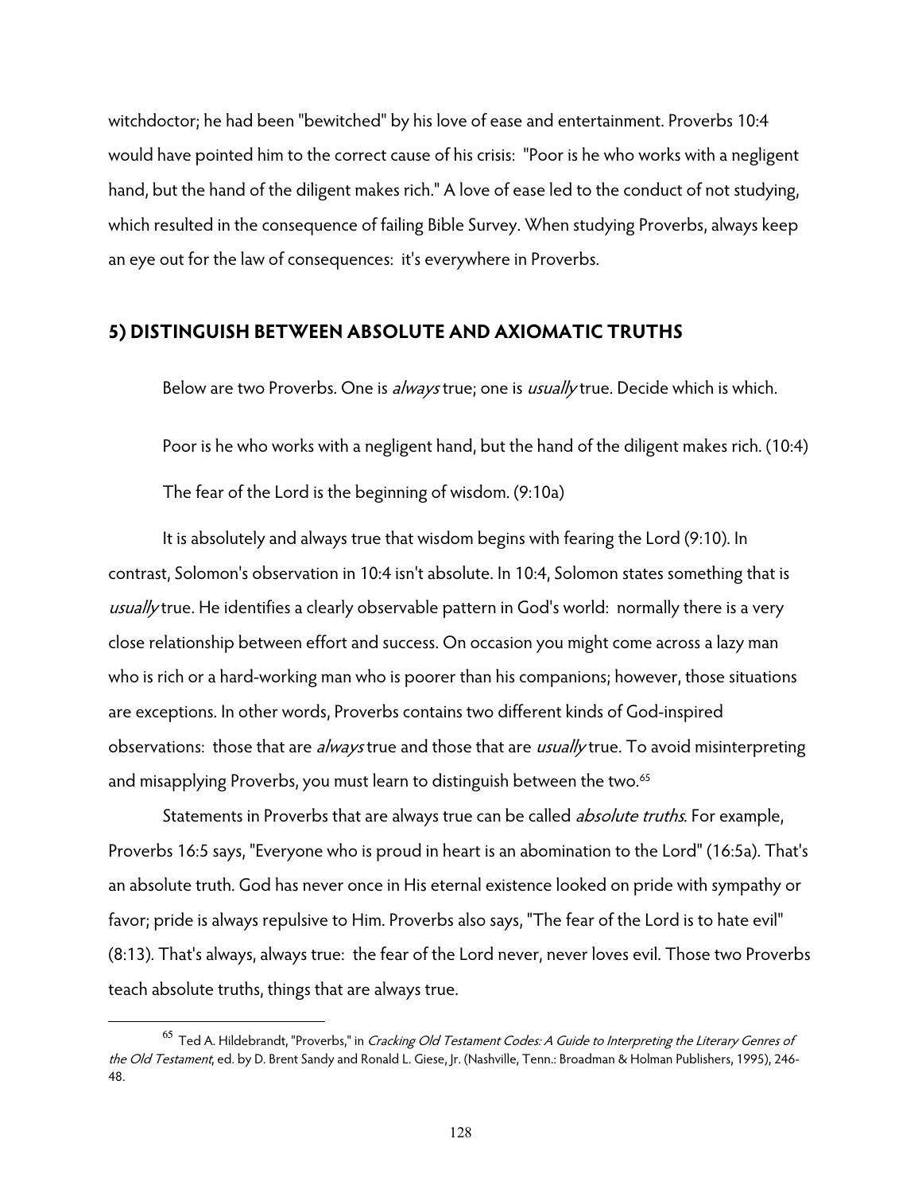witchdoctor; he had been "bewitched" by his love of ease and entertainment. Proverbs 10:4 would have pointed him to the correct cause of his crisis: "Poor is he who works with a negligent hand, but the hand of the diligent makes rich." A love of ease led to the conduct of not studying, which resulted in the consequence of failing Bible Survey. When studying Proverbs, always keep an eye out for the law of consequences: it's everywhere in Proverbs.

## 5) DISTINGUISH BETWEEN ABSOLUTE AND AXIOMATIC TRUTHS

Below are two Proverbs. One is *always* true; one is *usually* true. Decide which is which.

Poor is he who works with a negligent hand, but the hand of the diligent makes rich. (10:4)

The fear of the Lord is the beginning of wisdom. (9:10a)

It is absolutely and always true that wisdom begins with fearing the Lord (9:10). In contrast, Solomon's observation in 10:4 isn't absolute. In 10:4, Solomon states something that is *usually* true. He identifies a clearly observable pattern in God's world: normally there is a very close relationship between effort and success. On occasion you might come across a lazy man who is rich or a hard-working man who is poorer than his companions; however, those situations are exceptions. In other words, Proverbs contains two different kinds of God-inspired observations: those that are *always* true and those that are *usually* true. To avoid misinterpreting and misapplying Proverbs, you must learn to distinguish between the two.[65]

Statements in Proverbs that are always true can be called *absolute truths*. For example, Proverbs 16:5 says, "Everyone who is proud in heart is an abomination to the Lord" (16:5a). That's an absolute truth. God has never once in His eternal existence looked on pride with sympathy or favor; pride is always repulsive to Him. Proverbs also says, "The fear of the Lord is to hate evil" (8:13). That's always, always true: the fear of the Lord never, never loves evil. Those two Proverbs teach absolute truths, things that are always true.

---

[65] Ted A. Hildebrandt, "Proverbs," in *Cracking Old Testament Codes: A Guide to Interpreting the Literary Genres of the Old Testament*, ed. by D. Brent Sandy and Ronald L. Giese, Jr. (Nashville, Tenn.: Broadman & Holman Publishers, 1995), 246-48.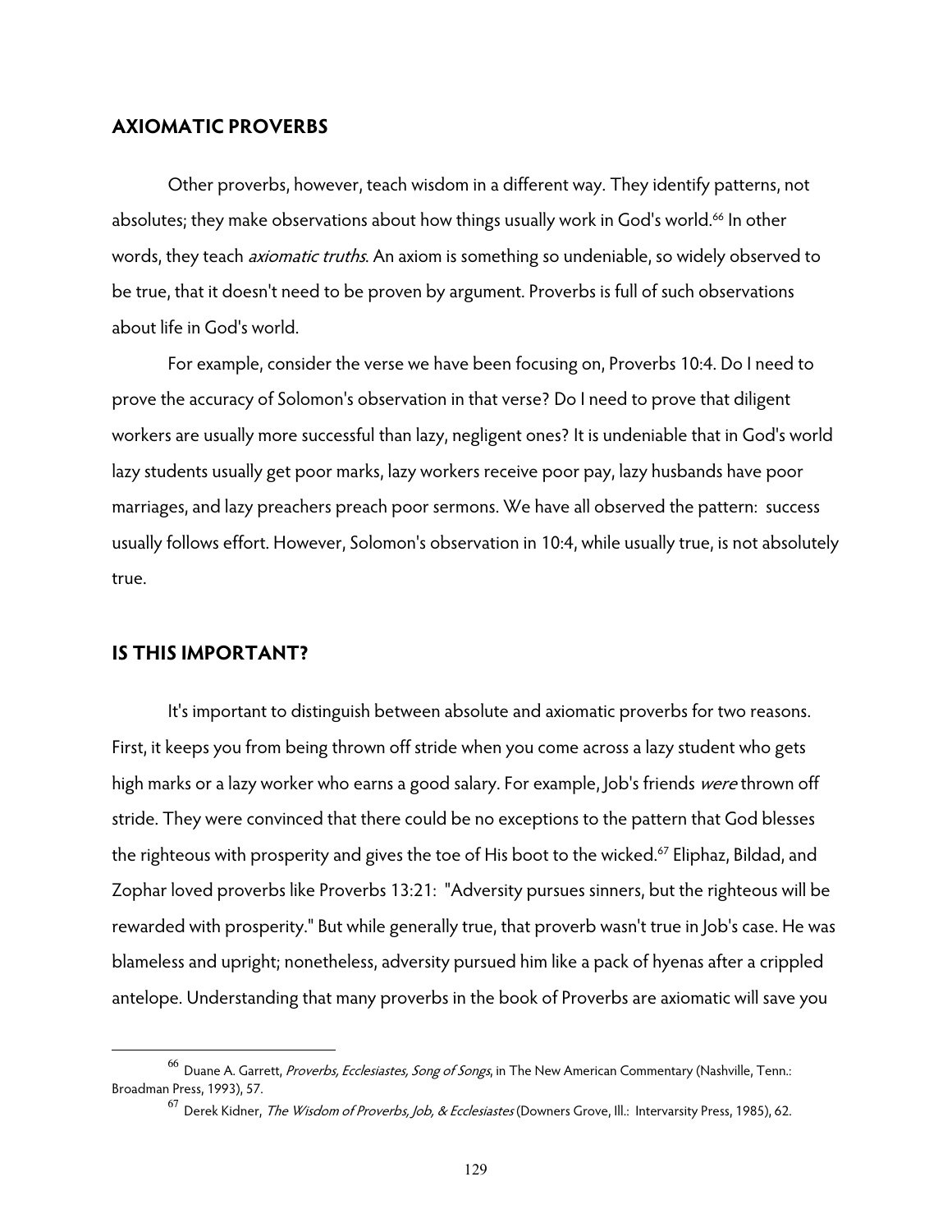## AXIOMATIC PROVERBS

Other proverbs, however, teach wisdom in a different way. They identify patterns, not absolutes; they make observations about how things usually work in God's world.[66] In other words, they teach *axiomatic truths*. An axiom is something so undeniable, so widely observed to be true, that it doesn't need to be proven by argument. Proverbs is full of such observations about life in God's world.

For example, consider the verse we have been focusing on, Proverbs 10:4. Do I need to prove the accuracy of Solomon's observation in that verse? Do I need to prove that diligent workers are usually more successful than lazy, negligent ones? It is undeniable that in God's world lazy students usually get poor marks, lazy workers receive poor pay, lazy husbands have poor marriages, and lazy preachers preach poor sermons. We have all observed the pattern: success usually follows effort. However, Solomon's observation in 10:4, while usually true, is not absolutely true.

## IS THIS IMPORTANT?

It's important to distinguish between absolute and axiomatic proverbs for two reasons. First, it keeps you from being thrown off stride when you come across a lazy student who gets high marks or a lazy worker who earns a good salary. For example, Job's friends *were* thrown off stride. They were convinced that there could be no exceptions to the pattern that God blesses the righteous with prosperity and gives the toe of His boot to the wicked.[67] Eliphaz, Bildad, and Zophar loved proverbs like Proverbs 13:21: "Adversity pursues sinners, but the righteous will be rewarded with prosperity." But while generally true, that proverb wasn't true in Job's case. He was blameless and upright; nonetheless, adversity pursued him like a pack of hyenas after a crippled antelope. Understanding that many proverbs in the book of Proverbs are axiomatic will save you

---

[66] Duane A. Garrett, *Proverbs, Ecclesiastes, Song of Songs*, in The New American Commentary (Nashville, Tenn.: Broadman Press, 1993), 57.

[67] Derek Kidner, *The Wisdom of Proverbs, Job, & Ecclesiastes* (Downers Grove, Ill.: Intervarsity Press, 1985), 62.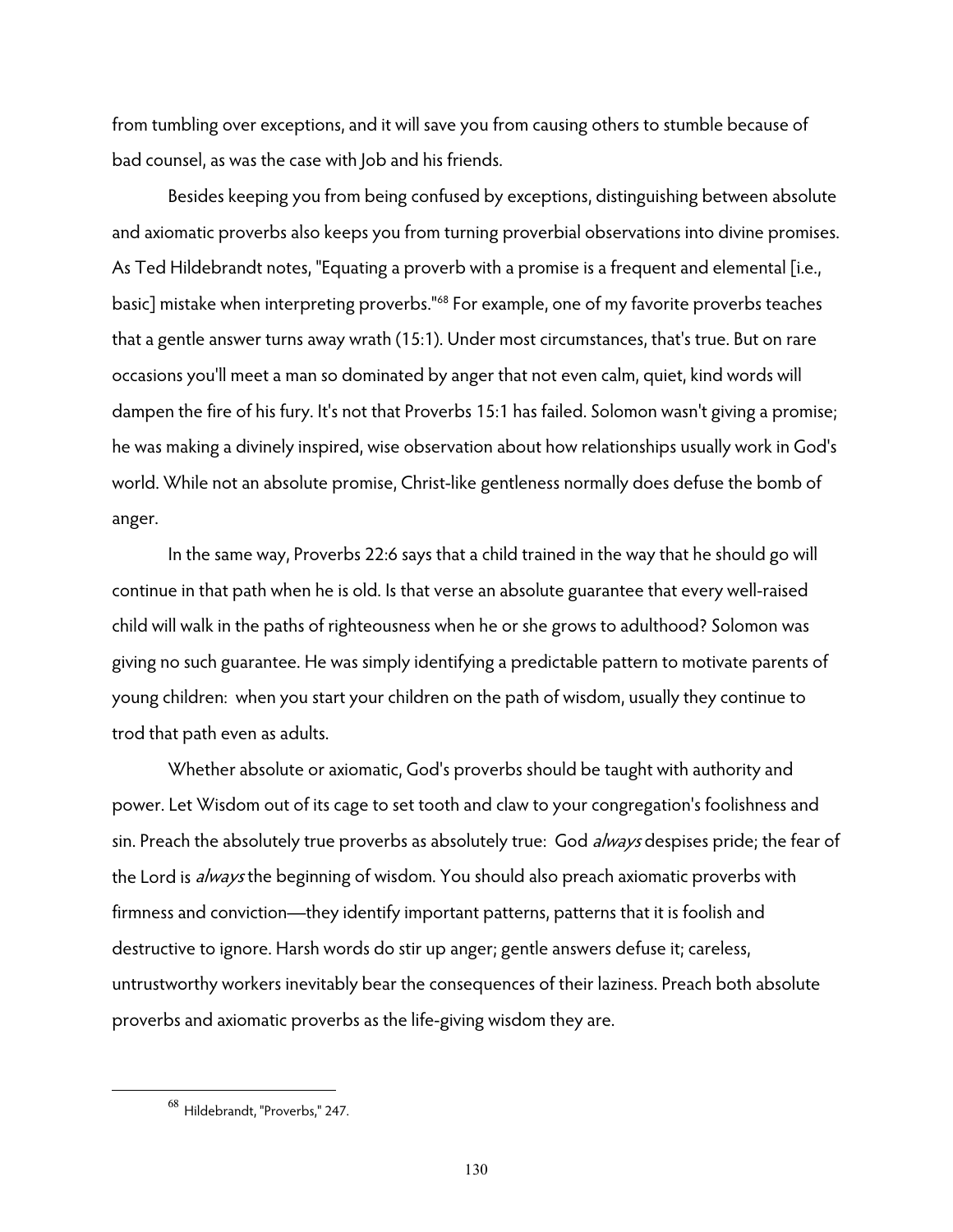from tumbling over exceptions, and it will save you from causing others to stumble because of bad counsel, as was the case with Job and his friends.

Besides keeping you from being confused by exceptions, distinguishing between absolute and axiomatic proverbs also keeps you from turning proverbial observations into divine promises. As Ted Hildebrandt notes, "Equating a proverb with a promise is a frequent and elemental [i.e., basic] mistake when interpreting proverbs."[68] For example, one of my favorite proverbs teaches that a gentle answer turns away wrath (15:1). Under most circumstances, that's true. But on rare occasions you'll meet a man so dominated by anger that not even calm, quiet, kind words will dampen the fire of his fury. It's not that Proverbs 15:1 has failed. Solomon wasn't giving a promise; he was making a divinely inspired, wise observation about how relationships usually work in God's world. While not an absolute promise, Christ-like gentleness normally does defuse the bomb of anger.

In the same way, Proverbs 22:6 says that a child trained in the way that he should go will continue in that path when he is old. Is that verse an absolute guarantee that every well-raised child will walk in the paths of righteousness when he or she grows to adulthood? Solomon was giving no such guarantee. He was simply identifying a predictable pattern to motivate parents of young children: when you start your children on the path of wisdom, usually they continue to trod that path even as adults.

Whether absolute or axiomatic, God's proverbs should be taught with authority and power. Let Wisdom out of its cage to set tooth and claw to your congregation's foolishness and sin. Preach the absolutely true proverbs as absolutely true: God *always* despises pride; the fear of the Lord is *always* the beginning of wisdom. You should also preach axiomatic proverbs with firmness and conviction—they identify important patterns, patterns that it is foolish and destructive to ignore. Harsh words do stir up anger; gentle answers defuse it; careless, untrustworthy workers inevitably bear the consequences of their laziness. Preach both absolute proverbs and axiomatic proverbs as the life-giving wisdom they are.

---

[68] Hildebrandt, "Proverbs," 247.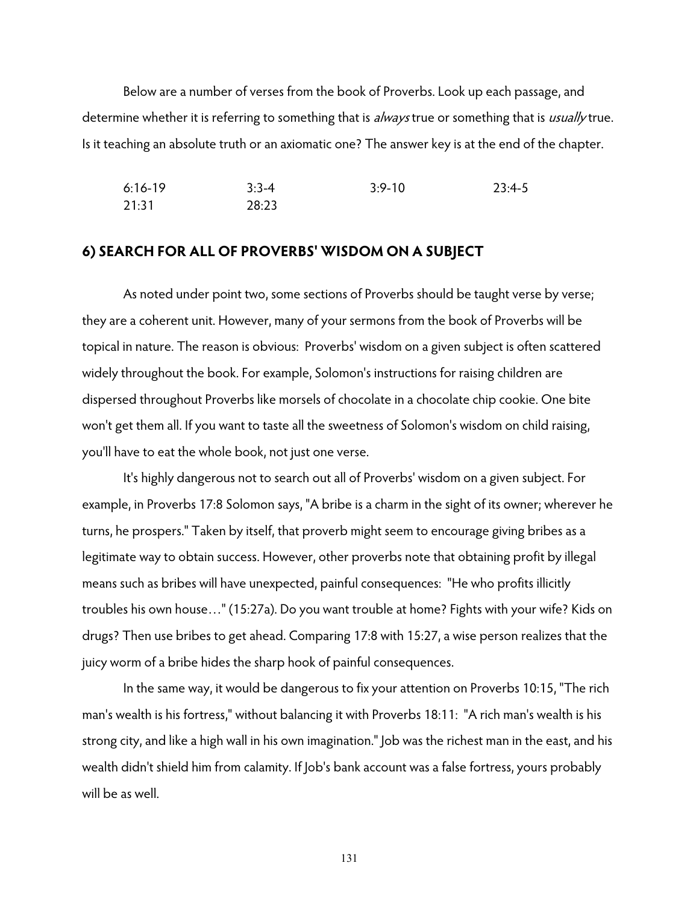Below are a number of verses from the book of Proverbs. Look up each passage, and determine whether it is referring to something that is *always* true or something that is *usually* true. Is it teaching an absolute truth or an axiomatic one? The answer key is at the end of the chapter.

| 6:16-19 | 3:3-4 | 3:9-10 | 23:4-5 |
|---|---|---|---|
| 21:31 | 28:23 | | |

## 6) SEARCH FOR ALL OF PROVERBS' WISDOM ON A SUBJECT

As noted under point two, some sections of Proverbs should be taught verse by verse; they are a coherent unit. However, many of your sermons from the book of Proverbs will be topical in nature. The reason is obvious: Proverbs' wisdom on a given subject is often scattered widely throughout the book. For example, Solomon's instructions for raising children are dispersed throughout Proverbs like morsels of chocolate in a chocolate chip cookie. One bite won't get them all. If you want to taste all the sweetness of Solomon's wisdom on child raising, you'll have to eat the whole book, not just one verse.

It's highly dangerous not to search out all of Proverbs' wisdom on a given subject. For example, in Proverbs 17:8 Solomon says, "A bribe is a charm in the sight of its owner; wherever he turns, he prospers." Taken by itself, that proverb might seem to encourage giving bribes as a legitimate way to obtain success. However, other proverbs note that obtaining profit by illegal means such as bribes will have unexpected, painful consequences: "He who profits illicitly troubles his own house…" (15:27a). Do you want trouble at home? Fights with your wife? Kids on drugs? Then use bribes to get ahead. Comparing 17:8 with 15:27, a wise person realizes that the juicy worm of a bribe hides the sharp hook of painful consequences.

In the same way, it would be dangerous to fix your attention on Proverbs 10:15, "The rich man's wealth is his fortress," without balancing it with Proverbs 18:11: "A rich man's wealth is his strong city, and like a high wall in his own imagination." Job was the richest man in the east, and his wealth didn't shield him from calamity. If Job's bank account was a false fortress, yours probably will be as well.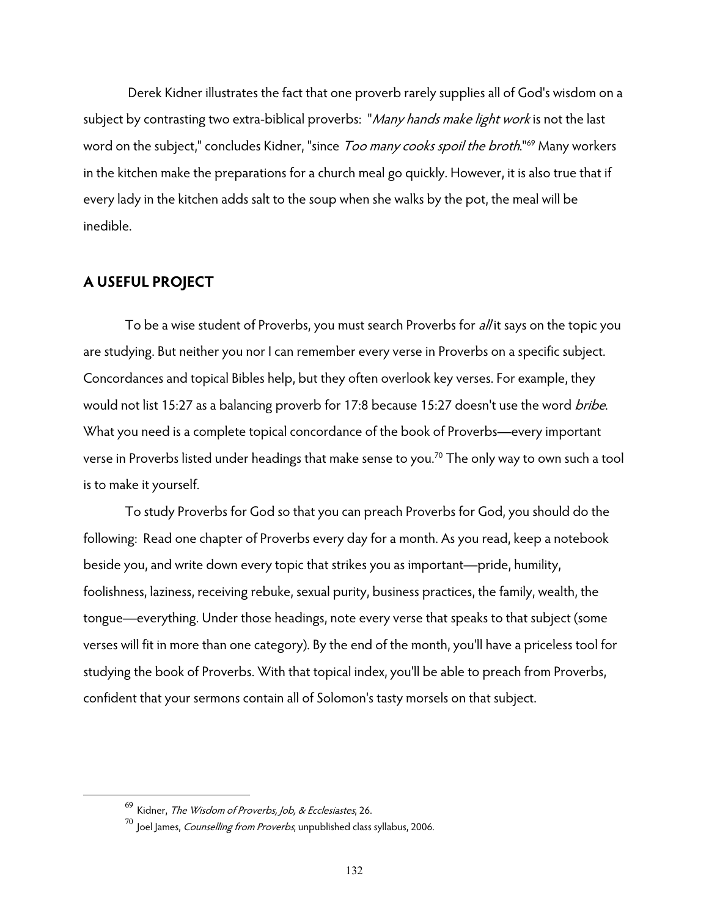Derek Kidner illustrates the fact that one proverb rarely supplies all of God's wisdom on a subject by contrasting two extra-biblical proverbs: "*Many hands make light work* is not the last word on the subject," concludes Kidner, "since *Too many cooks spoil the broth*."[69] Many workers in the kitchen make the preparations for a church meal go quickly. However, it is also true that if every lady in the kitchen adds salt to the soup when she walks by the pot, the meal will be inedible.

## A USEFUL PROJECT

To be a wise student of Proverbs, you must search Proverbs for *all* it says on the topic you are studying. But neither you nor I can remember every verse in Proverbs on a specific subject. Concordances and topical Bibles help, but they often overlook key verses. For example, they would not list 15:27 as a balancing proverb for 17:8 because 15:27 doesn't use the word *bribe*. What you need is a complete topical concordance of the book of Proverbs—every important verse in Proverbs listed under headings that make sense to you.[70] The only way to own such a tool is to make it yourself.

To study Proverbs for God so that you can preach Proverbs for God, you should do the following: Read one chapter of Proverbs every day for a month. As you read, keep a notebook beside you, and write down every topic that strikes you as important—pride, humility, foolishness, laziness, receiving rebuke, sexual purity, business practices, the family, wealth, the tongue—everything. Under those headings, note every verse that speaks to that subject (some verses will fit in more than one category). By the end of the month, you'll have a priceless tool for studying the book of Proverbs. With that topical index, you'll be able to preach from Proverbs, confident that your sermons contain all of Solomon's tasty morsels on that subject.

---

[69] Kidner, *The Wisdom of Proverbs, Job, & Ecclesiastes*, 26.

[70] Joel James, *Counselling from Proverbs*, unpublished class syllabus, 2006.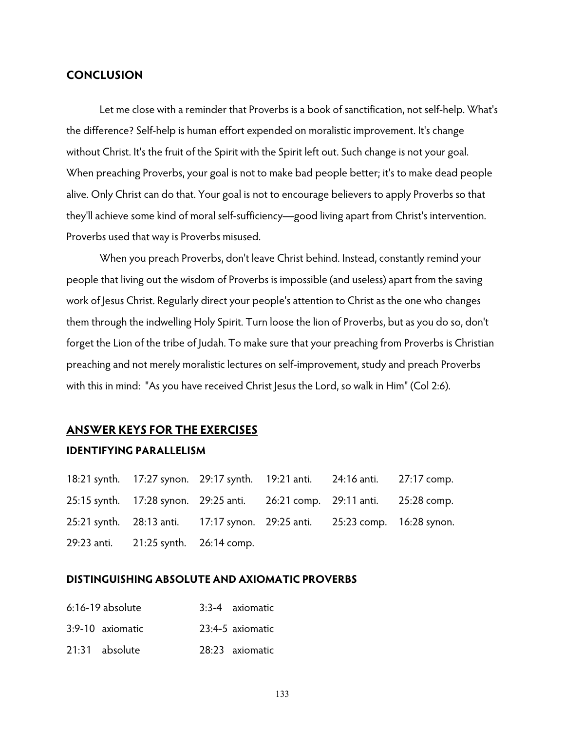## CONCLUSION

Let me close with a reminder that Proverbs is a book of sanctification, not self-help. What's the difference? Self-help is human effort expended on moralistic improvement. It's change without Christ. It's the fruit of the Spirit with the Spirit left out. Such change is not your goal. When preaching Proverbs, your goal is not to make bad people better; it's to make dead people alive. Only Christ can do that. Your goal is not to encourage believers to apply Proverbs so that they'll achieve some kind of moral self-sufficiency—good living apart from Christ's intervention. Proverbs used that way is Proverbs misused.

When you preach Proverbs, don't leave Christ behind. Instead, constantly remind your people that living out the wisdom of Proverbs is impossible (and useless) apart from the saving work of Jesus Christ. Regularly direct your people's attention to Christ as the one who changes them through the indwelling Holy Spirit. Turn loose the lion of Proverbs, but as you do so, don't forget the Lion of the tribe of Judah. To make sure that your preaching from Proverbs is Christian preaching and not merely moralistic lectures on self-improvement, study and preach Proverbs with this in mind: "As you have received Christ Jesus the Lord, so walk in Him" (Col 2:6).

## ANSWER KEYS FOR THE EXERCISES

### IDENTIFYING PARALLELISM

| | | | | | |
|---|---|---|---|---|---|
| 18:21 synth. | 17:27 synon. | 29:17 synth. | 19:21 anti. | 24:16 anti. | 27:17 comp. |
| 25:15 synth. | 17:28 synon. | 29:25 anti. | 26:21 comp. | 29:11 anti. | 25:28 comp. |
| 25:21 synth. | 28:13 anti. | 17:17 synon. | 29:25 anti. | 25:23 comp. | 16:28 synon. |
| 29:23 anti. | 21:25 synth. | 26:14 comp. | | | |

### DISTINGUISHING ABSOLUTE AND AXIOMATIC PROVERBS

| | |
|---|---|
| 6:16-19 absolute | 3:3-4 axiomatic |
| 3:9-10 axiomatic | 23:4-5 axiomatic |
| 21:31 absolute | 28:23 axiomatic |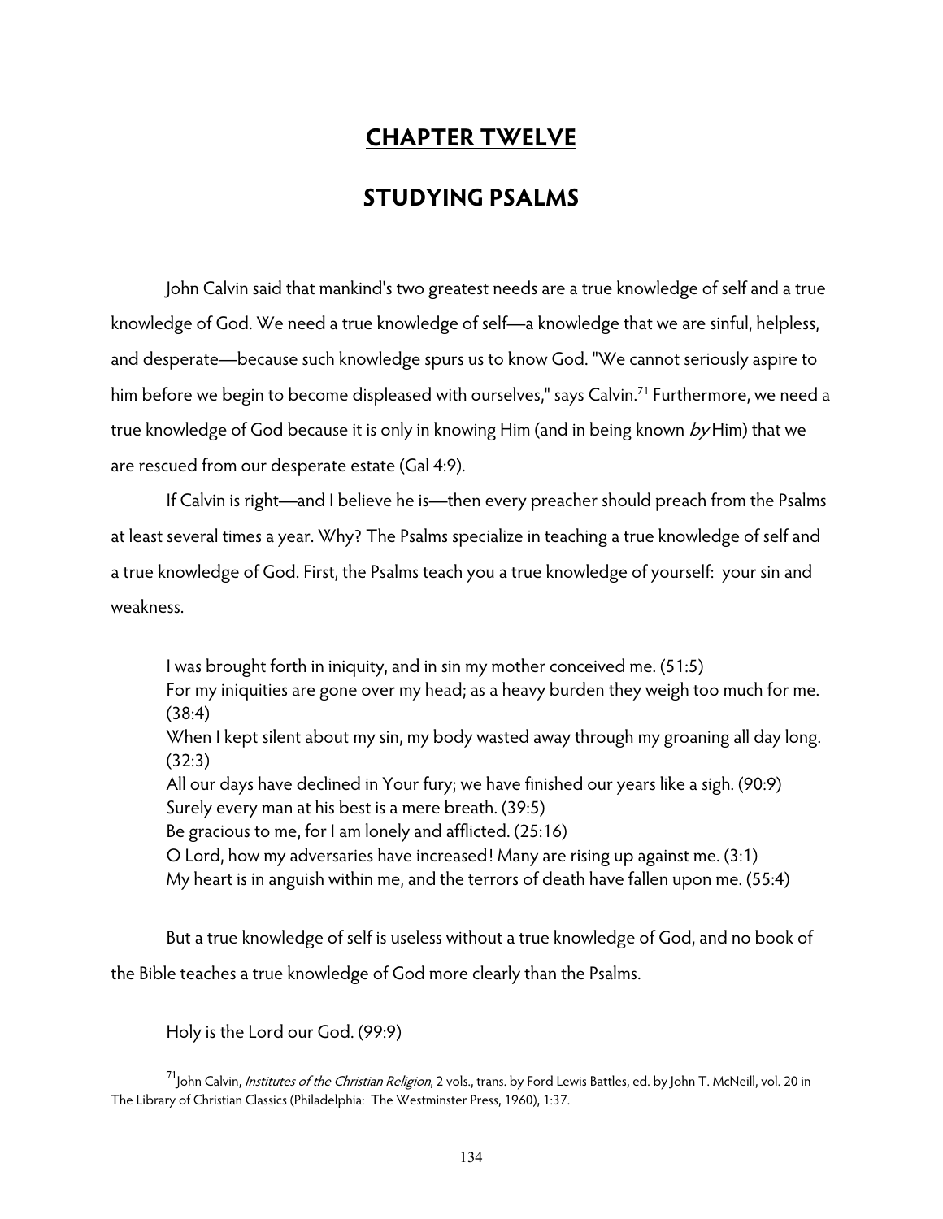# CHAPTER TWELVE

# STUDYING PSALMS

John Calvin said that mankind's two greatest needs are a true knowledge of self and a true knowledge of God. We need a true knowledge of self—a knowledge that we are sinful, helpless, and desperate—because such knowledge spurs us to know God. "We cannot seriously aspire to him before we begin to become displeased with ourselves," says Calvin.[71] Furthermore, we need a true knowledge of God because it is only in knowing Him (and in being known *by* Him) that we are rescued from our desperate estate (Gal 4:9).

If Calvin is right—and I believe he is—then every preacher should preach from the Psalms at least several times a year. Why? The Psalms specialize in teaching a true knowledge of self and a true knowledge of God. First, the Psalms teach you a true knowledge of yourself: your sin and weakness.

> I was brought forth in iniquity, and in sin my mother conceived me. (51:5)
> For my iniquities are gone over my head; as a heavy burden they weigh too much for me. (38:4)
> When I kept silent about my sin, my body wasted away through my groaning all day long. (32:3)
> All our days have declined in Your fury; we have finished our years like a sigh. (90:9)
> Surely every man at his best is a mere breath. (39:5)
> Be gracious to me, for I am lonely and afflicted. (25:16)
> O Lord, how my adversaries have increased! Many are rising up against me. (3:1)
> My heart is in anguish within me, and the terrors of death have fallen upon me. (55:4)

But a true knowledge of self is useless without a true knowledge of God, and no book of the Bible teaches a true knowledge of God more clearly than the Psalms.

> Holy is the Lord our God. (99:9)

---

[71] John Calvin, *Institutes of the Christian Religion*, 2 vols., trans. by Ford Lewis Battles, ed. by John T. McNeill, vol. 20 in The Library of Christian Classics (Philadelphia: The Westminster Press, 1960), 1:37.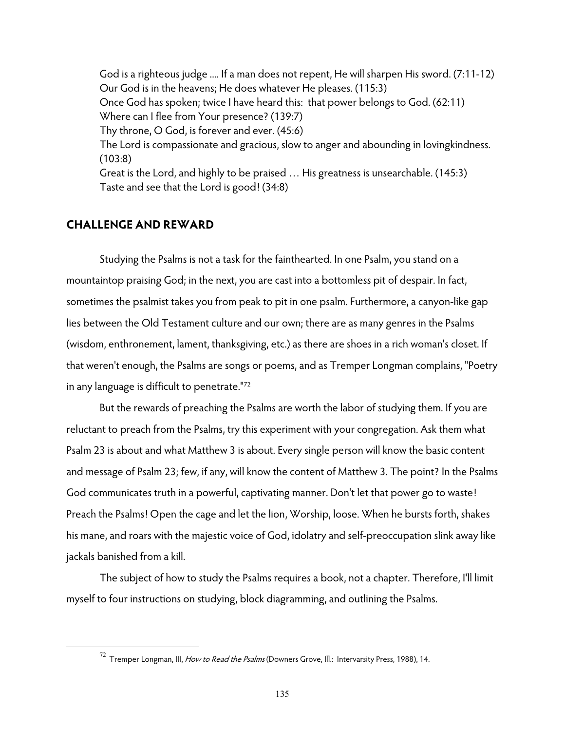God is a righteous judge .... If a man does not repent, He will sharpen His sword. (7:11-12)
Our God is in the heavens; He does whatever He pleases. (115:3)
Once God has spoken; twice I have heard this: that power belongs to God. (62:11)
Where can I flee from Your presence? (139:7)
Thy throne, O God, is forever and ever. (45:6)
The Lord is compassionate and gracious, slow to anger and abounding in lovingkindness. (103:8)
Great is the Lord, and highly to be praised … His greatness is unsearchable. (145:3)
Taste and see that the Lord is good! (34:8)

## CHALLENGE AND REWARD

Studying the Psalms is not a task for the fainthearted. In one Psalm, you stand on a mountaintop praising God; in the next, you are cast into a bottomless pit of despair. In fact, sometimes the psalmist takes you from peak to pit in one psalm. Furthermore, a canyon-like gap lies between the Old Testament culture and our own; there are as many genres in the Psalms (wisdom, enthronement, lament, thanksgiving, etc.) as there are shoes in a rich woman's closet. If that weren't enough, the Psalms are songs or poems, and as Tremper Longman complains, "Poetry in any language is difficult to penetrate."[72]

But the rewards of preaching the Psalms are worth the labor of studying them. If you are reluctant to preach from the Psalms, try this experiment with your congregation. Ask them what Psalm 23 is about and what Matthew 3 is about. Every single person will know the basic content and message of Psalm 23; few, if any, will know the content of Matthew 3. The point? In the Psalms God communicates truth in a powerful, captivating manner. Don't let that power go to waste! Preach the Psalms! Open the cage and let the lion, Worship, loose. When he bursts forth, shakes his mane, and roars with the majestic voice of God, idolatry and self-preoccupation slink away like jackals banished from a kill.

The subject of how to study the Psalms requires a book, not a chapter. Therefore, I'll limit myself to four instructions on studying, block diagramming, and outlining the Psalms.

---

[72] Tremper Longman, III, *How to Read the Psalms* (Downers Grove, Ill.: Intervarsity Press, 1988), 14.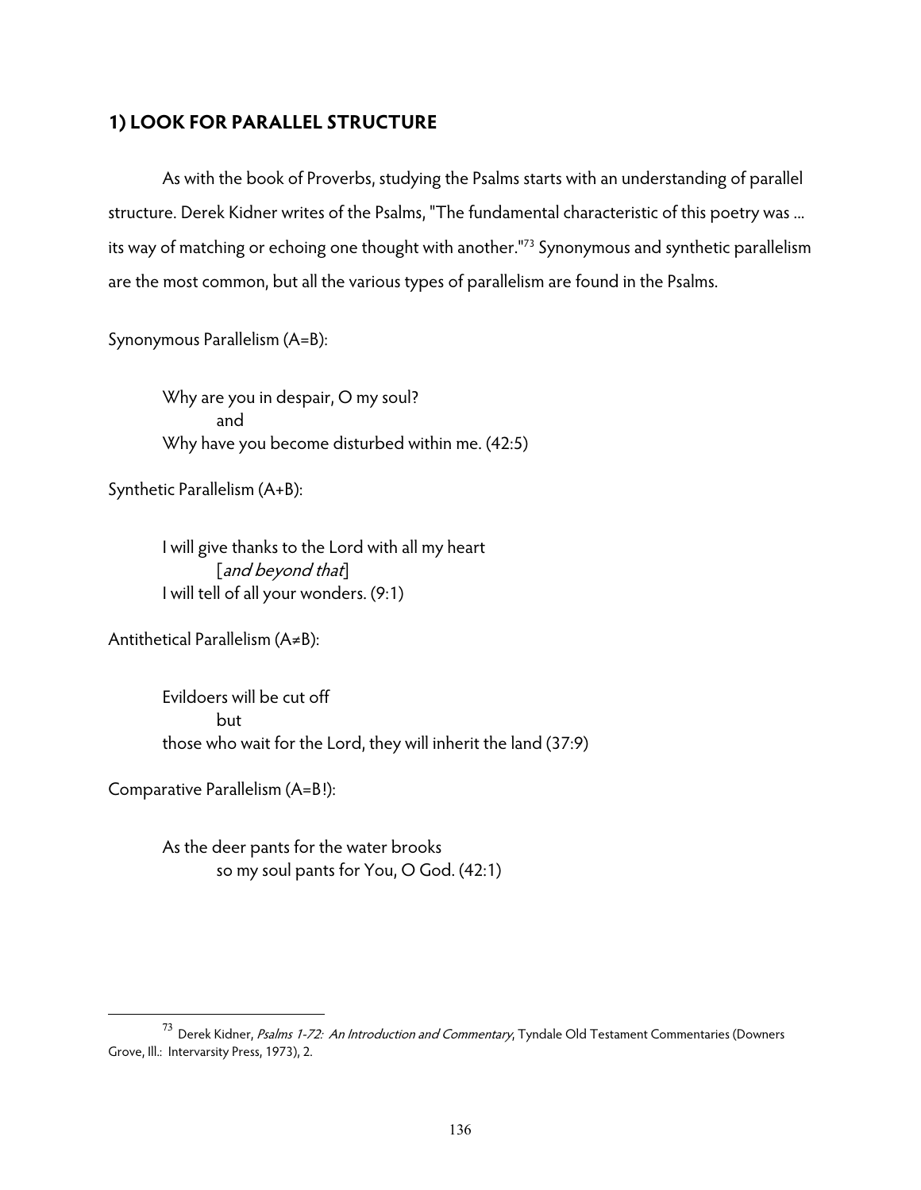## 1) LOOK FOR PARALLEL STRUCTURE

As with the book of Proverbs, studying the Psalms starts with an understanding of parallel structure. Derek Kidner writes of the Psalms, "The fundamental characteristic of this poetry was ... its way of matching or echoing one thought with another."[73] Synonymous and synthetic parallelism are the most common, but all the various types of parallelism are found in the Psalms.

Synonymous Parallelism (A=B):

> Why are you in despair, O my soul?
> and
> Why have you become disturbed within me. (42:5)

Synthetic Parallelism (A+B):

> I will give thanks to the Lord with all my heart
> [*and beyond that*]
> I will tell of all your wonders. (9:1)

Antithetical Parallelism (A≠B):

> Evildoers will be cut off
> but
> those who wait for the Lord, they will inherit the land (37:9)

Comparative Parallelism (A=B!):

> As the deer pants for the water brooks
> so my soul pants for You, O God. (42:1)

---

[73] Derek Kidner, *Psalms 1-72: An Introduction and Commentary*, Tyndale Old Testament Commentaries (Downers Grove, Ill.: Intervarsity Press, 1973), 2.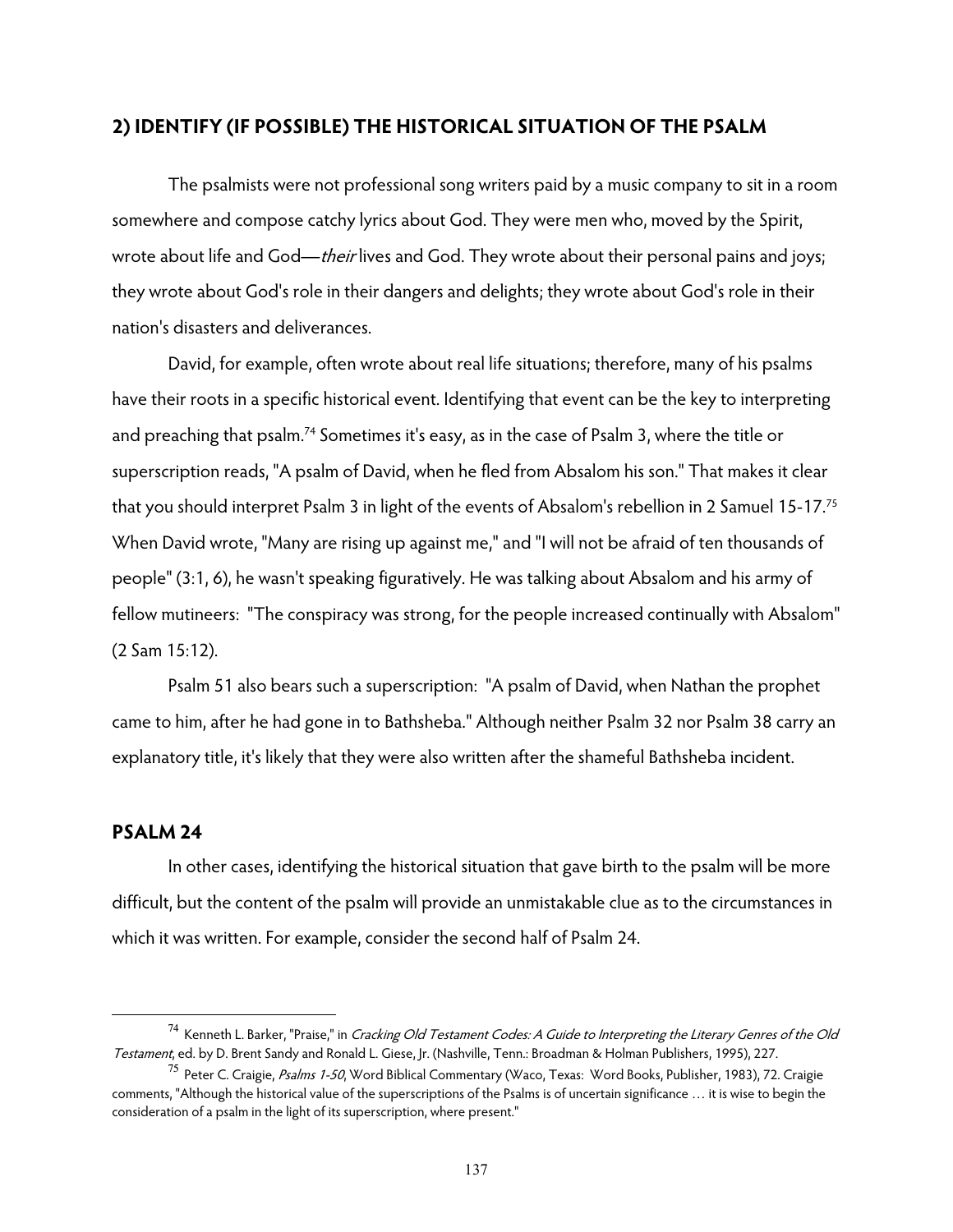## 2) IDENTIFY (IF POSSIBLE) THE HISTORICAL SITUATION OF THE PSALM

The psalmists were not professional song writers paid by a music company to sit in a room somewhere and compose catchy lyrics about God. They were men who, moved by the Spirit, wrote about life and God—*their* lives and God. They wrote about their personal pains and joys; they wrote about God's role in their dangers and delights; they wrote about God's role in their nation's disasters and deliverances.

David, for example, often wrote about real life situations; therefore, many of his psalms have their roots in a specific historical event. Identifying that event can be the key to interpreting and preaching that psalm.[74] Sometimes it's easy, as in the case of Psalm 3, where the title or superscription reads, "A psalm of David, when he fled from Absalom his son." That makes it clear that you should interpret Psalm 3 in light of the events of Absalom's rebellion in 2 Samuel 15-17.[75] When David wrote, "Many are rising up against me," and "I will not be afraid of ten thousands of people" (3:1, 6), he wasn't speaking figuratively. He was talking about Absalom and his army of fellow mutineers: "The conspiracy was strong, for the people increased continually with Absalom" (2 Sam 15:12).

Psalm 51 also bears such a superscription: "A psalm of David, when Nathan the prophet came to him, after he had gone in to Bathsheba." Although neither Psalm 32 nor Psalm 38 carry an explanatory title, it's likely that they were also written after the shameful Bathsheba incident.

### PSALM 24

In other cases, identifying the historical situation that gave birth to the psalm will be more difficult, but the content of the psalm will provide an unmistakable clue as to the circumstances in which it was written. For example, consider the second half of Psalm 24.

---

[74] Kenneth L. Barker, "Praise," in *Cracking Old Testament Codes: A Guide to Interpreting the Literary Genres of the Old Testament*, ed. by D. Brent Sandy and Ronald L. Giese, Jr. (Nashville, Tenn.: Broadman & Holman Publishers, 1995), 227.

[75] Peter C. Craigie, *Psalms 1-50*, Word Biblical Commentary (Waco, Texas: Word Books, Publisher, 1983), 72. Craigie comments, "Although the historical value of the superscriptions of the Psalms is of uncertain significance … it is wise to begin the consideration of a psalm in the light of its superscription, where present."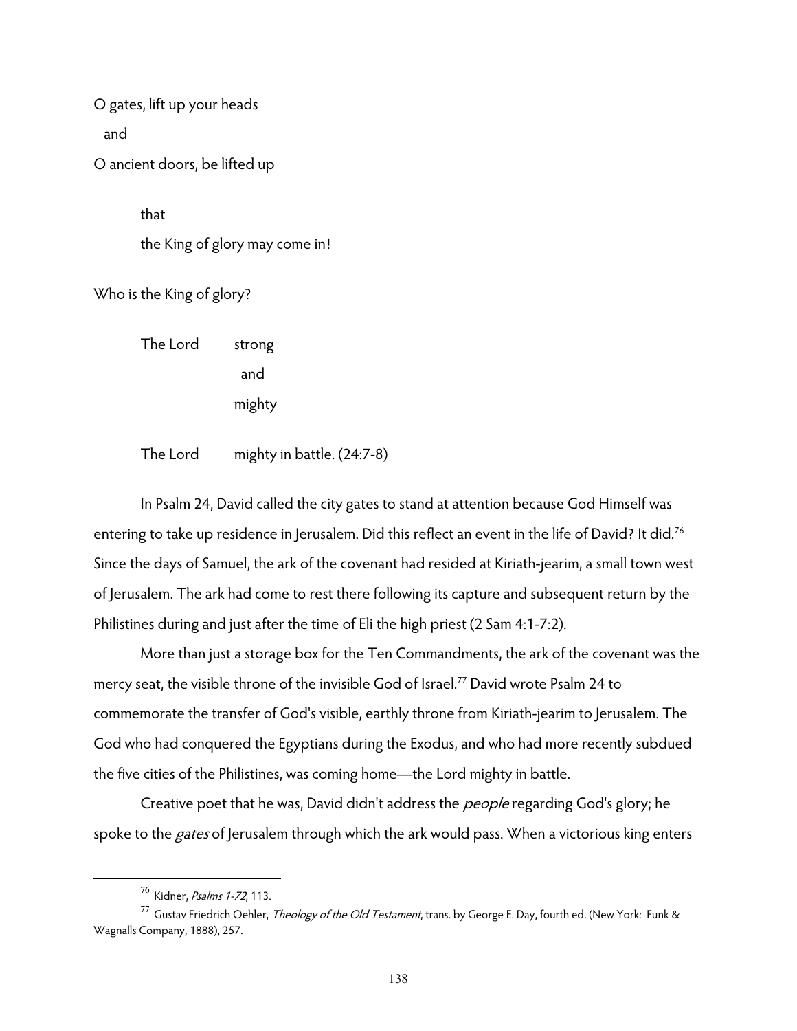O gates, lift up your heads

and

O ancient doors, be lifted up

that

the King of glory may come in!

Who is the King of glory?

The Lord strong

and

mighty

The Lord mighty in battle. (24:7-8)

In Psalm 24, David called the city gates to stand at attention because God Himself was entering to take up residence in Jerusalem. Did this reflect an event in the life of David? It did.[76] Since the days of Samuel, the ark of the covenant had resided at Kiriath-jearim, a small town west of Jerusalem. The ark had come to rest there following its capture and subsequent return by the Philistines during and just after the time of Eli the high priest (2 Sam 4:1-7:2).

More than just a storage box for the Ten Commandments, the ark of the covenant was the mercy seat, the visible throne of the invisible God of Israel.[77] David wrote Psalm 24 to commemorate the transfer of God's visible, earthly throne from Kiriath-jearim to Jerusalem. The God who had conquered the Egyptians during the Exodus, and who had more recently subdued the five cities of the Philistines, was coming home—the Lord mighty in battle.

Creative poet that he was, David didn't address the *people* regarding God's glory; he spoke to the *gates* of Jerusalem through which the ark would pass. When a victorious king enters

---

[76] Kidner, *Psalms 1-72*, 113.

[77] Gustav Friedrich Oehler, *Theology of the Old Testament*, trans. by George E. Day, fourth ed. (New York: Funk & Wagnalls Company, 1888), 257.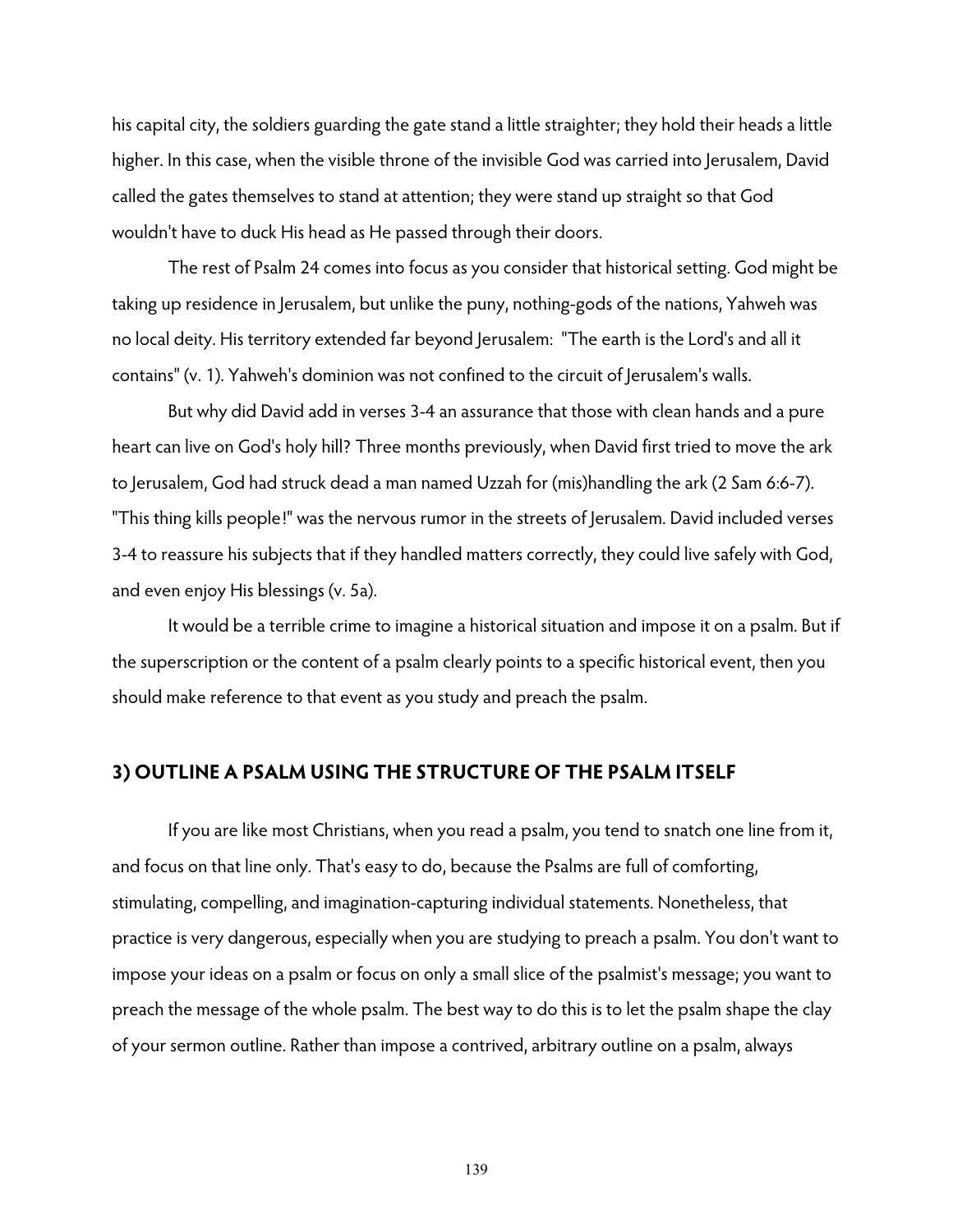his capital city, the soldiers guarding the gate stand a little straighter; they hold their heads a little higher. In this case, when the visible throne of the invisible God was carried into Jerusalem, David called the gates themselves to stand at attention; they were stand up straight so that God wouldn't have to duck His head as He passed through their doors.

The rest of Psalm 24 comes into focus as you consider that historical setting. God might be taking up residence in Jerusalem, but unlike the puny, nothing-gods of the nations, Yahweh was no local deity. His territory extended far beyond Jerusalem: "The earth is the Lord's and all it contains" (v. 1). Yahweh's dominion was not confined to the circuit of Jerusalem's walls.

But why did David add in verses 3-4 an assurance that those with clean hands and a pure heart can live on God's holy hill? Three months previously, when David first tried to move the ark to Jerusalem, God had struck dead a man named Uzzah for (mis)handling the ark (2 Sam 6:6-7). "This thing kills people!" was the nervous rumor in the streets of Jerusalem. David included verses 3-4 to reassure his subjects that if they handled matters correctly, they could live safely with God, and even enjoy His blessings (v. 5a).

It would be a terrible crime to imagine a historical situation and impose it on a psalm. But if the superscription or the content of a psalm clearly points to a specific historical event, then you should make reference to that event as you study and preach the psalm.

## 3) OUTLINE A PSALM USING THE STRUCTURE OF THE PSALM ITSELF

If you are like most Christians, when you read a psalm, you tend to snatch one line from it, and focus on that line only. That's easy to do, because the Psalms are full of comforting, stimulating, compelling, and imagination-capturing individual statements. Nonetheless, that practice is very dangerous, especially when you are studying to preach a psalm. You don't want to impose your ideas on a psalm or focus on only a small slice of the psalmist's message; you want to preach the message of the whole psalm. The best way to do this is to let the psalm shape the clay of your sermon outline. Rather than impose a contrived, arbitrary outline on a psalm, always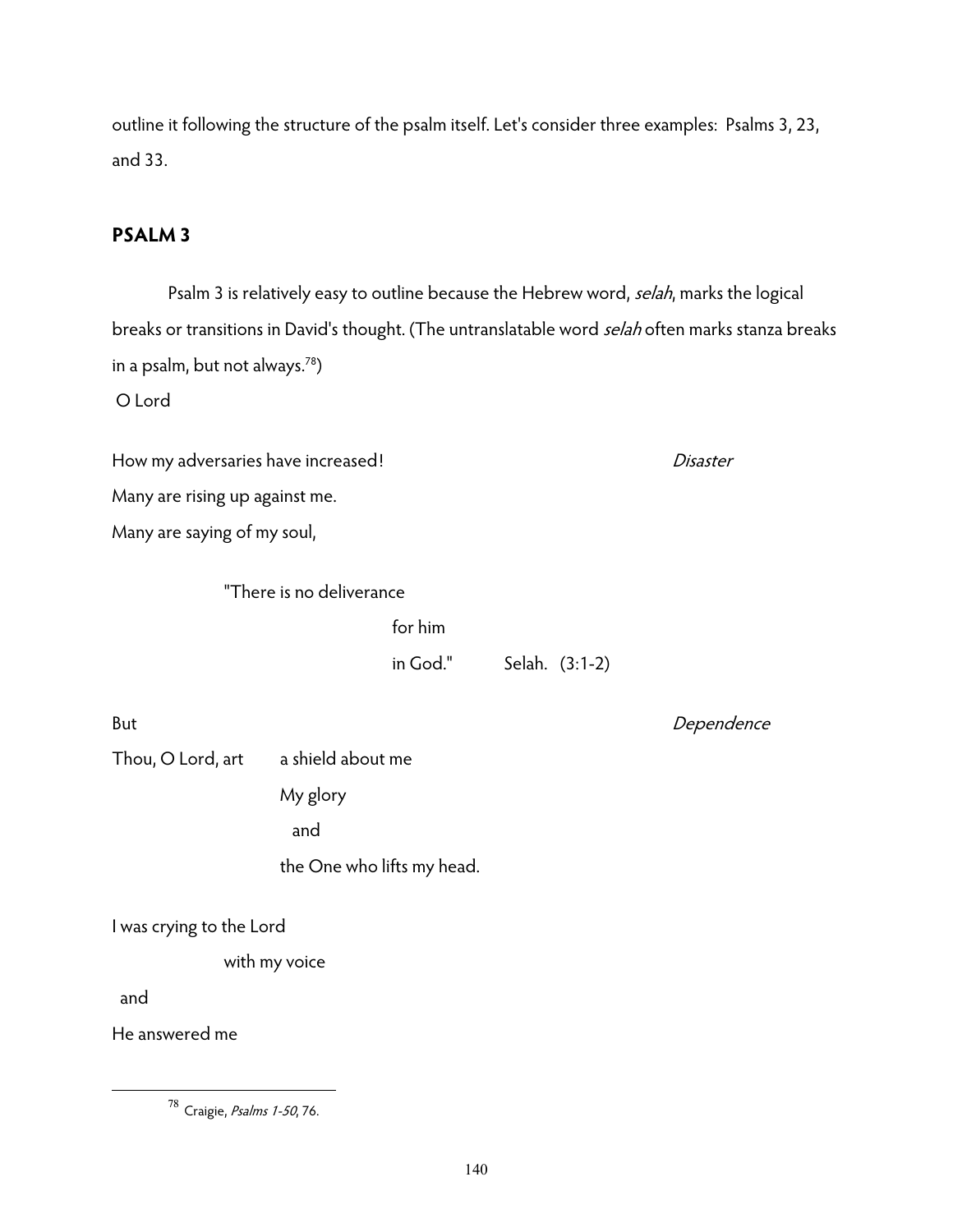outline it following the structure of the psalm itself. Let's consider three examples: Psalms 3, 23, and 33.

### PSALM 3

Psalm 3 is relatively easy to outline because the Hebrew word, *selah*, marks the logical breaks or transitions in David's thought. (The untranslatable word *selah* often marks stanza breaks in a psalm, but not always.[78])

O Lord

How my adversaries have increased! *Disaster*

Many are rising up against me.

Many are saying of my soul,

"There is no deliverance

for him

in God." Selah. (3:1-2)

But *Dependence*

Thou, O Lord, art a shield about me

My glory

and

the One who lifts my head.

I was crying to the Lord

with my voice

and

He answered me

---

[78] Craigie, *Psalms 1-50*, 76.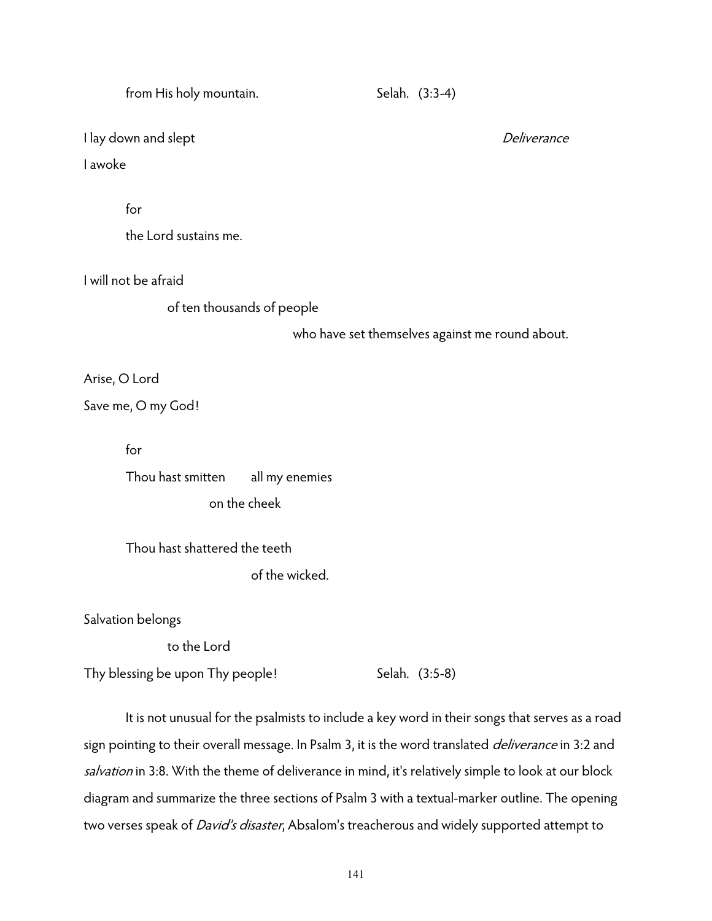from His holy mountain. Selah. (3:3-4)

I lay down and slept *Deliverance*

I awoke

for

the Lord sustains me.

I will not be afraid

of ten thousands of people

who have set themselves against me round about.

Arise, O Lord

Save me, O my God!

for

Thou hast smitten all my enemies

on the cheek

Thou hast shattered the teeth

of the wicked.

Salvation belongs

to the Lord

Thy blessing be upon Thy people! Selah. (3:5-8)

It is not unusual for the psalmists to include a key word in their songs that serves as a road sign pointing to their overall message. In Psalm 3, it is the word translated *deliverance* in 3:2 and *salvation* in 3:8. With the theme of deliverance in mind, it's relatively simple to look at our block diagram and summarize the three sections of Psalm 3 with a textual-marker outline. The opening two verses speak of *David's disaster*, Absalom's treacherous and widely supported attempt to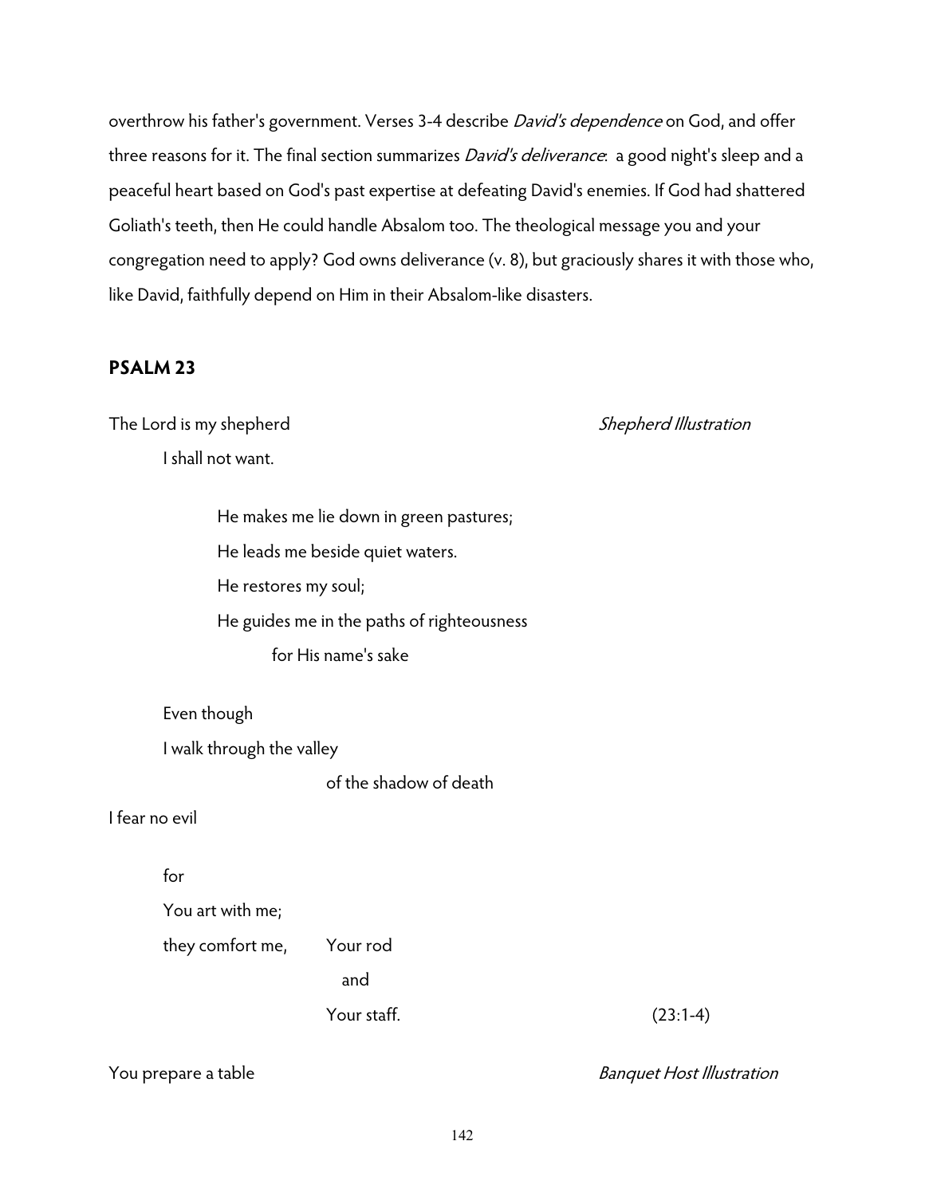overthrow his father's government. Verses 3-4 describe *David's dependence* on God, and offer three reasons for it. The final section summarizes *David's deliverance*: a good night's sleep and a peaceful heart based on God's past expertise at defeating David's enemies. If God had shattered Goliath's teeth, then He could handle Absalom too. The theological message you and your congregation need to apply? God owns deliverance (v. 8), but graciously shares it with those who, like David, faithfully depend on Him in their Absalom-like disasters.

## PSALM 23

The Lord is my shepherd *Shepherd Illustration*

I shall not want.

He makes me lie down in green pastures;

He leads me beside quiet waters.

He restores my soul;

He guides me in the paths of righteousness

for His name's sake

Even though

I walk through the valley

of the shadow of death

I fear no evil

for

You art with me;

they comfort me, Your rod

and

Your staff. (23:1-4)

You prepare a table *Banquet Host Illustration*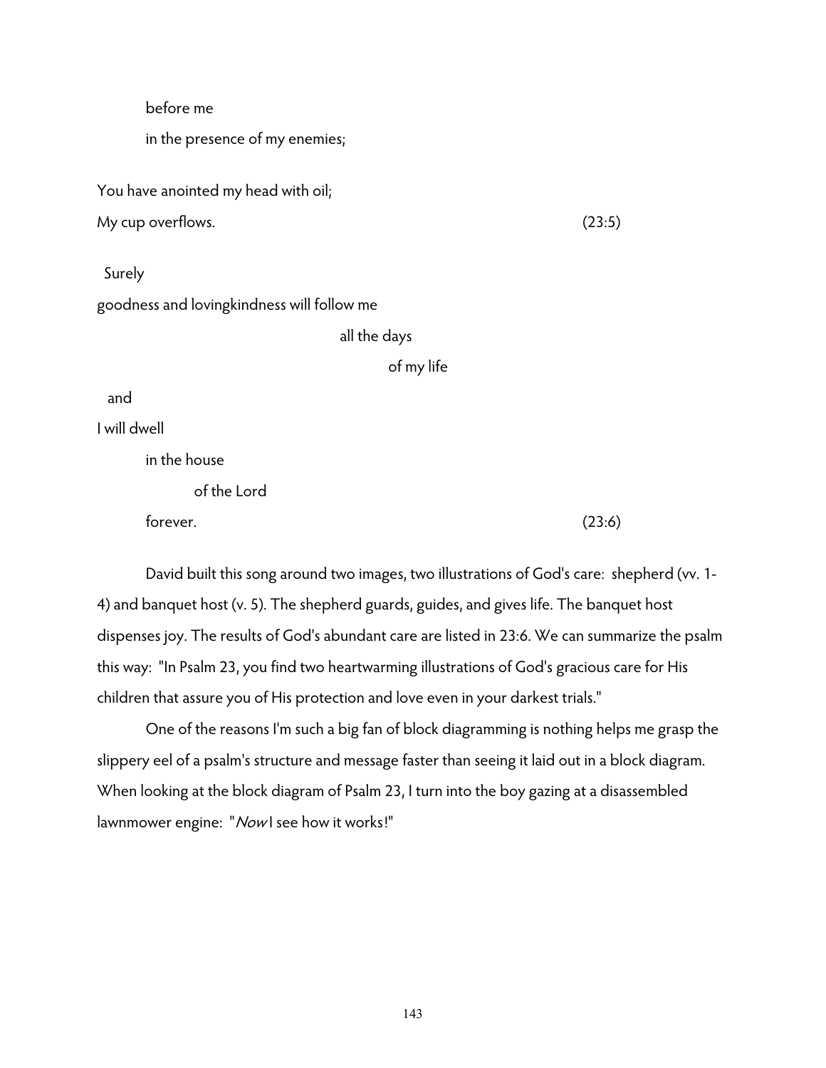before me

in the presence of my enemies;

You have anointed my head with oil;

My cup overflows. (23:5)

Surely

goodness and lovingkindness will follow me

all the days

of my life

and

I will dwell

in the house

of the Lord

forever. (23:6)

David built this song around two images, two illustrations of God's care: shepherd (vv. 1-4) and banquet host (v. 5). The shepherd guards, guides, and gives life. The banquet host dispenses joy. The results of God's abundant care are listed in 23:6. We can summarize the psalm this way: "In Psalm 23, you find two heartwarming illustrations of God's gracious care for His children that assure you of His protection and love even in your darkest trials."

One of the reasons I'm such a big fan of block diagramming is nothing helps me grasp the slippery eel of a psalm's structure and message faster than seeing it laid out in a block diagram. When looking at the block diagram of Psalm 23, I turn into the boy gazing at a disassembled lawnmower engine: "*Now* I see how it works!"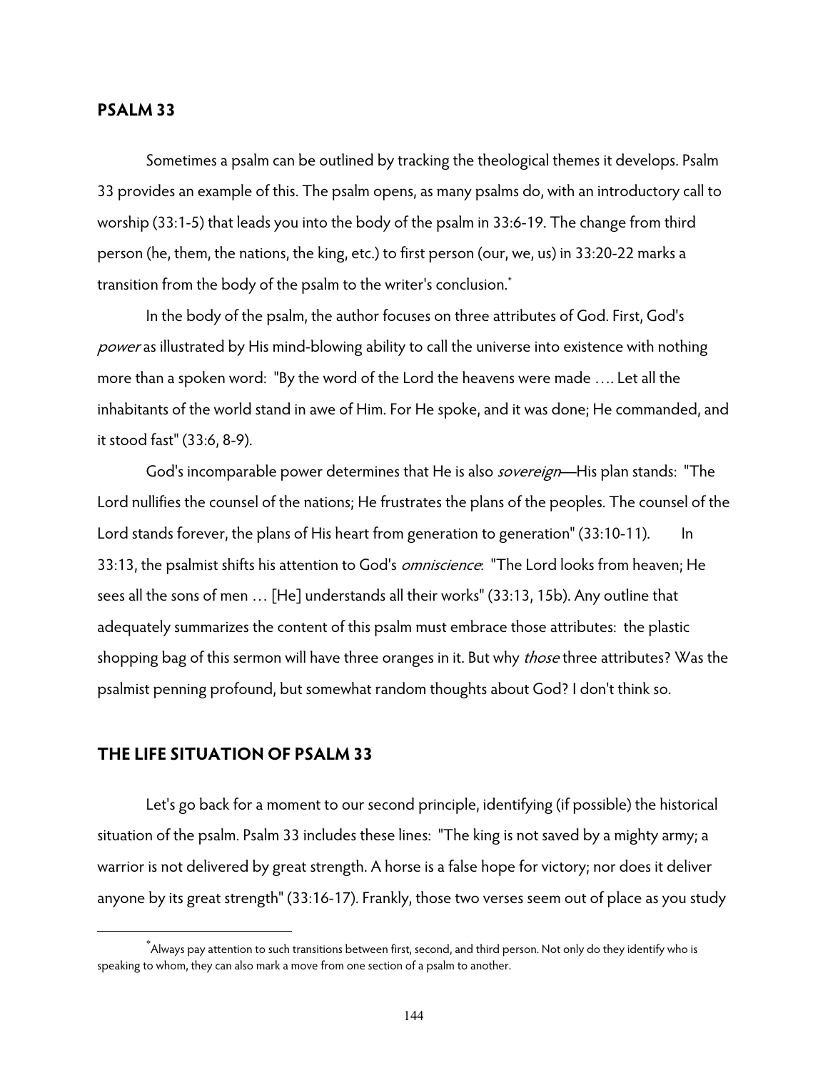## PSALM 33

Sometimes a psalm can be outlined by tracking the theological themes it develops. Psalm 33 provides an example of this. The psalm opens, as many psalms do, with an introductory call to worship (33:1-5) that leads you into the body of the psalm in 33:6-19. The change from third person (he, them, the nations, the king, etc.) to first person (our, we, us) in 33:20-22 marks a transition from the body of the psalm to the writer's conclusion.*

In the body of the psalm, the author focuses on three attributes of God. First, God's *power* as illustrated by His mind-blowing ability to call the universe into existence with nothing more than a spoken word: "By the word of the Lord the heavens were made …. Let all the inhabitants of the world stand in awe of Him. For He spoke, and it was done; He commanded, and it stood fast" (33:6, 8-9).

God's incomparable power determines that He is also *sovereign*—His plan stands: "The Lord nullifies the counsel of the nations; He frustrates the plans of the peoples. The counsel of the Lord stands forever, the plans of His heart from generation to generation" (33:10-11). In 33:13, the psalmist shifts his attention to God's *omniscience*: "The Lord looks from heaven; He sees all the sons of men … [He] understands all their works" (33:13, 15b). Any outline that adequately summarizes the content of this psalm must embrace those attributes: the plastic shopping bag of this sermon will have three oranges in it. But why *those* three attributes? Was the psalmist penning profound, but somewhat random thoughts about God? I don't think so.

## THE LIFE SITUATION OF PSALM 33

Let's go back for a moment to our second principle, identifying (if possible) the historical situation of the psalm. Psalm 33 includes these lines: "The king is not saved by a mighty army; a warrior is not delivered by great strength. A horse is a false hope for victory; nor does it deliver anyone by its great strength" (33:16-17). Frankly, those two verses seem out of place as you study

---

*Always pay attention to such transitions between first, second, and third person. Not only do they identify who is speaking to whom, they can also mark a move from one section of a psalm to another.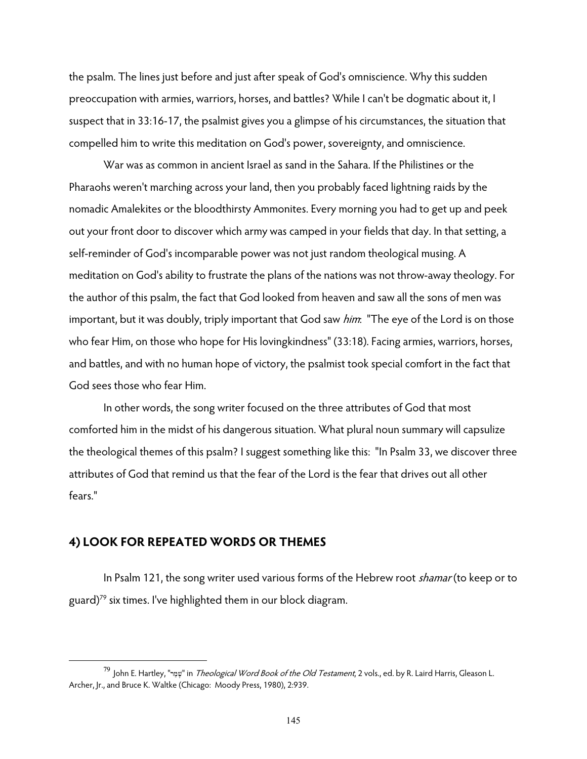the psalm. The lines just before and just after speak of God's omniscience. Why this sudden preoccupation with armies, warriors, horses, and battles? While I can't be dogmatic about it, I suspect that in 33:16-17, the psalmist gives you a glimpse of his circumstances, the situation that compelled him to write this meditation on God's power, sovereignty, and omniscience.

War was as common in ancient Israel as sand in the Sahara. If the Philistines or the Pharaohs weren't marching across your land, then you probably faced lightning raids by the nomadic Amalekites or the bloodthirsty Ammonites. Every morning you had to get up and peek out your front door to discover which army was camped in your fields that day. In that setting, a self-reminder of God's incomparable power was not just random theological musing. A meditation on God's ability to frustrate the plans of the nations was not throw-away theology. For the author of this psalm, the fact that God looked from heaven and saw all the sons of men was important, but it was doubly, triply important that God saw *him*: "The eye of the Lord is on those who fear Him, on those who hope for His lovingkindness" (33:18). Facing armies, warriors, horses, and battles, and with no human hope of victory, the psalmist took special comfort in the fact that God sees those who fear Him.

In other words, the song writer focused on the three attributes of God that most comforted him in the midst of his dangerous situation. What plural noun summary will capsulize the theological themes of this psalm? I suggest something like this: "In Psalm 33, we discover three attributes of God that remind us that the fear of the Lord is the fear that drives out all other fears."

## 4) LOOK FOR REPEATED WORDS OR THEMES

In Psalm 121, the song writer used various forms of the Hebrew root *shamar* (to keep or to guard)[79] six times. I've highlighted them in our block diagram.

---

[79] John E. Hartley, "שָׁמַר" in *Theological Word Book of the Old Testament*, 2 vols., ed. by R. Laird Harris, Gleason L. Archer, Jr., and Bruce K. Waltke (Chicago: Moody Press, 1980), 2:939.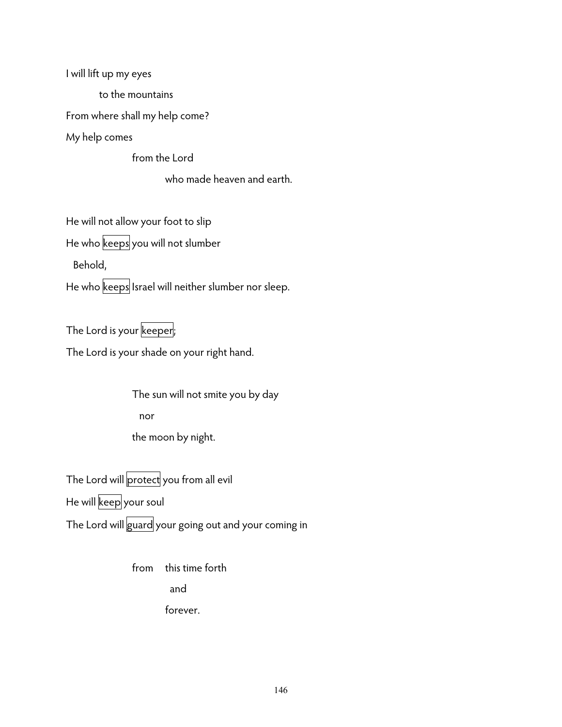I will lift up my eyes

    to the mountains

From where shall my help come?

My help comes

        from the Lord

            who made heaven and earth.

He will not allow your foot to slip

He who keeps you will not slumber

 Behold,

He who keeps Israel will neither slumber nor sleep.

The Lord is your keeper;

The Lord is your shade on your right hand.

        The sun will not smite you by day

         nor

        the moon by night.

The Lord will protect you from all evil

He will keep your soul

The Lord will guard your going out and your coming in

        from   this time forth

             and

            forever.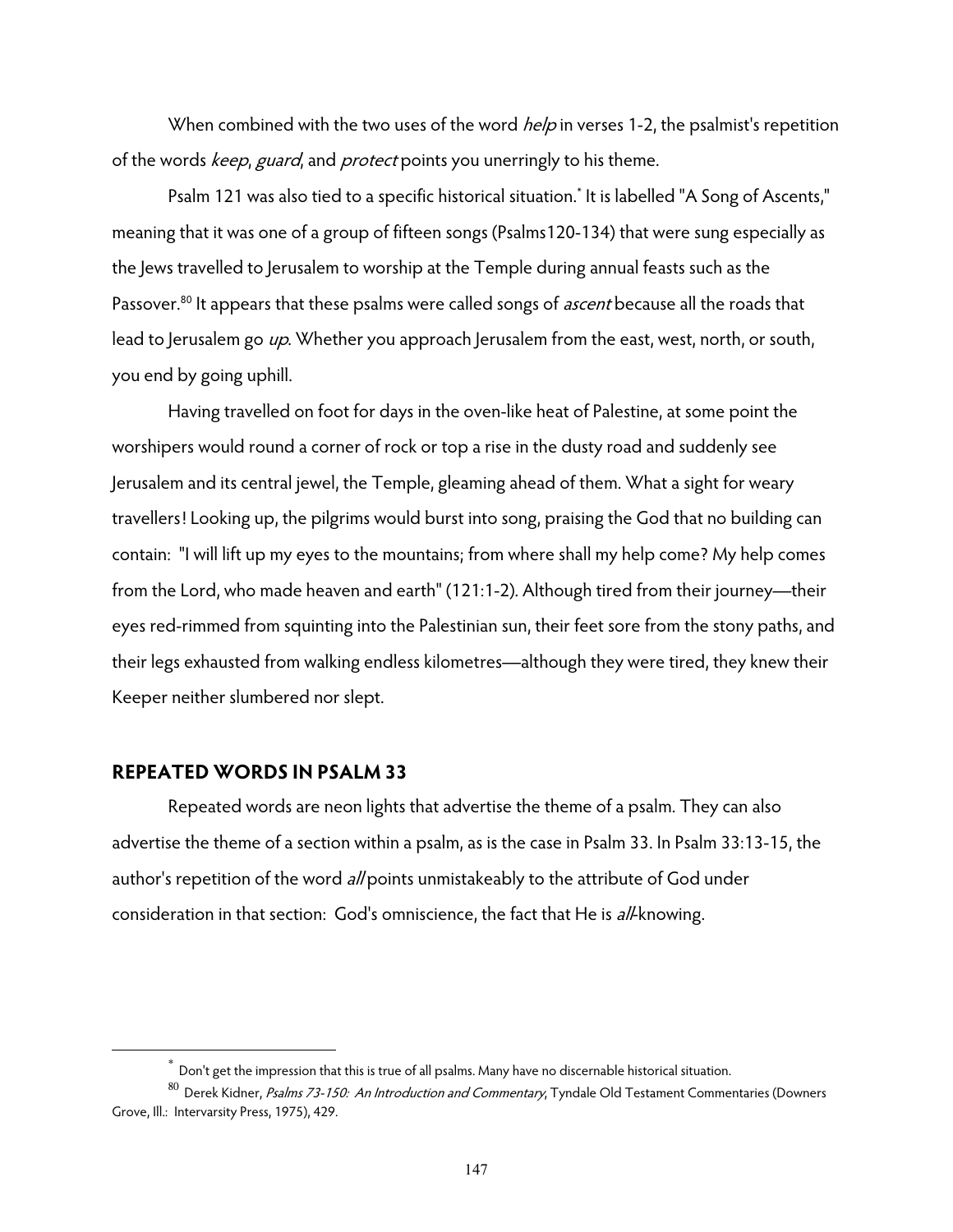When combined with the two uses of the word *help* in verses 1-2, the psalmist's repetition of the words *keep*, *guard*, and *protect* points you unerringly to his theme.

Psalm 121 was also tied to a specific historical situation.[*] It is labelled "A Song of Ascents," meaning that it was one of a group of fifteen songs (Psalms120-134) that were sung especially as the Jews travelled to Jerusalem to worship at the Temple during annual feasts such as the Passover.[80] It appears that these psalms were called songs of *ascent* because all the roads that lead to Jerusalem go *up*. Whether you approach Jerusalem from the east, west, north, or south, you end by going uphill.

Having travelled on foot for days in the oven-like heat of Palestine, at some point the worshipers would round a corner of rock or top a rise in the dusty road and suddenly see Jerusalem and its central jewel, the Temple, gleaming ahead of them. What a sight for weary travellers! Looking up, the pilgrims would burst into song, praising the God that no building can contain: "I will lift up my eyes to the mountains; from where shall my help come? My help comes from the Lord, who made heaven and earth" (121:1-2). Although tired from their journey—their eyes red-rimmed from squinting into the Palestinian sun, their feet sore from the stony paths, and their legs exhausted from walking endless kilometres—although they were tired, they knew their Keeper neither slumbered nor slept.

## REPEATED WORDS IN PSALM 33

Repeated words are neon lights that advertise the theme of a psalm. They can also advertise the theme of a section within a psalm, as is the case in Psalm 33. In Psalm 33:13-15, the author's repetition of the word *all* points unmistakeably to the attribute of God under consideration in that section: God's omniscience, the fact that He is *all*-knowing.

---

[*] Don't get the impression that this is true of all psalms. Many have no discernable historical situation.

[80] Derek Kidner, *Psalms 73-150: An Introduction and Commentary*, Tyndale Old Testament Commentaries (Downers Grove, Ill.: Intervarsity Press, 1975), 429.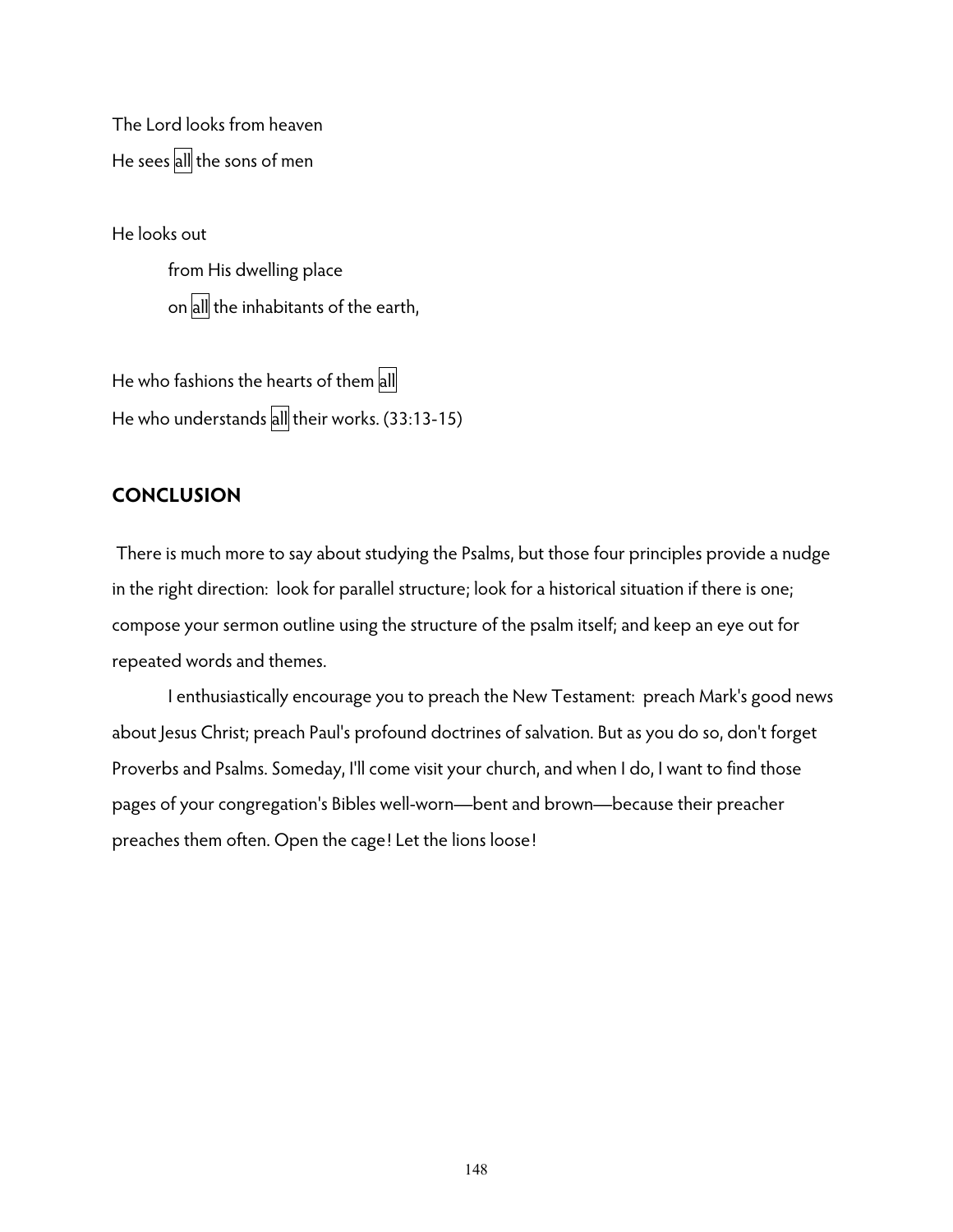The Lord looks from heaven
He sees all the sons of men

He looks out

from His dwelling place

on all the inhabitants of the earth,

He who fashions the hearts of them all
He who understands all their works. (33:13-15)

## CONCLUSION

There is much more to say about studying the Psalms, but those four principles provide a nudge in the right direction: look for parallel structure; look for a historical situation if there is one; compose your sermon outline using the structure of the psalm itself; and keep an eye out for repeated words and themes.

I enthusiastically encourage you to preach the New Testament: preach Mark's good news about Jesus Christ; preach Paul's profound doctrines of salvation. But as you do so, don't forget Proverbs and Psalms. Someday, I'll come visit your church, and when I do, I want to find those pages of your congregation's Bibles well-worn—bent and brown—because their preacher preaches them often. Open the cage! Let the lions loose!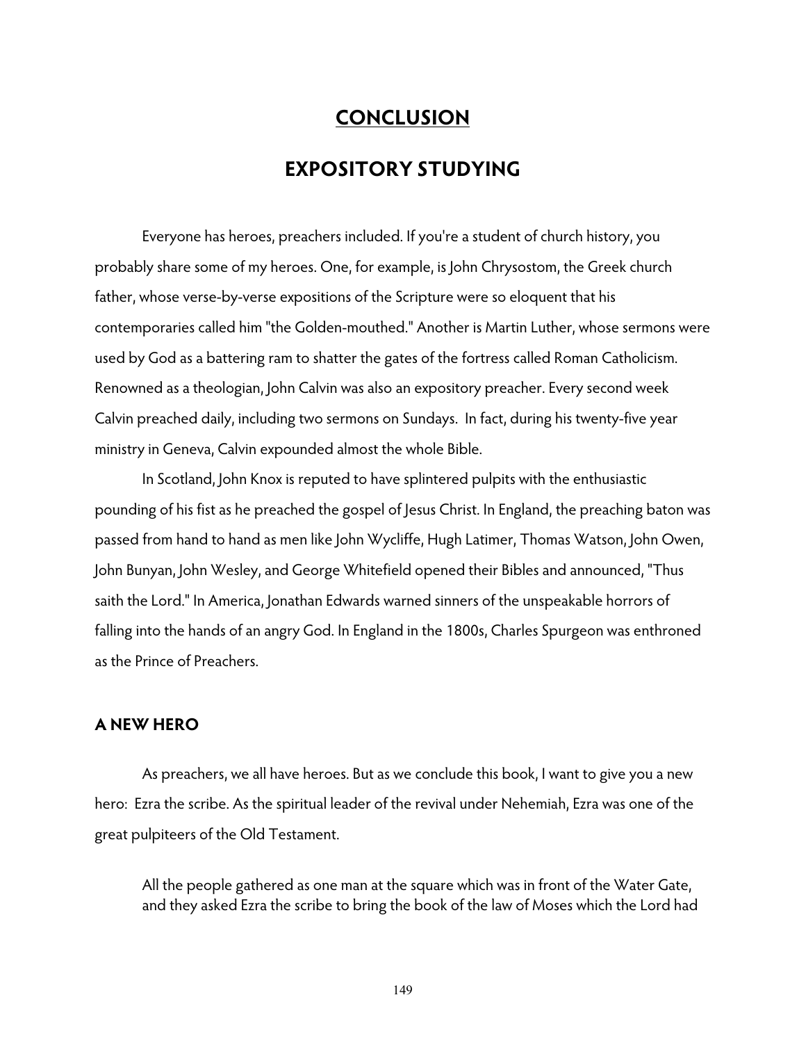# CONCLUSION

# EXPOSITORY STUDYING

Everyone has heroes, preachers included. If you're a student of church history, you probably share some of my heroes. One, for example, is John Chrysostom, the Greek church father, whose verse-by-verse expositions of the Scripture were so eloquent that his contemporaries called him "the Golden-mouthed." Another is Martin Luther, whose sermons were used by God as a battering ram to shatter the gates of the fortress called Roman Catholicism. Renowned as a theologian, John Calvin was also an expository preacher. Every second week Calvin preached daily, including two sermons on Sundays. In fact, during his twenty-five year ministry in Geneva, Calvin expounded almost the whole Bible.

In Scotland, John Knox is reputed to have splintered pulpits with the enthusiastic pounding of his fist as he preached the gospel of Jesus Christ. In England, the preaching baton was passed from hand to hand as men like John Wycliffe, Hugh Latimer, Thomas Watson, John Owen, John Bunyan, John Wesley, and George Whitefield opened their Bibles and announced, "Thus saith the Lord." In America, Jonathan Edwards warned sinners of the unspeakable horrors of falling into the hands of an angry God. In England in the 1800s, Charles Spurgeon was enthroned as the Prince of Preachers.

## A NEW HERO

As preachers, we all have heroes. But as we conclude this book, I want to give you a new hero: Ezra the scribe. As the spiritual leader of the revival under Nehemiah, Ezra was one of the great pulpiteers of the Old Testament.

> All the people gathered as one man at the square which was in front of the Water Gate, and they asked Ezra the scribe to bring the book of the law of Moses which the Lord had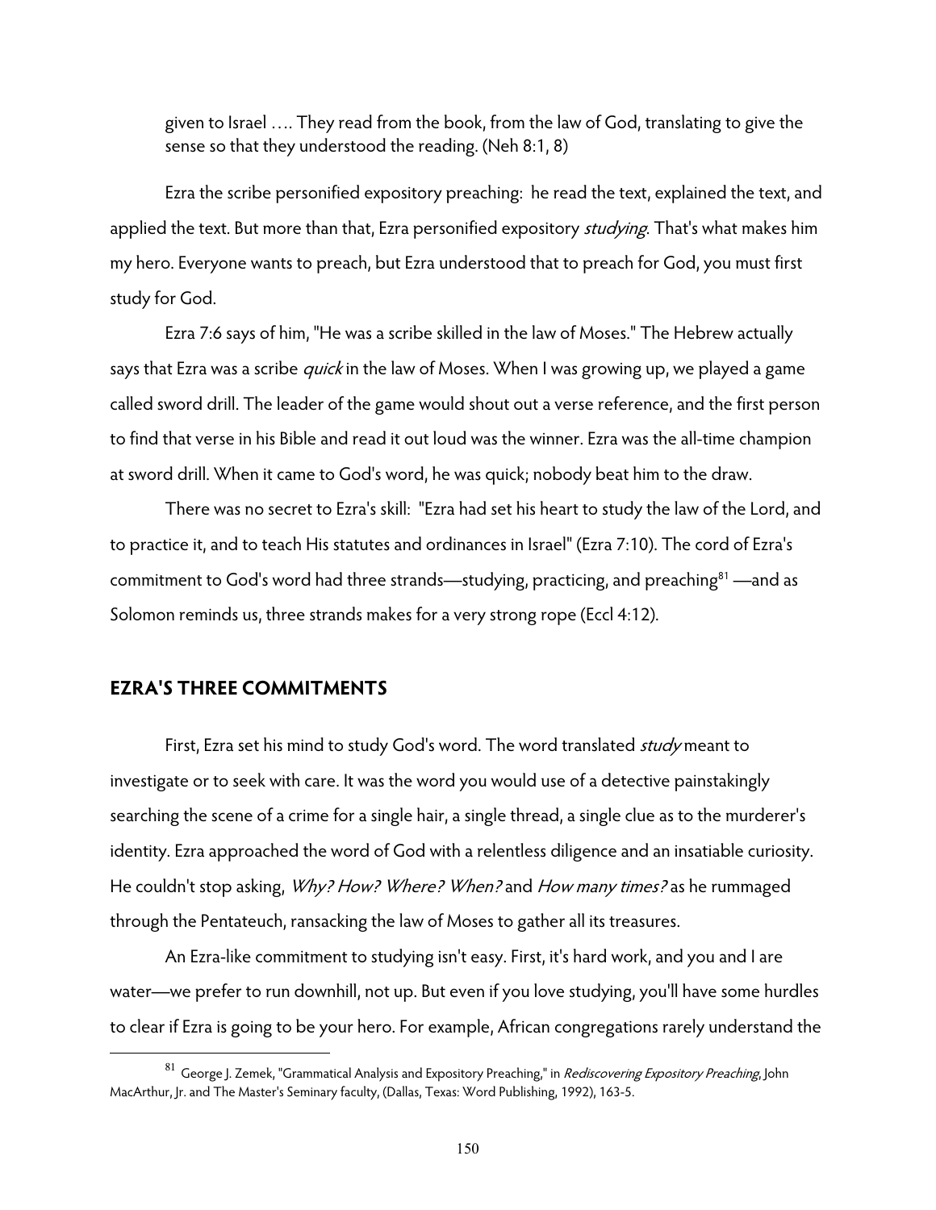given to Israel …. They read from the book, from the law of God, translating to give the sense so that they understood the reading. (Neh 8:1, 8)

Ezra the scribe personified expository preaching: he read the text, explained the text, and applied the text. But more than that, Ezra personified expository *studying*. That's what makes him my hero. Everyone wants to preach, but Ezra understood that to preach for God, you must first study for God.

Ezra 7:6 says of him, "He was a scribe skilled in the law of Moses." The Hebrew actually says that Ezra was a scribe *quick* in the law of Moses. When I was growing up, we played a game called sword drill. The leader of the game would shout out a verse reference, and the first person to find that verse in his Bible and read it out loud was the winner. Ezra was the all-time champion at sword drill. When it came to God's word, he was quick; nobody beat him to the draw.

There was no secret to Ezra's skill: "Ezra had set his heart to study the law of the Lord, and to practice it, and to teach His statutes and ordinances in Israel" (Ezra 7:10). The cord of Ezra's commitment to God's word had three strands—studying, practicing, and preaching[81] —and as Solomon reminds us, three strands makes for a very strong rope (Eccl 4:12).

## EZRA'S THREE COMMITMENTS

First, Ezra set his mind to study God's word. The word translated *study* meant to investigate or to seek with care. It was the word you would use of a detective painstakingly searching the scene of a crime for a single hair, a single thread, a single clue as to the murderer's identity. Ezra approached the word of God with a relentless diligence and an insatiable curiosity. He couldn't stop asking, *Why? How? Where? When?* and *How many times?* as he rummaged through the Pentateuch, ransacking the law of Moses to gather all its treasures.

An Ezra-like commitment to studying isn't easy. First, it's hard work, and you and I are water—we prefer to run downhill, not up. But even if you love studying, you'll have some hurdles to clear if Ezra is going to be your hero. For example, African congregations rarely understand the

---

[81] George J. Zemek, "Grammatical Analysis and Expository Preaching," in *Rediscovering Expository Preaching*, John MacArthur, Jr. and The Master's Seminary faculty, (Dallas, Texas: Word Publishing, 1992), 163-5.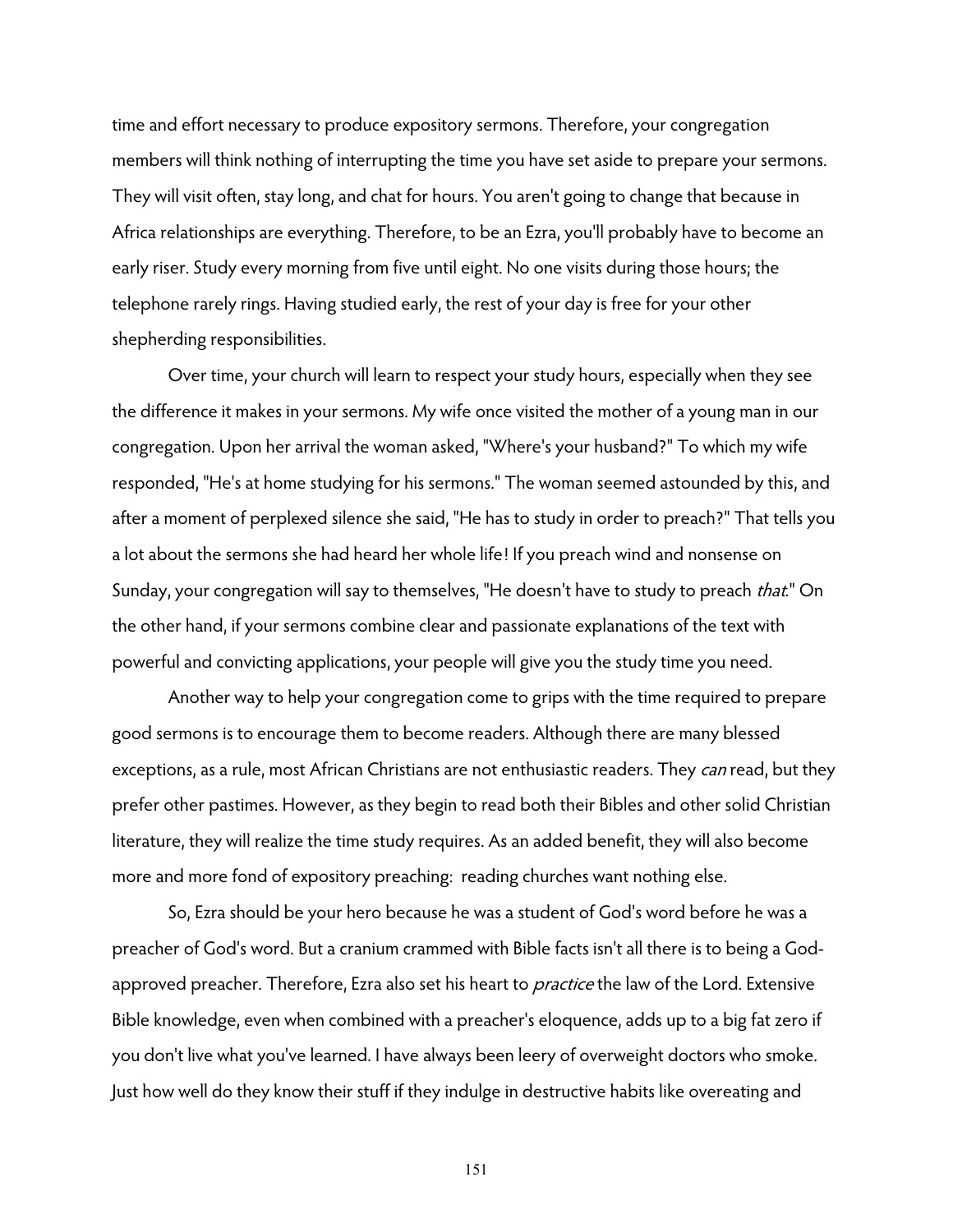time and effort necessary to produce expository sermons. Therefore, your congregation members will think nothing of interrupting the time you have set aside to prepare your sermons. They will visit often, stay long, and chat for hours. You aren't going to change that because in Africa relationships are everything. Therefore, to be an Ezra, you'll probably have to become an early riser. Study every morning from five until eight. No one visits during those hours; the telephone rarely rings. Having studied early, the rest of your day is free for your other shepherding responsibilities.

Over time, your church will learn to respect your study hours, especially when they see the difference it makes in your sermons. My wife once visited the mother of a young man in our congregation. Upon her arrival the woman asked, "Where's your husband?" To which my wife responded, "He's at home studying for his sermons." The woman seemed astounded by this, and after a moment of perplexed silence she said, "He has to study in order to preach?" That tells you a lot about the sermons she had heard her whole life! If you preach wind and nonsense on Sunday, your congregation will say to themselves, "He doesn't have to study to preach *that*." On the other hand, if your sermons combine clear and passionate explanations of the text with powerful and convicting applications, your people will give you the study time you need.

Another way to help your congregation come to grips with the time required to prepare good sermons is to encourage them to become readers. Although there are many blessed exceptions, as a rule, most African Christians are not enthusiastic readers. They *can* read, but they prefer other pastimes. However, as they begin to read both their Bibles and other solid Christian literature, they will realize the time study requires. As an added benefit, they will also become more and more fond of expository preaching: reading churches want nothing else.

So, Ezra should be your hero because he was a student of God's word before he was a preacher of God's word. But a cranium crammed with Bible facts isn't all there is to being a God-approved preacher. Therefore, Ezra also set his heart to *practice* the law of the Lord. Extensive Bible knowledge, even when combined with a preacher's eloquence, adds up to a big fat zero if you don't live what you've learned. I have always been leery of overweight doctors who smoke. Just how well do they know their stuff if they indulge in destructive habits like overeating and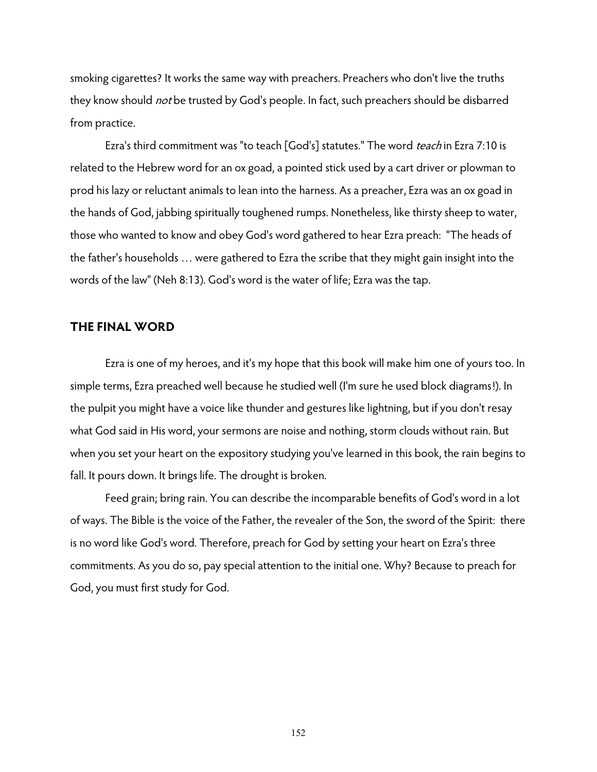smoking cigarettes? It works the same way with preachers. Preachers who don't live the truths they know should *not* be trusted by God's people. In fact, such preachers should be disbarred from practice.

Ezra's third commitment was "to teach [God's] statutes." The word *teach* in Ezra 7:10 is related to the Hebrew word for an ox goad, a pointed stick used by a cart driver or plowman to prod his lazy or reluctant animals to lean into the harness. As a preacher, Ezra was an ox goad in the hands of God, jabbing spiritually toughened rumps. Nonetheless, like thirsty sheep to water, those who wanted to know and obey God's word gathered to hear Ezra preach: "The heads of the father's households … were gathered to Ezra the scribe that they might gain insight into the words of the law" (Neh 8:13). God's word is the water of life; Ezra was the tap.

## THE FINAL WORD

Ezra is one of my heroes, and it's my hope that this book will make him one of yours too. In simple terms, Ezra preached well because he studied well (I'm sure he used block diagrams!). In the pulpit you might have a voice like thunder and gestures like lightning, but if you don't resay what God said in His word, your sermons are noise and nothing, storm clouds without rain. But when you set your heart on the expository studying you've learned in this book, the rain begins to fall. It pours down. It brings life. The drought is broken.

Feed grain; bring rain. You can describe the incomparable benefits of God's word in a lot of ways. The Bible is the voice of the Father, the revealer of the Son, the sword of the Spirit: there is no word like God's word. Therefore, preach for God by setting your heart on Ezra's three commitments. As you do so, pay special attention to the initial one. Why? Because to preach for God, you must first study for God.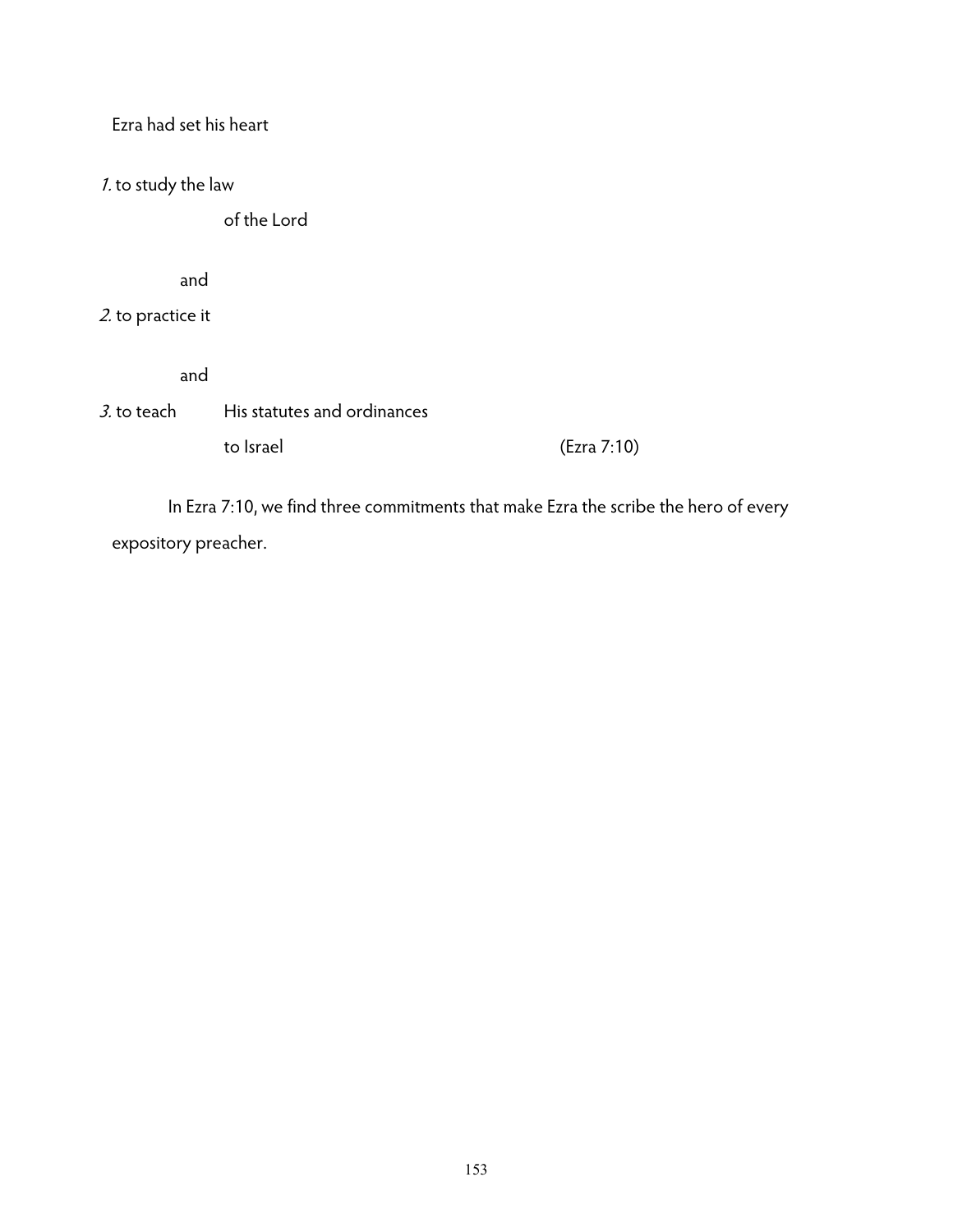Ezra had set his heart

*1.* to study the law

of the Lord

and

*2.* to practice it

and

*3.* to teach His statutes and ordinances

to Israel (Ezra 7:10)

In Ezra 7:10, we find three commitments that make Ezra the scribe the hero of every expository preacher.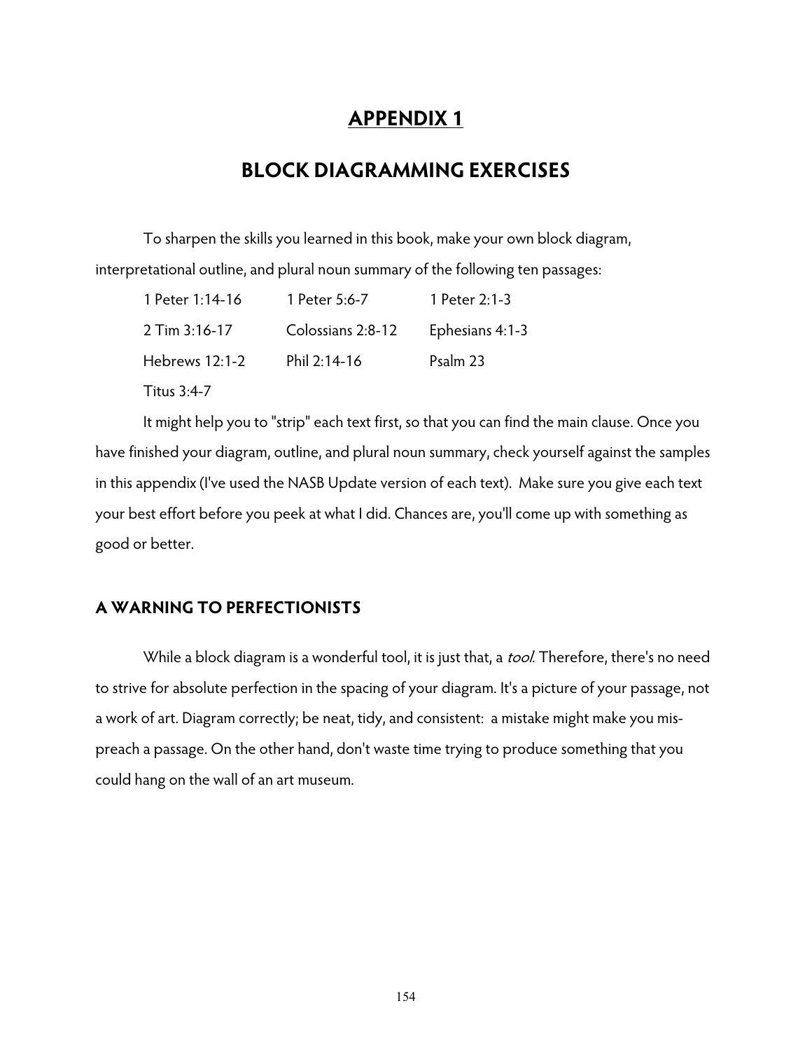# APPENDIX 1

# BLOCK DIAGRAMMING EXERCISES

To sharpen the skills you learned in this book, make your own block diagram, interpretational outline, and plural noun summary of the following ten passages:

| | | |
|---|---|---|
| 1 Peter 1:14-16 | 1 Peter 5:6-7 | 1 Peter 2:1-3 |
| 2 Tim 3:16-17 | Colossians 2:8-12 | Ephesians 4:1-3 |
| Hebrews 12:1-2 | Phil 2:14-16 | Psalm 23 |
| Titus 3:4-7 | | |

It might help you to "strip" each text first, so that you can find the main clause. Once you have finished your diagram, outline, and plural noun summary, check yourself against the samples in this appendix (I've used the NASB Update version of each text). Make sure you give each text your best effort before you peek at what I did. Chances are, you'll come up with something as good or better.

## A WARNING TO PERFECTIONISTS

While a block diagram is a wonderful tool, it is just that, a *tool*. Therefore, there's no need to strive for absolute perfection in the spacing of your diagram. It's a picture of your passage, not a work of art. Diagram correctly; be neat, tidy, and consistent: a mistake might make you mis-preach a passage. On the other hand, don't waste time trying to produce something that you could hang on the wall of an art museum.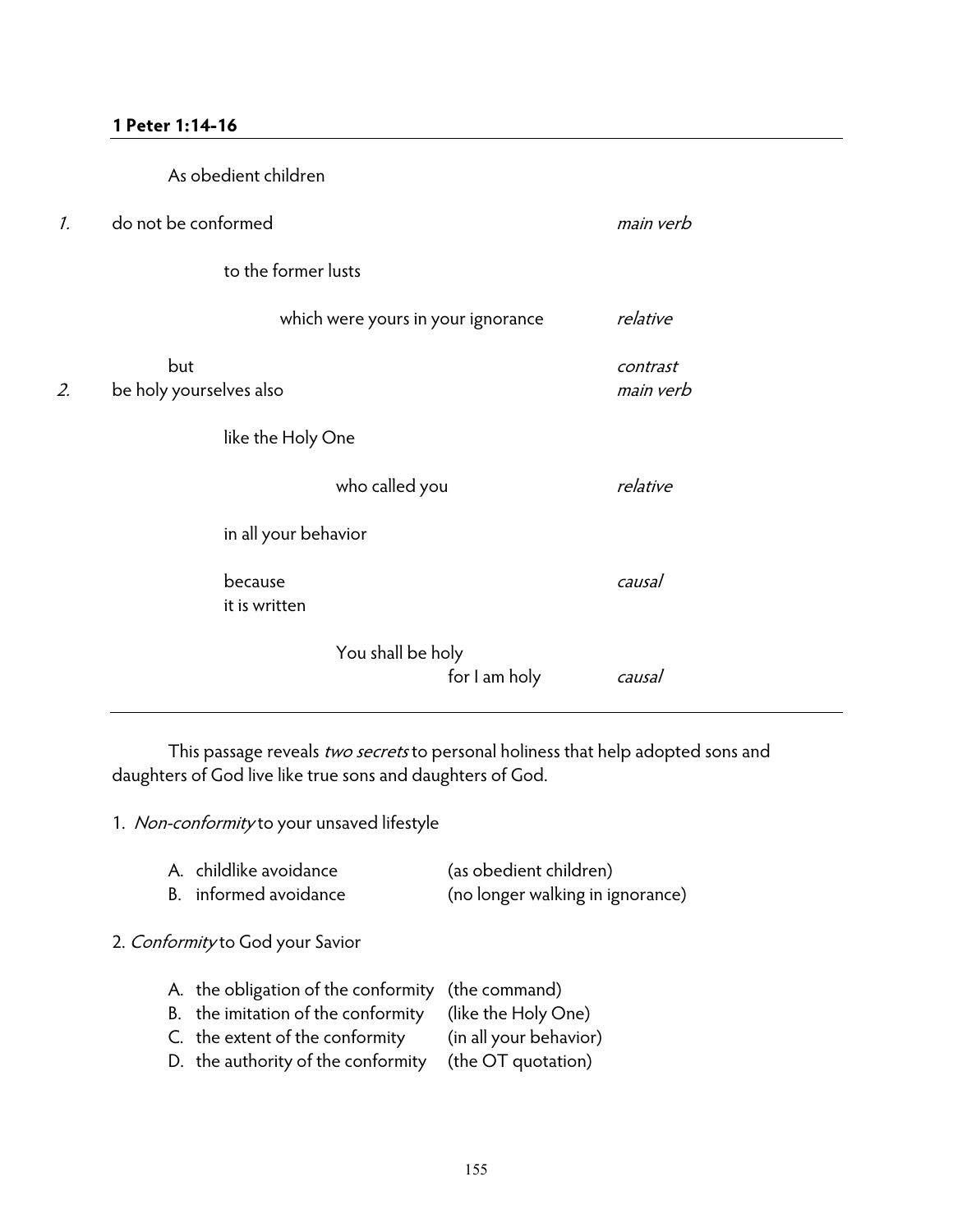**1 Peter 1:14-16**

| | | |
|---|---|---|
| | As obedient children | |
| *1.* | do not be conformed | *main verb* |
| | to the former lusts | |
| | which were yours in your ignorance | *relative* |
| | but | *contrast* |
| *2.* | be holy yourselves also | *main verb* |
| | like the Holy One | |
| | who called you | *relative* |
| | in all your behavior | |
| | because<br>it is written | *causal* |
| | You shall be holy<br>for I am holy | *causal* |

This passage reveals *two secrets* to personal holiness that help adopted sons and daughters of God live like true sons and daughters of God.

1. *Non-conformity* to your unsaved lifestyle

   A. childlike avoidance (as obedient children)
   B. informed avoidance (no longer walking in ignorance)

2. *Conformity* to God your Savior

   A. the obligation of the conformity (the command)
   B. the imitation of the conformity (like the Holy One)
   C. the extent of the conformity (in all your behavior)
   D. the authority of the conformity (the OT quotation)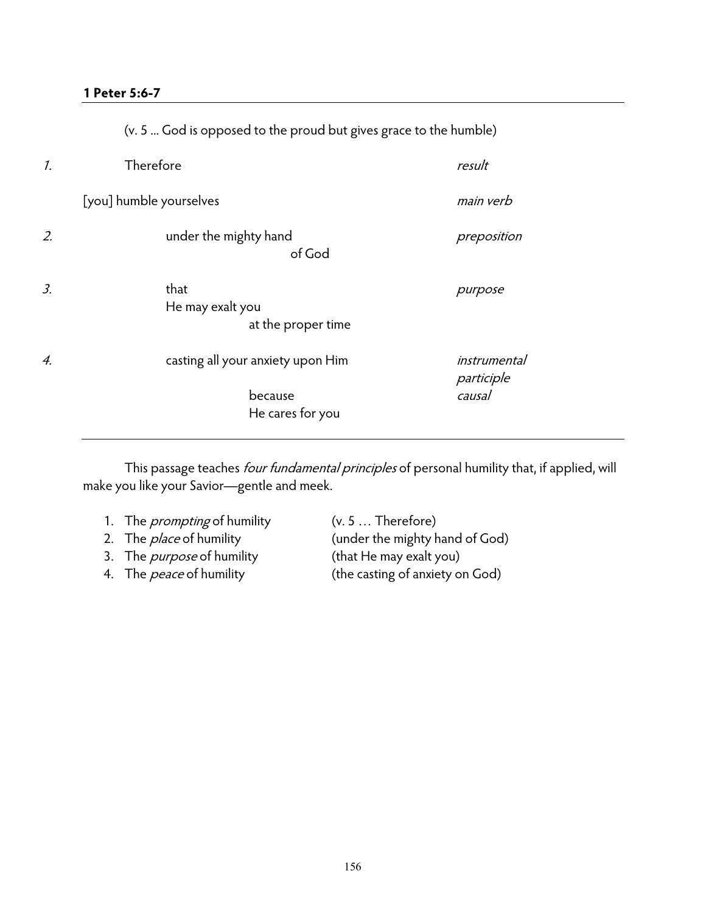**1 Peter 5:6-7**

(v. 5 ... God is opposed to the proud but gives grace to the humble)

| | | |
|---|---|---|
| *1.* | Therefore | *result* |
| | [you] humble yourselves | *main verb* |
| *2.* | under the mighty hand of God | *preposition* |
| *3.* | that He may exalt you at the proper time | *purpose* |
| *4.* | casting all your anxiety upon Him | *instrumental participle* |
| | because He cares for you | *causal* |

This passage teaches *four fundamental principles* of personal humility that, if applied, will make you like your Savior—gentle and meek.

1. The *prompting* of humility (v. 5 … Therefore)
2. The *place* of humility (under the mighty hand of God)
3. The *purpose* of humility (that He may exalt you)
4. The *peace* of humility (the casting of anxiety on God)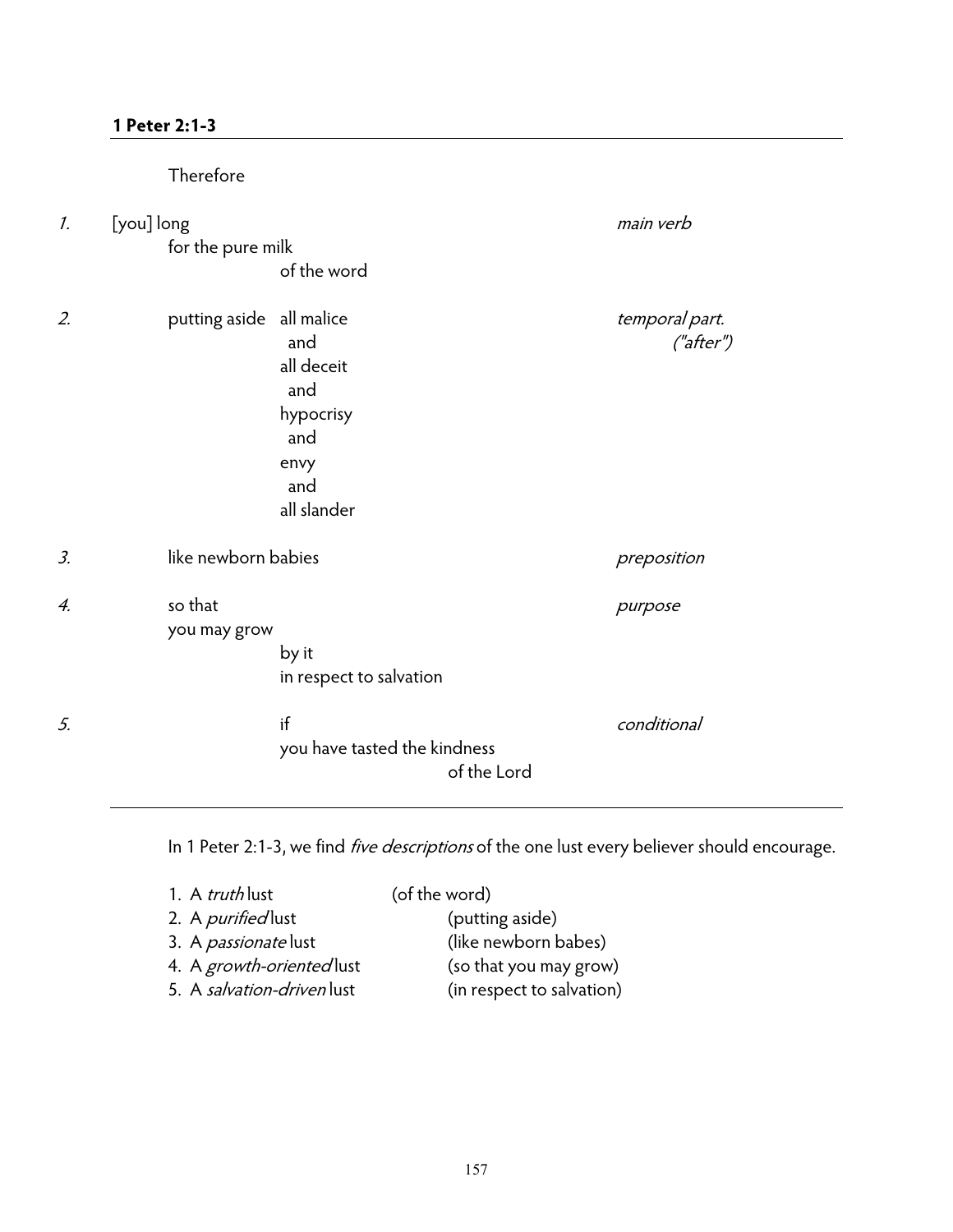**1 Peter 2:1-3**

---

Therefore

| | | | | |
|---|---|---|---|---|
| *1.* | [you] long | | | *main verb* |
| | for the pure milk | | | |
| | | of the word | | |
| *2.* | putting aside | all malice | | *temporal part. ("after")* |
| | | and | | |
| | | all deceit | | |
| | | and | | |
| | | hypocrisy | | |
| | | and | | |
| | | envy | | |
| | | and | | |
| | | all slander | | |
| *3.* | like newborn babies | | | *preposition* |
| *4.* | so that | | | *purpose* |
| | you may grow | | | |
| | | by it | | |
| | | in respect to salvation | | |
| *5.* | | if | | *conditional* |
| | | you have tasted the kindness | | |
| | | | of the Lord | |

---

In 1 Peter 2:1-3, we find *five descriptions* of the one lust every believer should encourage.

1. A *truth* lust (of the word)
2. A *purified* lust (putting aside)
3. A *passionate* lust (like newborn babes)
4. A *growth-oriented* lust (so that you may grow)
5. A *salvation-driven* lust (in respect to salvation)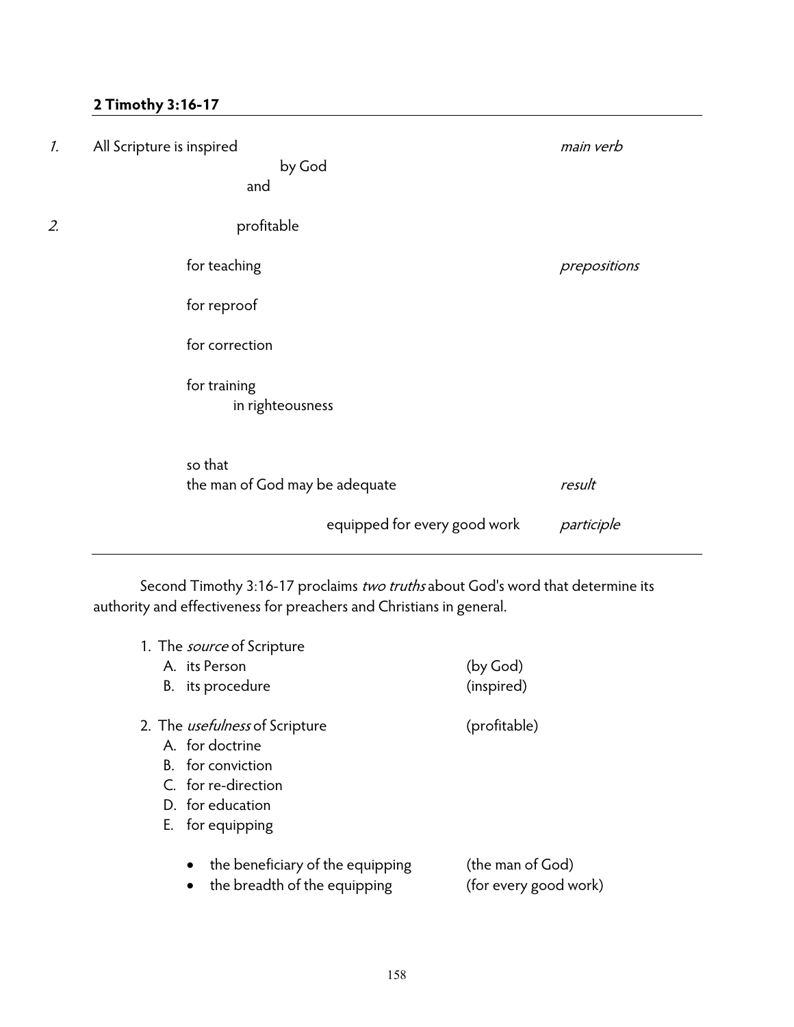**2 Timothy 3:16-17**

---

| | | |
|---|---|---|
| *1.* | All Scripture is inspired | *main verb* |
| | by God | |
| | and | |
| *2.* | profitable | |
| | for teaching | *prepositions* |
| | for reproof | |
| | for correction | |
| | for training | |
| | in righteousness | |
| | so that | |
| | the man of God may be adequate | *result* |
| | equipped for every good work | *participle* |

---

Second Timothy 3:16-17 proclaims *two truths* about God's word that determine its authority and effectiveness for preachers and Christians in general.

1. The *source* of Scripture
   - A. its Person (by God)
   - B. its procedure (inspired)

2. The *usefulness* of Scripture (profitable)
   - A. for doctrine
   - B. for conviction
   - C. for re-direction
   - D. for education
   - E. for equipping
     - the beneficiary of the equipping (the man of God)
     - the breadth of the equipping (for every good work)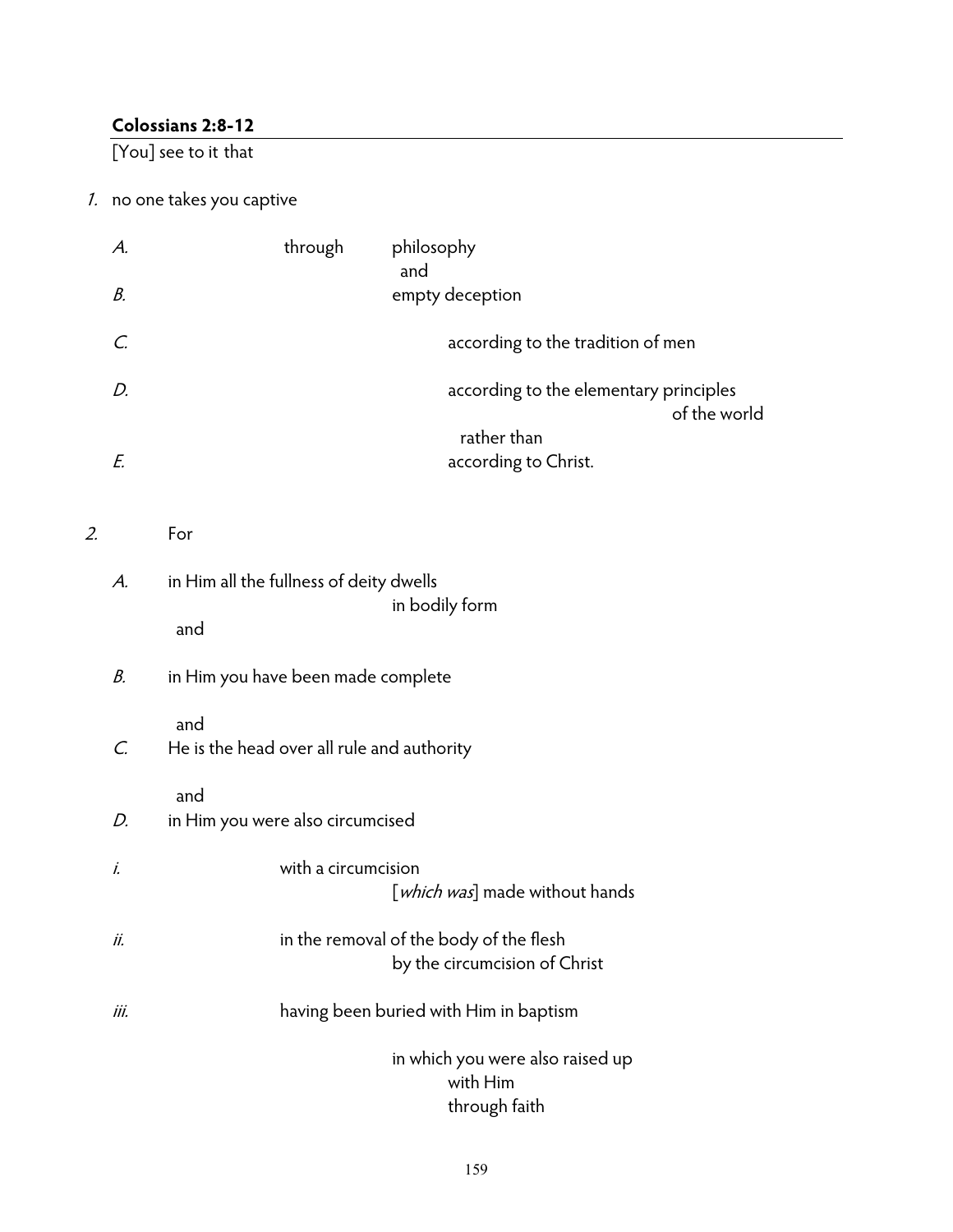**Colossians 2:8-12**

[You] see to it that

*1.* no one takes you captive

*A.* through philosophy
  and
*B.* empty deception

*C.* according to the tradition of men

*D.* according to the elementary principles
  of the world
  rather than
*E.* according to Christ.

*2.* For

*A.* in His all the fullness of deity dwells
  in bodily form
  and

*B.* in Him you have been made complete

  and
*C.* He is the head over all rule and authority

  and
*D.* in Him you were also circumcised

*i.* with a circumcision
  [*which was*] made without hands

*ii.* in the removal of the body of the flesh
  by the circumcision of Christ

*iii.* having been buried with Him in baptism

  in which you were also raised up
  with Him
  through faith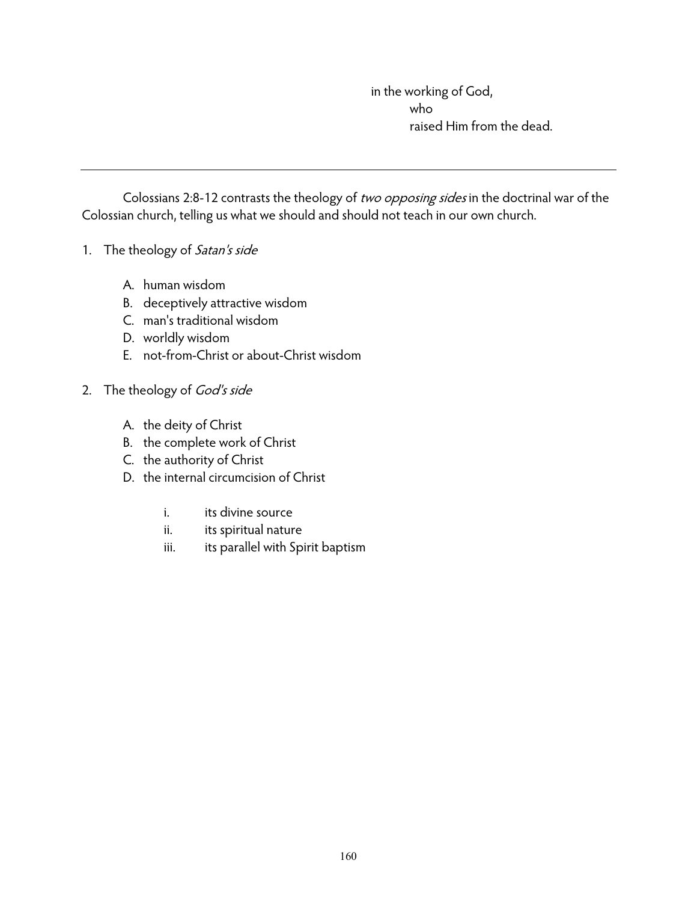in the working of God,
  who
  raised Him from the dead.

---

Colossians 2:8-12 contrasts the theology of *two opposing sides* in the doctrinal war of the Colossian church, telling us what we should and should not teach in our own church.

1. The theology of *Satan's side*

   A. human wisdom
   B. deceptively attractive wisdom
   C. man's traditional wisdom
   D. worldly wisdom
   E. not-from-Christ or about-Christ wisdom

2. The theology of *God's side*

   A. the deity of Christ
   B. the complete work of Christ
   C. the authority of Christ
   D. the internal circumcision of Christ

      i. its divine source
      ii. its spiritual nature
      iii. its parallel with Spirit baptism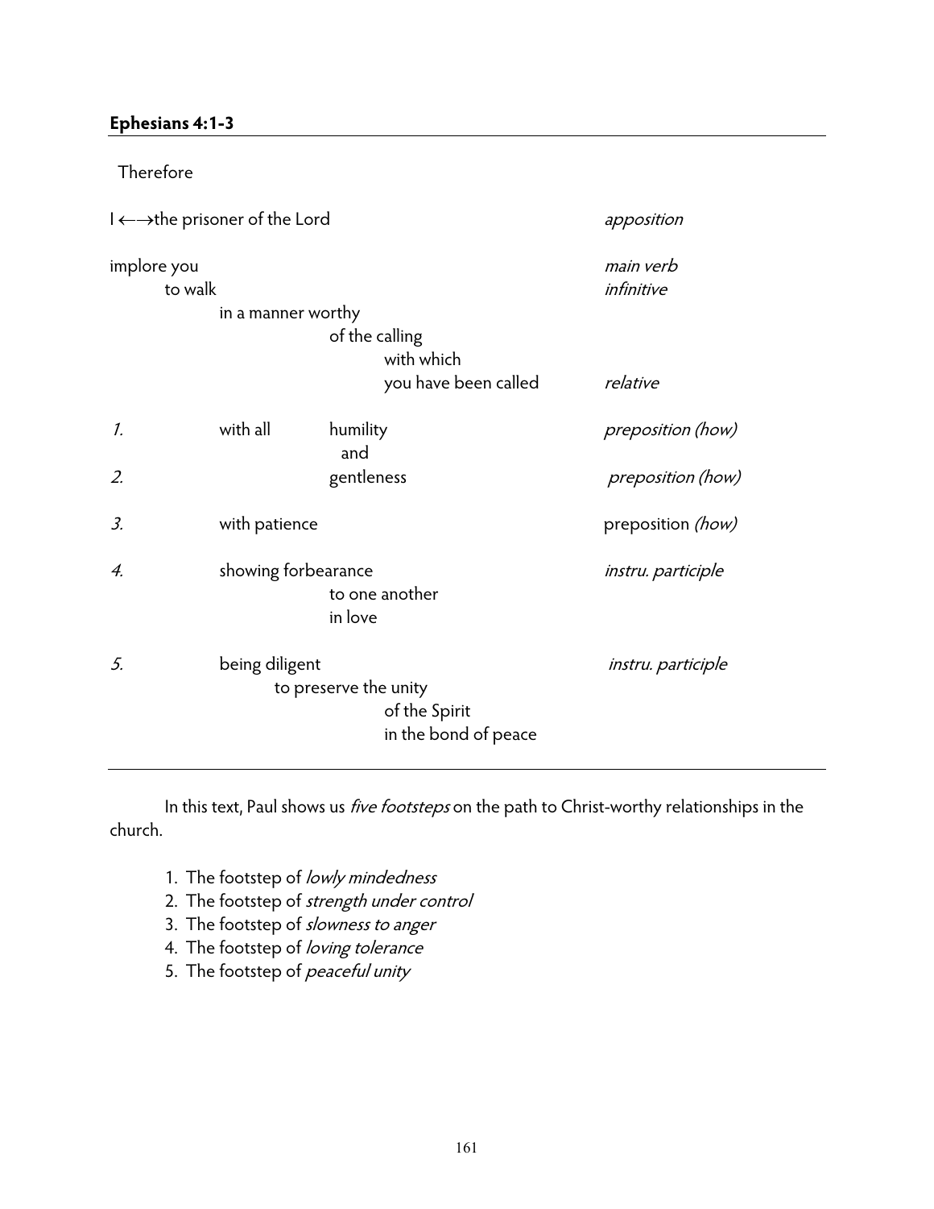**Ephesians 4:1-3**

---

```
 Therefore

I ←→the prisoner of the Lord                                  apposition

implore you                                                   main verb
    to walk                                                   infinitive
        in a manner worthy
                of the calling
                    with which
                    you have been called                      relative

1.      with all    humility                                  preposition (how)
                      and
2.                  gentleness                                preposition (how)

3.      with patience                                         preposition (how)

4.      showing forbearance                                   instru. participle
                to one another
                in love

5.      being diligent                                        instru. participle
            to preserve the unity
                    of the Spirit
                    in the bond of peace
```

---

In this text, Paul shows us *five footsteps* on the path to Christ-worthy relationships in the church.

1. The footstep of *lowly mindedness*
2. The footstep of *strength under control*
3. The footstep of *slowness to anger*
4. The footstep of *loving tolerance*
5. The footstep of *peaceful unity*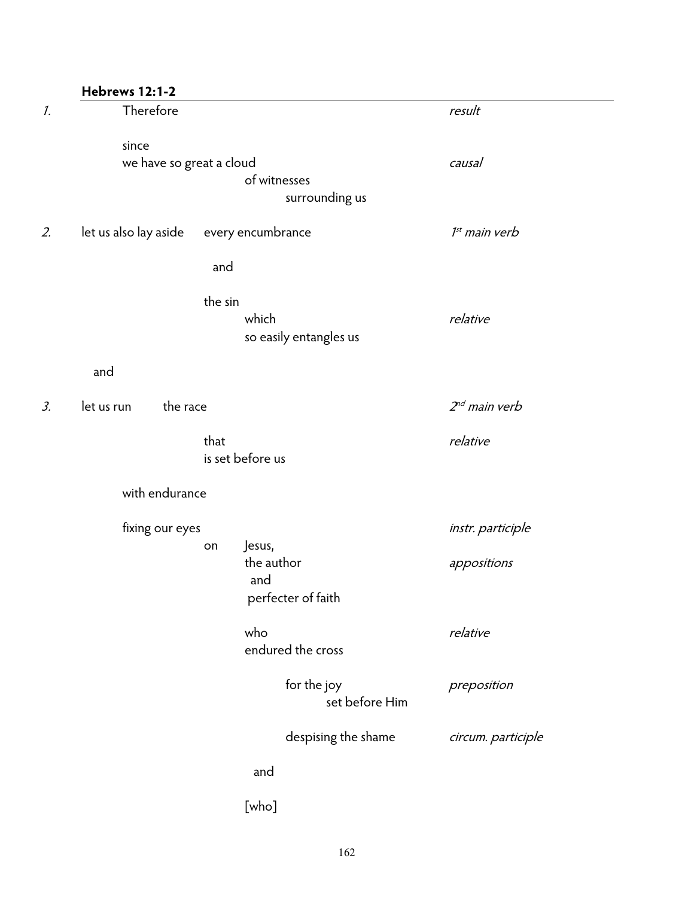**Hebrews 12:1-2**

| | | |
|---|---|---|
| *1.* | Therefore | *result* |
| | since | |
| | we have so great a cloud | *causal* |
| | &nbsp;&nbsp;&nbsp;&nbsp;&nbsp;&nbsp;&nbsp;&nbsp;of witnesses | |
| | &nbsp;&nbsp;&nbsp;&nbsp;&nbsp;&nbsp;&nbsp;&nbsp;&nbsp;&nbsp;&nbsp;&nbsp;surrounding us | |
| *2.* | let us also lay aside &nbsp;&nbsp;every encumbrance | *1st main verb* |
| | &nbsp;&nbsp;&nbsp;&nbsp;&nbsp;&nbsp;&nbsp;&nbsp;and | |
| | &nbsp;&nbsp;&nbsp;&nbsp;&nbsp;&nbsp;&nbsp;the sin | |
| | &nbsp;&nbsp;&nbsp;&nbsp;&nbsp;&nbsp;&nbsp;&nbsp;&nbsp;&nbsp;&nbsp;&nbsp;which | *relative* |
| | &nbsp;&nbsp;&nbsp;&nbsp;&nbsp;&nbsp;&nbsp;&nbsp;&nbsp;&nbsp;&nbsp;&nbsp;so easily entangles us | |
| | and | |
| *3.* | let us run &nbsp;&nbsp;the race | *2nd main verb* |
| | &nbsp;&nbsp;&nbsp;&nbsp;&nbsp;&nbsp;&nbsp;&nbsp;that | *relative* |
| | &nbsp;&nbsp;&nbsp;&nbsp;&nbsp;&nbsp;&nbsp;&nbsp;is set before us | |
| | with endurance | |
| | fixing our eyes | *instr. participle* |
| | &nbsp;&nbsp;&nbsp;&nbsp;&nbsp;&nbsp;&nbsp;&nbsp;on &nbsp;&nbsp;Jesus, | |
| | &nbsp;&nbsp;&nbsp;&nbsp;&nbsp;&nbsp;&nbsp;&nbsp;&nbsp;&nbsp;&nbsp;&nbsp;the author | *appositions* |
| | &nbsp;&nbsp;&nbsp;&nbsp;&nbsp;&nbsp;&nbsp;&nbsp;&nbsp;&nbsp;&nbsp;&nbsp;&nbsp;and | |
| | &nbsp;&nbsp;&nbsp;&nbsp;&nbsp;&nbsp;&nbsp;&nbsp;&nbsp;&nbsp;&nbsp;&nbsp;&nbsp;perfecter of faith | |
| | &nbsp;&nbsp;&nbsp;&nbsp;&nbsp;&nbsp;&nbsp;&nbsp;&nbsp;&nbsp;&nbsp;&nbsp;who | *relative* |
| | &nbsp;&nbsp;&nbsp;&nbsp;&nbsp;&nbsp;&nbsp;&nbsp;&nbsp;&nbsp;&nbsp;&nbsp;endured the cross | |
| | &nbsp;&nbsp;&nbsp;&nbsp;&nbsp;&nbsp;&nbsp;&nbsp;&nbsp;&nbsp;&nbsp;&nbsp;&nbsp;&nbsp;&nbsp;&nbsp;for the joy | *preposition* |
| | &nbsp;&nbsp;&nbsp;&nbsp;&nbsp;&nbsp;&nbsp;&nbsp;&nbsp;&nbsp;&nbsp;&nbsp;&nbsp;&nbsp;&nbsp;&nbsp;&nbsp;&nbsp;&nbsp;&nbsp;set before Him | |
| | &nbsp;&nbsp;&nbsp;&nbsp;&nbsp;&nbsp;&nbsp;&nbsp;&nbsp;&nbsp;&nbsp;&nbsp;&nbsp;&nbsp;&nbsp;&nbsp;despising the shame | *circum. participle* |
| | &nbsp;&nbsp;&nbsp;&nbsp;&nbsp;&nbsp;&nbsp;&nbsp;&nbsp;&nbsp;&nbsp;&nbsp;&nbsp;and | |
| | &nbsp;&nbsp;&nbsp;&nbsp;&nbsp;&nbsp;&nbsp;&nbsp;&nbsp;&nbsp;&nbsp;&nbsp;[who] | |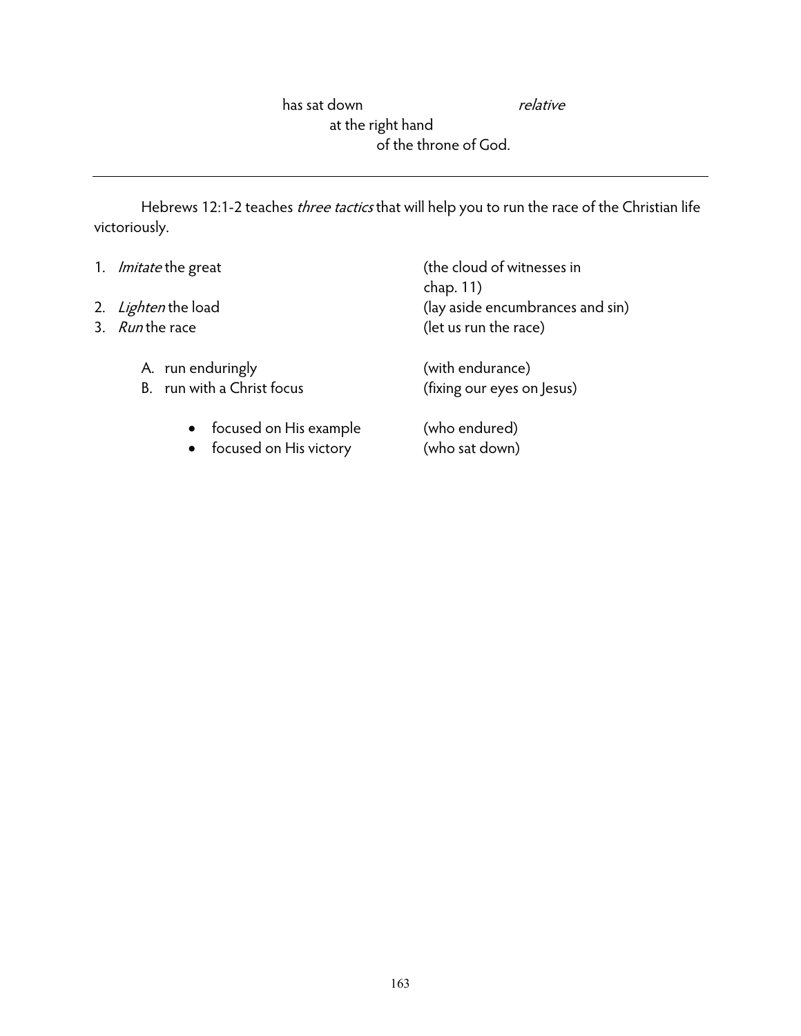has sat down *relative*
at the right hand
of the throne of God.

---

Hebrews 12:1-2 teaches *three tactics* that will help you to run the race of the Christian life victoriously.

1. *Imitate* the great (the cloud of witnesses in chap. 11)
2. *Lighten* the load (lay aside encumbrances and sin)
3. *Run* the race (let us run the race)

   A. run enduringly (with endurance)
   B. run with a Christ focus (fixing our eyes on Jesus)

      - focused on His example (who endured)
      - focused on His victory (who sat down)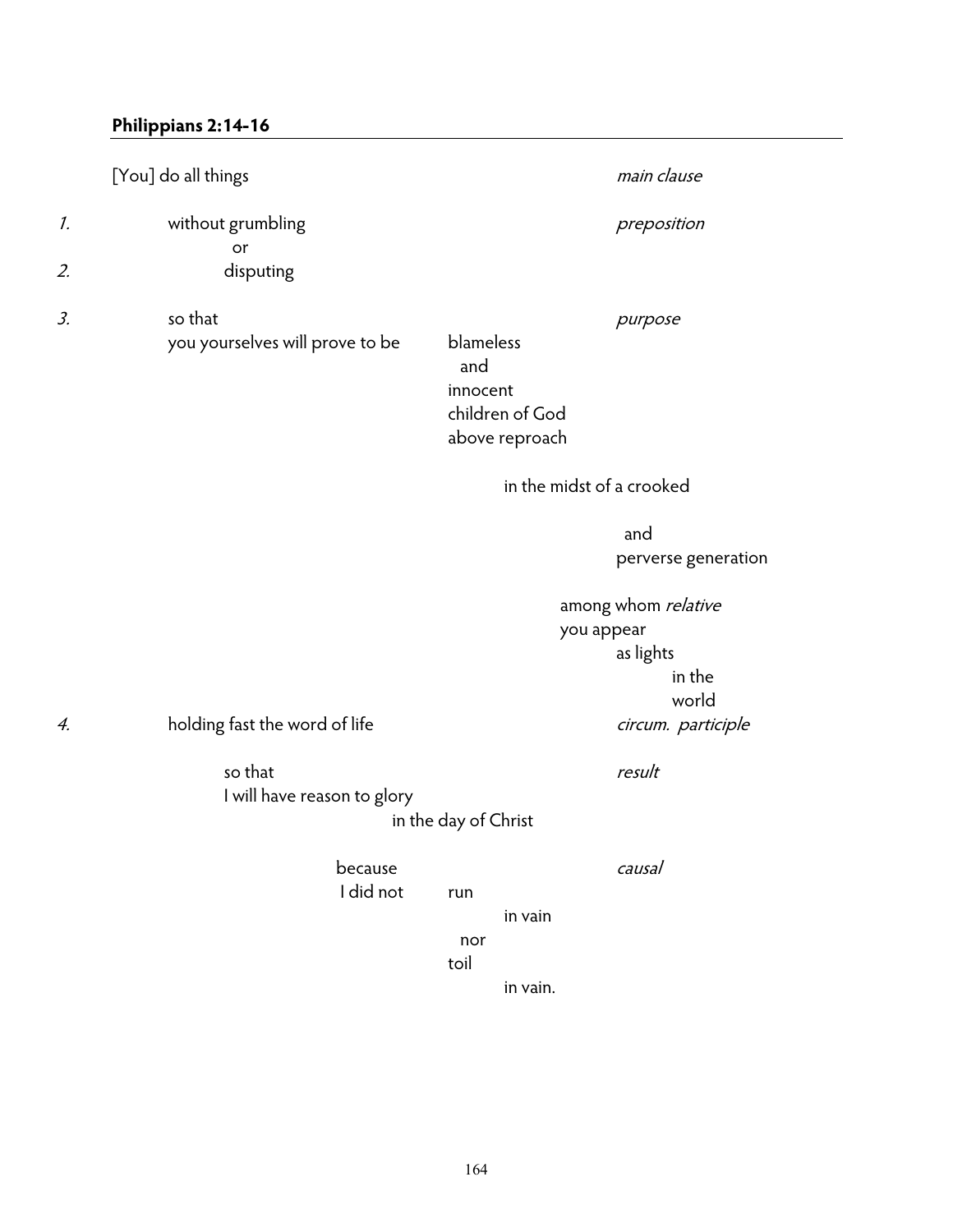**Philippians 2:14-16**

```
     [You] do all things                                             main clause

1.          without grumbling                                        preposition
                 or
2.               disputing

3.          so that                                                  purpose
            you yourselves will prove to be     blameless
                                                  and
                                                innocent
                                                children of God
                                                above reproach

                                                     in the midst of a crooked

                                                                     and
                                                                     perverse generation

                                                               among whom relative
                                                               you appear
                                                                     as lights
                                                                           in the
                                                                           world
4.          holding fast the word of life                            circum. participle

                 so that                                             result
                 I will have reason to glory
                                         in the day of Christ

                              because                                causal
                              I did not      run
                                                   in vain
                                               nor
                                             toil
                                                   in vain.
```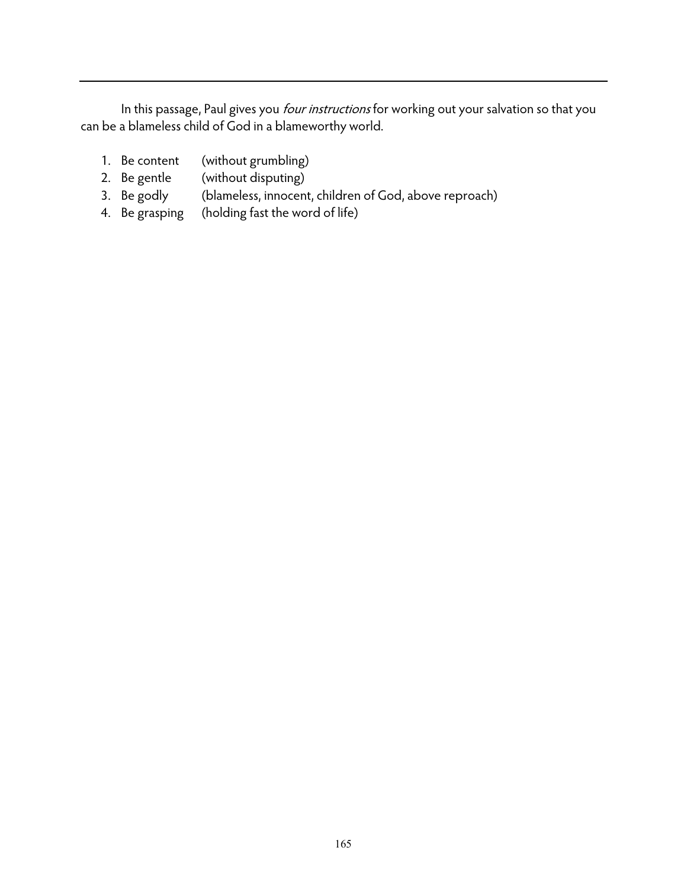In this passage, Paul gives you *four instructions* for working out your salvation so that you can be a blameless child of God in a blameworthy world.

1. Be content (without grumbling)
2. Be gentle (without disputing)
3. Be godly (blameless, innocent, children of God, above reproach)
4. Be grasping (holding fast the word of life)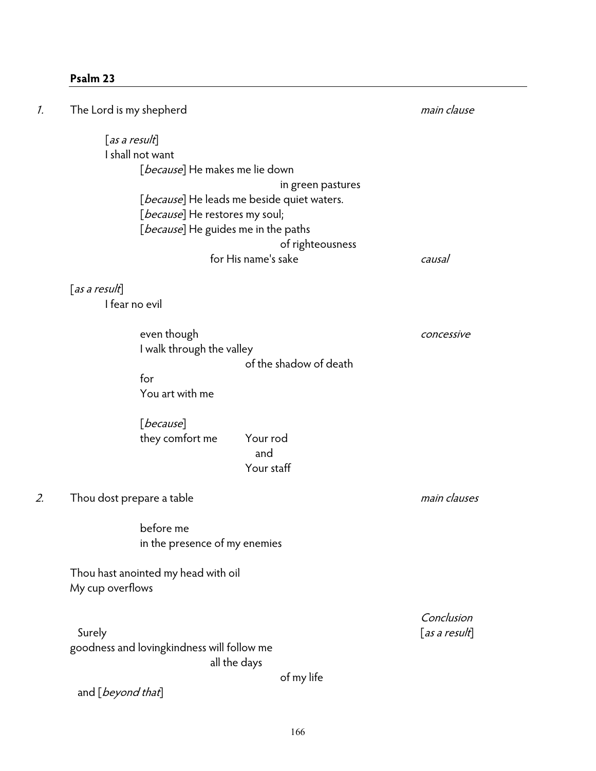## Psalm 23

1. The Lord is my shepherd — *main clause*

   [*as a result*]
   I shall not want
   - [*because*] He makes me lie down
     in green pastures
   - [*because*] He leads me beside quiet waters.
   - [*because*] He restores my soul;
   - [*because*] He guides me in the paths
     of righteousness
     for His name's sake — *causal*

   [*as a result*]
   I fear no evil

   - even though — *concessive*
     I walk through the valley
     of the shadow of death
   - for
     You art with me

   - [*because*]
     they comfort me — Your rod
     and
     Your staff

2. Thou dost prepare a table — *main clauses*

   - before me
   - in the presence of my enemies

   Thou hast anointed my head with oil
   My cup overflows

*Conclusion*
[*as a result*]

Surely
goodness and lovingkindness will follow me
all the days
of my life

and [*beyond that*]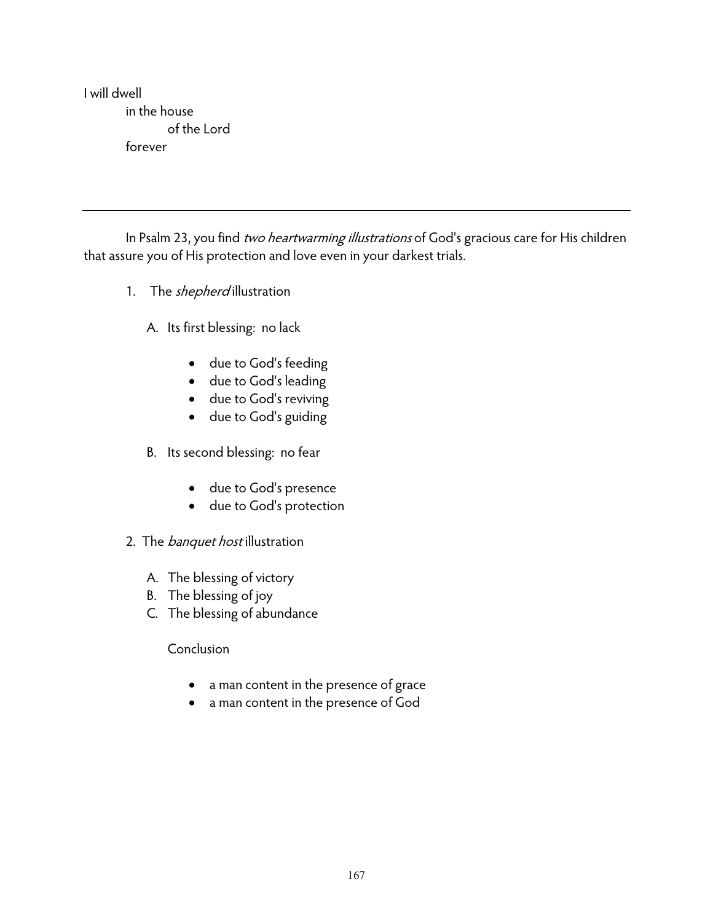I will dwell
&nbsp;&nbsp;&nbsp;&nbsp;&nbsp;&nbsp;&nbsp;&nbsp;in the house
&nbsp;&nbsp;&nbsp;&nbsp;&nbsp;&nbsp;&nbsp;&nbsp;&nbsp;&nbsp;&nbsp;&nbsp;&nbsp;&nbsp;&nbsp;&nbsp;of the Lord
&nbsp;&nbsp;&nbsp;&nbsp;&nbsp;&nbsp;&nbsp;&nbsp;forever

---

In Psalm 23, you find *two heartwarming illustrations* of God's gracious care for His children that assure you of His protection and love even in your darkest trials.

1. The *shepherd* illustration

   A. Its first blessing: no lack

      - due to God's feeding
      - due to God's leading
      - due to God's reviving
      - due to God's guiding

   B. Its second blessing: no fear

      - due to God's presence
      - due to God's protection

2. The *banquet host* illustration

   A. The blessing of victory
   B. The blessing of joy
   C. The blessing of abundance

   Conclusion

   - a man content in the presence of grace
   - a man content in the presence of God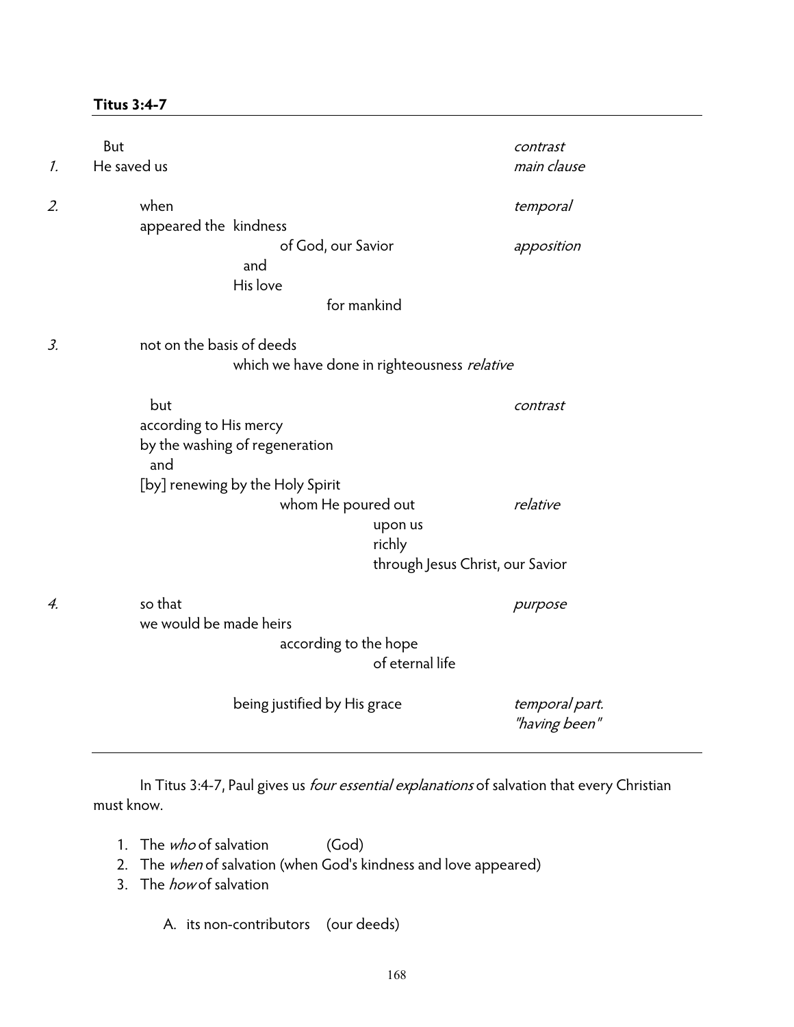**Titus 3:4-7**

---

```
     But                                                         contrast
1.   He saved us                                                 main clause

2.        when                                                   temporal
          appeared the  kindness
                             of God, our Savior                  apposition
                        and
                       His love
                                   for mankind

3.        not on the basis of deeds
                       which we have done in righteousness relative

            but                                                  contrast
          according to His mercy
          by the washing of regeneration
            and
          [by] renewing by the Holy Spirit
                             whom He poured out                  relative
                                       upon us
                                       richly
                                       through Jesus Christ, our Savior

4.        so that                                                purpose
          we would be made heirs
                             according to the hope
                                       of eternal life

                       being justified by His grace              temporal part.
                                                                 "having been"
```

---

In Titus 3:4-7, Paul gives us *four essential explanations* of salvation that every Christian must know.

1. The *who* of salvation (God)
2. The *when* of salvation (when God's kindness and love appeared)
3. The *how* of salvation

   A. its non-contributors (our deeds)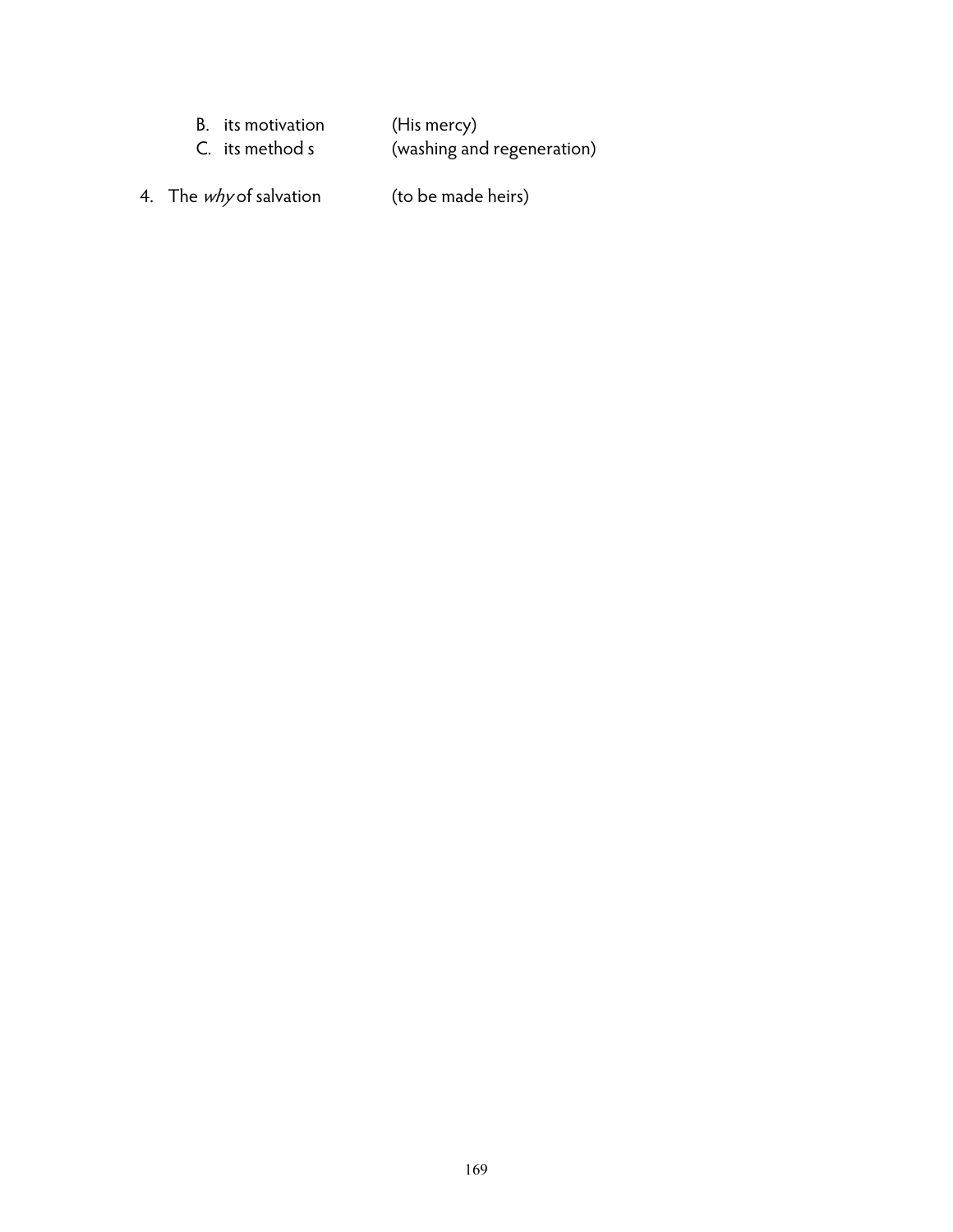B. its motivation (His mercy)
   C. its method s (washing and regeneration)

4. The *why* of salvation (to be made heirs)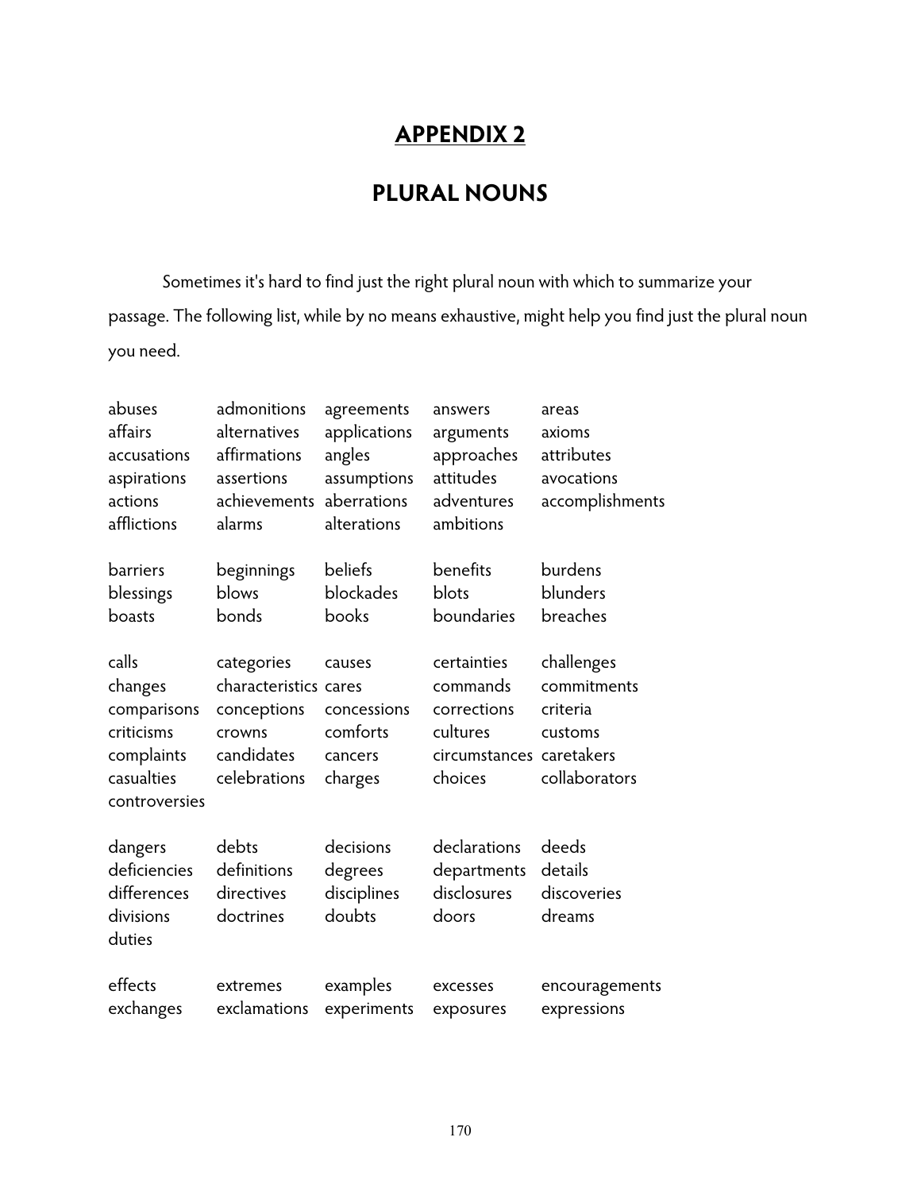# APPENDIX 2

## PLURAL NOUNS

Sometimes it's hard to find just the right plural noun with which to summarize your passage. The following list, while by no means exhaustive, might help you find just the plural noun you need.

| | | | | |
|---|---|---|---|---|
| abuses | admonitions | agreements | answers | areas |
| affairs | alternatives | applications | arguments | axioms |
| accusations | affirmations | angles | approaches | attributes |
| aspirations | assertions | assumptions | attitudes | avocations |
| actions | achievements | aberrations | adventures | accomplishments |
| afflictions | alarms | alterations | ambitions | |

| | | | | |
|---|---|---|---|---|
| barriers | beginnings | beliefs | benefits | burdens |
| blessings | blows | blockades | blots | blunders |
| boasts | bonds | books | boundaries | breaches |

| | | | | |
|---|---|---|---|---|
| calls | categories | causes | certainties | challenges |
| changes | characteristics | cares | commands | commitments |
| comparisons | conceptions | concessions | corrections | criteria |
| criticisms | crowns | comforts | cultures | customs |
| complaints | candidates | cancers | circumstances | caretakers |
| casualties | celebrations | charges | choices | collaborators |
| controversies | | | | |

| | | | | |
|---|---|---|---|---|
| dangers | debts | decisions | declarations | deeds |
| deficiencies | definitions | degrees | departments | details |
| differences | directives | disciplines | disclosures | discoveries |
| divisions | doctrines | doubts | doors | dreams |
| duties | | | | |

| | | | | |
|---|---|---|---|---|
| effects | extremes | examples | excesses | encouragements |
| exchanges | exclamations | experiments | exposures | expressions |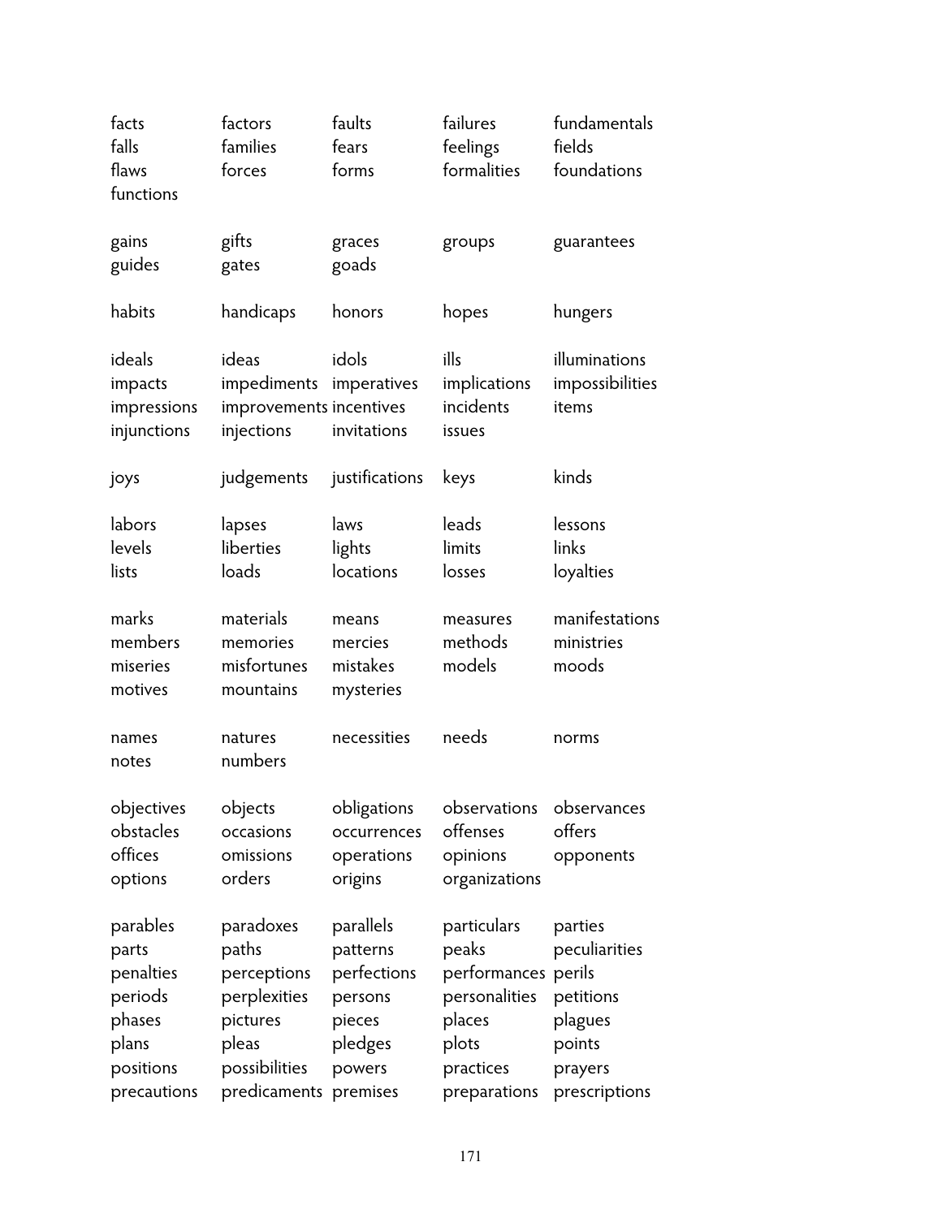facts factors faults failures fundamentals
falls families fears feelings fields
flaws forces forms formalities foundations
functions

gains gifts graces groups guarantees
guides gates goads

habits handicaps honors hopes hungers

ideals ideas idols ills illuminations
impacts impediments imperatives implications impossibilities
impressions improvements incentives incidents items
injunctions injections invitations issues

joys judgements justifications keys kinds

labors lapses laws leads lessons
levels liberties lights limits links
lists loads locations losses loyalties

marks materials means measures manifestations
members memories mercies methods ministries
miseries misfortunes mistakes models moods
motives mountains mysteries

names natures necessities needs norms
notes numbers

objectives objects obligations observations observances
obstacles occasions occurrences offenses offers
offices omissions operations opinions opponents
options orders origins organizations

parables paradoxes parallels particulars parties
parts paths patterns peaks peculiarities
penalties perceptions perfections performances perils
periods perplexities persons personalities petitions
phases pictures pieces places plagues
plans pleas pledges plots points
positions possibilities powers practices prayers
precautions predicaments premises preparations prescriptions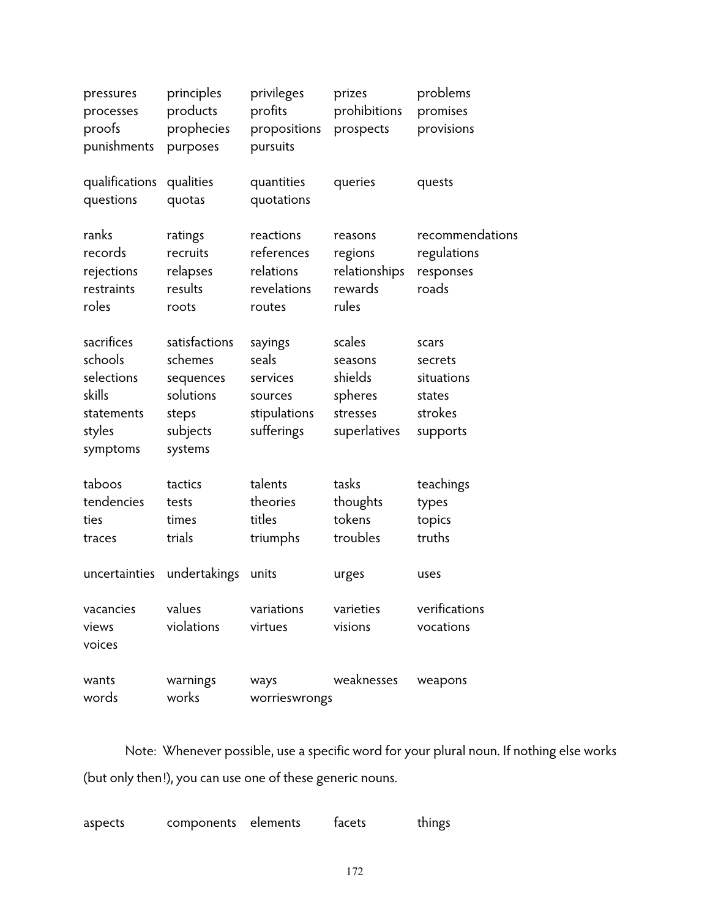| | | | | |
|---|---|---|---|---|
| pressures | principles | privileges | prizes | problems |
| processes | products | profits | prohibitions | promises |
| proofs | prophecies | propositions | prospects | provisions |
| punishments | purposes | pursuits | | |
| | | | | |
| qualifications | qualities | quantities | queries | quests |
| questions | quotas | quotations | | |
| | | | | |
| ranks | ratings | reactions | reasons | recommendations |
| records | recruits | references | regions | regulations |
| rejections | relapses | relations | relationships | responses |
| restraints | results | revelations | rewards | roads |
| roles | roots | routes | rules | |
| | | | | |
| sacrifices | satisfactions | sayings | scales | scars |
| schools | schemes | seals | seasons | secrets |
| selections | sequences | services | shields | situations |
| skills | solutions | sources | spheres | states |
| statements | steps | stipulations | stresses | strokes |
| styles | subjects | sufferings | superlatives | supports |
| symptoms | systems | | | |
| | | | | |
| taboos | tactics | talents | tasks | teachings |
| tendencies | tests | theories | thoughts | types |
| ties | times | titles | tokens | topics |
| traces | trials | triumphs | troubles | truths |
| | | | | |
| uncertainties | undertakings | units | urges | uses |
| | | | | |
| vacancies | values | variations | varieties | verifications |
| views | violations | virtues | visions | vocations |
| voices | | | | |
| | | | | |
| wants | warnings | ways | weaknesses | weapons |
| words | works | worrieswrongs | | |

Note: Whenever possible, use a specific word for your plural noun. If nothing else works (but only then!), you can use one of these generic nouns.

| | | | | |
|---|---|---|---|---|
| aspects | components | elements | facets | things |